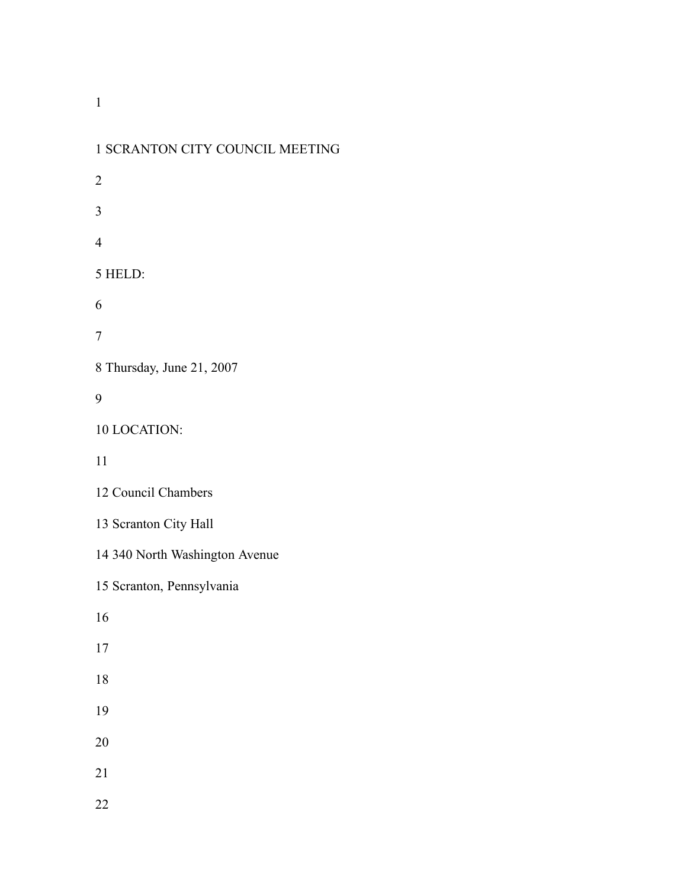SCRANTON CITY COUNCIL MEETING

HELD:

Thursday, June 21, 2007

LOCATION:

Council Chambers

Scranton City Hall

340 North Washington Avenue

Scranton, Pennsylvania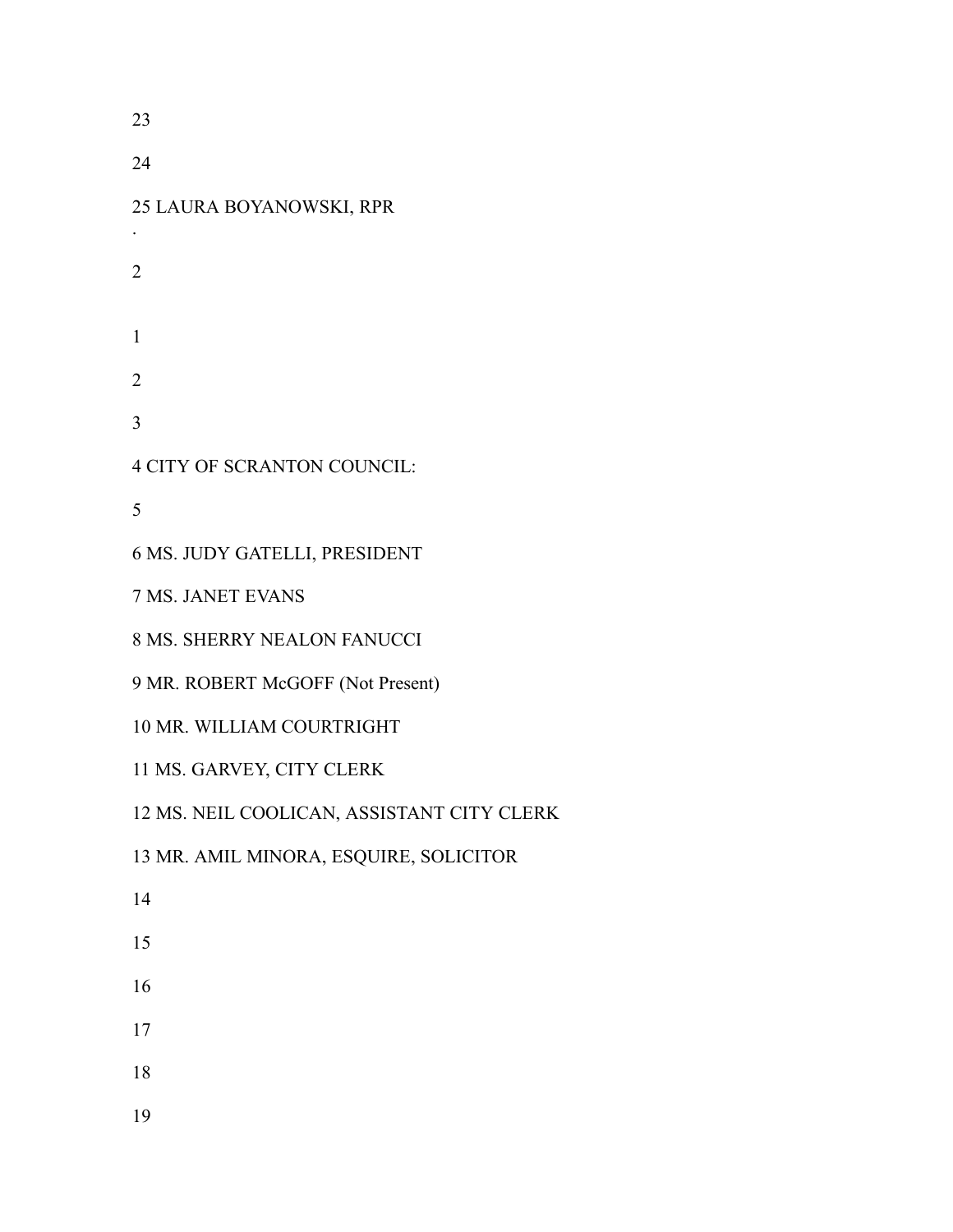LAURA BOYANOWSKI, RPR

CITY OF SCRANTON COUNCIL:

MS. JUDY GATELLI, PRESIDENT

MS. JANET EVANS

MS. SHERRY NEALON FANUCCI

MR. ROBERT McGOFF (Not Present)

MR. WILLIAM COURTRIGHT

MS. GARVEY, CITY CLERK

MS. NEIL COOLICAN, ASSISTANT CITY CLERK

MR. AMIL MINORA, ESQUIRE, SOLICITOR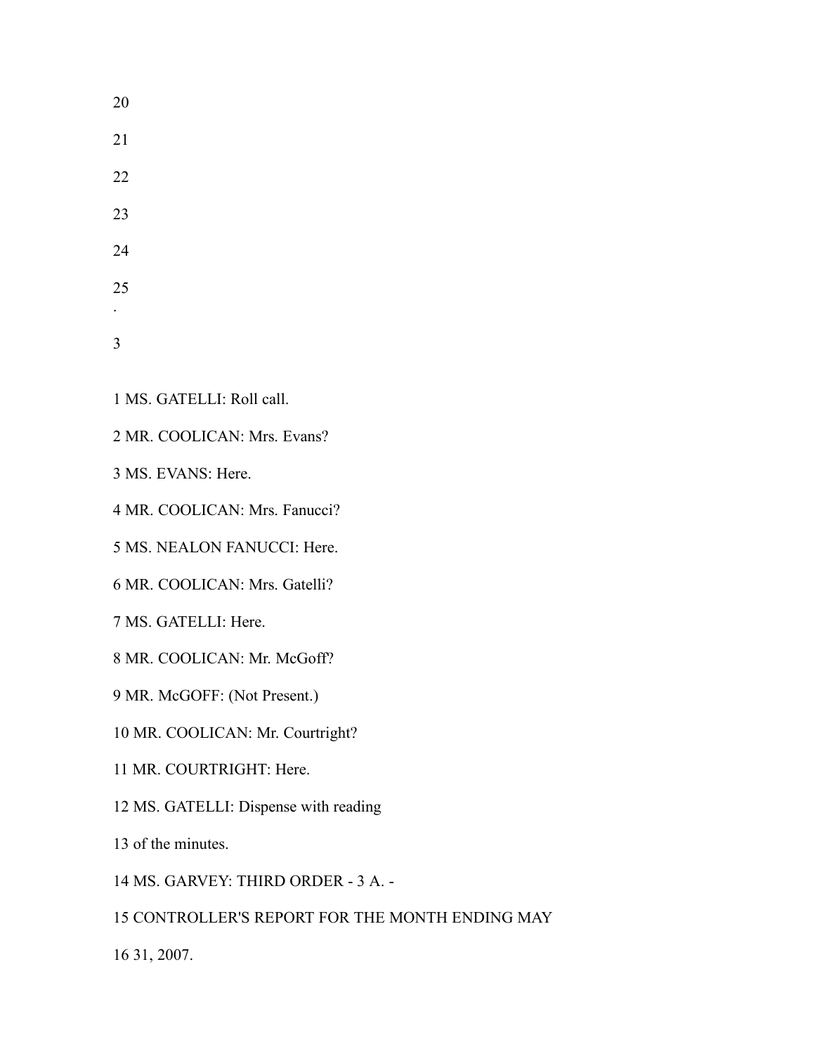20

21

22

23

24

25

.

1 MS. GATELLI: Roll call.

2 MR. COOLICAN: Mrs. Evans?

3 MS. EVANS: Here.

4 MR. COOLICAN: Mrs. Fanucci?

5 MS. NEALON FANUCCI: Here.

6 MR. COOLICAN: Mrs. Gatelli?

7 MS. GATELLI: Here.

8 MR. COOLICAN: Mr. McGoff?

9 MR. McGOFF: (Not Present.)

10 MR. COOLICAN: Mr. Courtright?

11 MR. COURTRIGHT: Here.

12 MS. GATELLI: Dispense with reading

13 of the minutes.

14 MS. GARVEY: THIRD ORDER - 3 A. -

15 CONTROLLER'S REPORT FOR THE MONTH ENDING MAY

16 31, 2007.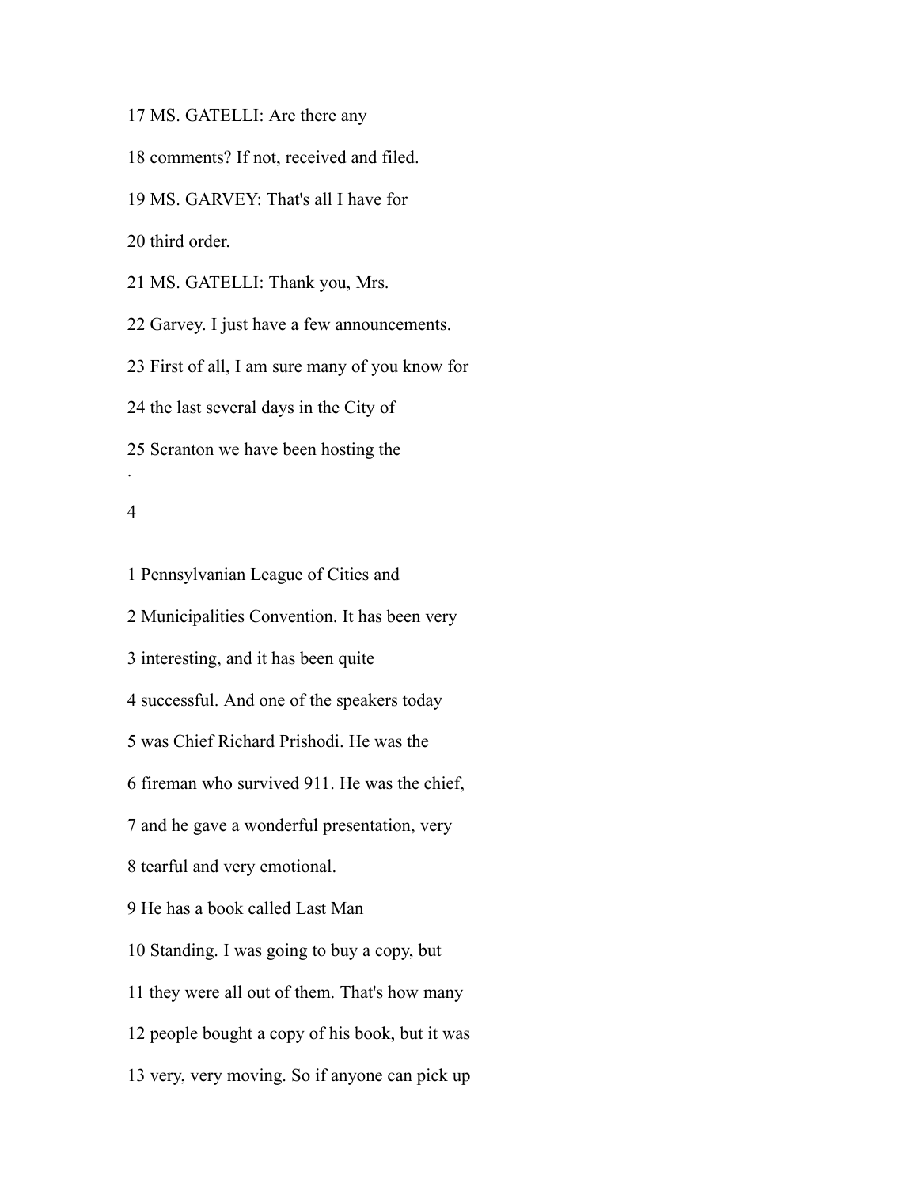17 MS. GATELLI: Are there any

18 comments? If not, received and filed.

19 MS. GARVEY: That's all I have for

20 third order.

21 MS. GATELLI: Thank you, Mrs.

22 Garvey. I just have a few announcements.

23 First of all, I am sure many of you know for

24 the last several days in the City of

25 Scranton we have been hosting the

.

1 Pennsylvanian League of Cities and

2 Municipalities Convention. It has been very

3 interesting, and it has been quite

4 successful. And one of the speakers today

5 was Chief Richard Prishodi. He was the

6 fireman who survived 911. He was the chief,

7 and he gave a wonderful presentation, very

8 tearful and very emotional.

9 He has a book called Last Man

10 Standing. I was going to buy a copy, but

11 they were all out of them. That's how many

12 people bought a copy of his book, but it was

13 very, very moving. So if anyone can pick up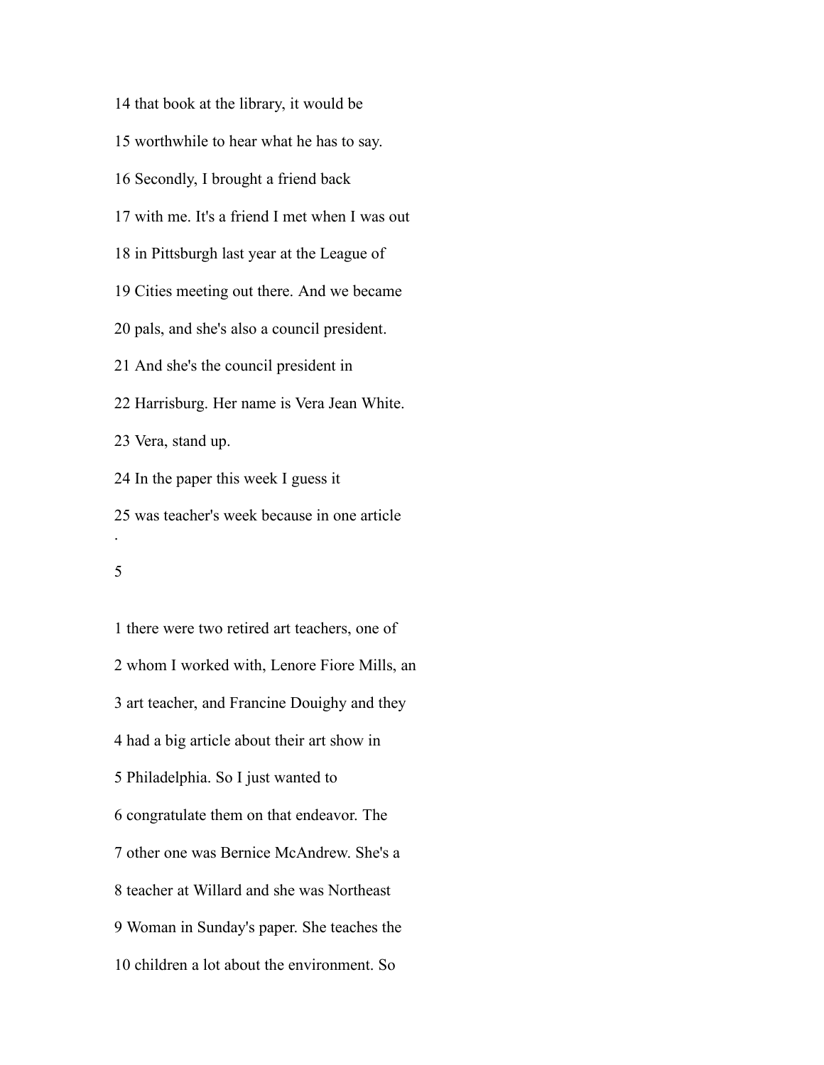14 that book at the library, it would be

15 worthwhile to hear what he has to say.

16 Secondly, I brought a friend back

17 with me. It's a friend I met when I was out

18 in Pittsburgh last year at the League of

19 Cities meeting out there. And we became

20 pals, and she's also a council president.

21 And she's the council president in

22 Harrisburg. Her name is Vera Jean White.

23 Vera, stand up.

24 In the paper this week I guess it

25 was teacher's week because in one article

.

1 there were two retired art teachers, one of

2 whom I worked with, Lenore Fiore Mills, an

3 art teacher, and Francine Douighy and they

4 had a big article about their art show in

5 Philadelphia. So I just wanted to

6 congratulate them on that endeavor. The

7 other one was Bernice McAndrew. She's a

8 teacher at Willard and she was Northeast

9 Woman in Sunday's paper. She teaches the

10 children a lot about the environment. So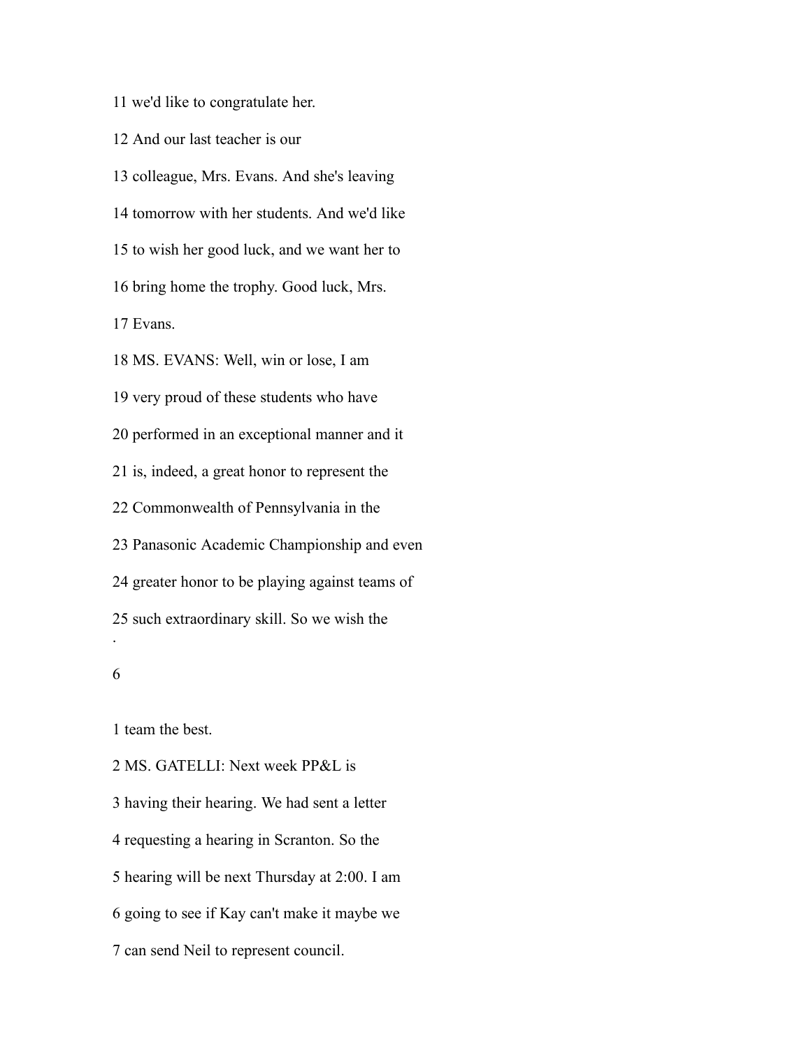11 we'd like to congratulate her.

12 And our last teacher is our

13 colleague, Mrs. Evans. And she's leaving

14 tomorrow with her students. And we'd like

15 to wish her good luck, and we want her to

16 bring home the trophy. Good luck, Mrs.

17 Evans.

18 MS. EVANS: Well, win or lose, I am

19 very proud of these students who have

20 performed in an exceptional manner and it

21 is, indeed, a great honor to represent the

22 Commonwealth of Pennsylvania in the

23 Panasonic Academic Championship and even

24 greater honor to be playing against teams of

25 such extraordinary skill. So we wish the

1 team the best.

2 MS. GATELLI: Next week PP&L is

3 having their hearing. We had sent a letter

4 requesting a hearing in Scranton. So the

5 hearing will be next Thursday at 2:00. I am

6 going to see if Kay can't make it maybe we

7 can send Neil to represent council.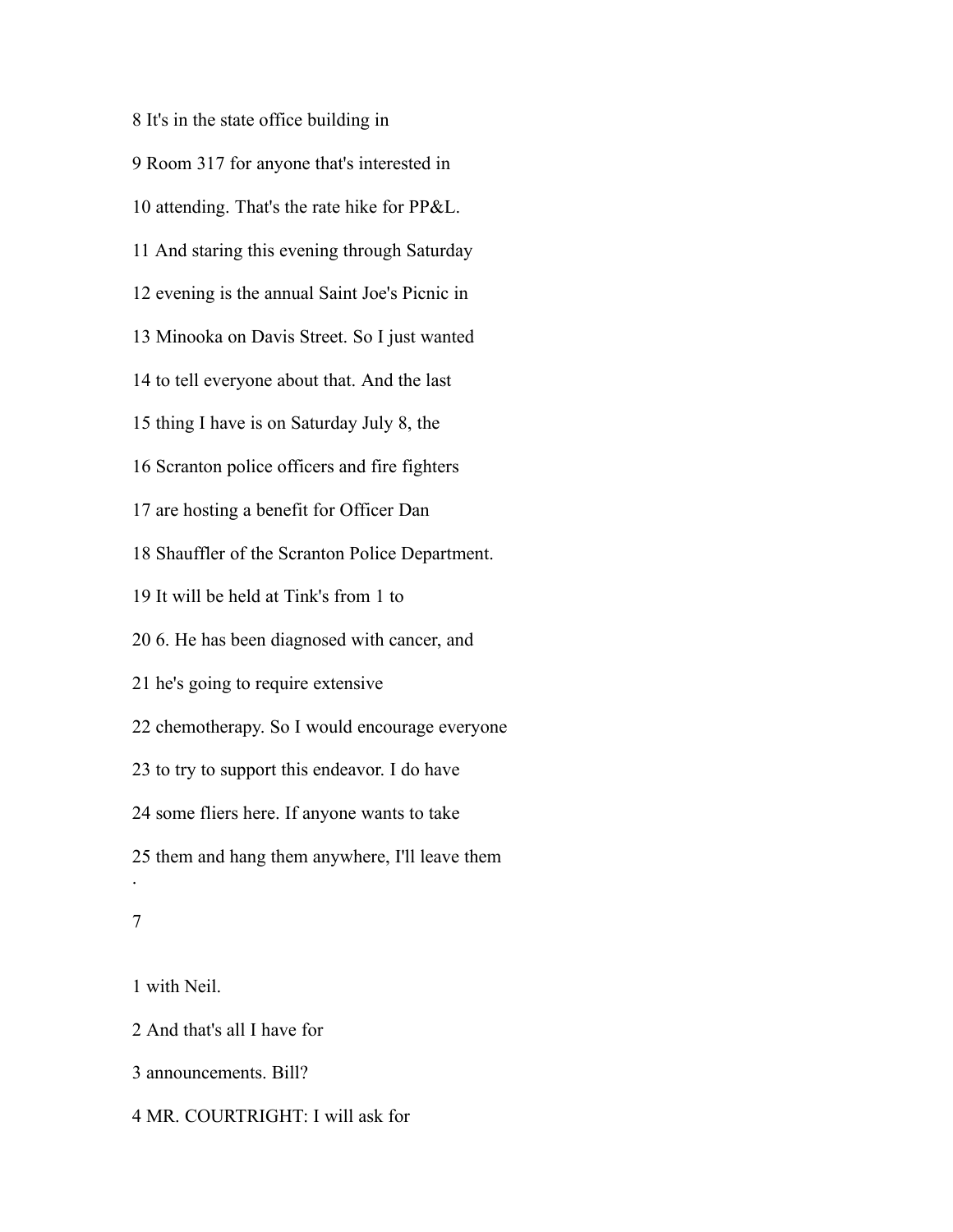8 It's in the state office building in

9 Room 317 for anyone that's interested in

10 attending. That's the rate hike for PP&L.

11 And staring this evening through Saturday

12 evening is the annual Saint Joe's Picnic in

13 Minooka on Davis Street. So I just wanted

14 to tell everyone about that. And the last

15 thing I have is on Saturday July 8, the

16 Scranton police officers and fire fighters

17 are hosting a benefit for Officer Dan

18 Shauffler of the Scranton Police Department.

19 It will be held at Tink's from 1 to

20 6. He has been diagnosed with cancer, and

21 he's going to require extensive

22 chemotherapy. So I would encourage everyone

23 to try to support this endeavor. I do have

24 some fliers here. If anyone wants to take

25 them and hang them anywhere, I'll leave them

1 with Neil.

2 And that's all I have for

3 announcements. Bill?

4 MR. COURTRIGHT: I will ask for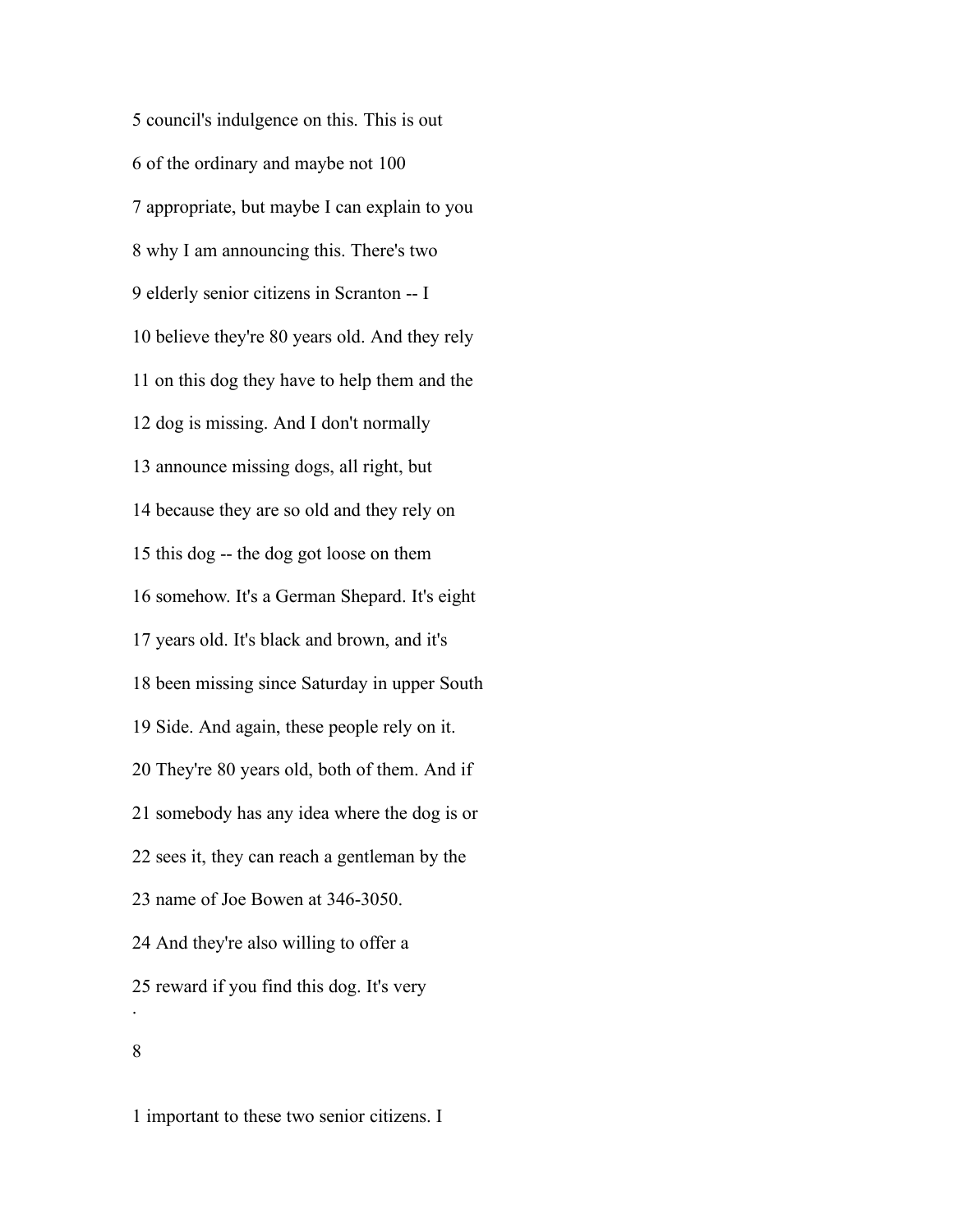5 council's indulgence on this. This is out

6 of the ordinary and maybe not 100

7 appropriate, but maybe I can explain to you

8 why I am announcing this. There's two

9 elderly senior citizens in Scranton -- I

10 believe they're 80 years old. And they rely

11 on this dog they have to help them and the

12 dog is missing. And I don't normally

13 announce missing dogs, all right, but

14 because they are so old and they rely on

15 this dog -- the dog got loose on them

16 somehow. It's a German Shepard. It's eight

17 years old. It's black and brown, and it's

18 been missing since Saturday in upper South

19 Side. And again, these people rely on it.

20 They're 80 years old, both of them. And if

21 somebody has any idea where the dog is or

22 sees it, they can reach a gentleman by the

23 name of Joe Bowen at 346-3050.

24 And they're also willing to offer a

25 reward if you find this dog. It's very

1 important to these two senior citizens. I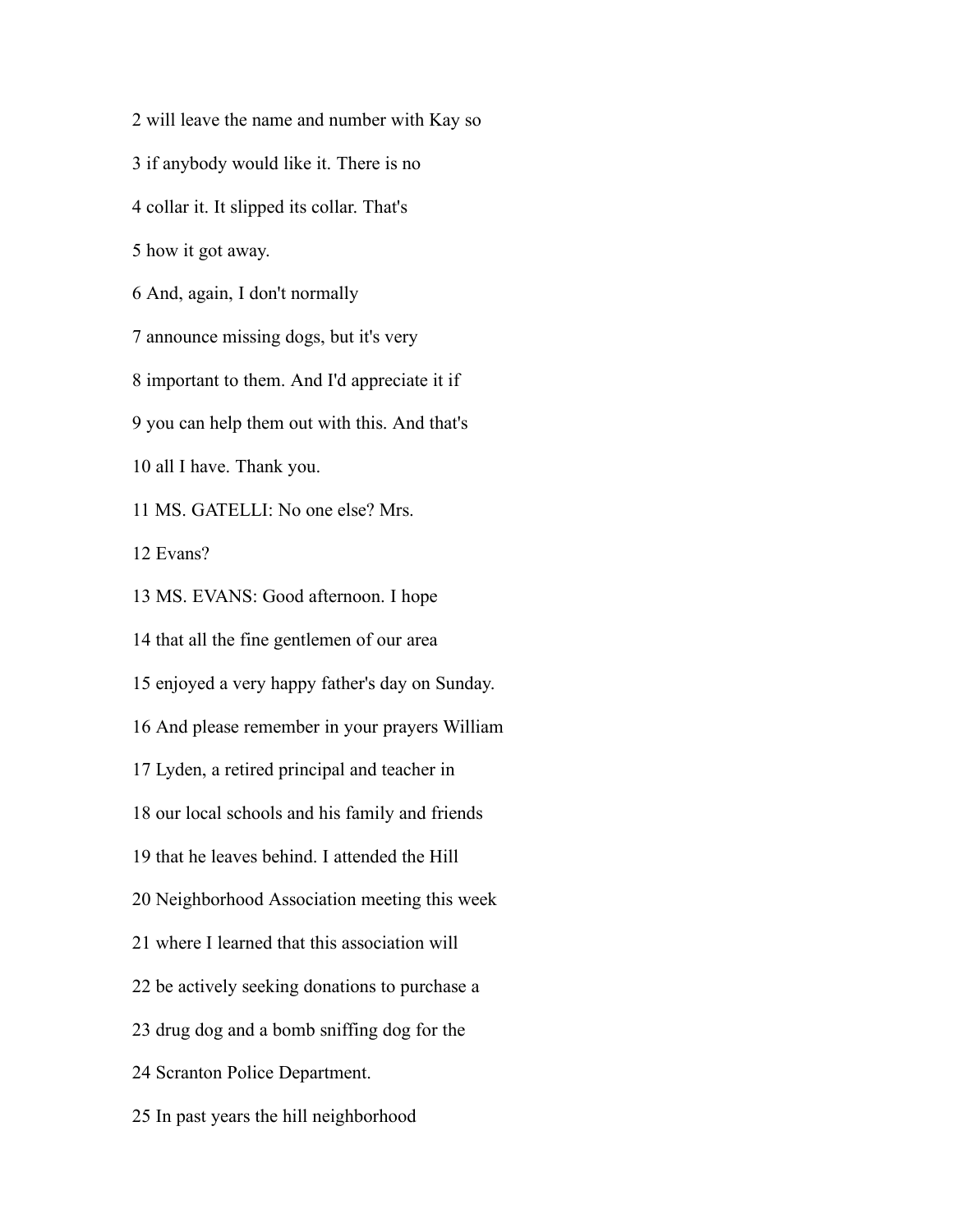2 will leave the name and number with Kay so

3 if anybody would like it. There is no

4 collar it. It slipped its collar. That's

5 how it got away.

6 And, again, I don't normally

7 announce missing dogs, but it's very

8 important to them. And I'd appreciate it if

9 you can help them out with this. And that's

10 all I have. Thank you.

11 MS. GATELLI: No one else? Mrs.

12 Evans?

13 MS. EVANS: Good afternoon. I hope

14 that all the fine gentlemen of our area

15 enjoyed a very happy father's day on Sunday.

16 And please remember in your prayers William

17 Lyden, a retired principal and teacher in

18 our local schools and his family and friends

19 that he leaves behind. I attended the Hill

20 Neighborhood Association meeting this week

21 where I learned that this association will

22 be actively seeking donations to purchase a

23 drug dog and a bomb sniffing dog for the

24 Scranton Police Department.

25 In past years the hill neighborhood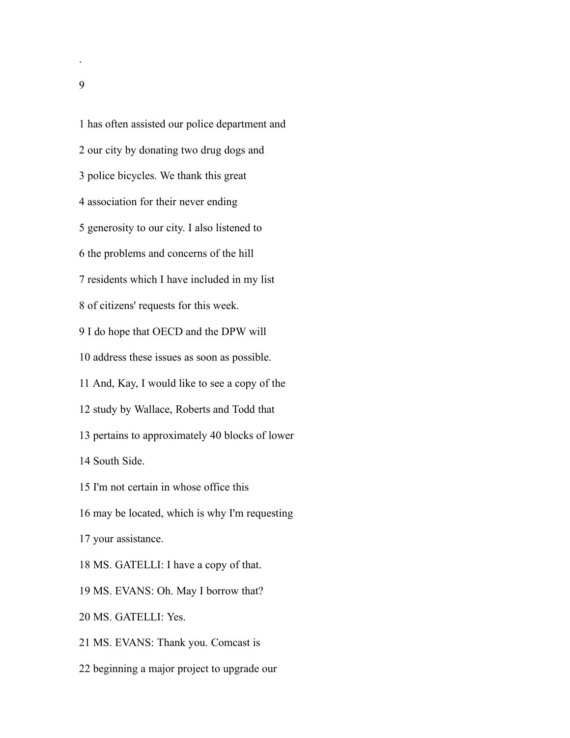1 has often assisted our police department and

2 our city by donating two drug dogs and

3 police bicycles. We thank this great

4 association for their never ending

5 generosity to our city. I also listened to

6 the problems and concerns of the hill

7 residents which I have included in my list

8 of citizens' requests for this week.

9 I do hope that OECD and the DPW will

10 address these issues as soon as possible.

11 And, Kay, I would like to see a copy of the

12 study by Wallace, Roberts and Todd that

13 pertains to approximately 40 blocks of lower

14 South Side.

15 I'm not certain in whose office this

16 may be located, which is why I'm requesting

17 your assistance.

18 MS. GATELLI: I have a copy of that.

19 MS. EVANS: Oh. May I borrow that?

20 MS. GATELLI: Yes.

21 MS. EVANS: Thank you. Comcast is

22 beginning a major project to upgrade our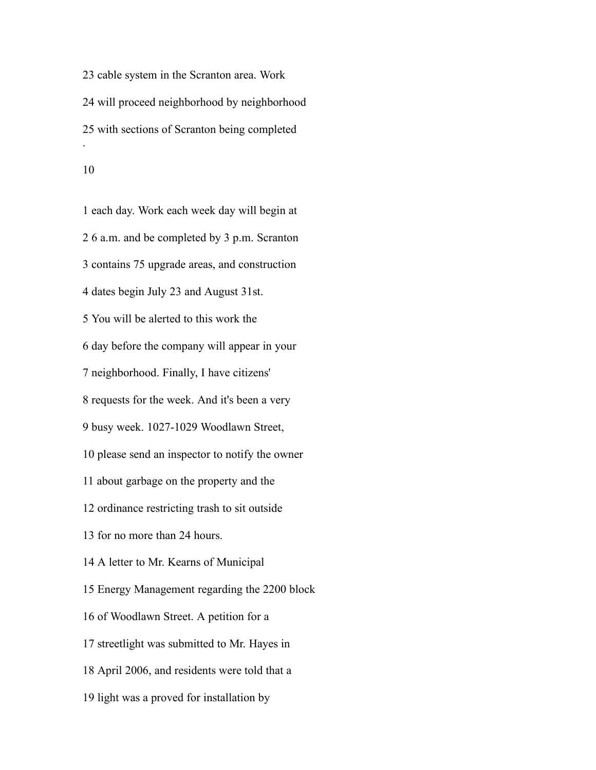23 cable system in the Scranton area. Work

24 will proceed neighborhood by neighborhood

25 with sections of Scranton being completed

.

1 each day. Work each week day will begin at

2 6 a.m. and be completed by 3 p.m. Scranton

3 contains 75 upgrade areas, and construction

4 dates begin July 23 and August 31st.

5 You will be alerted to this work the

6 day before the company will appear in your

7 neighborhood. Finally, I have citizens'

8 requests for the week. And it's been a very

9 busy week. 1027-1029 Woodlawn Street,

10 please send an inspector to notify the owner

11 about garbage on the property and the

12 ordinance restricting trash to sit outside

13 for no more than 24 hours.

14 A letter to Mr. Kearns of Municipal

15 Energy Management regarding the 2200 block

16 of Woodlawn Street. A petition for a

17 streetlight was submitted to Mr. Hayes in

18 April 2006, and residents were told that a

19 light was a proved for installation by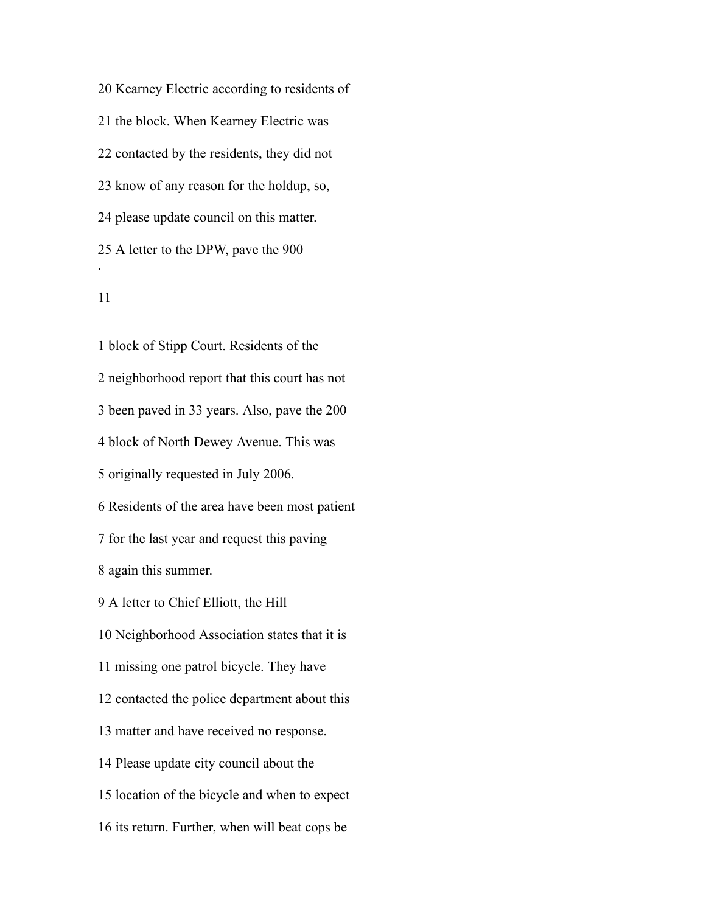20 Kearney Electric according to residents of

21 the block. When Kearney Electric was

22 contacted by the residents, they did not

23 know of any reason for the holdup, so,

24 please update council on this matter.

25 A letter to the DPW, pave the 900

1 block of Stipp Court. Residents of the

2 neighborhood report that this court has not

3 been paved in 33 years. Also, pave the 200

4 block of North Dewey Avenue. This was

5 originally requested in July 2006.

6 Residents of the area have been most patient

7 for the last year and request this paving

8 again this summer.

9 A letter to Chief Elliott, the Hill

10 Neighborhood Association states that it is

11 missing one patrol bicycle. They have

12 contacted the police department about this

13 matter and have received no response.

14 Please update city council about the

15 location of the bicycle and when to expect

16 its return. Further, when will beat cops be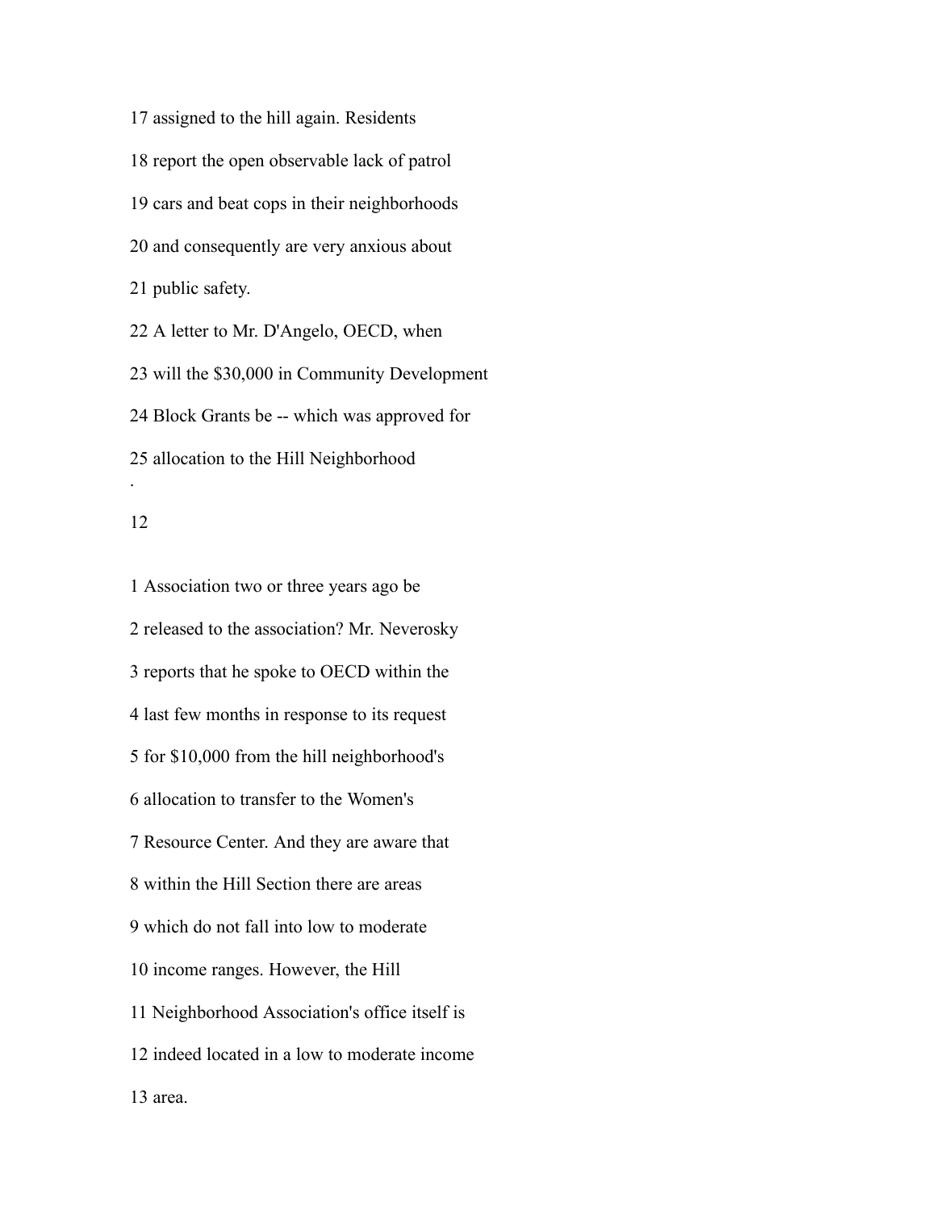17 assigned to the hill again. Residents

18 report the open observable lack of patrol

19 cars and beat cops in their neighborhoods

20 and consequently are very anxious about

21 public safety.

22 A letter to Mr. D'Angelo, OECD, when

23 will the $30,000 in Community Development

24 Block Grants be -- which was approved for

25 allocation to the Hill Neighborhood

1 Association two or three years ago be

2 released to the association? Mr. Neverosky

3 reports that he spoke to OECD within the

4 last few months in response to its request

5 for $10,000 from the hill neighborhood's

6 allocation to transfer to the Women's

7 Resource Center. And they are aware that

8 within the Hill Section there are areas

9 which do not fall into low to moderate

10 income ranges. However, the Hill

11 Neighborhood Association's office itself is

12 indeed located in a low to moderate income

13 area.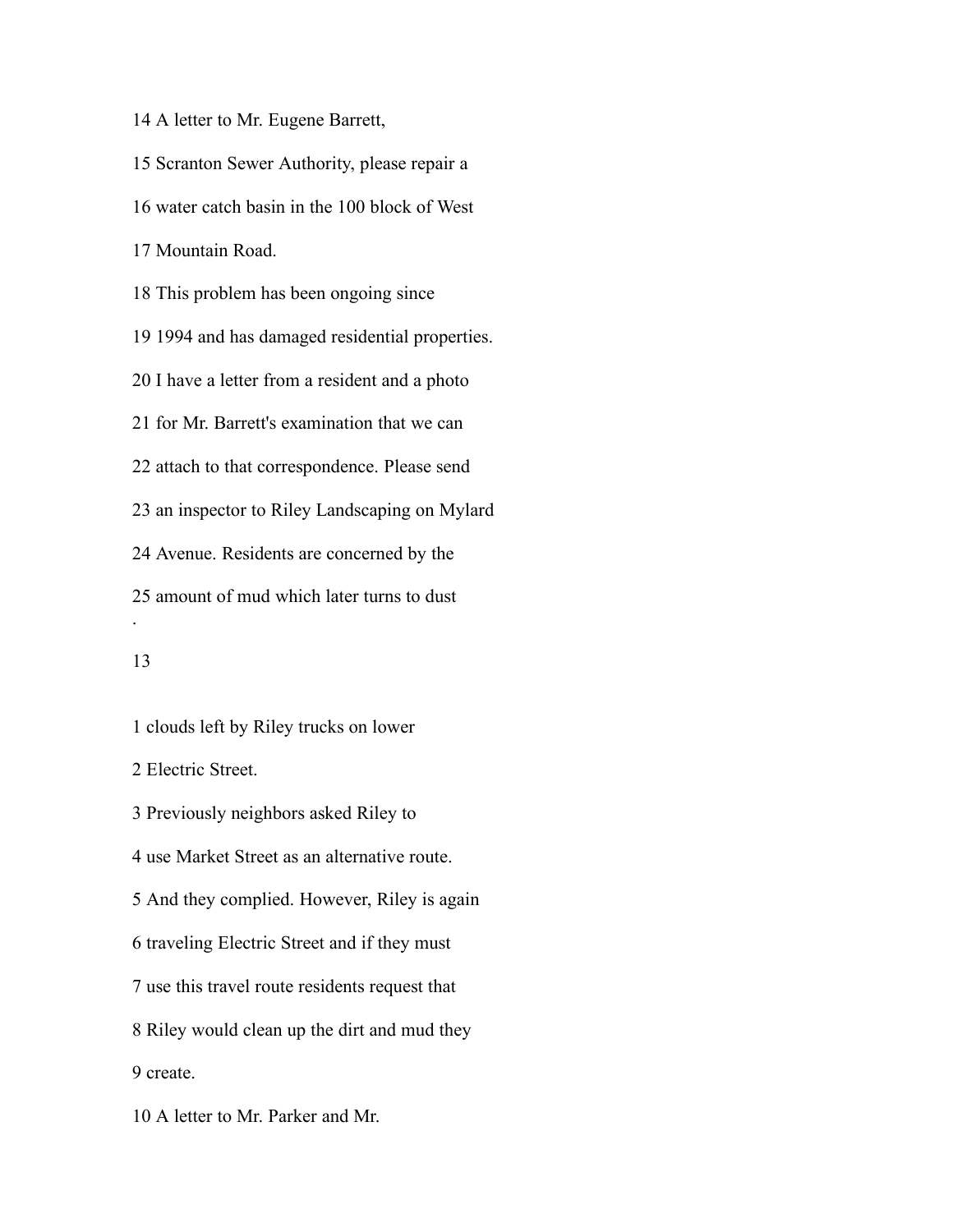14 A letter to Mr. Eugene Barrett,

15 Scranton Sewer Authority, please repair a

16 water catch basin in the 100 block of West

17 Mountain Road.

18 This problem has been ongoing since

19 1994 and has damaged residential properties.

20 I have a letter from a resident and a photo

21 for Mr. Barrett's examination that we can

22 attach to that correspondence. Please send

23 an inspector to Riley Landscaping on Mylard

24 Avenue. Residents are concerned by the

25 amount of mud which later turns to dust

1 clouds left by Riley trucks on lower

2 Electric Street.

3 Previously neighbors asked Riley to

4 use Market Street as an alternative route.

5 And they complied. However, Riley is again

6 traveling Electric Street and if they must

7 use this travel route residents request that

8 Riley would clean up the dirt and mud they

9 create.

10 A letter to Mr. Parker and Mr.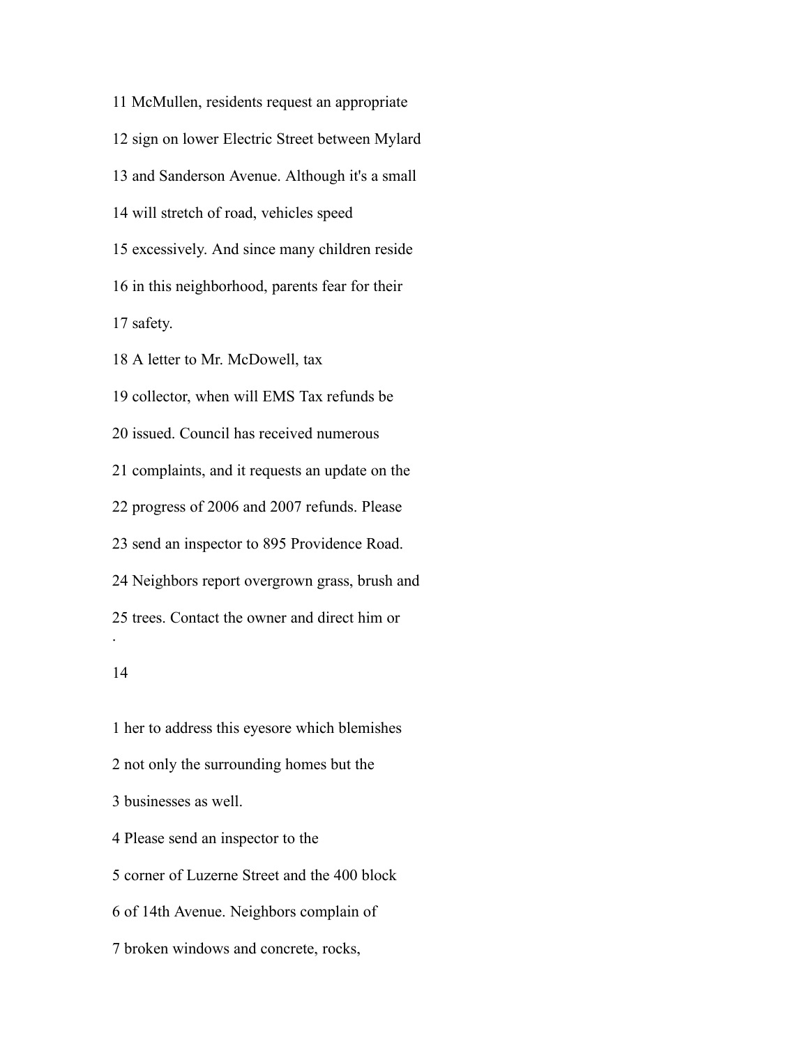11 McMullen, residents request an appropriate

12 sign on lower Electric Street between Mylard

13 and Sanderson Avenue. Although it's a small

14 will stretch of road, vehicles speed

15 excessively. And since many children reside

16 in this neighborhood, parents fear for their

17 safety.

18 A letter to Mr. McDowell, tax

19 collector, when will EMS Tax refunds be

20 issued. Council has received numerous

21 complaints, and it requests an update on the

22 progress of 2006 and 2007 refunds. Please

23 send an inspector to 895 Providence Road.

24 Neighbors report overgrown grass, brush and

25 trees. Contact the owner and direct him or

1 her to address this eyesore which blemishes

2 not only the surrounding homes but the

3 businesses as well.

4 Please send an inspector to the

5 corner of Luzerne Street and the 400 block

6 of 14th Avenue. Neighbors complain of

7 broken windows and concrete, rocks,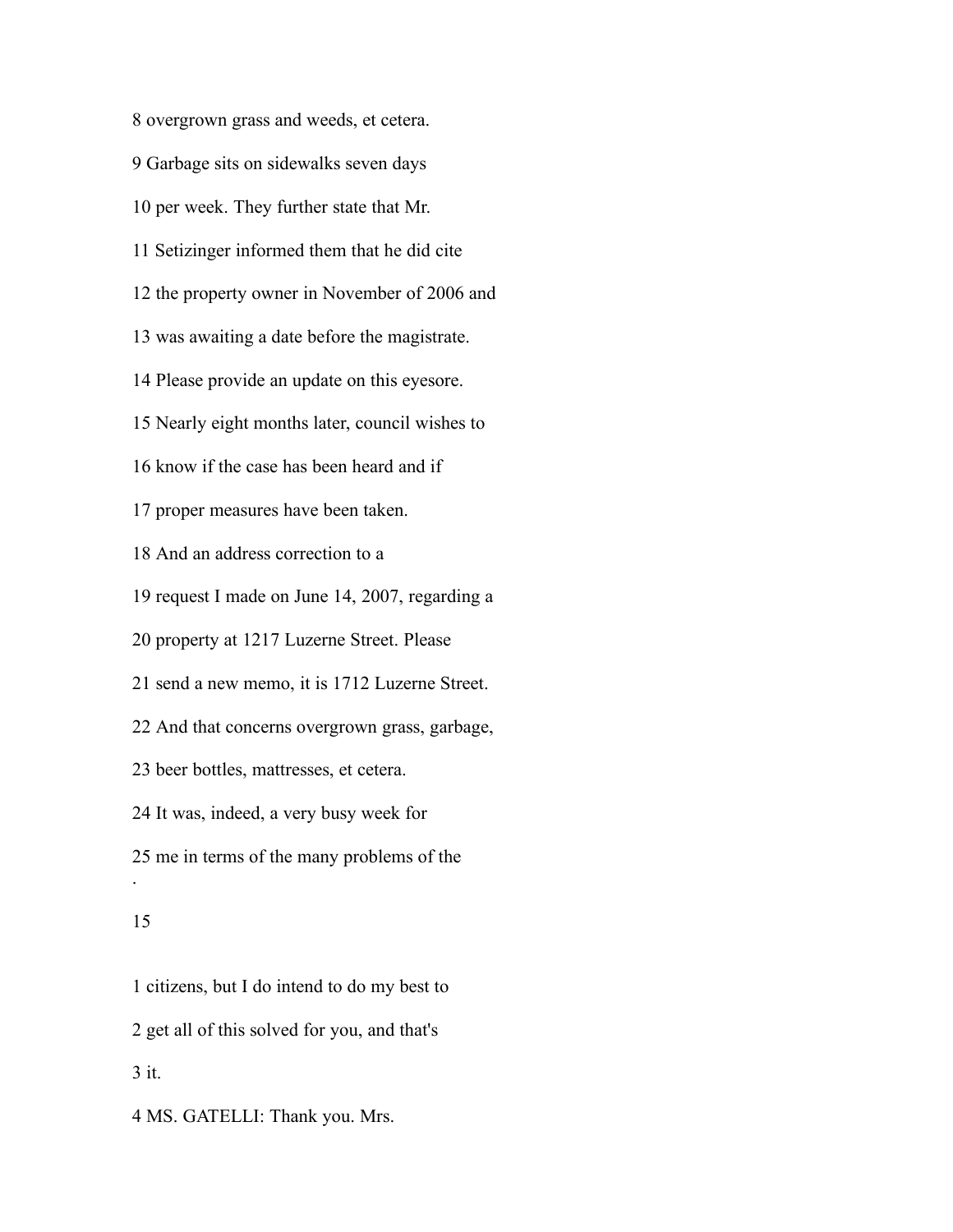8 overgrown grass and weeds, et cetera.

9 Garbage sits on sidewalks seven days

10 per week. They further state that Mr.

11 Setizinger informed them that he did cite

12 the property owner in November of 2006 and

13 was awaiting a date before the magistrate.

14 Please provide an update on this eyesore.

15 Nearly eight months later, council wishes to

16 know if the case has been heard and if

17 proper measures have been taken.

18 And an address correction to a

19 request I made on June 14, 2007, regarding a

20 property at 1217 Luzerne Street. Please

21 send a new memo, it is 1712 Luzerne Street.

22 And that concerns overgrown grass, garbage,

23 beer bottles, mattresses, et cetera.

24 It was, indeed, a very busy week for

25 me in terms of the many problems of the

1 citizens, but I do intend to do my best to

2 get all of this solved for you, and that's

3 it.

4 MS. GATELLI: Thank you. Mrs.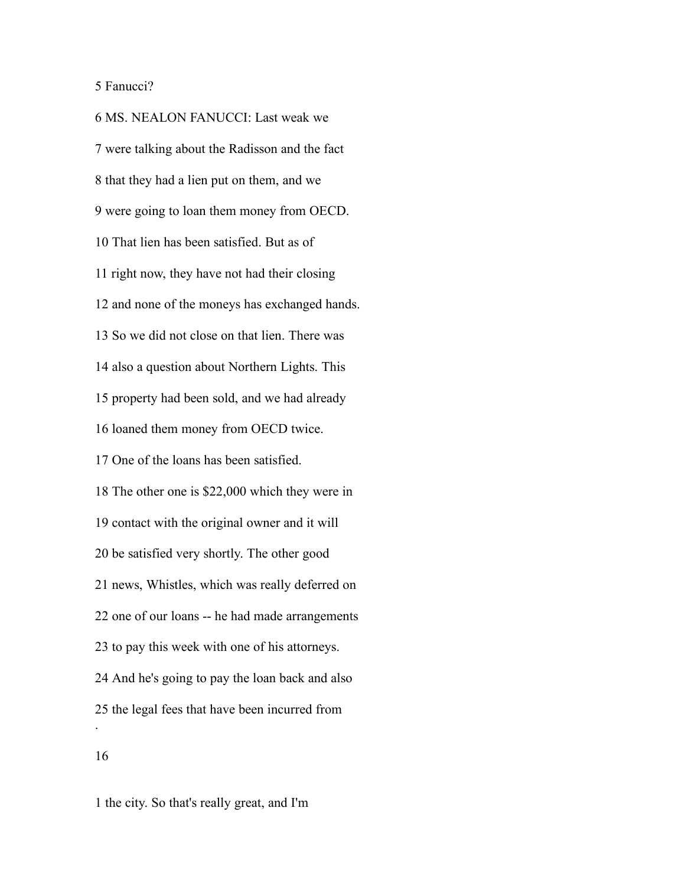5 Fanucci?

6 MS. NEALON FANUCCI: Last weak we

7 were talking about the Radisson and the fact

8 that they had a lien put on them, and we

9 were going to loan them money from OECD.

10 That lien has been satisfied. But as of

11 right now, they have not had their closing

12 and none of the moneys has exchanged hands.

13 So we did not close on that lien. There was

14 also a question about Northern Lights. This

15 property had been sold, and we had already

16 loaned them money from OECD twice.

17 One of the loans has been satisfied.

18 The other one is $22,000 which they were in

19 contact with the original owner and it will

20 be satisfied very shortly. The other good

21 news, Whistles, which was really deferred on

22 one of our loans -- he had made arrangements

23 to pay this week with one of his attorneys.

24 And he's going to pay the loan back and also

25 the legal fees that have been incurred from

1 the city. So that's really great, and I'm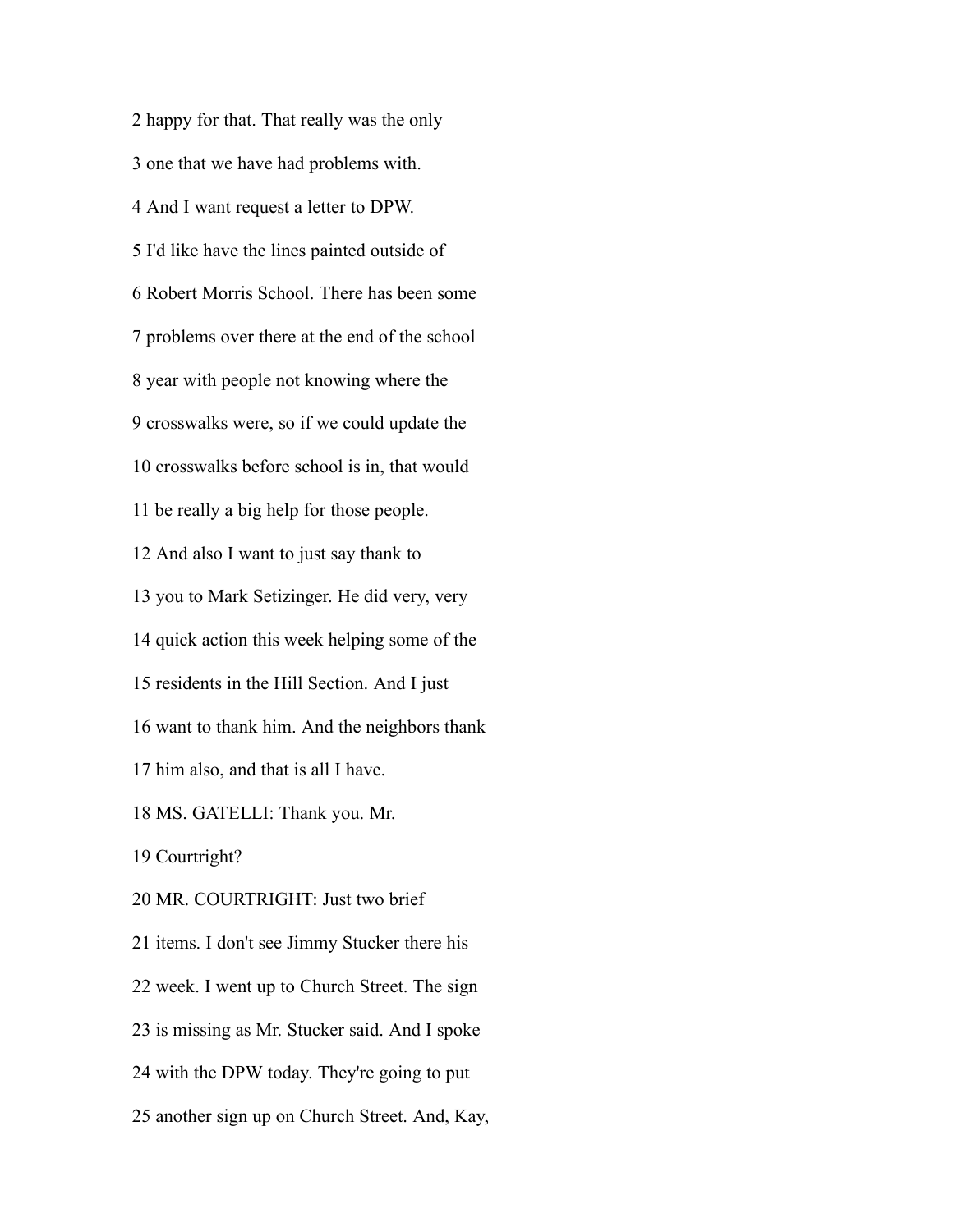2 happy for that. That really was the only

3 one that we have had problems with.

4 And I want request a letter to DPW.

5 I'd like have the lines painted outside of

6 Robert Morris School. There has been some

7 problems over there at the end of the school

8 year with people not knowing where the

9 crosswalks were, so if we could update the

10 crosswalks before school is in, that would

11 be really a big help for those people.

12 And also I want to just say thank to

13 you to Mark Setizinger. He did very, very

14 quick action this week helping some of the

15 residents in the Hill Section. And I just

16 want to thank him. And the neighbors thank

17 him also, and that is all I have.

18 MS. GATELLI: Thank you. Mr.

19 Courtright?

20 MR. COURTRIGHT: Just two brief

21 items. I don't see Jimmy Stucker there his

22 week. I went up to Church Street. The sign

23 is missing as Mr. Stucker said. And I spoke

24 with the DPW today. They're going to put

25 another sign up on Church Street. And, Kay,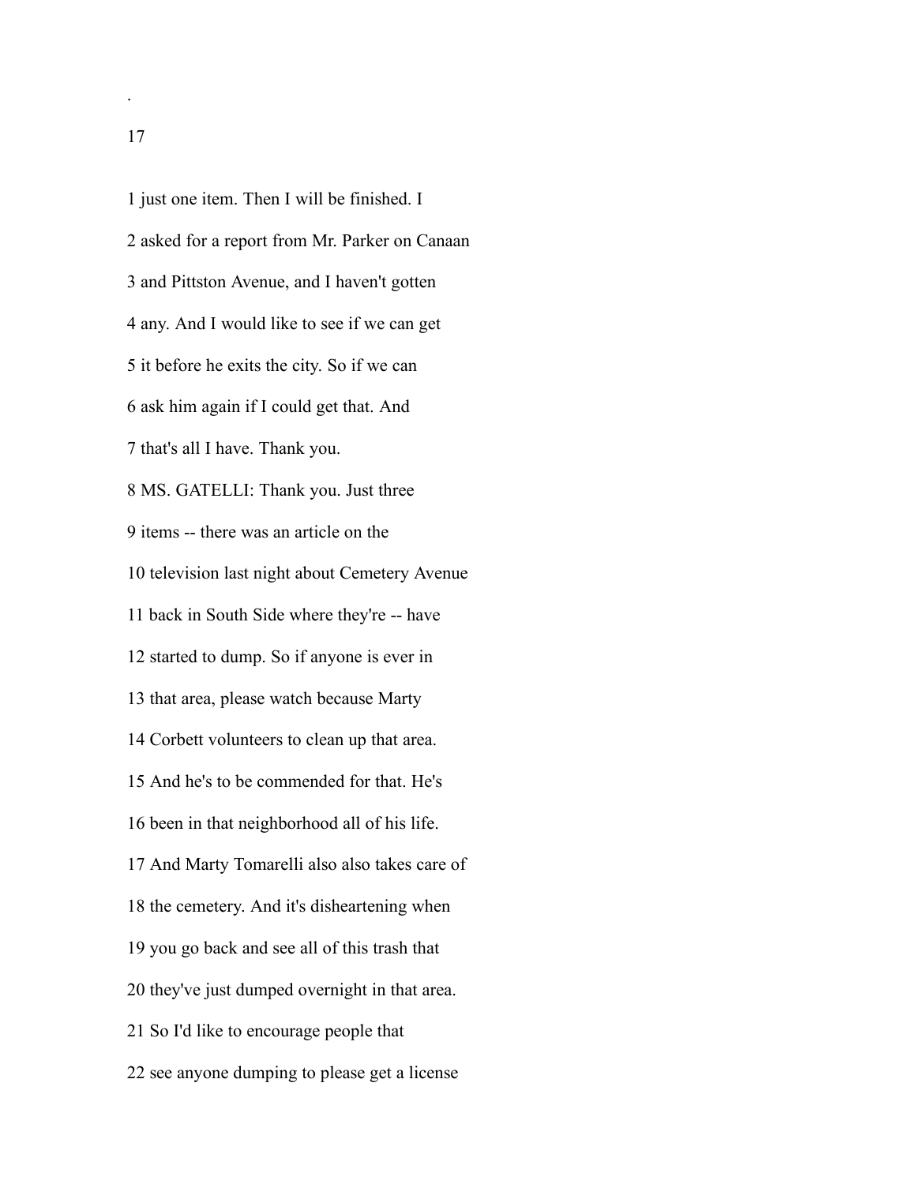1 just one item. Then I will be finished. I

2 asked for a report from Mr. Parker on Canaan

3 and Pittston Avenue, and I haven't gotten

4 any. And I would like to see if we can get

5 it before he exits the city. So if we can

6 ask him again if I could get that. And

7 that's all I have. Thank you.

8 MS. GATELLI: Thank you. Just three

9 items -- there was an article on the

10 television last night about Cemetery Avenue

11 back in South Side where they're -- have

12 started to dump. So if anyone is ever in

13 that area, please watch because Marty

14 Corbett volunteers to clean up that area.

15 And he's to be commended for that. He's

16 been in that neighborhood all of his life.

17 And Marty Tomarelli also also takes care of

18 the cemetery. And it's disheartening when

19 you go back and see all of this trash that

20 they've just dumped overnight in that area.

21 So I'd like to encourage people that

22 see anyone dumping to please get a license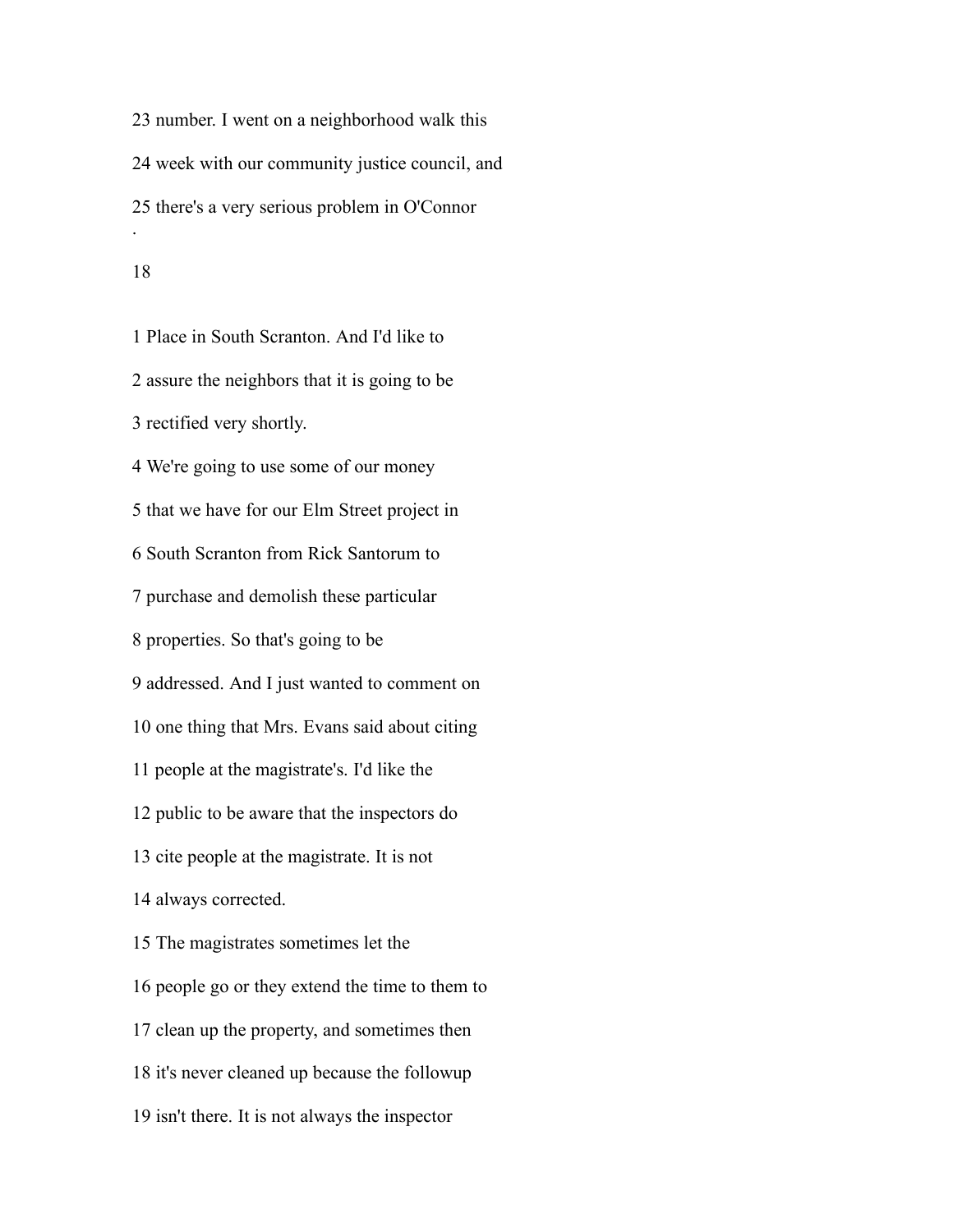23 number. I went on a neighborhood walk this

24 week with our community justice council, and

25 there's a very serious problem in O'Connor

.

1 Place in South Scranton. And I'd like to

2 assure the neighbors that it is going to be

3 rectified very shortly.

4 We're going to use some of our money

5 that we have for our Elm Street project in

6 South Scranton from Rick Santorum to

7 purchase and demolish these particular

8 properties. So that's going to be

9 addressed. And I just wanted to comment on

10 one thing that Mrs. Evans said about citing

11 people at the magistrate's. I'd like the

12 public to be aware that the inspectors do

13 cite people at the magistrate. It is not

14 always corrected.

15 The magistrates sometimes let the

16 people go or they extend the time to them to

17 clean up the property, and sometimes then

18 it's never cleaned up because the followup

19 isn't there. It is not always the inspector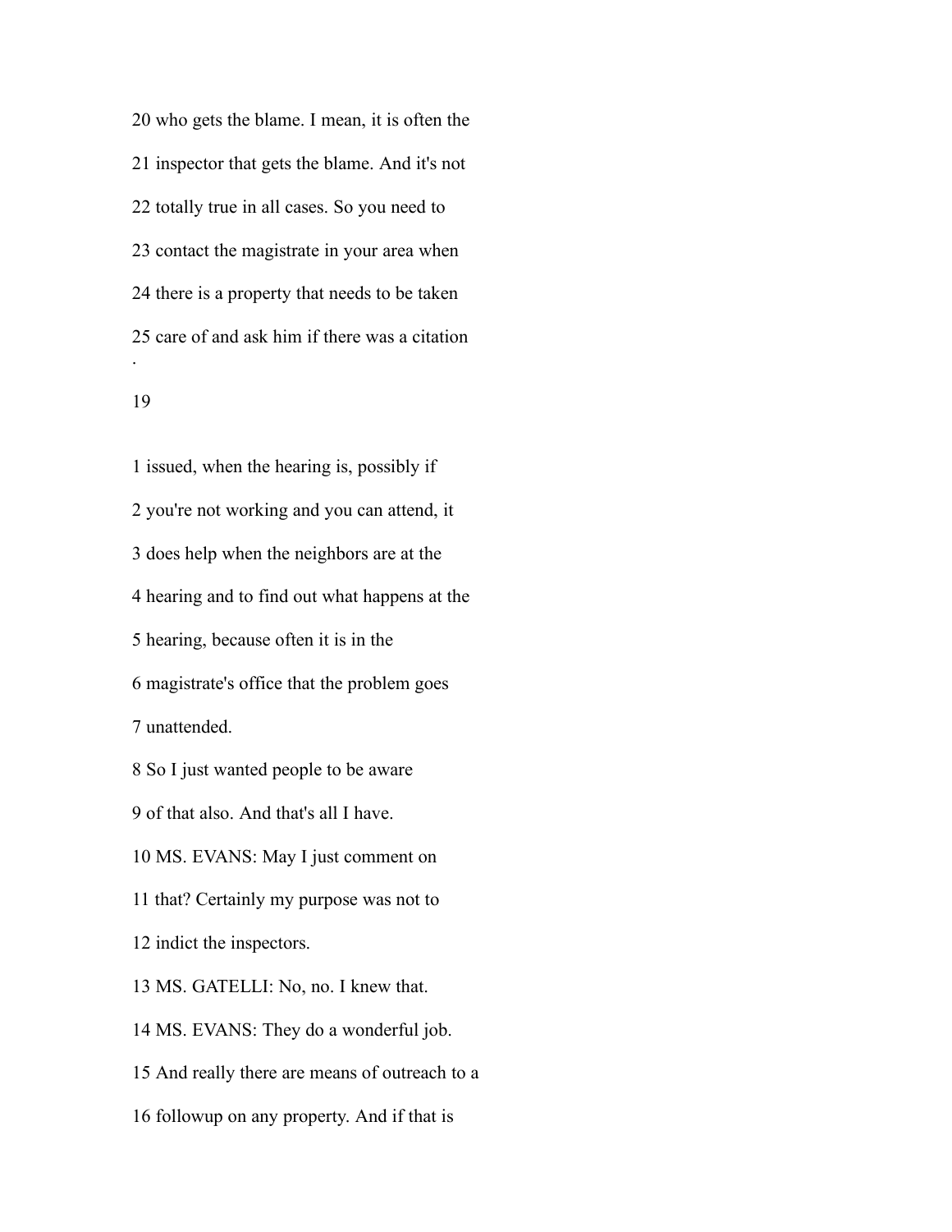20 who gets the blame. I mean, it is often the

21 inspector that gets the blame. And it's not

22 totally true in all cases. So you need to

23 contact the magistrate in your area when

24 there is a property that needs to be taken

25 care of and ask him if there was a citation

.

1 issued, when the hearing is, possibly if

2 you're not working and you can attend, it

3 does help when the neighbors are at the

4 hearing and to find out what happens at the

5 hearing, because often it is in the

6 magistrate's office that the problem goes

7 unattended.

8 So I just wanted people to be aware

9 of that also. And that's all I have.

10 MS. EVANS: May I just comment on

11 that? Certainly my purpose was not to

12 indict the inspectors.

13 MS. GATELLI: No, no. I knew that.

14 MS. EVANS: They do a wonderful job.

15 And really there are means of outreach to a

16 followup on any property. And if that is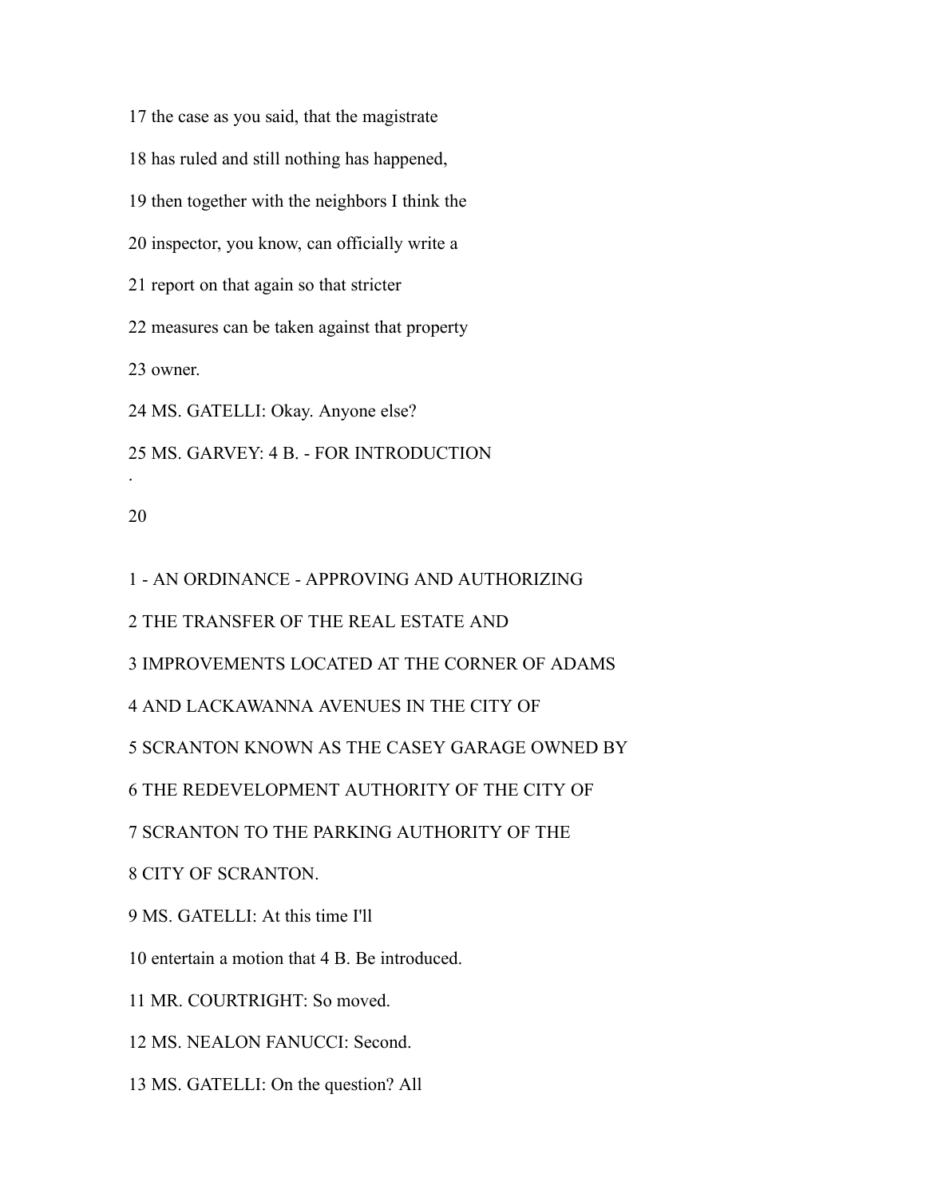17 the case as you said, that the magistrate

18 has ruled and still nothing has happened,

19 then together with the neighbors I think the

20 inspector, you know, can officially write a

21 report on that again so that stricter

22 measures can be taken against that property

23 owner.

24 MS. GATELLI: Okay. Anyone else?

25 MS. GARVEY: 4 B. - FOR INTRODUCTION

1 - AN ORDINANCE - APPROVING AND AUTHORIZING

2 THE TRANSFER OF THE REAL ESTATE AND

3 IMPROVEMENTS LOCATED AT THE CORNER OF ADAMS

4 AND LACKAWANNA AVENUES IN THE CITY OF

5 SCRANTON KNOWN AS THE CASEY GARAGE OWNED BY

6 THE REDEVELOPMENT AUTHORITY OF THE CITY OF

7 SCRANTON TO THE PARKING AUTHORITY OF THE

8 CITY OF SCRANTON.

9 MS. GATELLI: At this time I'll

10 entertain a motion that 4 B. Be introduced.

11 MR. COURTRIGHT: So moved.

12 MS. NEALON FANUCCI: Second.

13 MS. GATELLI: On the question? All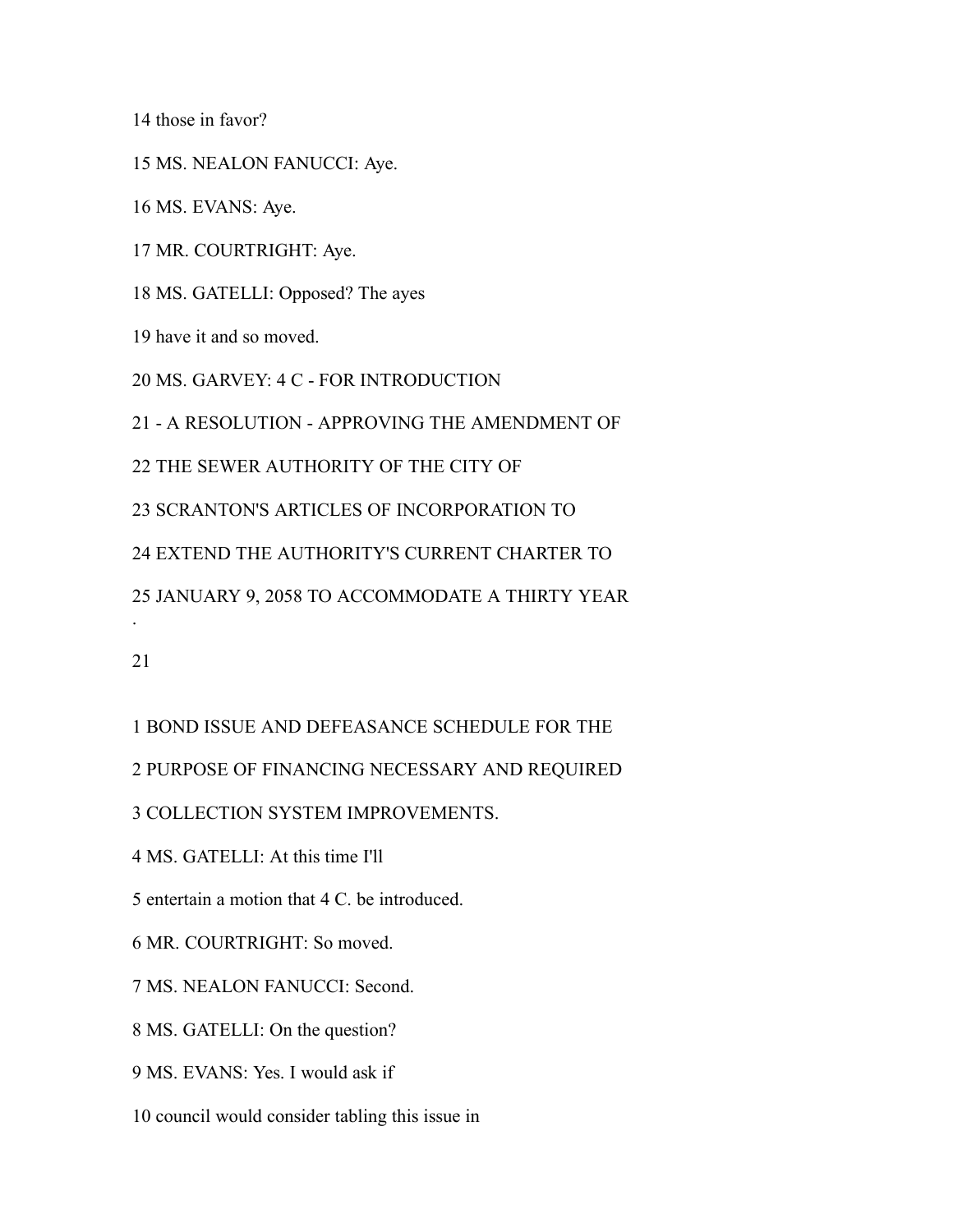14 those in favor?

15 MS. NEALON FANUCCI: Aye.

16 MS. EVANS: Aye.

17 MR. COURTRIGHT: Aye.

18 MS. GATELLI: Opposed? The ayes

19 have it and so moved.

20 MS. GARVEY: 4 C - FOR INTRODUCTION

21 - A RESOLUTION - APPROVING THE AMENDMENT OF

22 THE SEWER AUTHORITY OF THE CITY OF

23 SCRANTON'S ARTICLES OF INCORPORATION TO

24 EXTEND THE AUTHORITY'S CURRENT CHARTER TO

25 JANUARY 9, 2058 TO ACCOMMODATE A THIRTY YEAR

1 BOND ISSUE AND DEFEASANCE SCHEDULE FOR THE

2 PURPOSE OF FINANCING NECESSARY AND REQUIRED

3 COLLECTION SYSTEM IMPROVEMENTS.

4 MS. GATELLI: At this time I'll

5 entertain a motion that 4 C. be introduced.

6 MR. COURTRIGHT: So moved.

7 MS. NEALON FANUCCI: Second.

8 MS. GATELLI: On the question?

9 MS. EVANS: Yes. I would ask if

10 council would consider tabling this issue in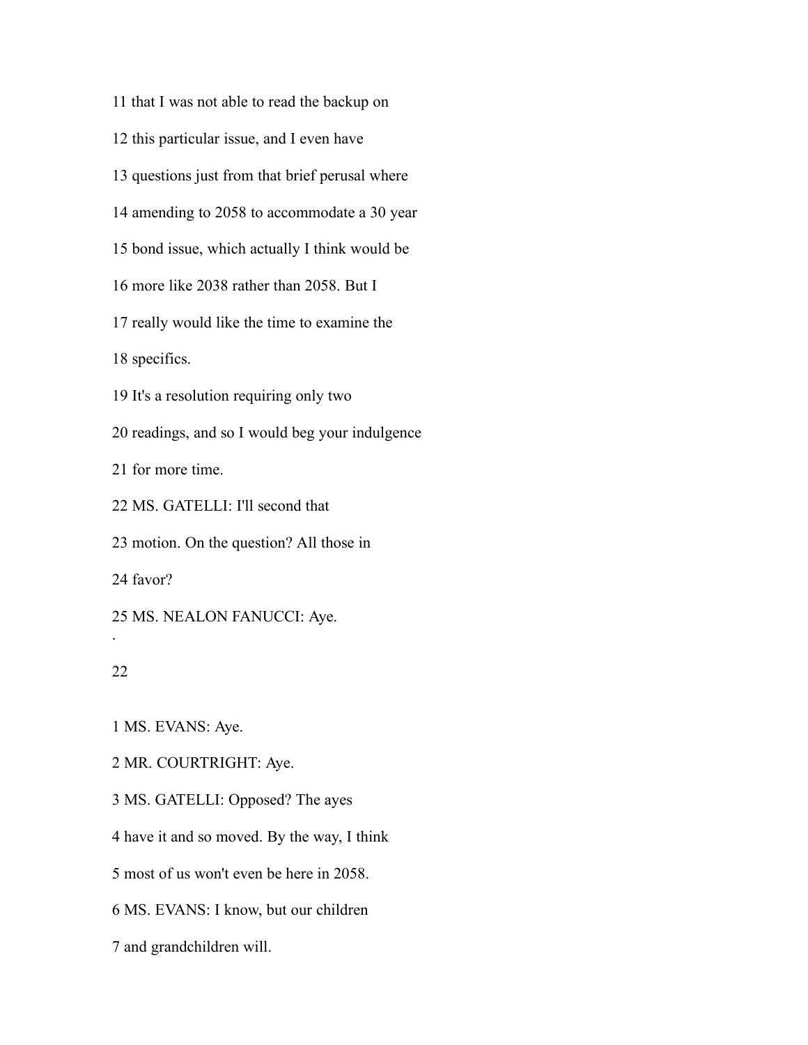11 that I was not able to read the backup on

12 this particular issue, and I even have

13 questions just from that brief perusal where

14 amending to 2058 to accommodate a 30 year

15 bond issue, which actually I think would be

16 more like 2038 rather than 2058. But I

17 really would like the time to examine the

18 specifics.

19 It's a resolution requiring only two

20 readings, and so I would beg your indulgence

21 for more time.

22 MS. GATELLI: I'll second that

23 motion. On the question? All those in

24 favor?

25 MS. NEALON FANUCCI: Aye.

1 MS. EVANS: Aye.

2 MR. COURTRIGHT: Aye.

3 MS. GATELLI: Opposed? The ayes

4 have it and so moved. By the way, I think

5 most of us won't even be here in 2058.

6 MS. EVANS: I know, but our children

7 and grandchildren will.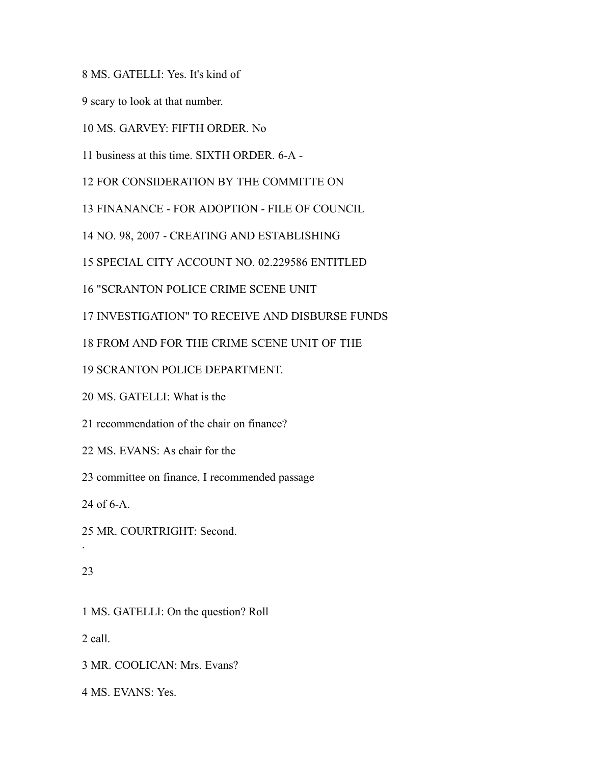8 MS. GATELLI: Yes. It's kind of

9 scary to look at that number.

10 MS. GARVEY: FIFTH ORDER. No

11 business at this time. SIXTH ORDER. 6-A -

12 FOR CONSIDERATION BY THE COMMITTE ON

13 FINANANCE - FOR ADOPTION - FILE OF COUNCIL

14 NO. 98, 2007 - CREATING AND ESTABLISHING

15 SPECIAL CITY ACCOUNT NO. 02.229586 ENTITLED

16 "SCRANTON POLICE CRIME SCENE UNIT

17 INVESTIGATION" TO RECEIVE AND DISBURSE FUNDS

18 FROM AND FOR THE CRIME SCENE UNIT OF THE

19 SCRANTON POLICE DEPARTMENT.

20 MS. GATELLI: What is the

21 recommendation of the chair on finance?

22 MS. EVANS: As chair for the

23 committee on finance, I recommended passage

24 of 6-A.

25 MR. COURTRIGHT: Second.

1 MS. GATELLI: On the question? Roll

2 call.

3 MR. COOLICAN: Mrs. Evans?

4 MS. EVANS: Yes.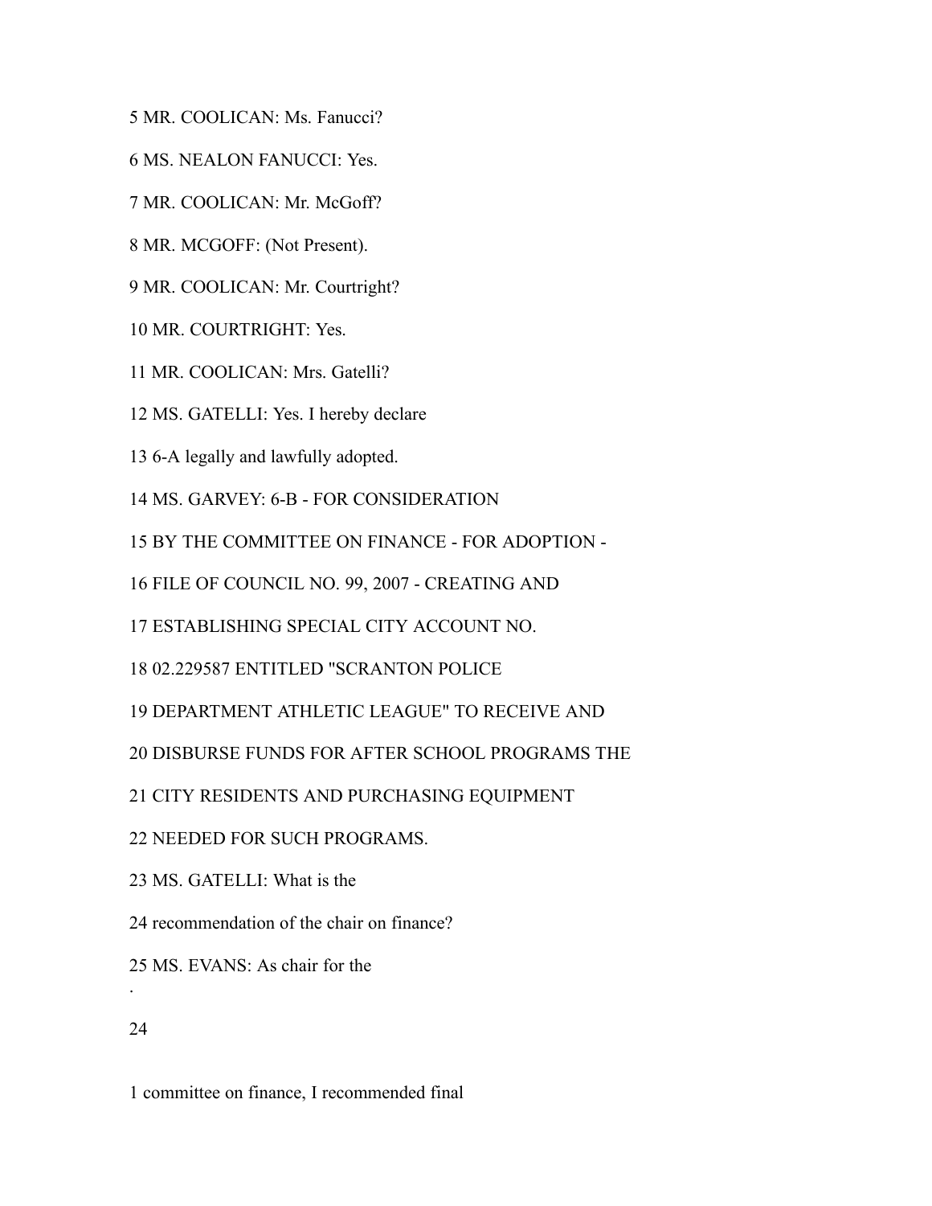5 MR. COOLICAN: Ms. Fanucci?

6 MS. NEALON FANUCCI: Yes.

7 MR. COOLICAN: Mr. McGoff?

8 MR. MCGOFF: (Not Present).

9 MR. COOLICAN: Mr. Courtright?

10 MR. COURTRIGHT: Yes.

11 MR. COOLICAN: Mrs. Gatelli?

12 MS. GATELLI: Yes. I hereby declare

13 6-A legally and lawfully adopted.

14 MS. GARVEY: 6-B - FOR CONSIDERATION

15 BY THE COMMITTEE ON FINANCE - FOR ADOPTION -

16 FILE OF COUNCIL NO. 99, 2007 - CREATING AND

17 ESTABLISHING SPECIAL CITY ACCOUNT NO.

18 02.229587 ENTITLED "SCRANTON POLICE

19 DEPARTMENT ATHLETIC LEAGUE" TO RECEIVE AND

20 DISBURSE FUNDS FOR AFTER SCHOOL PROGRAMS THE

21 CITY RESIDENTS AND PURCHASING EQUIPMENT

22 NEEDED FOR SUCH PROGRAMS.

23 MS. GATELLI: What is the

24 recommendation of the chair on finance?

25 MS. EVANS: As chair for the

1 committee on finance, I recommended final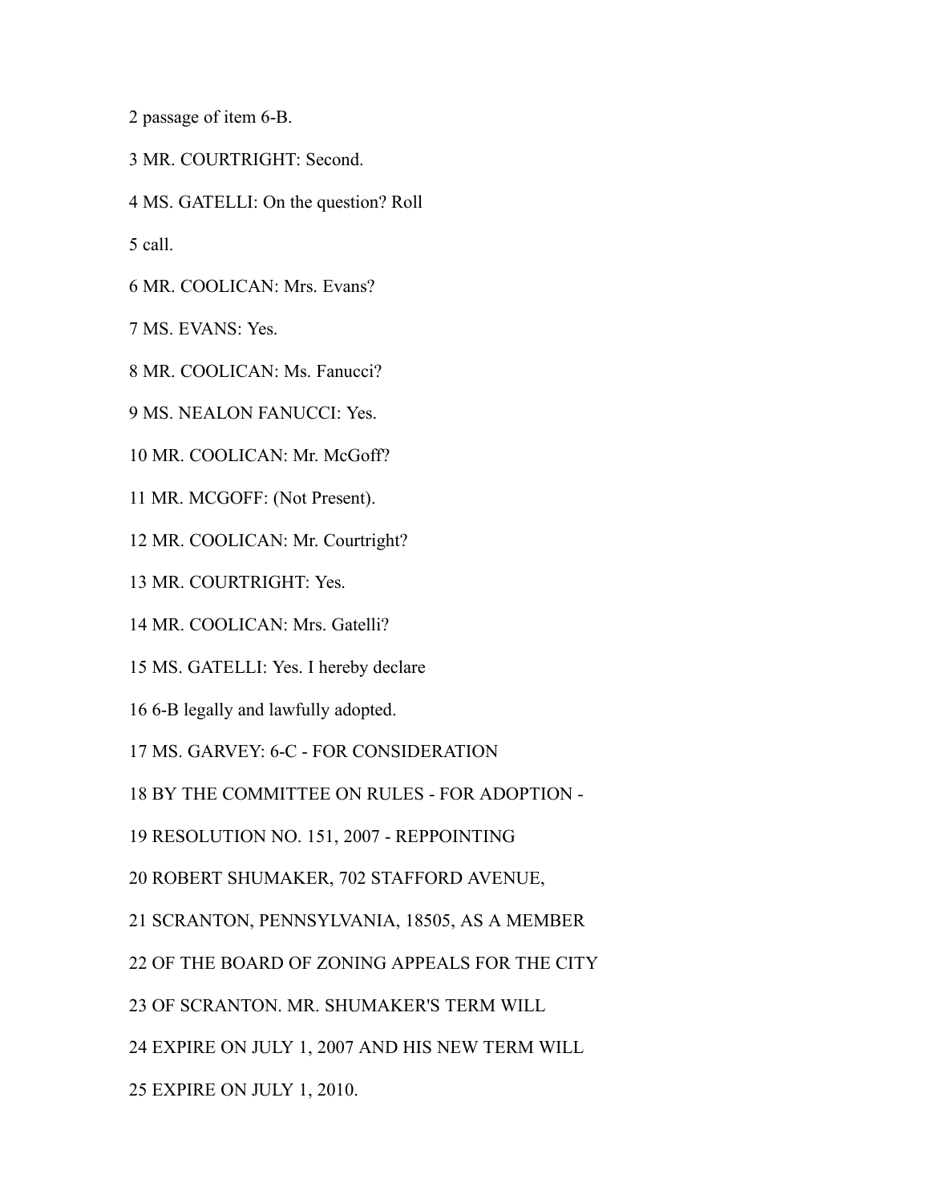2 passage of item 6-B.

3 MR. COURTRIGHT: Second.

4 MS. GATELLI: On the question? Roll

5 call.

6 MR. COOLICAN: Mrs. Evans?

7 MS. EVANS: Yes.

8 MR. COOLICAN: Ms. Fanucci?

9 MS. NEALON FANUCCI: Yes.

10 MR. COOLICAN: Mr. McGoff?

11 MR. MCGOFF: (Not Present).

12 MR. COOLICAN: Mr. Courtright?

13 MR. COURTRIGHT: Yes.

14 MR. COOLICAN: Mrs. Gatelli?

15 MS. GATELLI: Yes. I hereby declare

16 6-B legally and lawfully adopted.

17 MS. GARVEY: 6-C - FOR CONSIDERATION

18 BY THE COMMITTEE ON RULES - FOR ADOPTION -

19 RESOLUTION NO. 151, 2007 - REPPOINTING

20 ROBERT SHUMAKER, 702 STAFFORD AVENUE,

21 SCRANTON, PENNSYLVANIA, 18505, AS A MEMBER

22 OF THE BOARD OF ZONING APPEALS FOR THE CITY

23 OF SCRANTON. MR. SHUMAKER'S TERM WILL

24 EXPIRE ON JULY 1, 2007 AND HIS NEW TERM WILL

25 EXPIRE ON JULY 1, 2010.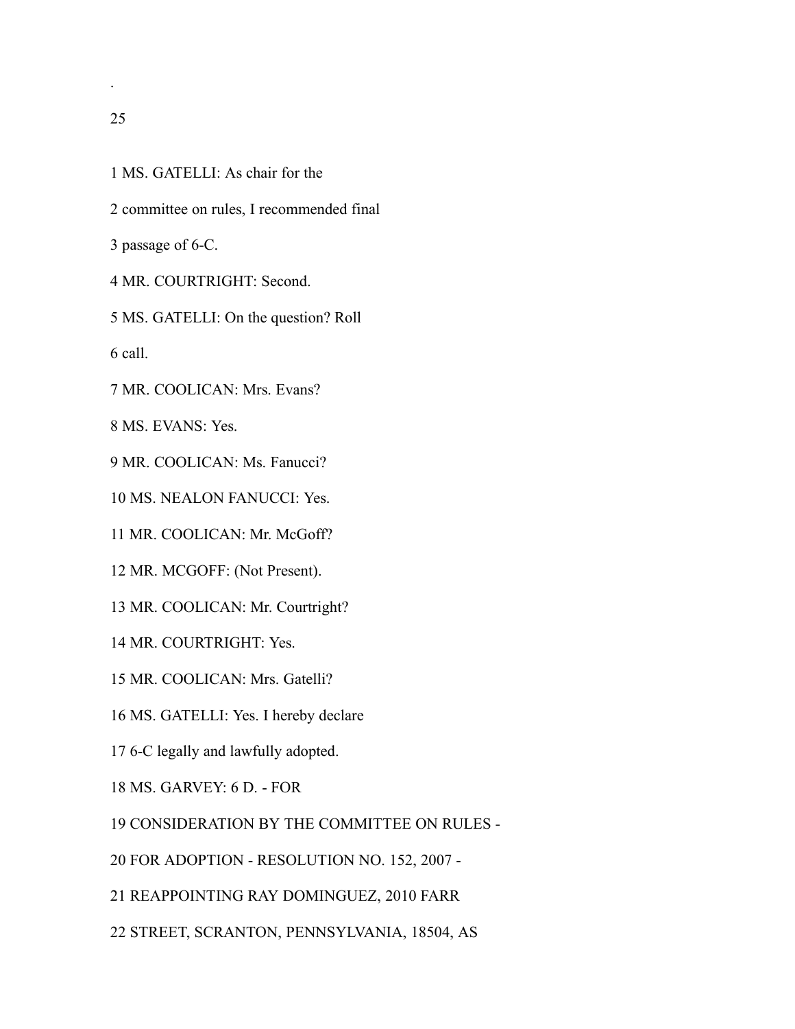1 MS. GATELLI: As chair for the

2 committee on rules, I recommended final

3 passage of 6-C.

4 MR. COURTRIGHT: Second.

5 MS. GATELLI: On the question? Roll

6 call.

7 MR. COOLICAN: Mrs. Evans?

8 MS. EVANS: Yes.

9 MR. COOLICAN: Ms. Fanucci?

10 MS. NEALON FANUCCI: Yes.

11 MR. COOLICAN: Mr. McGoff?

12 MR. MCGOFF: (Not Present).

13 MR. COOLICAN: Mr. Courtright?

14 MR. COURTRIGHT: Yes.

15 MR. COOLICAN: Mrs. Gatelli?

16 MS. GATELLI: Yes. I hereby declare

17 6-C legally and lawfully adopted.

18 MS. GARVEY: 6 D. - FOR

19 CONSIDERATION BY THE COMMITTEE ON RULES -

20 FOR ADOPTION - RESOLUTION NO. 152, 2007 -

21 REAPPOINTING RAY DOMINGUEZ, 2010 FARR

22 STREET, SCRANTON, PENNSYLVANIA, 18504, AS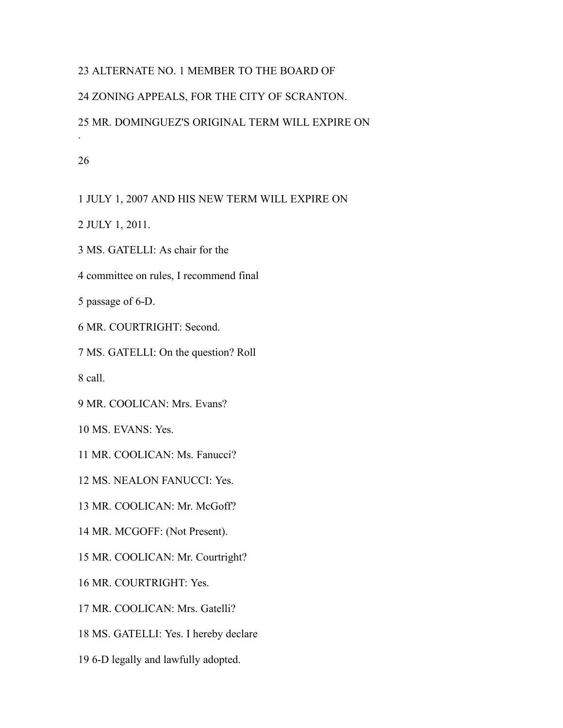23 ALTERNATE NO. 1 MEMBER TO THE BOARD OF

24 ZONING APPEALS, FOR THE CITY OF SCRANTON.

25 MR. DOMINGUEZ'S ORIGINAL TERM WILL EXPIRE ON

.

26

1 JULY 1, 2007 AND HIS NEW TERM WILL EXPIRE ON

2 JULY 1, 2011.

3 MS. GATELLI: As chair for the

4 committee on rules, I recommend final

5 passage of 6-D.

6 MR. COURTRIGHT: Second.

7 MS. GATELLI: On the question? Roll

8 call.

9 MR. COOLICAN: Mrs. Evans?

10 MS. EVANS: Yes.

11 MR. COOLICAN: Ms. Fanucci?

12 MS. NEALON FANUCCI: Yes.

13 MR. COOLICAN: Mr. McGoff?

14 MR. MCGOFF: (Not Present).

15 MR. COOLICAN: Mr. Courtright?

16 MR. COURTRIGHT: Yes.

17 MR. COOLICAN: Mrs. Gatelli?

18 MS. GATELLI: Yes. I hereby declare

19 6-D legally and lawfully adopted.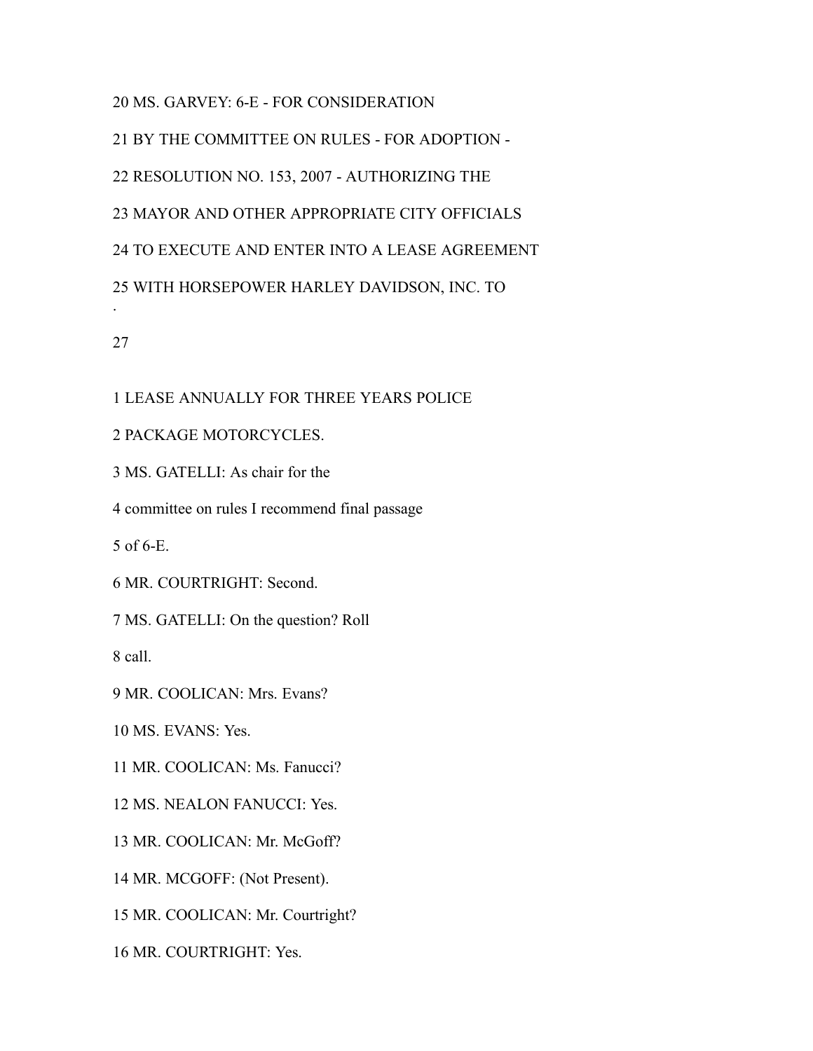20 MS. GARVEY: 6-E - FOR CONSIDERATION

21 BY THE COMMITTEE ON RULES - FOR ADOPTION -

22 RESOLUTION NO. 153, 2007 - AUTHORIZING THE

23 MAYOR AND OTHER APPROPRIATE CITY OFFICIALS

24 TO EXECUTE AND ENTER INTO A LEASE AGREEMENT

25 WITH HORSEPOWER HARLEY DAVIDSON, INC. TO

.

27

1 LEASE ANNUALLY FOR THREE YEARS POLICE

2 PACKAGE MOTORCYCLES.

3 MS. GATELLI: As chair for the

4 committee on rules I recommend final passage

5 of 6-E.

6 MR. COURTRIGHT: Second.

7 MS. GATELLI: On the question? Roll

8 call.

9 MR. COOLICAN: Mrs. Evans?

10 MS. EVANS: Yes.

11 MR. COOLICAN: Ms. Fanucci?

12 MS. NEALON FANUCCI: Yes.

13 MR. COOLICAN: Mr. McGoff?

14 MR. MCGOFF: (Not Present).

15 MR. COOLICAN: Mr. Courtright?

16 MR. COURTRIGHT: Yes.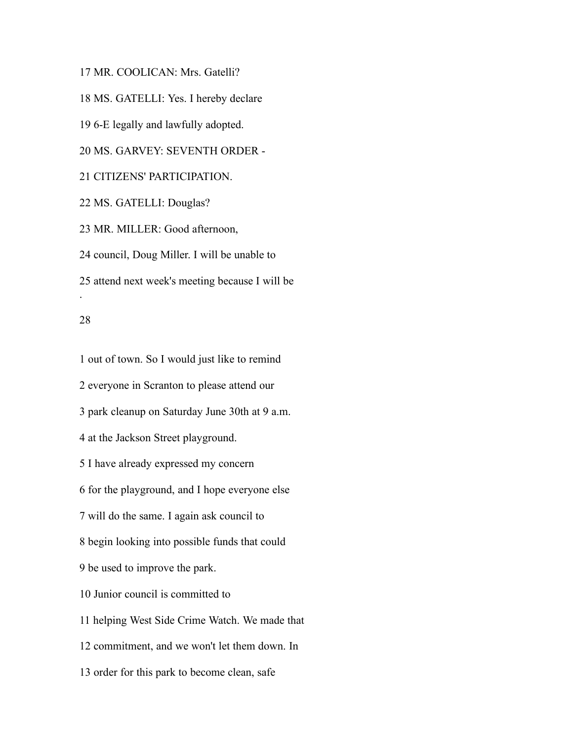17 MR. COOLICAN: Mrs. Gatelli?

18 MS. GATELLI: Yes. I hereby declare

19 6-E legally and lawfully adopted.

20 MS. GARVEY: SEVENTH ORDER -

21 CITIZENS' PARTICIPATION.

22 MS. GATELLI: Douglas?

23 MR. MILLER: Good afternoon,

24 council, Doug Miller. I will be unable to

25 attend next week's meeting because I will be

1 out of town. So I would just like to remind

2 everyone in Scranton to please attend our

3 park cleanup on Saturday June 30th at 9 a.m.

4 at the Jackson Street playground.

5 I have already expressed my concern

6 for the playground, and I hope everyone else

7 will do the same. I again ask council to

8 begin looking into possible funds that could

9 be used to improve the park.

10 Junior council is committed to

11 helping West Side Crime Watch. We made that

12 commitment, and we won't let them down. In

13 order for this park to become clean, safe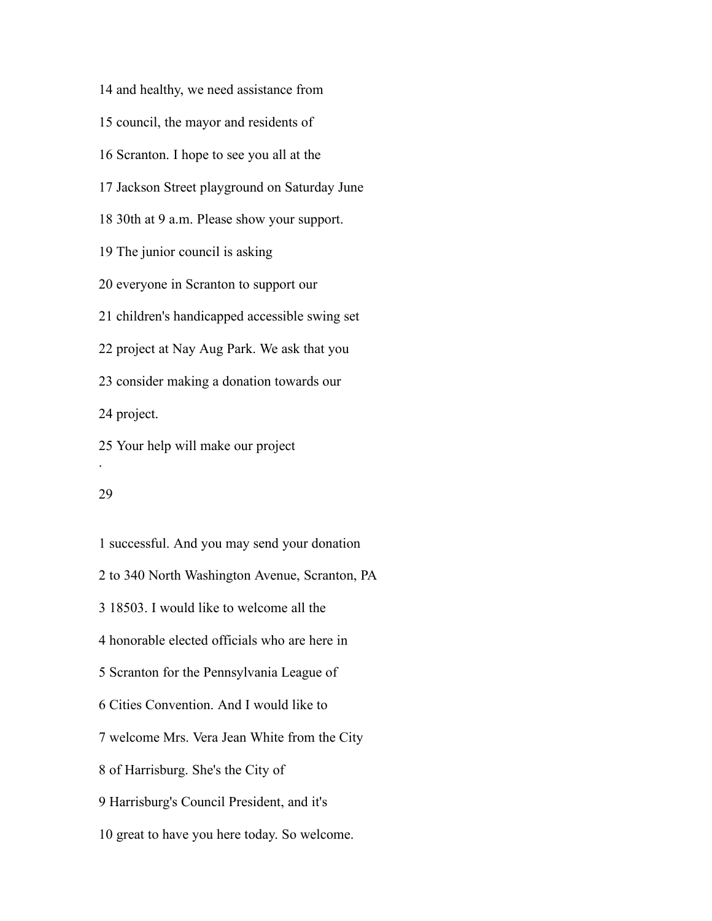14 and healthy, we need assistance from

15 council, the mayor and residents of

16 Scranton. I hope to see you all at the

17 Jackson Street playground on Saturday June

18 30th at 9 a.m. Please show your support.

19 The junior council is asking

20 everyone in Scranton to support our

21 children's handicapped accessible swing set

22 project at Nay Aug Park. We ask that you

23 consider making a donation towards our

24 project.

25 Your help will make our project

.

29

1 successful. And you may send your donation

2 to 340 North Washington Avenue, Scranton, PA

3 18503. I would like to welcome all the

4 honorable elected officials who are here in

5 Scranton for the Pennsylvania League of

6 Cities Convention. And I would like to

7 welcome Mrs. Vera Jean White from the City

8 of Harrisburg. She's the City of

9 Harrisburg's Council President, and it's

10 great to have you here today. So welcome.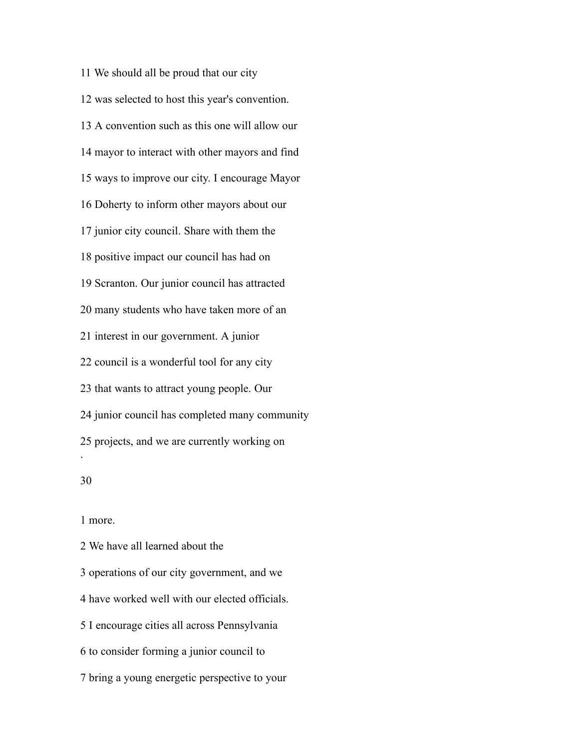11 We should all be proud that our city

12 was selected to host this year's convention.

13 A convention such as this one will allow our

14 mayor to interact with other mayors and find

15 ways to improve our city. I encourage Mayor

16 Doherty to inform other mayors about our

17 junior city council. Share with them the

18 positive impact our council has had on

19 Scranton. Our junior council has attracted

20 many students who have taken more of an

21 interest in our government. A junior

22 council is a wonderful tool for any city

23 that wants to attract young people. Our

24 junior council has completed many community

25 projects, and we are currently working on

1 more.

2 We have all learned about the

3 operations of our city government, and we

4 have worked well with our elected officials.

5 I encourage cities all across Pennsylvania

6 to consider forming a junior council to

7 bring a young energetic perspective to your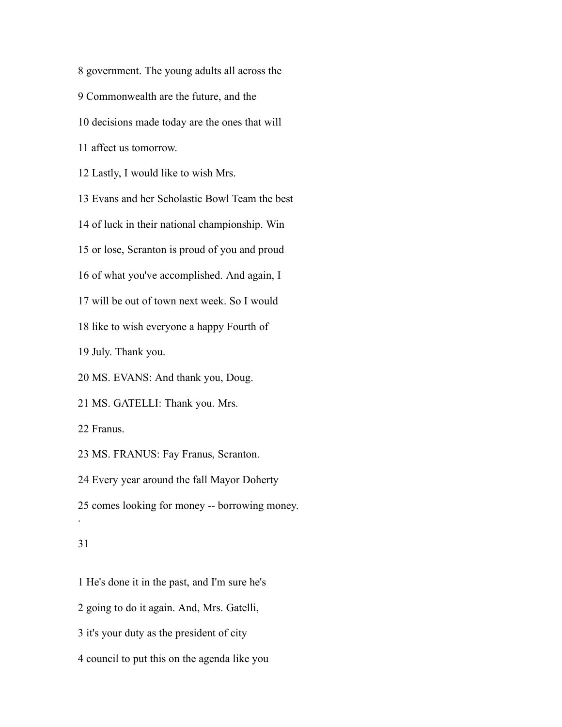8 government. The young adults all across the

9 Commonwealth are the future, and the

10 decisions made today are the ones that will

11 affect us tomorrow.

12 Lastly, I would like to wish Mrs.

13 Evans and her Scholastic Bowl Team the best

14 of luck in their national championship. Win

15 or lose, Scranton is proud of you and proud

16 of what you've accomplished. And again, I

17 will be out of town next week. So I would

18 like to wish everyone a happy Fourth of

19 July. Thank you.

20 MS. EVANS: And thank you, Doug.

21 MS. GATELLI: Thank you. Mrs.

22 Franus.

23 MS. FRANUS: Fay Franus, Scranton.

24 Every year around the fall Mayor Doherty

25 comes looking for money -- borrowing money.

1 He's done it in the past, and I'm sure he's

2 going to do it again. And, Mrs. Gatelli,

3 it's your duty as the president of city

4 council to put this on the agenda like you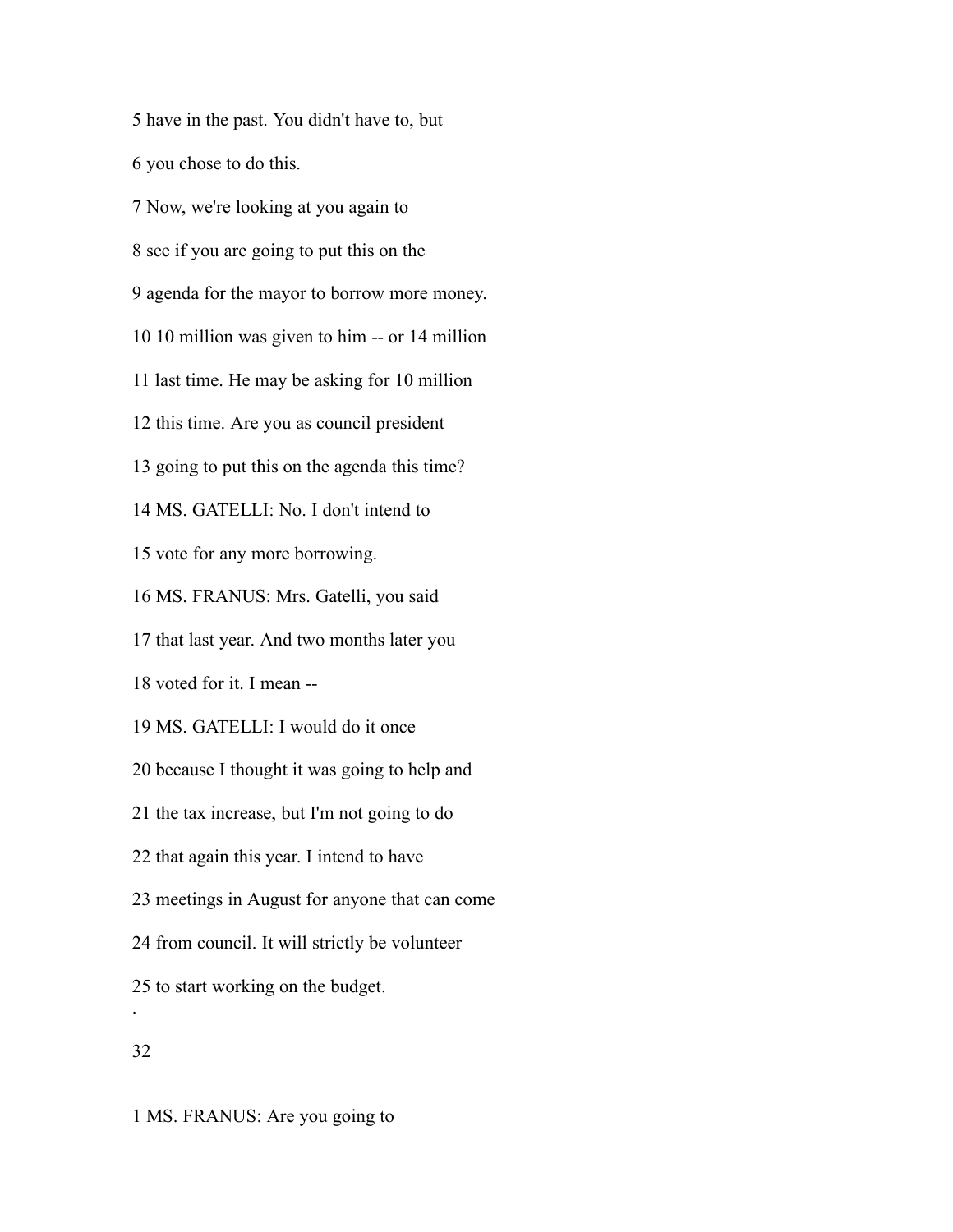5 have in the past. You didn't have to, but

6 you chose to do this.

7 Now, we're looking at you again to

8 see if you are going to put this on the

9 agenda for the mayor to borrow more money.

10 10 million was given to him -- or 14 million

11 last time. He may be asking for 10 million

12 this time. Are you as council president

13 going to put this on the agenda this time?

14 MS. GATELLI: No. I don't intend to

15 vote for any more borrowing.

16 MS. FRANUS: Mrs. Gatelli, you said

17 that last year. And two months later you

18 voted for it. I mean --

19 MS. GATELLI: I would do it once

20 because I thought it was going to help and

21 the tax increase, but I'm not going to do

22 that again this year. I intend to have

23 meetings in August for anyone that can come

24 from council. It will strictly be volunteer

25 to start working on the budget.

.

1 MS. FRANUS: Are you going to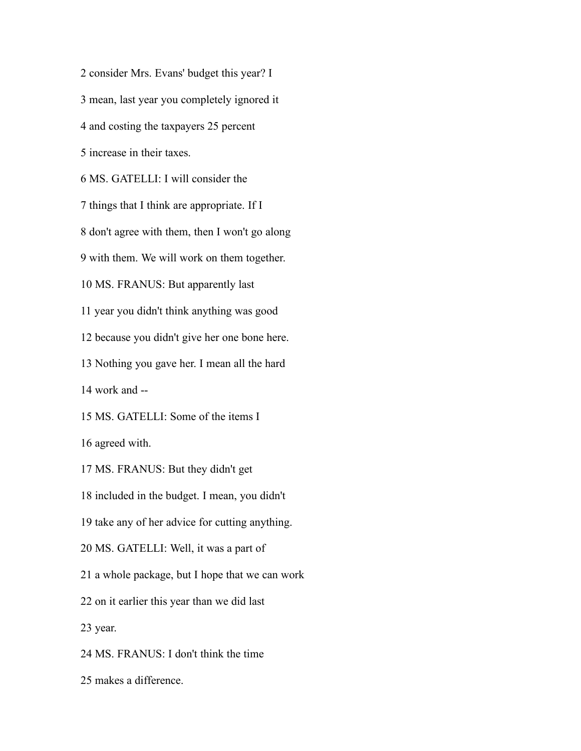2 consider Mrs. Evans' budget this year? I

3 mean, last year you completely ignored it

4 and costing the taxpayers 25 percent

5 increase in their taxes.

6 MS. GATELLI: I will consider the

7 things that I think are appropriate. If I

8 don't agree with them, then I won't go along

9 with them. We will work on them together.

10 MS. FRANUS: But apparently last

11 year you didn't think anything was good

12 because you didn't give her one bone here.

13 Nothing you gave her. I mean all the hard

14 work and --

15 MS. GATELLI: Some of the items I

16 agreed with.

17 MS. FRANUS: But they didn't get

18 included in the budget. I mean, you didn't

19 take any of her advice for cutting anything.

20 MS. GATELLI: Well, it was a part of

21 a whole package, but I hope that we can work

22 on it earlier this year than we did last

23 year.

24 MS. FRANUS: I don't think the time

25 makes a difference.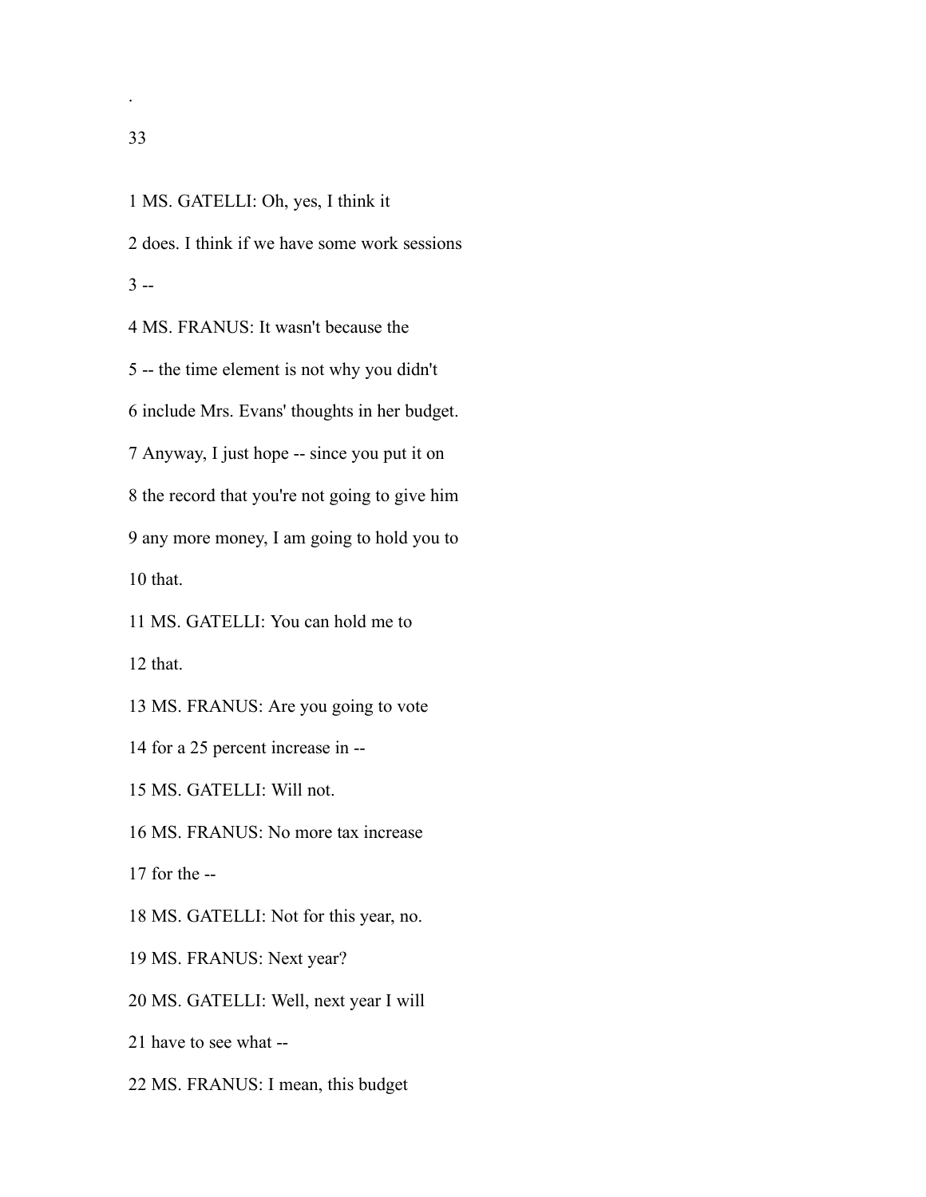1 MS. GATELLI: Oh, yes, I think it

2 does. I think if we have some work sessions

3 --

4 MS. FRANUS: It wasn't because the

5 -- the time element is not why you didn't

6 include Mrs. Evans' thoughts in her budget.

7 Anyway, I just hope -- since you put it on

8 the record that you're not going to give him

9 any more money, I am going to hold you to

10 that.

11 MS. GATELLI: You can hold me to

12 that.

13 MS. FRANUS: Are you going to vote

14 for a 25 percent increase in --

15 MS. GATELLI: Will not.

16 MS. FRANUS: No more tax increase

17 for the --

18 MS. GATELLI: Not for this year, no.

19 MS. FRANUS: Next year?

20 MS. GATELLI: Well, next year I will

21 have to see what --

22 MS. FRANUS: I mean, this budget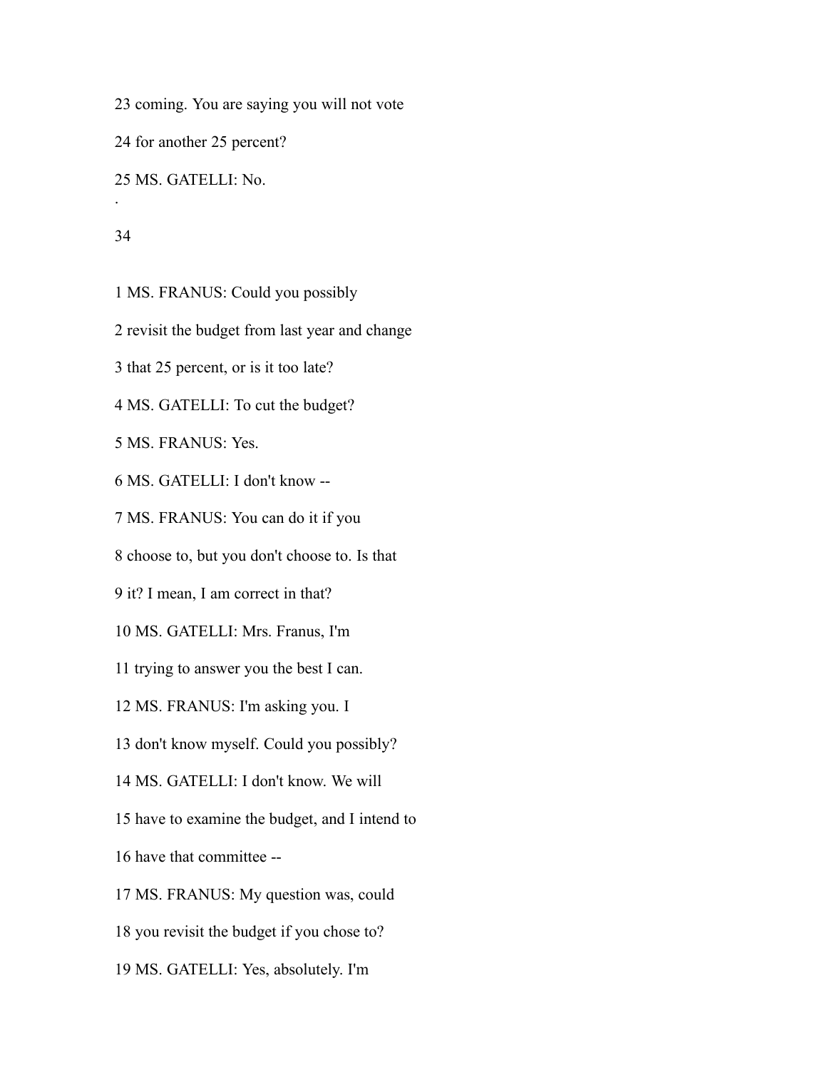23 coming. You are saying you will not vote

24 for another 25 percent?

25 MS. GATELLI: No.

1 MS. FRANUS: Could you possibly

2 revisit the budget from last year and change

3 that 25 percent, or is it too late?

4 MS. GATELLI: To cut the budget?

5 MS. FRANUS: Yes.

6 MS. GATELLI: I don't know --

7 MS. FRANUS: You can do it if you

8 choose to, but you don't choose to. Is that

9 it? I mean, I am correct in that?

10 MS. GATELLI: Mrs. Franus, I'm

11 trying to answer you the best I can.

12 MS. FRANUS: I'm asking you. I

13 don't know myself. Could you possibly?

14 MS. GATELLI: I don't know. We will

15 have to examine the budget, and I intend to

16 have that committee --

17 MS. FRANUS: My question was, could

18 you revisit the budget if you chose to?

19 MS. GATELLI: Yes, absolutely. I'm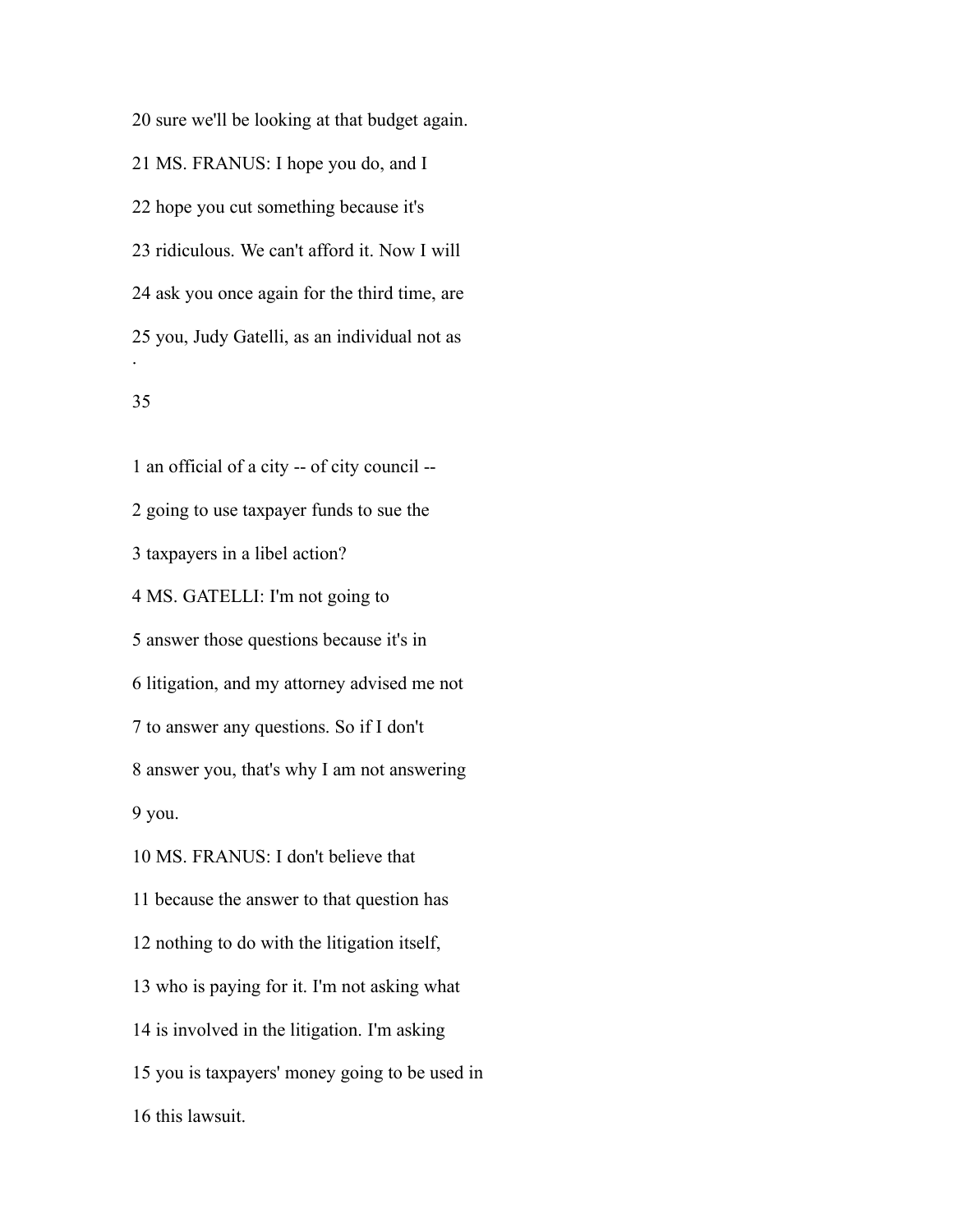20 sure we'll be looking at that budget again.

21 MS. FRANUS: I hope you do, and I

22 hope you cut something because it's

23 ridiculous. We can't afford it. Now I will

24 ask you once again for the third time, are

25 you, Judy Gatelli, as an individual not as

1 an official of a city -- of city council --

2 going to use taxpayer funds to sue the

3 taxpayers in a libel action?

4 MS. GATELLI: I'm not going to

5 answer those questions because it's in

6 litigation, and my attorney advised me not

7 to answer any questions. So if I don't

8 answer you, that's why I am not answering

9 you.

10 MS. FRANUS: I don't believe that

11 because the answer to that question has

12 nothing to do with the litigation itself,

13 who is paying for it. I'm not asking what

14 is involved in the litigation. I'm asking

15 you is taxpayers' money going to be used in

16 this lawsuit.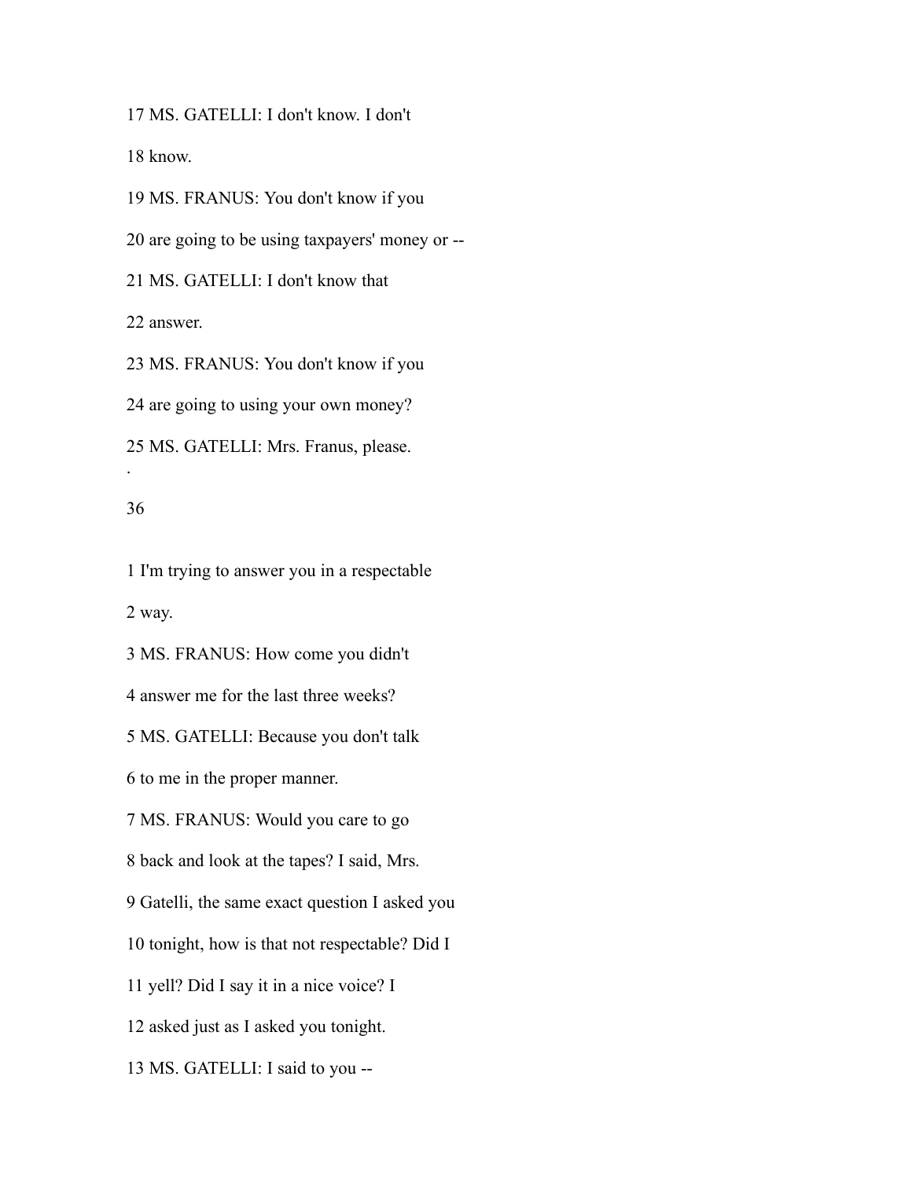17 MS. GATELLI: I don't know. I don't

18 know.

19 MS. FRANUS: You don't know if you

20 are going to be using taxpayers' money or --

21 MS. GATELLI: I don't know that

22 answer.

23 MS. FRANUS: You don't know if you

24 are going to using your own money?

25 MS. GATELLI: Mrs. Franus, please.

.

1 I'm trying to answer you in a respectable

2 way.

3 MS. FRANUS: How come you didn't

4 answer me for the last three weeks?

5 MS. GATELLI: Because you don't talk

6 to me in the proper manner.

7 MS. FRANUS: Would you care to go

8 back and look at the tapes? I said, Mrs.

9 Gatelli, the same exact question I asked you

10 tonight, how is that not respectable? Did I

11 yell? Did I say it in a nice voice? I

12 asked just as I asked you tonight.

13 MS. GATELLI: I said to you --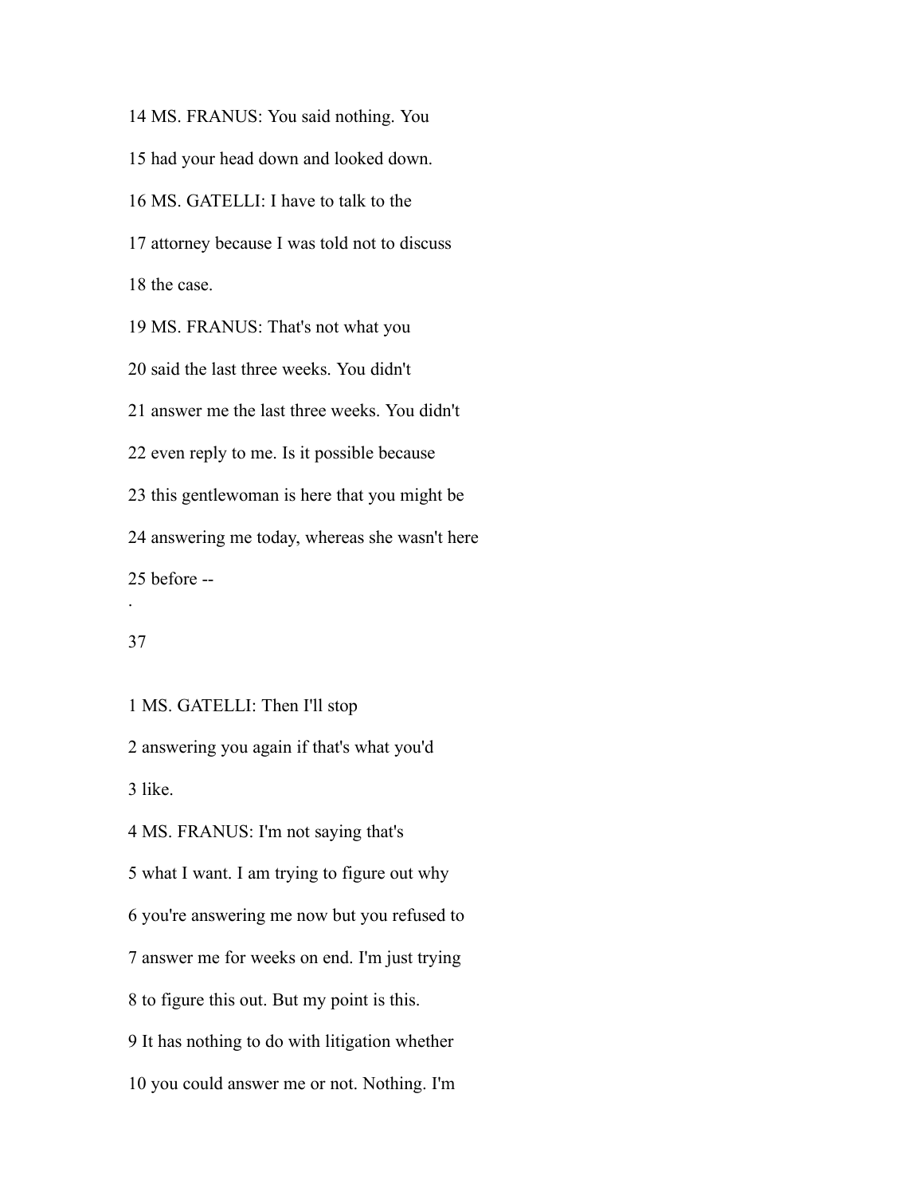14 MS. FRANUS: You said nothing. You

15 had your head down and looked down.

16 MS. GATELLI: I have to talk to the

17 attorney because I was told not to discuss

18 the case.

19 MS. FRANUS: That's not what you

20 said the last three weeks. You didn't

21 answer me the last three weeks. You didn't

22 even reply to me. Is it possible because

23 this gentlewoman is here that you might be

24 answering me today, whereas she wasn't here

25 before --

1 MS. GATELLI: Then I'll stop

2 answering you again if that's what you'd

3 like.

4 MS. FRANUS: I'm not saying that's

5 what I want. I am trying to figure out why

6 you're answering me now but you refused to

7 answer me for weeks on end. I'm just trying

8 to figure this out. But my point is this.

9 It has nothing to do with litigation whether

10 you could answer me or not. Nothing. I'm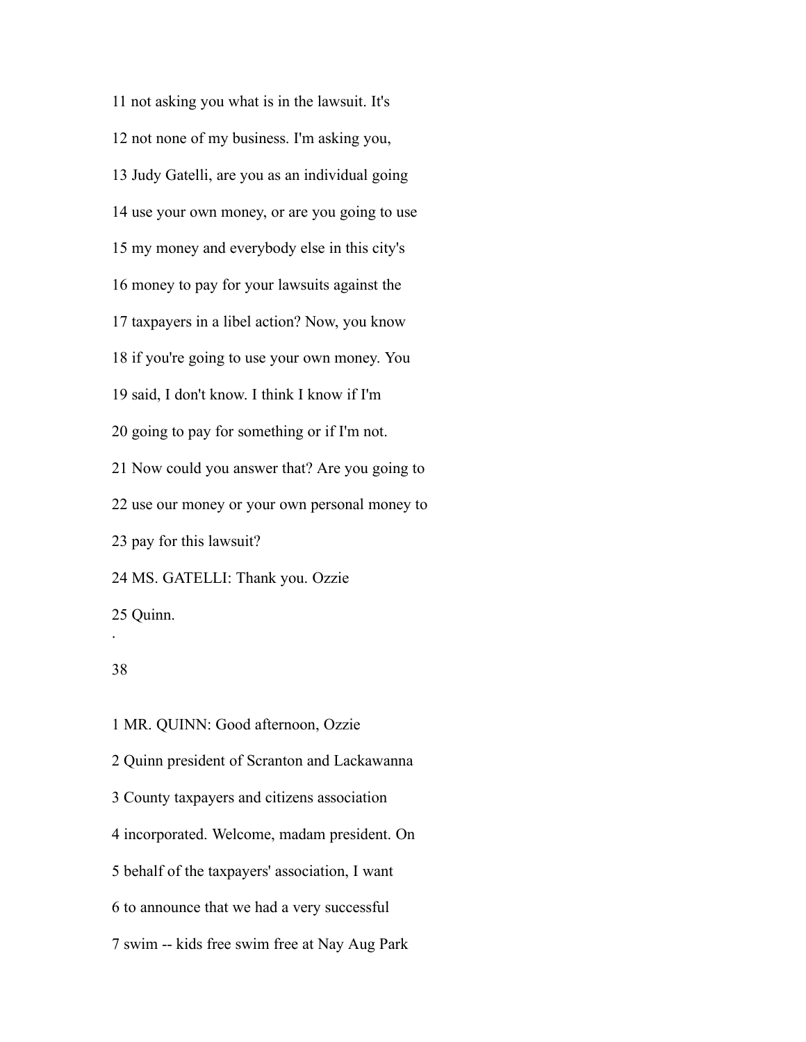11 not asking you what is in the lawsuit. It's

12 not none of my business. I'm asking you,

13 Judy Gatelli, are you as an individual going

14 use your own money, or are you going to use

15 my money and everybody else in this city's

16 money to pay for your lawsuits against the

17 taxpayers in a libel action? Now, you know

18 if you're going to use your own money. You

19 said, I don't know. I think I know if I'm

20 going to pay for something or if I'm not.

21 Now could you answer that? Are you going to

22 use our money or your own personal money to

23 pay for this lawsuit?

24 MS. GATELLI: Thank you. Ozzie

25 Quinn.

1 MR. QUINN: Good afternoon, Ozzie

2 Quinn president of Scranton and Lackawanna

3 County taxpayers and citizens association

4 incorporated. Welcome, madam president. On

5 behalf of the taxpayers' association, I want

6 to announce that we had a very successful

7 swim -- kids free swim free at Nay Aug Park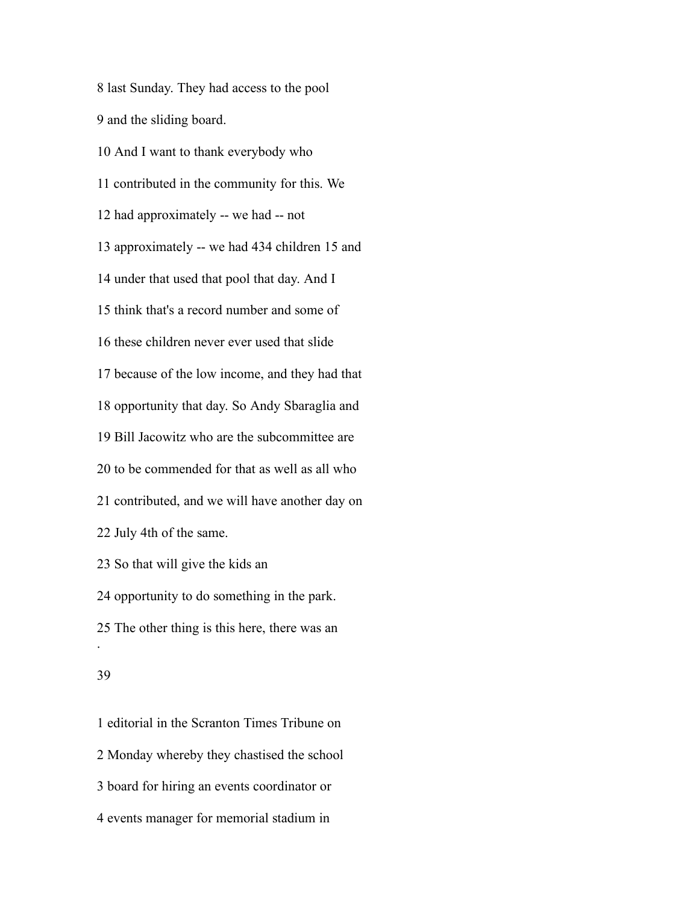8 last Sunday. They had access to the pool

9 and the sliding board.

10 And I want to thank everybody who

11 contributed in the community for this. We

12 had approximately -- we had -- not

13 approximately -- we had 434 children 15 and

14 under that used that pool that day. And I

15 think that's a record number and some of

16 these children never ever used that slide

17 because of the low income, and they had that

18 opportunity that day. So Andy Sbaraglia and

19 Bill Jacowitz who are the subcommittee are

20 to be commended for that as well as all who

21 contributed, and we will have another day on

22 July 4th of the same.

23 So that will give the kids an

24 opportunity to do something in the park.

25 The other thing is this here, there was an

1 editorial in the Scranton Times Tribune on

2 Monday whereby they chastised the school

3 board for hiring an events coordinator or

4 events manager for memorial stadium in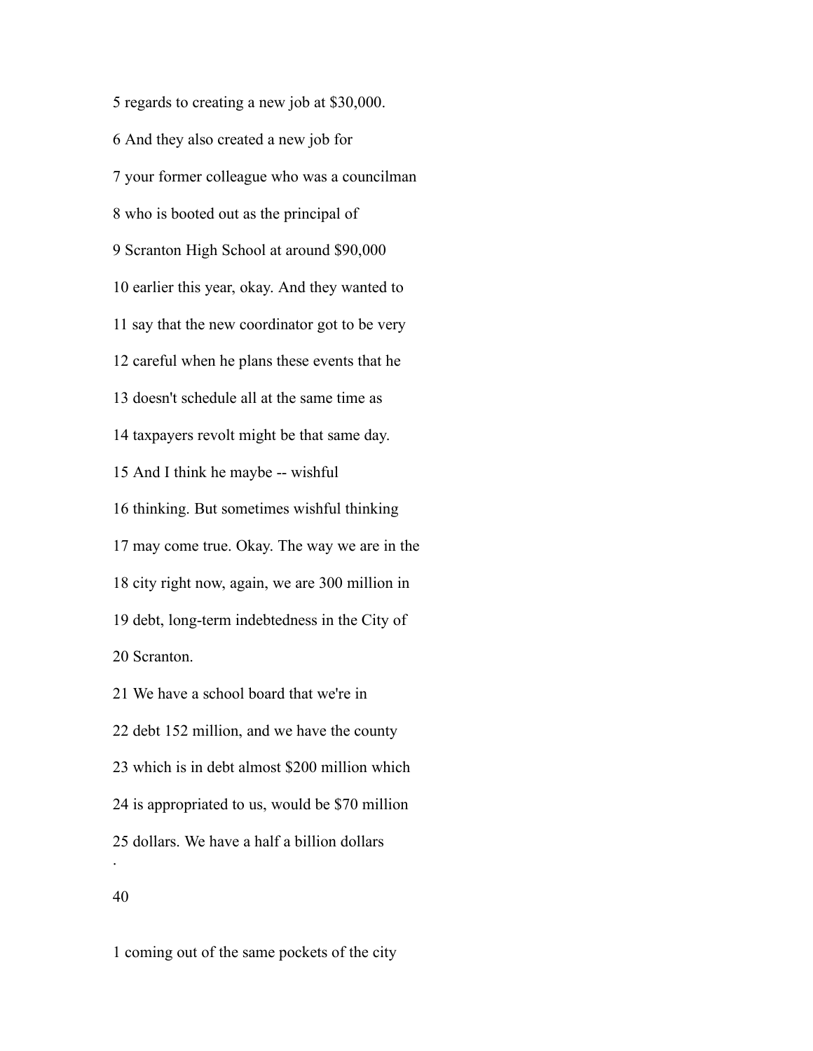5 regards to creating a new job at $30,000.

6 And they also created a new job for

7 your former colleague who was a councilman

8 who is booted out as the principal of

9 Scranton High School at around $90,000

10 earlier this year, okay. And they wanted to

11 say that the new coordinator got to be very

12 careful when he plans these events that he

13 doesn't schedule all at the same time as

14 taxpayers revolt might be that same day.

15 And I think he maybe -- wishful

16 thinking. But sometimes wishful thinking

17 may come true. Okay. The way we are in the

18 city right now, again, we are 300 million in

19 debt, long-term indebtedness in the City of

20 Scranton.

21 We have a school board that we're in

22 debt 152 million, and we have the county

23 which is in debt almost $200 million which

24 is appropriated to us, would be $70 million

25 dollars. We have a half a billion dollars

1 coming out of the same pockets of the city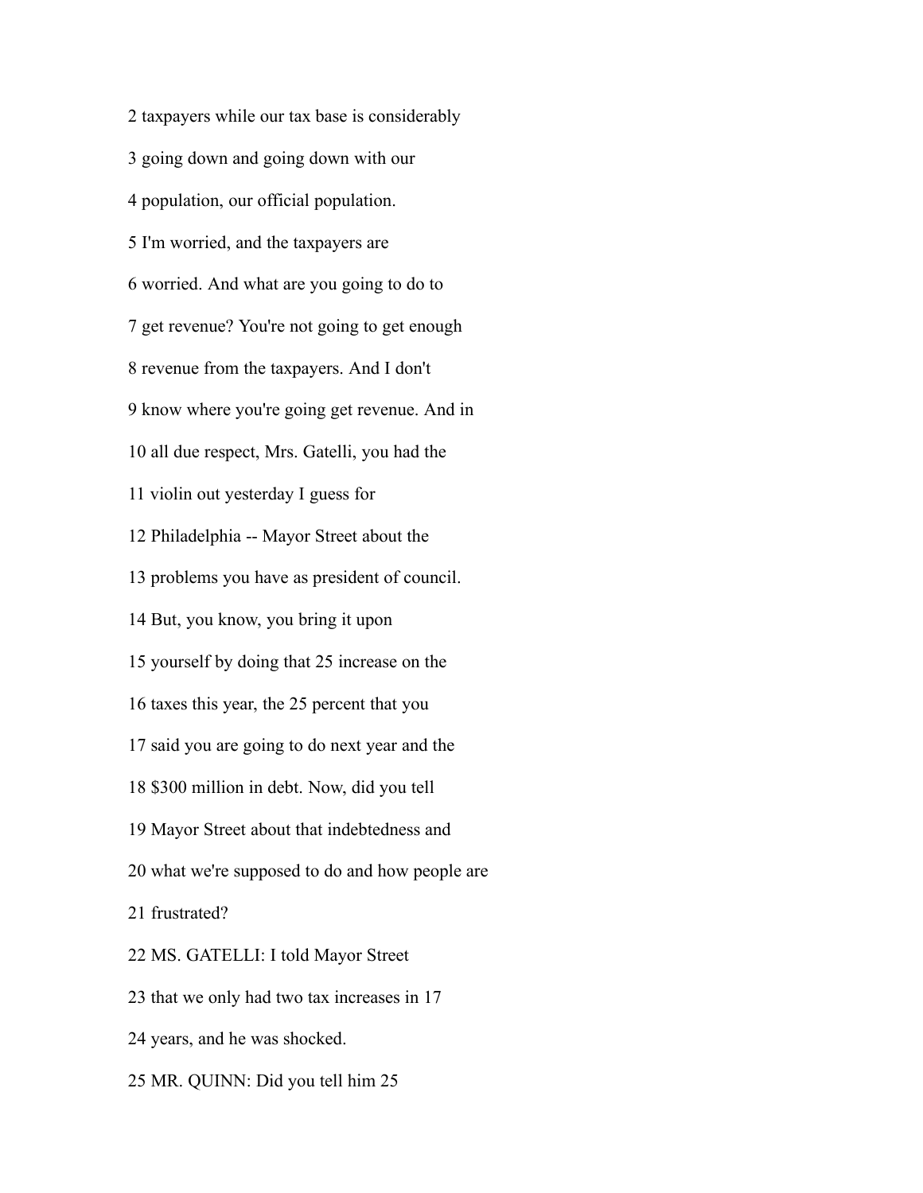2 taxpayers while our tax base is considerably

3 going down and going down with our

4 population, our official population.

5 I'm worried, and the taxpayers are

6 worried. And what are you going to do to

7 get revenue? You're not going to get enough

8 revenue from the taxpayers. And I don't

9 know where you're going get revenue. And in

10 all due respect, Mrs. Gatelli, you had the

11 violin out yesterday I guess for

12 Philadelphia -- Mayor Street about the

13 problems you have as president of council.

14 But, you know, you bring it upon

15 yourself by doing that 25 increase on the

16 taxes this year, the 25 percent that you

17 said you are going to do next year and the

18 $300 million in debt. Now, did you tell

19 Mayor Street about that indebtedness and

20 what we're supposed to do and how people are

21 frustrated?

22 MS. GATELLI: I told Mayor Street

23 that we only had two tax increases in 17

24 years, and he was shocked.

25 MR. QUINN: Did you tell him 25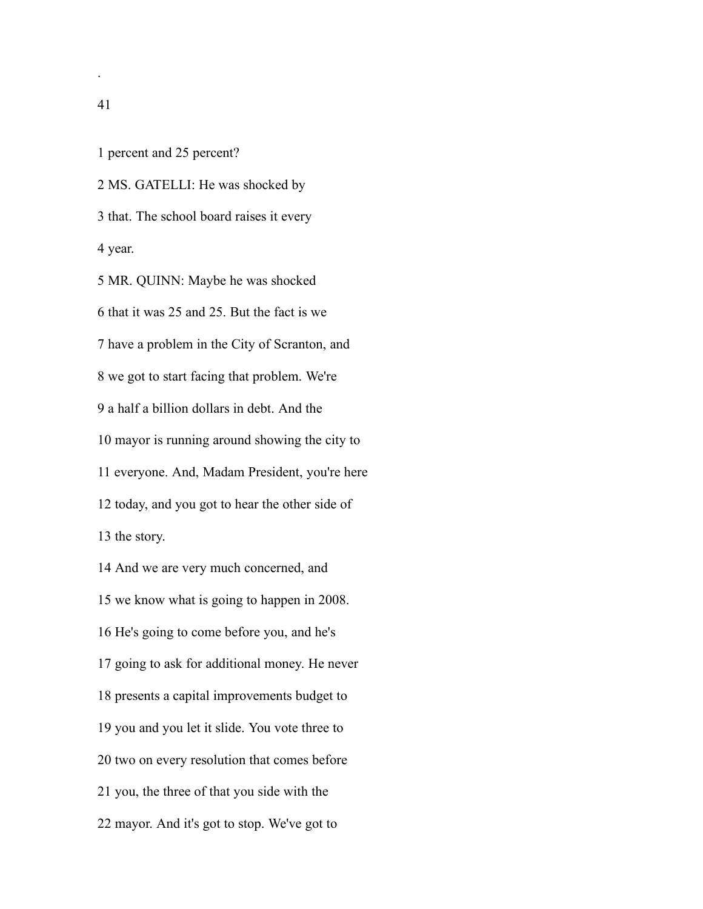1 percent and 25 percent?

2 MS. GATELLI: He was shocked by

3 that. The school board raises it every

4 year.

5 MR. QUINN: Maybe he was shocked

6 that it was 25 and 25. But the fact is we

7 have a problem in the City of Scranton, and

8 we got to start facing that problem. We're

9 a half a billion dollars in debt. And the

10 mayor is running around showing the city to

11 everyone. And, Madam President, you're here

12 today, and you got to hear the other side of

13 the story.

14 And we are very much concerned, and

15 we know what is going to happen in 2008.

16 He's going to come before you, and he's

17 going to ask for additional money. He never

18 presents a capital improvements budget to

19 you and you let it slide. You vote three to

20 two on every resolution that comes before

21 you, the three of that you side with the

22 mayor. And it's got to stop. We've got to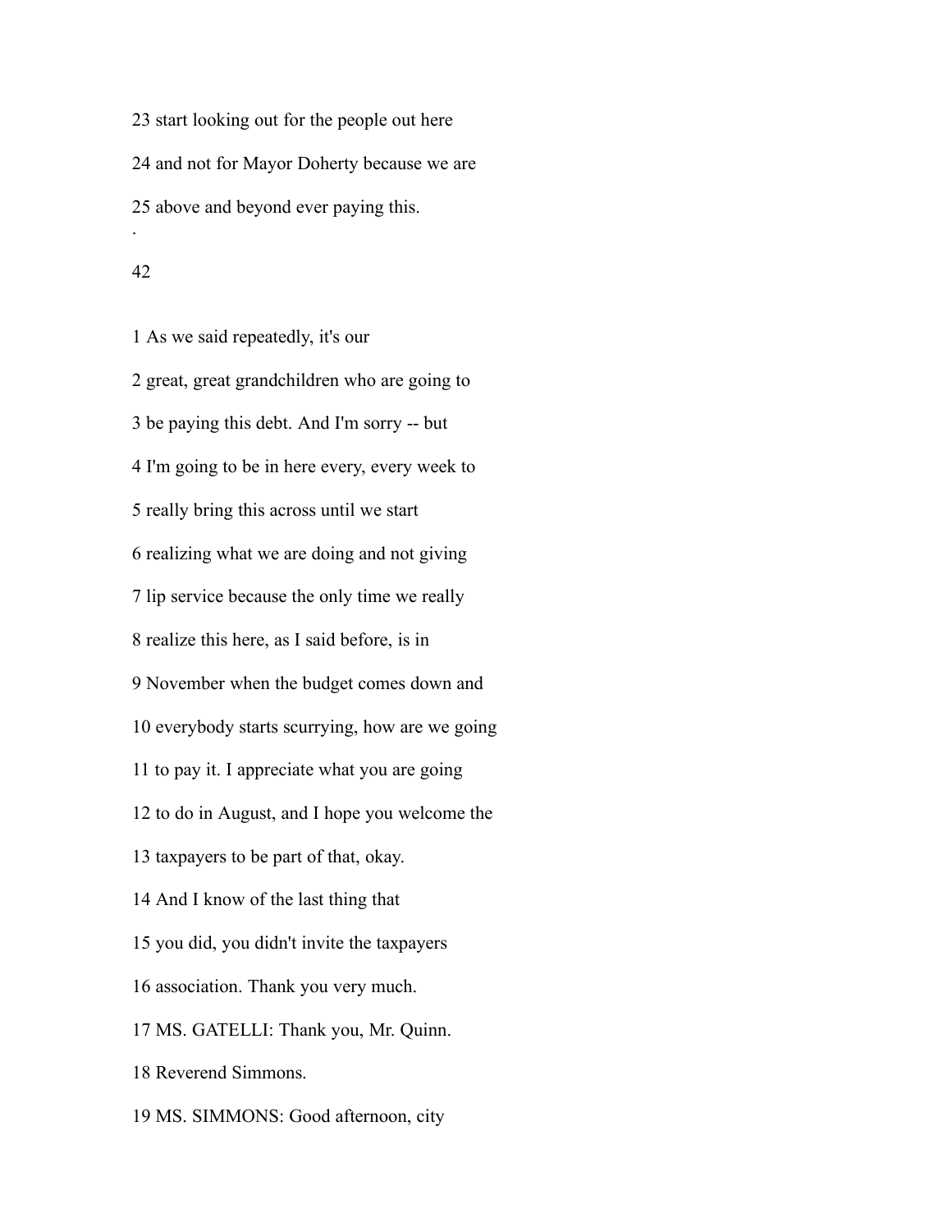23 start looking out for the people out here

24 and not for Mayor Doherty because we are

25 above and beyond ever paying this.

.

1 As we said repeatedly, it's our

2 great, great grandchildren who are going to

3 be paying this debt. And I'm sorry -- but

4 I'm going to be in here every, every week to

5 really bring this across until we start

6 realizing what we are doing and not giving

7 lip service because the only time we really

8 realize this here, as I said before, is in

9 November when the budget comes down and

10 everybody starts scurrying, how are we going

11 to pay it. I appreciate what you are going

12 to do in August, and I hope you welcome the

13 taxpayers to be part of that, okay.

14 And I know of the last thing that

15 you did, you didn't invite the taxpayers

16 association. Thank you very much.

17 MS. GATELLI: Thank you, Mr. Quinn.

18 Reverend Simmons.

19 MS. SIMMONS: Good afternoon, city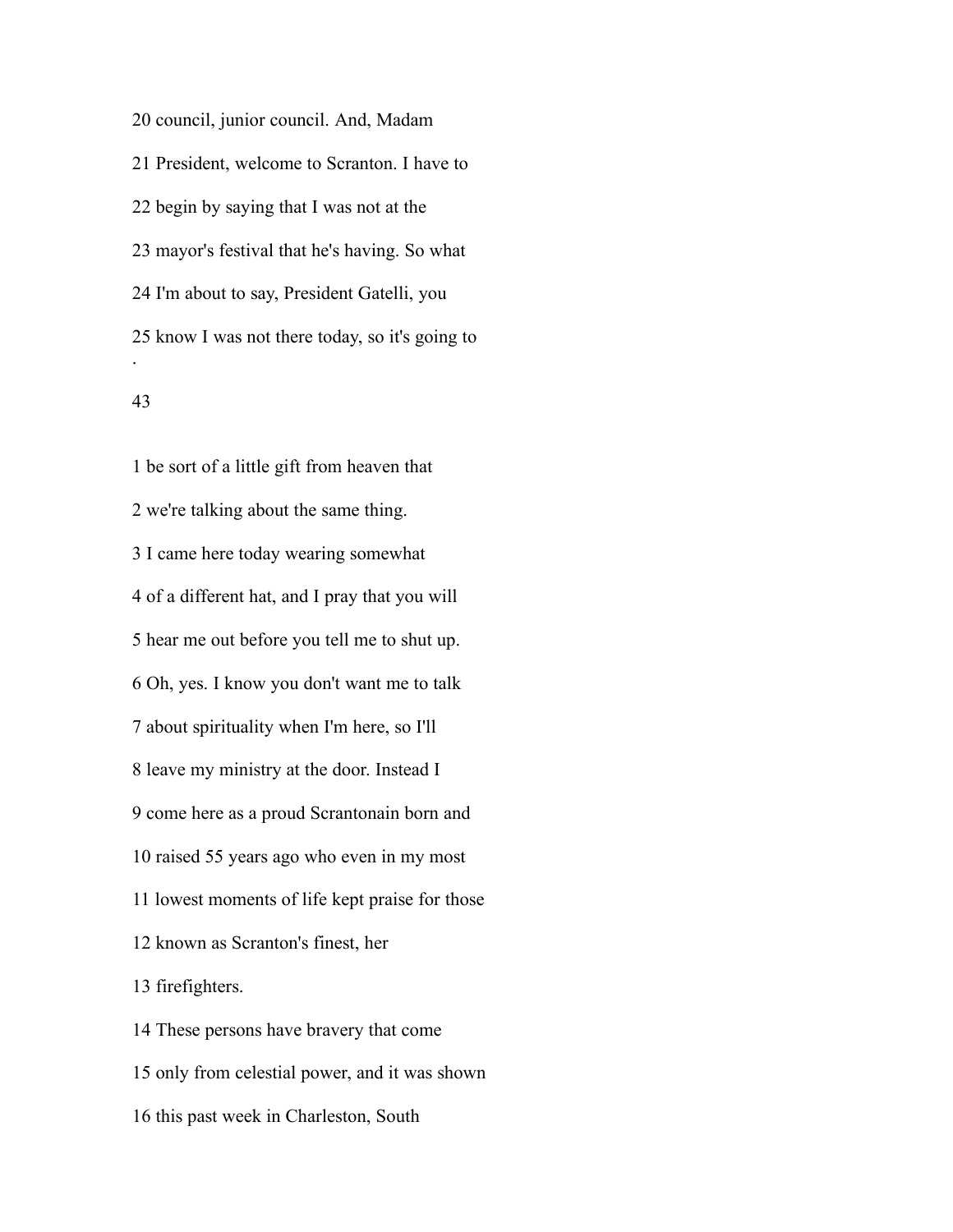20 council, junior council. And, Madam

21 President, welcome to Scranton. I have to

22 begin by saying that I was not at the

23 mayor's festival that he's having. So what

24 I'm about to say, President Gatelli, you

25 know I was not there today, so it's going to

1 be sort of a little gift from heaven that

2 we're talking about the same thing.

3 I came here today wearing somewhat

4 of a different hat, and I pray that you will

5 hear me out before you tell me to shut up.

6 Oh, yes. I know you don't want me to talk

7 about spirituality when I'm here, so I'll

8 leave my ministry at the door. Instead I

9 come here as a proud Scrantonain born and

10 raised 55 years ago who even in my most

11 lowest moments of life kept praise for those

12 known as Scranton's finest, her

13 firefighters.

14 These persons have bravery that come

15 only from celestial power, and it was shown

16 this past week in Charleston, South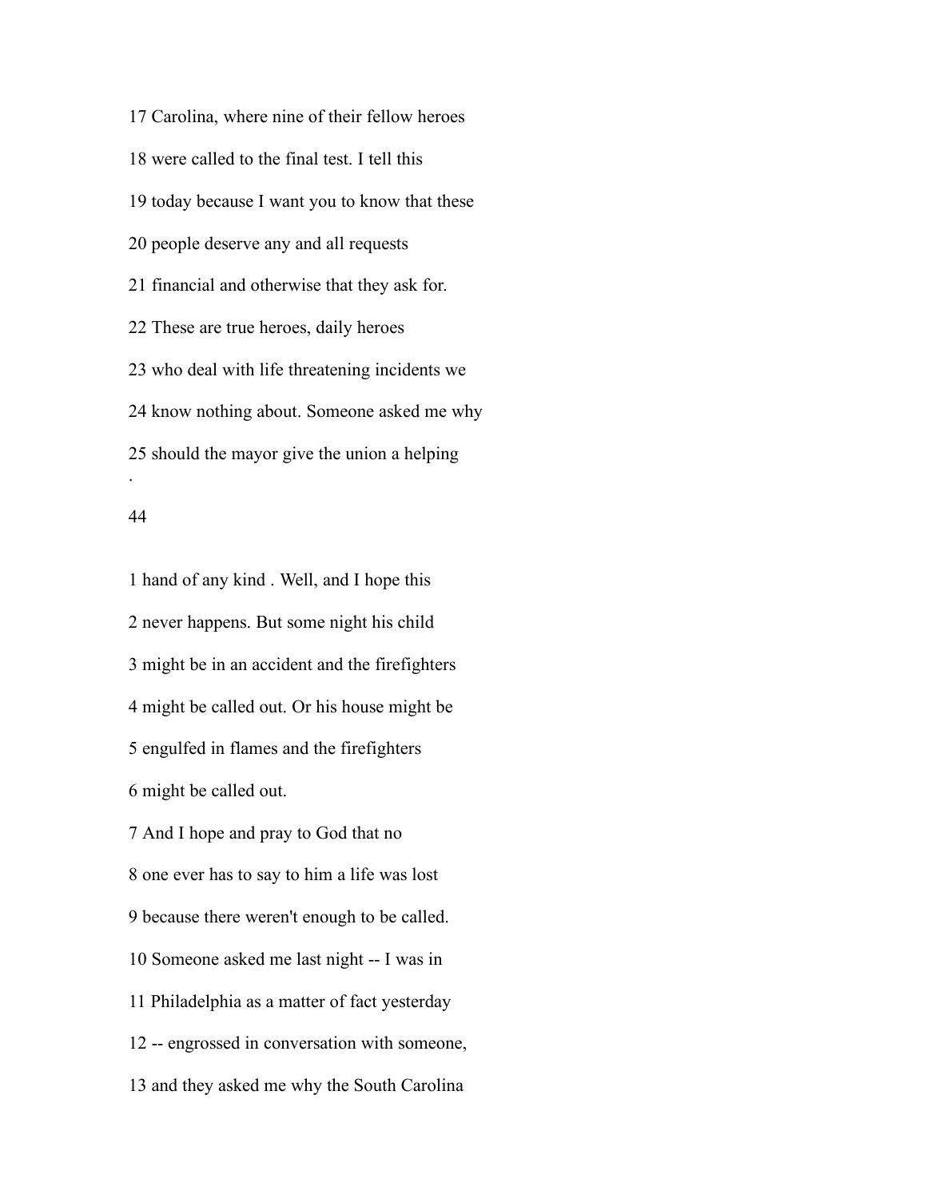17 Carolina, where nine of their fellow heroes

18 were called to the final test. I tell this

19 today because I want you to know that these

20 people deserve any and all requests

21 financial and otherwise that they ask for.

22 These are true heroes, daily heroes

23 who deal with life threatening incidents we

24 know nothing about. Someone asked me why

25 should the mayor give the union a helping

1 hand of any kind . Well, and I hope this

2 never happens. But some night his child

3 might be in an accident and the firefighters

4 might be called out. Or his house might be

5 engulfed in flames and the firefighters

6 might be called out.

7 And I hope and pray to God that no

8 one ever has to say to him a life was lost

9 because there weren't enough to be called.

10 Someone asked me last night -- I was in

11 Philadelphia as a matter of fact yesterday

12 -- engrossed in conversation with someone,

13 and they asked me why the South Carolina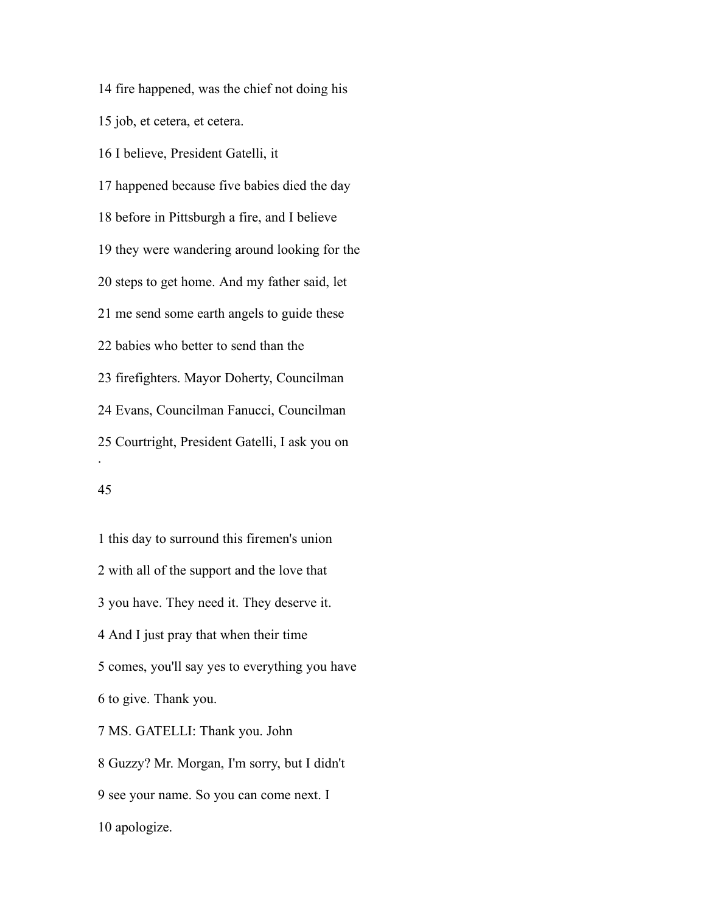14 fire happened, was the chief not doing his

15 job, et cetera, et cetera.

16 I believe, President Gatelli, it

17 happened because five babies died the day

18 before in Pittsburgh a fire, and I believe

19 they were wandering around looking for the

20 steps to get home. And my father said, let

21 me send some earth angels to guide these

22 babies who better to send than the

23 firefighters. Mayor Doherty, Councilman

24 Evans, Councilman Fanucci, Councilman

25 Courtright, President Gatelli, I ask you on

1 this day to surround this firemen's union

2 with all of the support and the love that

3 you have. They need it. They deserve it.

4 And I just pray that when their time

5 comes, you'll say yes to everything you have

6 to give. Thank you.

7 MS. GATELLI: Thank you. John

8 Guzzy? Mr. Morgan, I'm sorry, but I didn't

9 see your name. So you can come next. I

10 apologize.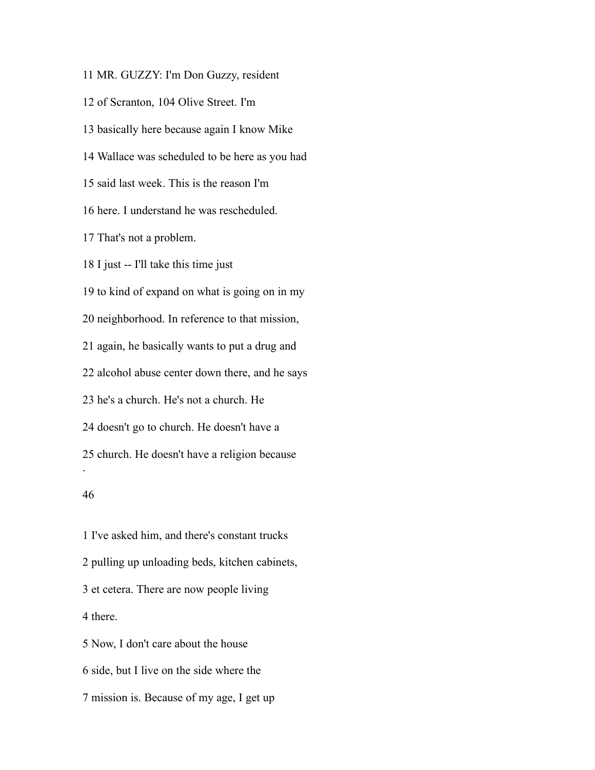11 MR. GUZZY: I'm Don Guzzy, resident

12 of Scranton, 104 Olive Street. I'm

13 basically here because again I know Mike

14 Wallace was scheduled to be here as you had

15 said last week. This is the reason I'm

16 here. I understand he was rescheduled.

17 That's not a problem.

18 I just -- I'll take this time just

19 to kind of expand on what is going on in my

20 neighborhood. In reference to that mission,

21 again, he basically wants to put a drug and

22 alcohol abuse center down there, and he says

23 he's a church. He's not a church. He

24 doesn't go to church. He doesn't have a

25 church. He doesn't have a religion because

1 I've asked him, and there's constant trucks

2 pulling up unloading beds, kitchen cabinets,

3 et cetera. There are now people living

4 there.

5 Now, I don't care about the house

6 side, but I live on the side where the

7 mission is. Because of my age, I get up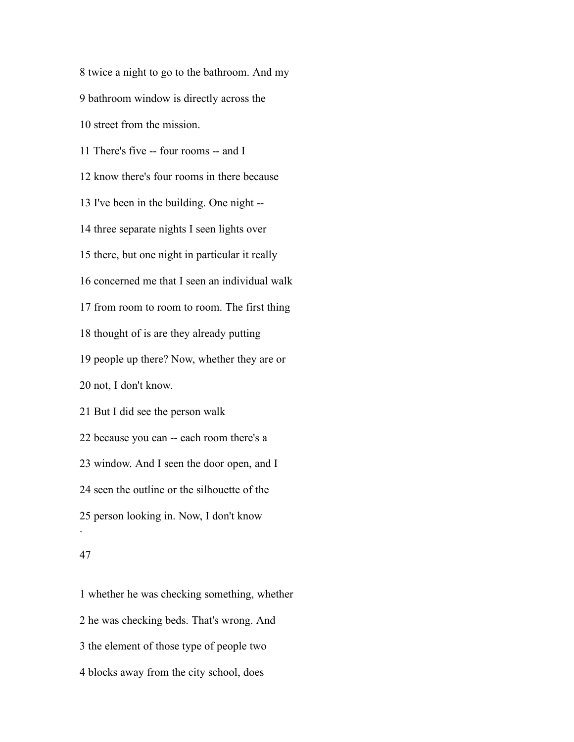8 twice a night to go to the bathroom. And my

9 bathroom window is directly across the

10 street from the mission.

11 There's five -- four rooms -- and I

12 know there's four rooms in there because

13 I've been in the building. One night --

14 three separate nights I seen lights over

15 there, but one night in particular it really

16 concerned me that I seen an individual walk

17 from room to room to room. The first thing

18 thought of is are they already putting

19 people up there? Now, whether they are or

20 not, I don't know.

21 But I did see the person walk

22 because you can -- each room there's a

23 window. And I seen the door open, and I

24 seen the outline or the silhouette of the

25 person looking in. Now, I don't know

1 whether he was checking something, whether

2 he was checking beds. That's wrong. And

3 the element of those type of people two

4 blocks away from the city school, does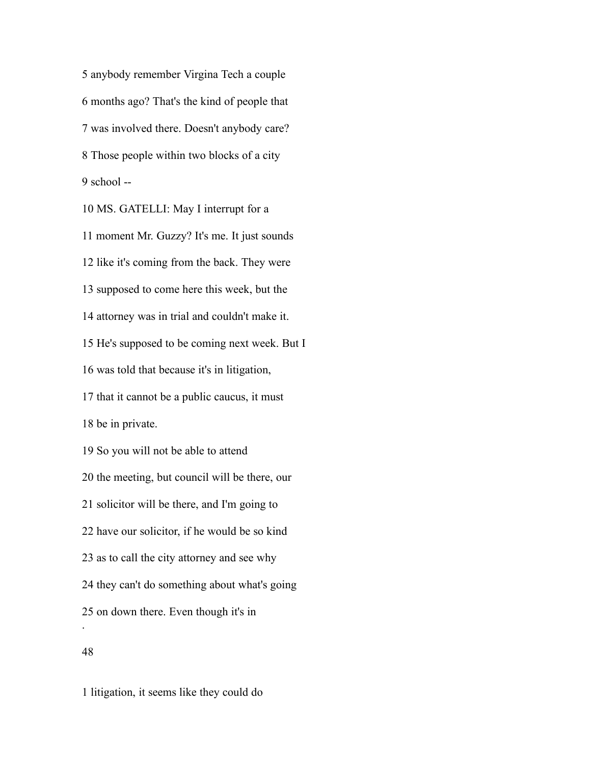5 anybody remember Virgina Tech a couple

6 months ago? That's the kind of people that

7 was involved there. Doesn't anybody care?

8 Those people within two blocks of a city

9 school --

10 MS. GATELLI: May I interrupt for a

11 moment Mr. Guzzy? It's me. It just sounds

12 like it's coming from the back. They were

13 supposed to come here this week, but the

14 attorney was in trial and couldn't make it.

15 He's supposed to be coming next week. But I

16 was told that because it's in litigation,

17 that it cannot be a public caucus, it must

18 be in private.

19 So you will not be able to attend

20 the meeting, but council will be there, our

21 solicitor will be there, and I'm going to

22 have our solicitor, if he would be so kind

23 as to call the city attorney and see why

24 they can't do something about what's going

25 on down there. Even though it's in

1 litigation, it seems like they could do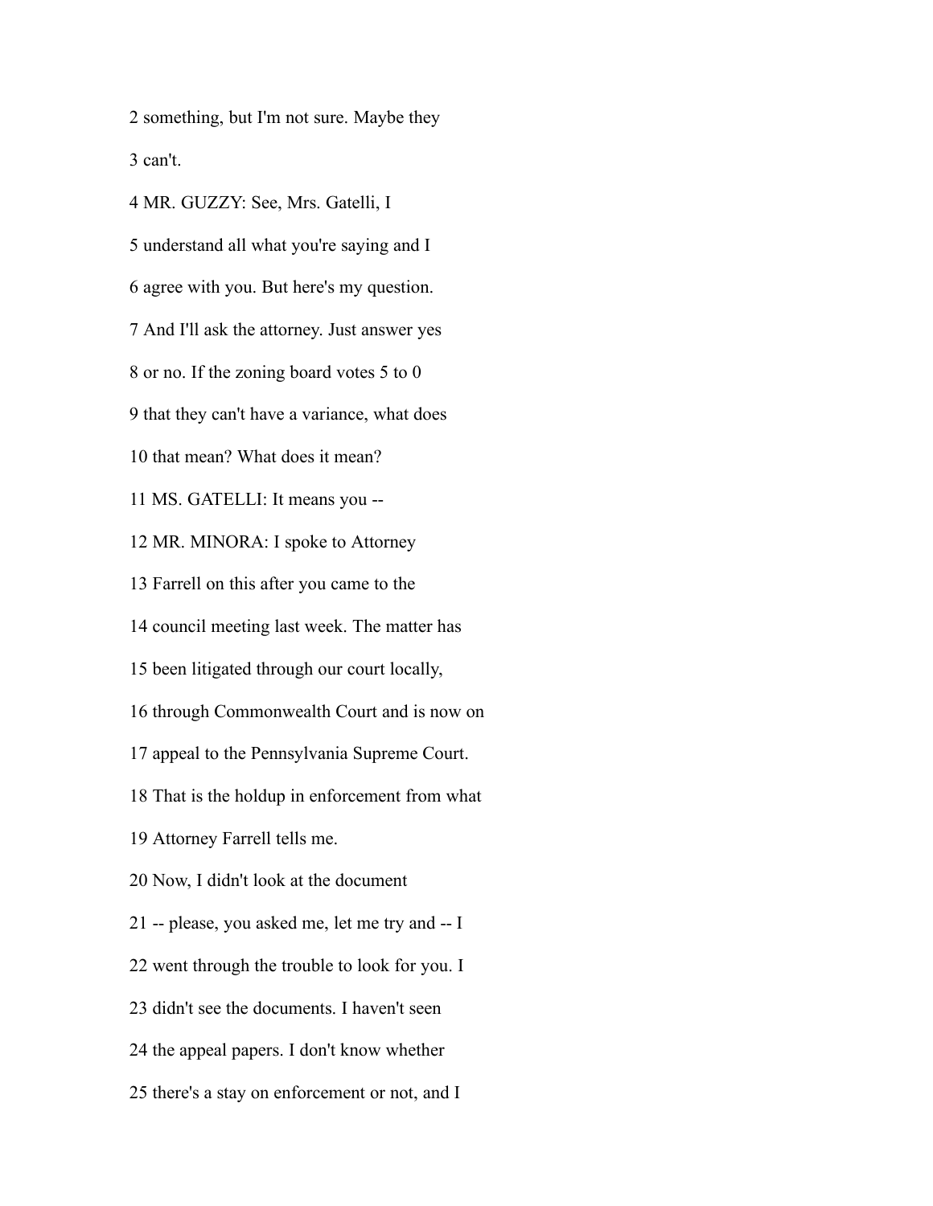2 something, but I'm not sure. Maybe they

3 can't.

4 MR. GUZZY: See, Mrs. Gatelli, I

5 understand all what you're saying and I

6 agree with you. But here's my question.

7 And I'll ask the attorney. Just answer yes

8 or no. If the zoning board votes 5 to 0

9 that they can't have a variance, what does

10 that mean? What does it mean?

11 MS. GATELLI: It means you --

12 MR. MINORA: I spoke to Attorney

13 Farrell on this after you came to the

14 council meeting last week. The matter has

15 been litigated through our court locally,

16 through Commonwealth Court and is now on

17 appeal to the Pennsylvania Supreme Court.

18 That is the holdup in enforcement from what

19 Attorney Farrell tells me.

20 Now, I didn't look at the document

21 -- please, you asked me, let me try and -- I

22 went through the trouble to look for you. I

23 didn't see the documents. I haven't seen

24 the appeal papers. I don't know whether

25 there's a stay on enforcement or not, and I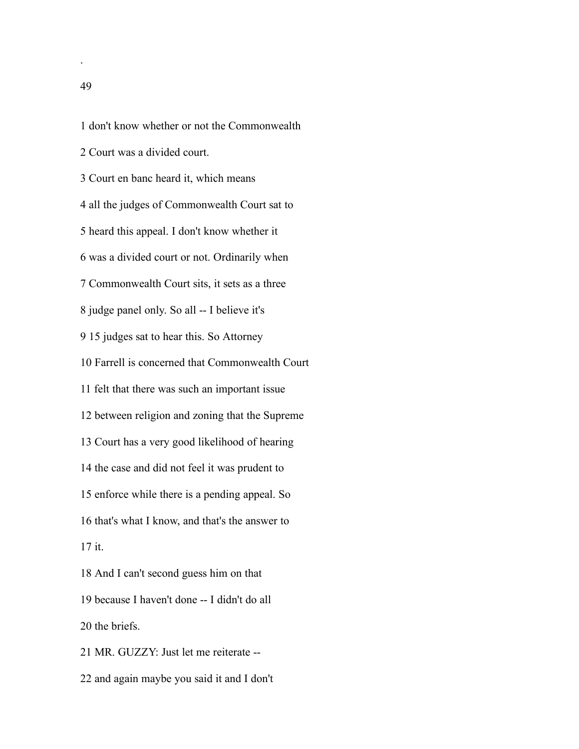1 don't know whether or not the Commonwealth

2 Court was a divided court.

3 Court en banc heard it, which means

4 all the judges of Commonwealth Court sat to

5 heard this appeal. I don't know whether it

6 was a divided court or not. Ordinarily when

7 Commonwealth Court sits, it sets as a three

8 judge panel only. So all -- I believe it's

9 15 judges sat to hear this. So Attorney

10 Farrell is concerned that Commonwealth Court

11 felt that there was such an important issue

12 between religion and zoning that the Supreme

13 Court has a very good likelihood of hearing

14 the case and did not feel it was prudent to

15 enforce while there is a pending appeal. So

16 that's what I know, and that's the answer to

17 it.

18 And I can't second guess him on that

19 because I haven't done -- I didn't do all

20 the briefs.

21 MR. GUZZY: Just let me reiterate --

22 and again maybe you said it and I don't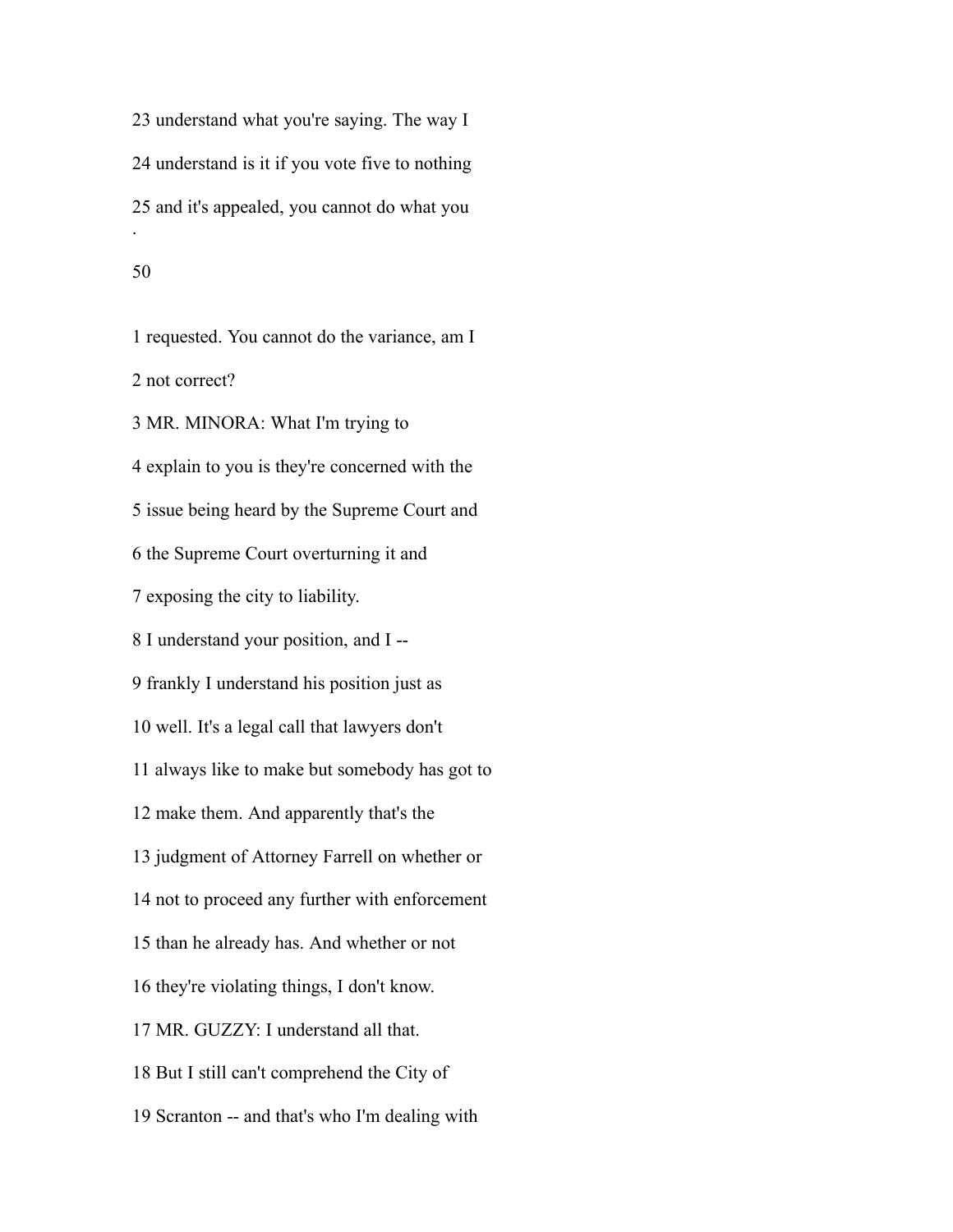23 understand what you're saying. The way I

24 understand is it if you vote five to nothing

25 and it's appealed, you cannot do what you

.

1 requested. You cannot do the variance, am I

2 not correct?

3 MR. MINORA: What I'm trying to

4 explain to you is they're concerned with the

5 issue being heard by the Supreme Court and

6 the Supreme Court overturning it and

7 exposing the city to liability.

8 I understand your position, and I --

9 frankly I understand his position just as

10 well. It's a legal call that lawyers don't

11 always like to make but somebody has got to

12 make them. And apparently that's the

13 judgment of Attorney Farrell on whether or

14 not to proceed any further with enforcement

15 than he already has. And whether or not

16 they're violating things, I don't know.

17 MR. GUZZY: I understand all that.

18 But I still can't comprehend the City of

19 Scranton -- and that's who I'm dealing with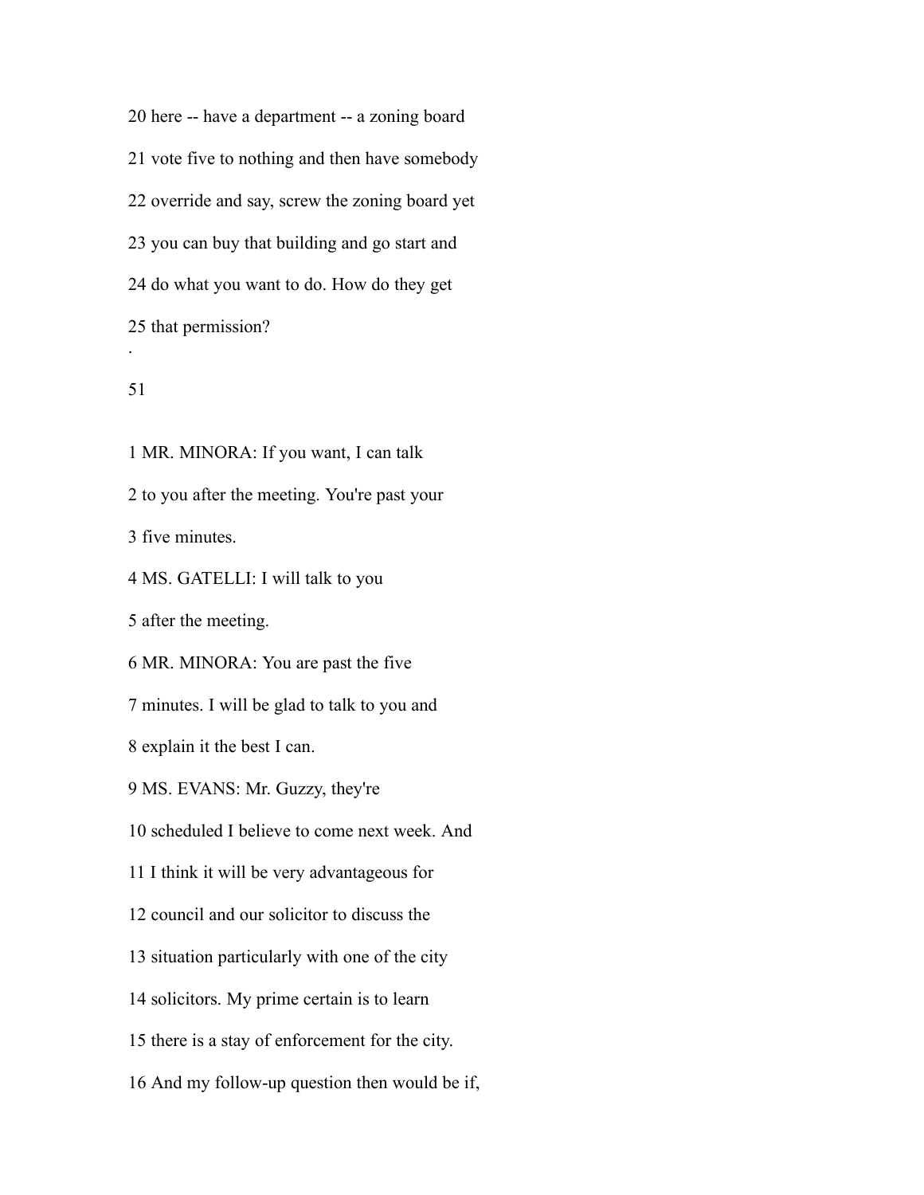20 here -- have a department -- a zoning board

21 vote five to nothing and then have somebody

22 override and say, screw the zoning board yet

23 you can buy that building and go start and

24 do what you want to do. How do they get

25 that permission?

1 MR. MINORA: If you want, I can talk

2 to you after the meeting. You're past your

3 five minutes.

4 MS. GATELLI: I will talk to you

5 after the meeting.

6 MR. MINORA: You are past the five

7 minutes. I will be glad to talk to you and

8 explain it the best I can.

9 MS. EVANS: Mr. Guzzy, they're

10 scheduled I believe to come next week. And

11 I think it will be very advantageous for

12 council and our solicitor to discuss the

13 situation particularly with one of the city

14 solicitors. My prime certain is to learn

15 there is a stay of enforcement for the city.

16 And my follow-up question then would be if,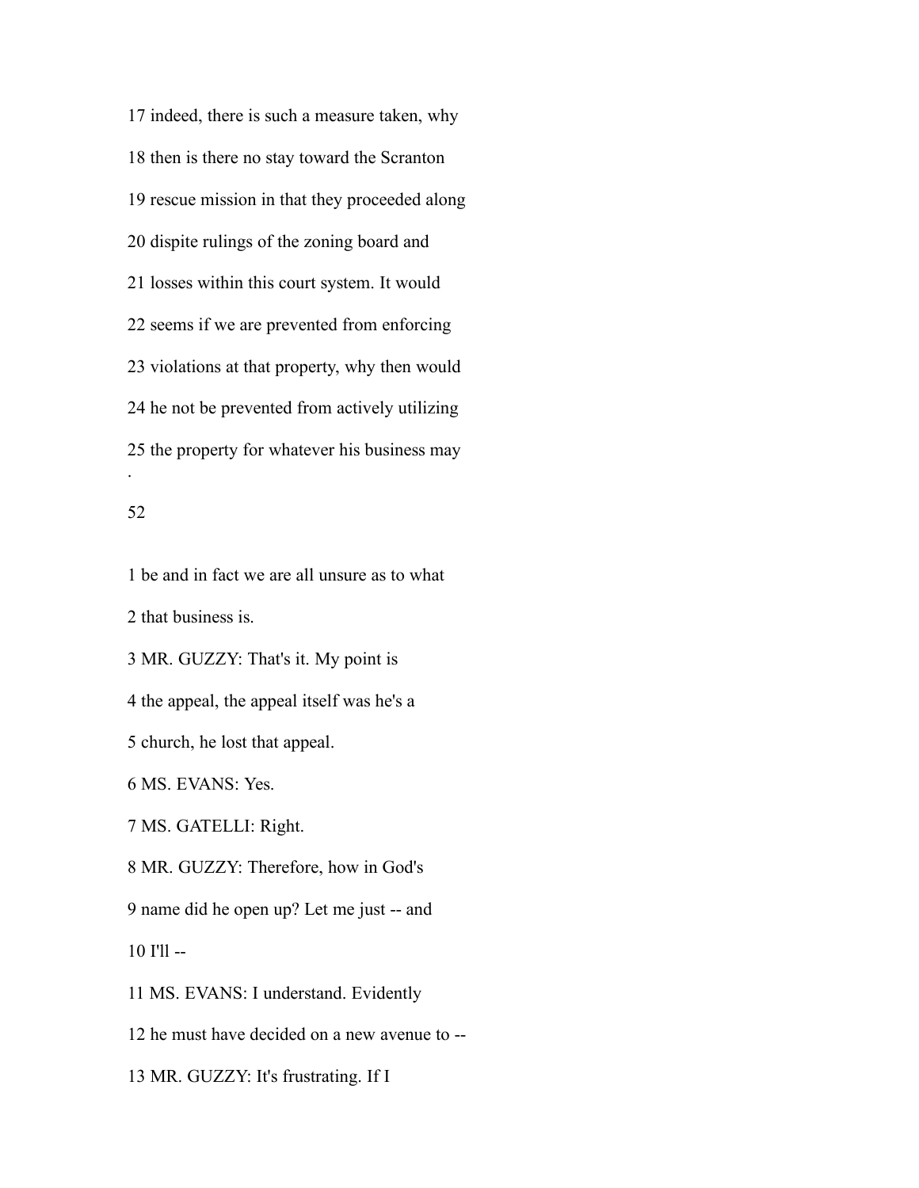17 indeed, there is such a measure taken, why

18 then is there no stay toward the Scranton

19 rescue mission in that they proceeded along

20 dispite rulings of the zoning board and

21 losses within this court system. It would

22 seems if we are prevented from enforcing

23 violations at that property, why then would

24 he not be prevented from actively utilizing

25 the property for whatever his business may

1 be and in fact we are all unsure as to what

2 that business is.

3 MR. GUZZY: That's it. My point is

4 the appeal, the appeal itself was he's a

5 church, he lost that appeal.

6 MS. EVANS: Yes.

7 MS. GATELLI: Right.

8 MR. GUZZY: Therefore, how in God's

9 name did he open up? Let me just -- and

10 I'll --

11 MS. EVANS: I understand. Evidently

12 he must have decided on a new avenue to --

13 MR. GUZZY: It's frustrating. If I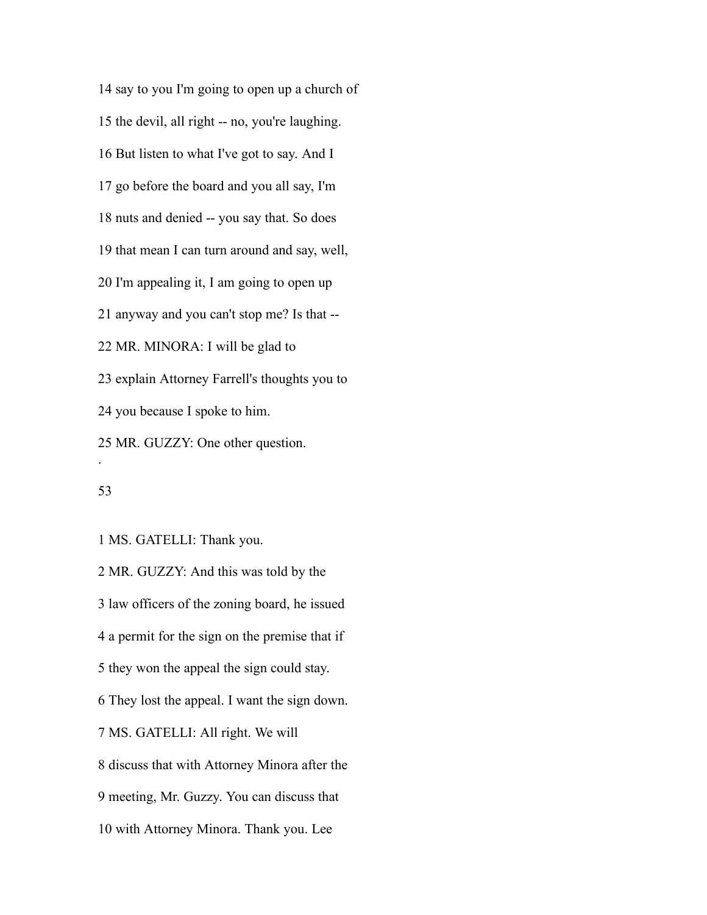14 say to you I'm going to open up a church of

15 the devil, all right -- no, you're laughing.

16 But listen to what I've got to say. And I

17 go before the board and you all say, I'm

18 nuts and denied -- you say that. So does

19 that mean I can turn around and say, well,

20 I'm appealing it, I am going to open up

21 anyway and you can't stop me? Is that --

22 MR. MINORA: I will be glad to

23 explain Attorney Farrell's thoughts you to

24 you because I spoke to him.

25 MR. GUZZY: One other question.

.

53

1 MS. GATELLI: Thank you.

2 MR. GUZZY: And this was told by the

3 law officers of the zoning board, he issued

4 a permit for the sign on the premise that if

5 they won the appeal the sign could stay.

6 They lost the appeal. I want the sign down.

7 MS. GATELLI: All right. We will

8 discuss that with Attorney Minora after the

9 meeting, Mr. Guzzy. You can discuss that

10 with Attorney Minora. Thank you. Lee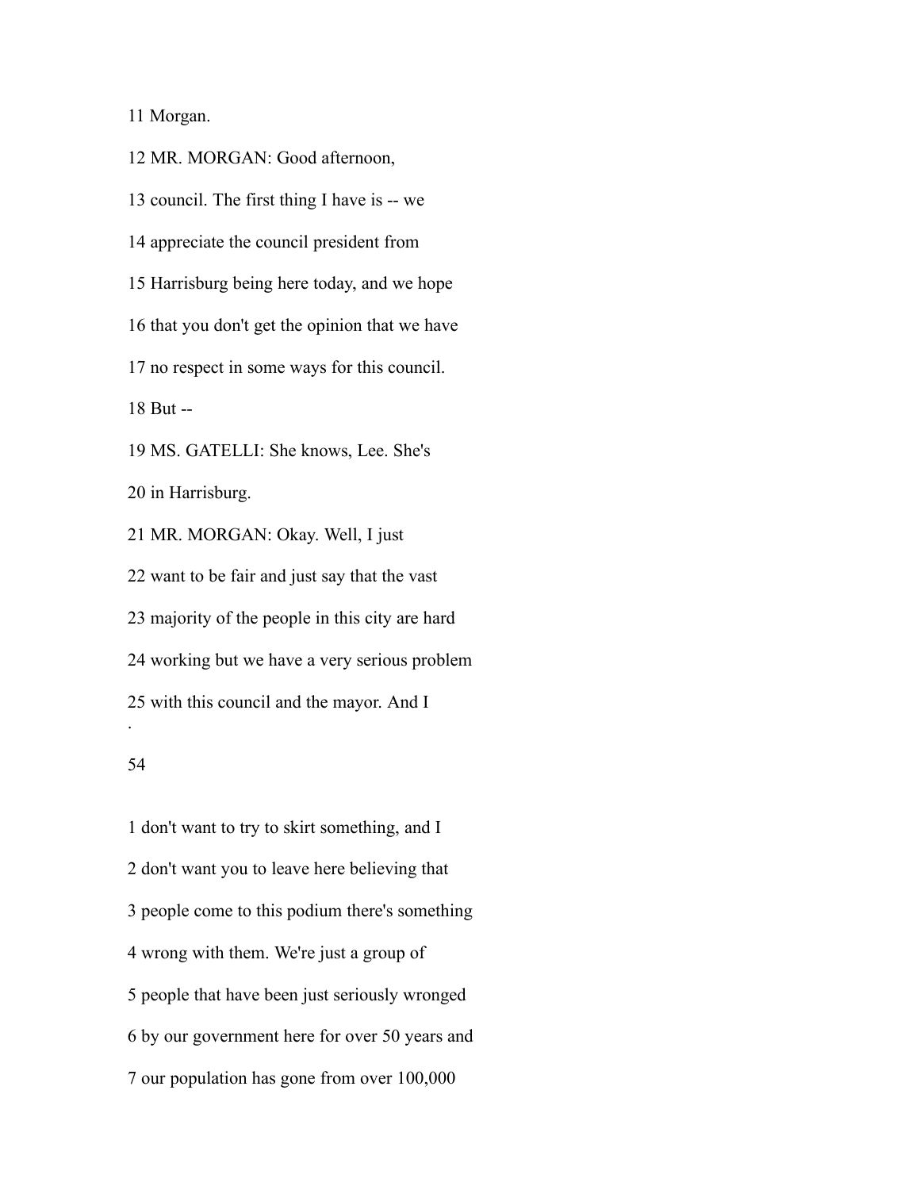11 Morgan.

12 MR. MORGAN: Good afternoon,

13 council. The first thing I have is -- we

14 appreciate the council president from

15 Harrisburg being here today, and we hope

16 that you don't get the opinion that we have

17 no respect in some ways for this council.

18 But --

19 MS. GATELLI: She knows, Lee. She's

20 in Harrisburg.

21 MR. MORGAN: Okay. Well, I just

22 want to be fair and just say that the vast

23 majority of the people in this city are hard

24 working but we have a very serious problem

25 with this council and the mayor. And I

1 don't want to try to skirt something, and I

2 don't want you to leave here believing that

3 people come to this podium there's something

4 wrong with them. We're just a group of

5 people that have been just seriously wronged

6 by our government here for over 50 years and

7 our population has gone from over 100,000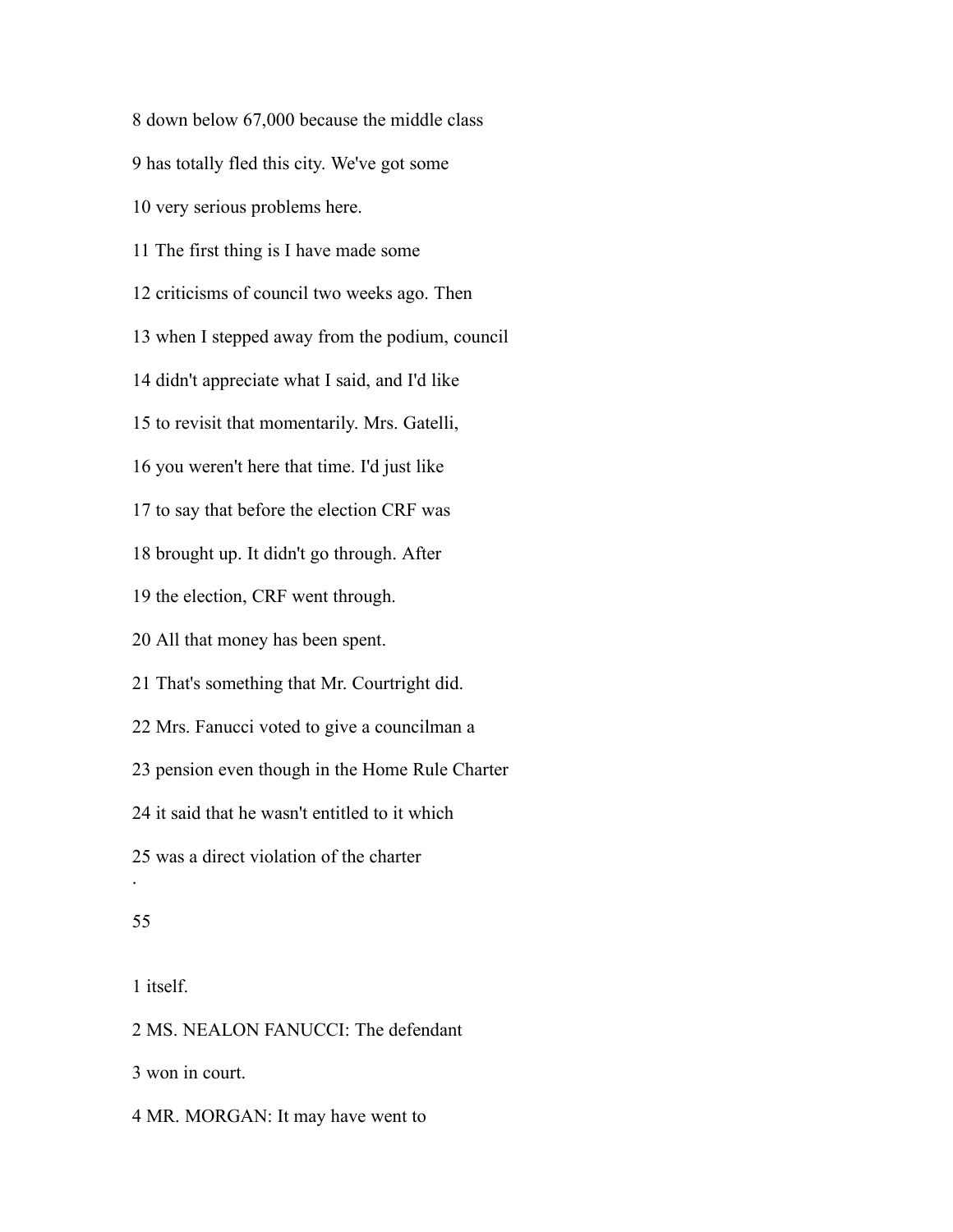8 down below 67,000 because the middle class

9 has totally fled this city. We've got some

10 very serious problems here.

11 The first thing is I have made some

12 criticisms of council two weeks ago. Then

13 when I stepped away from the podium, council

14 didn't appreciate what I said, and I'd like

15 to revisit that momentarily. Mrs. Gatelli,

16 you weren't here that time. I'd just like

17 to say that before the election CRF was

18 brought up. It didn't go through. After

19 the election, CRF went through.

20 All that money has been spent.

21 That's something that Mr. Courtright did.

22 Mrs. Fanucci voted to give a councilman a

23 pension even though in the Home Rule Charter

24 it said that he wasn't entitled to it which

25 was a direct violation of the charter

1 itself.

2 MS. NEALON FANUCCI: The defendant

3 won in court.

4 MR. MORGAN: It may have went to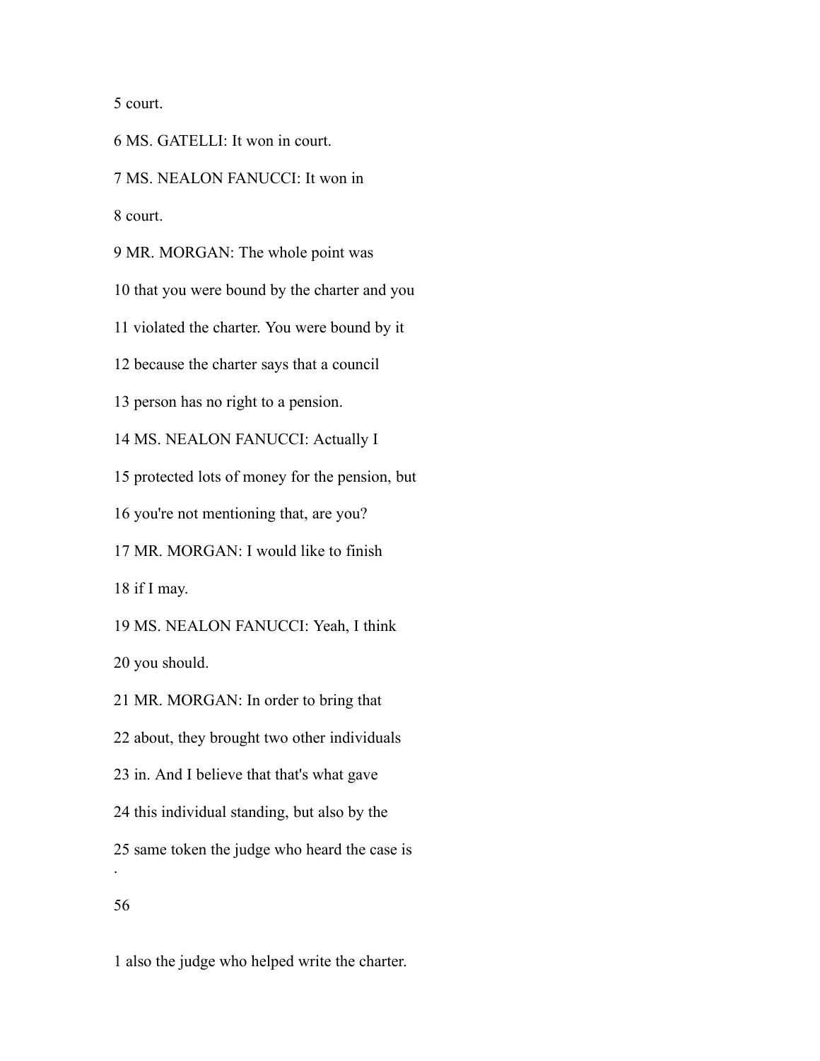5 court.

6 MS. GATELLI: It won in court.

7 MS. NEALON FANUCCI: It won in

8 court.

9 MR. MORGAN: The whole point was

10 that you were bound by the charter and you

11 violated the charter. You were bound by it

12 because the charter says that a council

13 person has no right to a pension.

14 MS. NEALON FANUCCI: Actually I

15 protected lots of money for the pension, but

16 you're not mentioning that, are you?

17 MR. MORGAN: I would like to finish

18 if I may.

19 MS. NEALON FANUCCI: Yeah, I think

20 you should.

21 MR. MORGAN: In order to bring that

22 about, they brought two other individuals

23 in. And I believe that that's what gave

24 this individual standing, but also by the

25 same token the judge who heard the case is

.

56

1 also the judge who helped write the charter.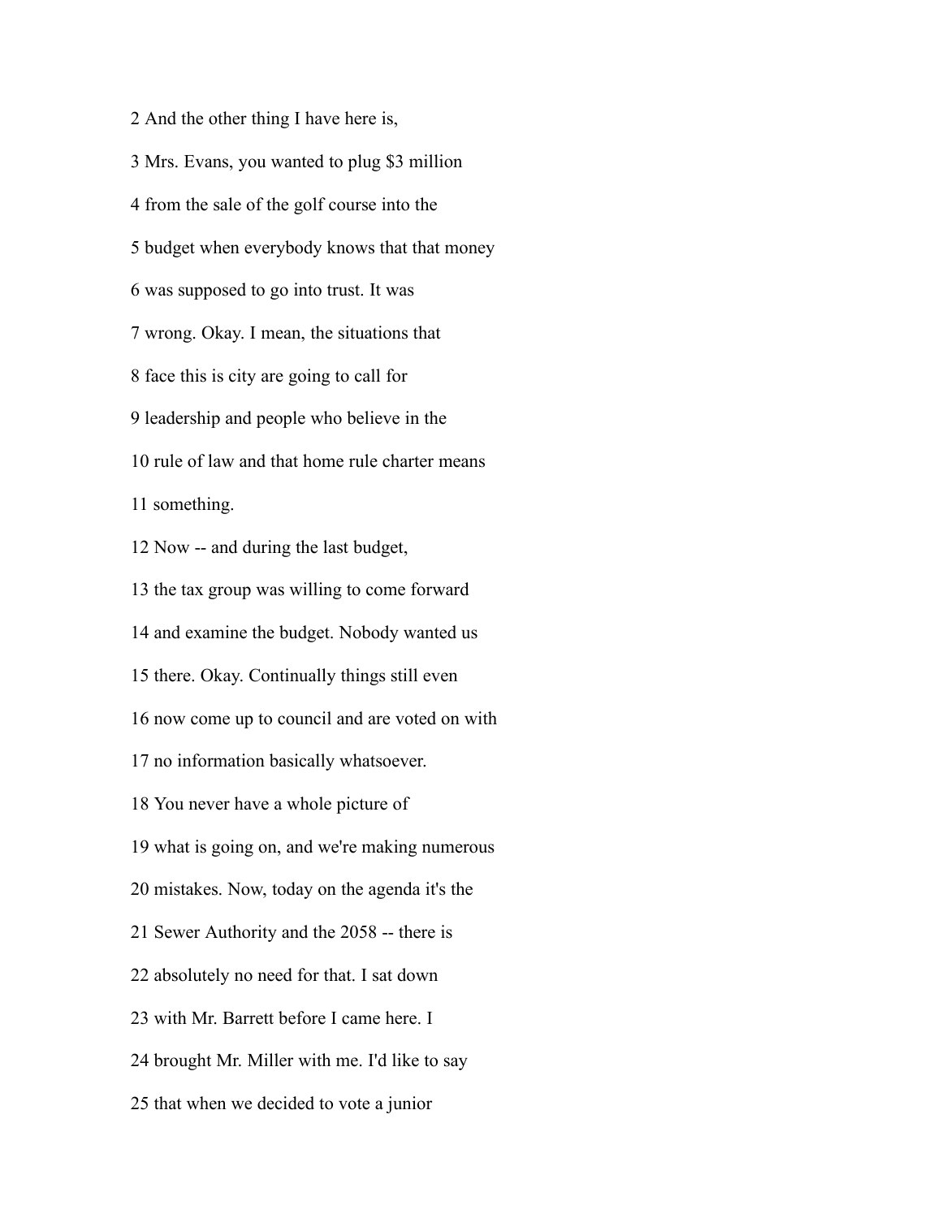2 And the other thing I have here is,

3 Mrs. Evans, you wanted to plug $3 million

4 from the sale of the golf course into the

5 budget when everybody knows that that money

6 was supposed to go into trust. It was

7 wrong. Okay. I mean, the situations that

8 face this is city are going to call for

9 leadership and people who believe in the

10 rule of law and that home rule charter means

11 something.

12 Now -- and during the last budget,

13 the tax group was willing to come forward

14 and examine the budget. Nobody wanted us

15 there. Okay. Continually things still even

16 now come up to council and are voted on with

17 no information basically whatsoever.

18 You never have a whole picture of

19 what is going on, and we're making numerous

20 mistakes. Now, today on the agenda it's the

21 Sewer Authority and the 2058 -- there is

22 absolutely no need for that. I sat down

23 with Mr. Barrett before I came here. I

24 brought Mr. Miller with me. I'd like to say

25 that when we decided to vote a junior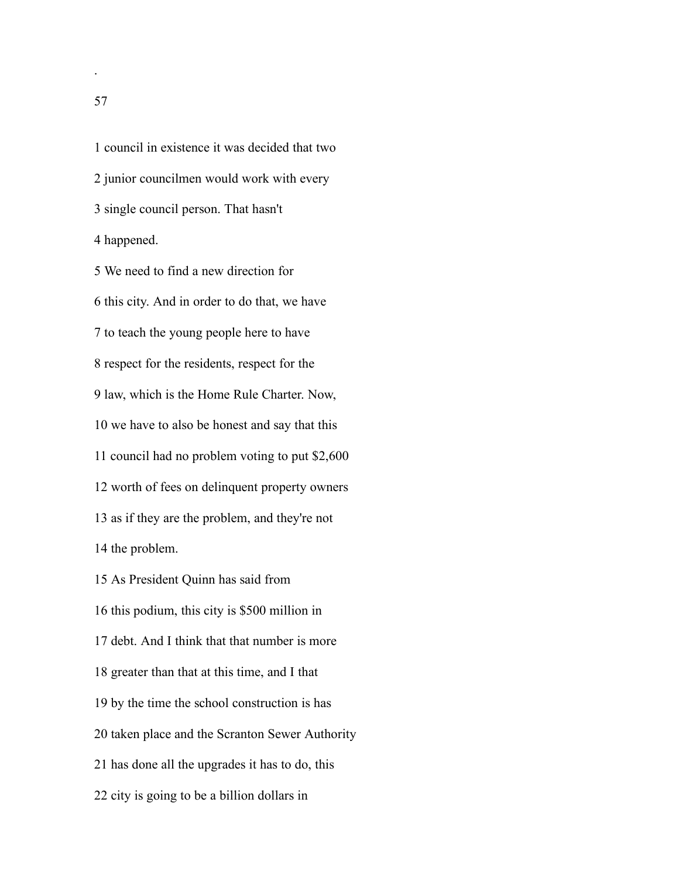1 council in existence it was decided that two

2 junior councilmen would work with every

3 single council person. That hasn't

4 happened.

5 We need to find a new direction for

6 this city. And in order to do that, we have

7 to teach the young people here to have

8 respect for the residents, respect for the

9 law, which is the Home Rule Charter. Now,

10 we have to also be honest and say that this

11 council had no problem voting to put $2,600

12 worth of fees on delinquent property owners

13 as if they are the problem, and they're not

14 the problem.

15 As President Quinn has said from

16 this podium, this city is $500 million in

17 debt. And I think that that number is more

18 greater than that at this time, and I that

19 by the time the school construction is has

20 taken place and the Scranton Sewer Authority

21 has done all the upgrades it has to do, this

22 city is going to be a billion dollars in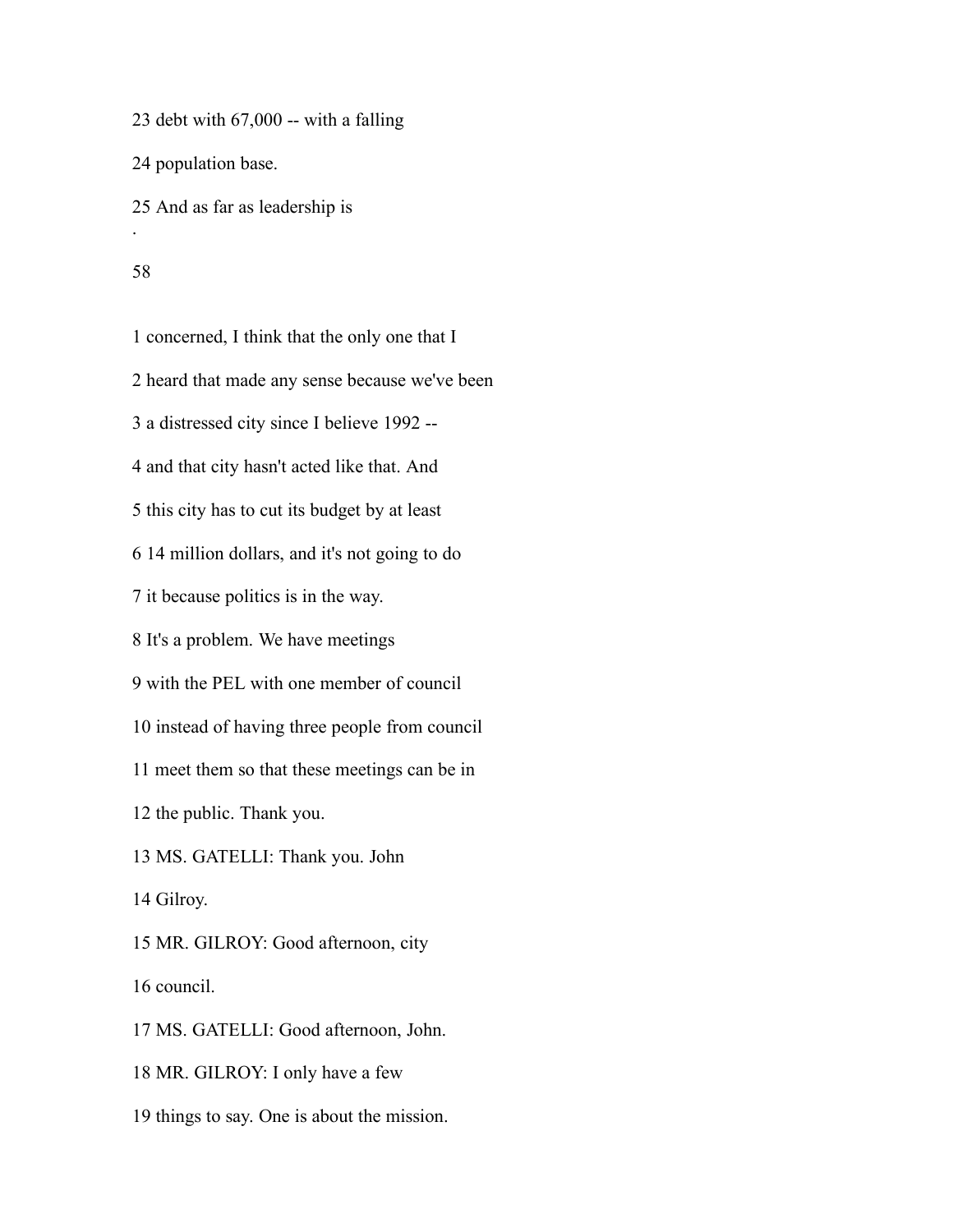23 debt with 67,000 -- with a falling

24 population base.

25 And as far as leadership is

1 concerned, I think that the only one that I

2 heard that made any sense because we've been

3 a distressed city since I believe 1992 --

4 and that city hasn't acted like that. And

5 this city has to cut its budget by at least

6 14 million dollars, and it's not going to do

7 it because politics is in the way.

8 It's a problem. We have meetings

9 with the PEL with one member of council

10 instead of having three people from council

11 meet them so that these meetings can be in

12 the public. Thank you.

13 MS. GATELLI: Thank you. John

14 Gilroy.

15 MR. GILROY: Good afternoon, city

16 council.

17 MS. GATELLI: Good afternoon, John.

18 MR. GILROY: I only have a few

19 things to say. One is about the mission.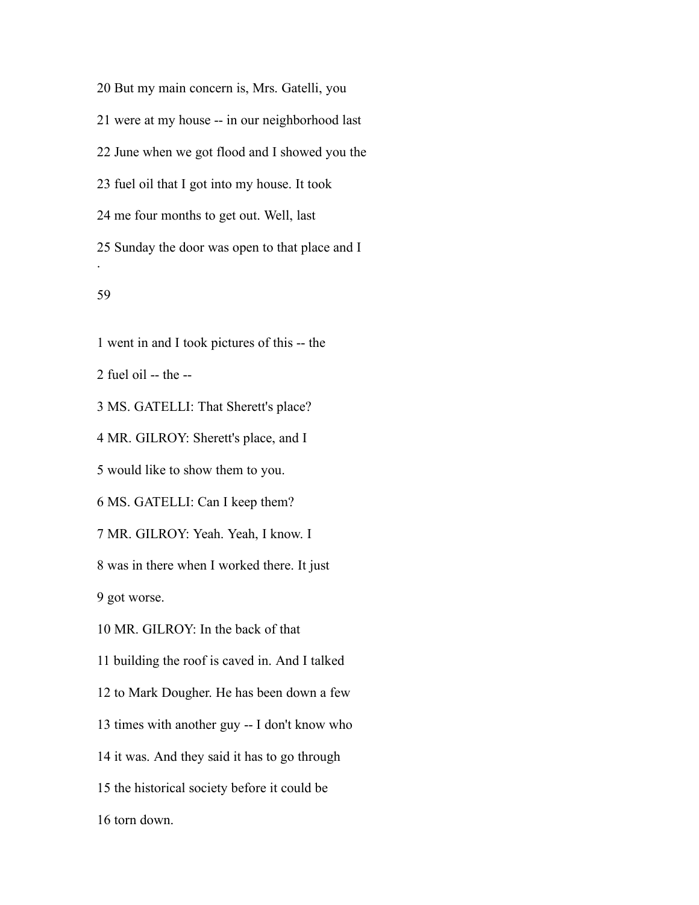20 But my main concern is, Mrs. Gatelli, you

21 were at my house -- in our neighborhood last

22 June when we got flood and I showed you the

23 fuel oil that I got into my house. It took

24 me four months to get out. Well, last

25 Sunday the door was open to that place and I

1 went in and I took pictures of this -- the

2 fuel oil -- the --

3 MS. GATELLI: That Sherett's place?

4 MR. GILROY: Sherett's place, and I

5 would like to show them to you.

6 MS. GATELLI: Can I keep them?

7 MR. GILROY: Yeah. Yeah, I know. I

8 was in there when I worked there. It just

9 got worse.

10 MR. GILROY: In the back of that

11 building the roof is caved in. And I talked

12 to Mark Dougher. He has been down a few

13 times with another guy -- I don't know who

14 it was. And they said it has to go through

15 the historical society before it could be

16 torn down.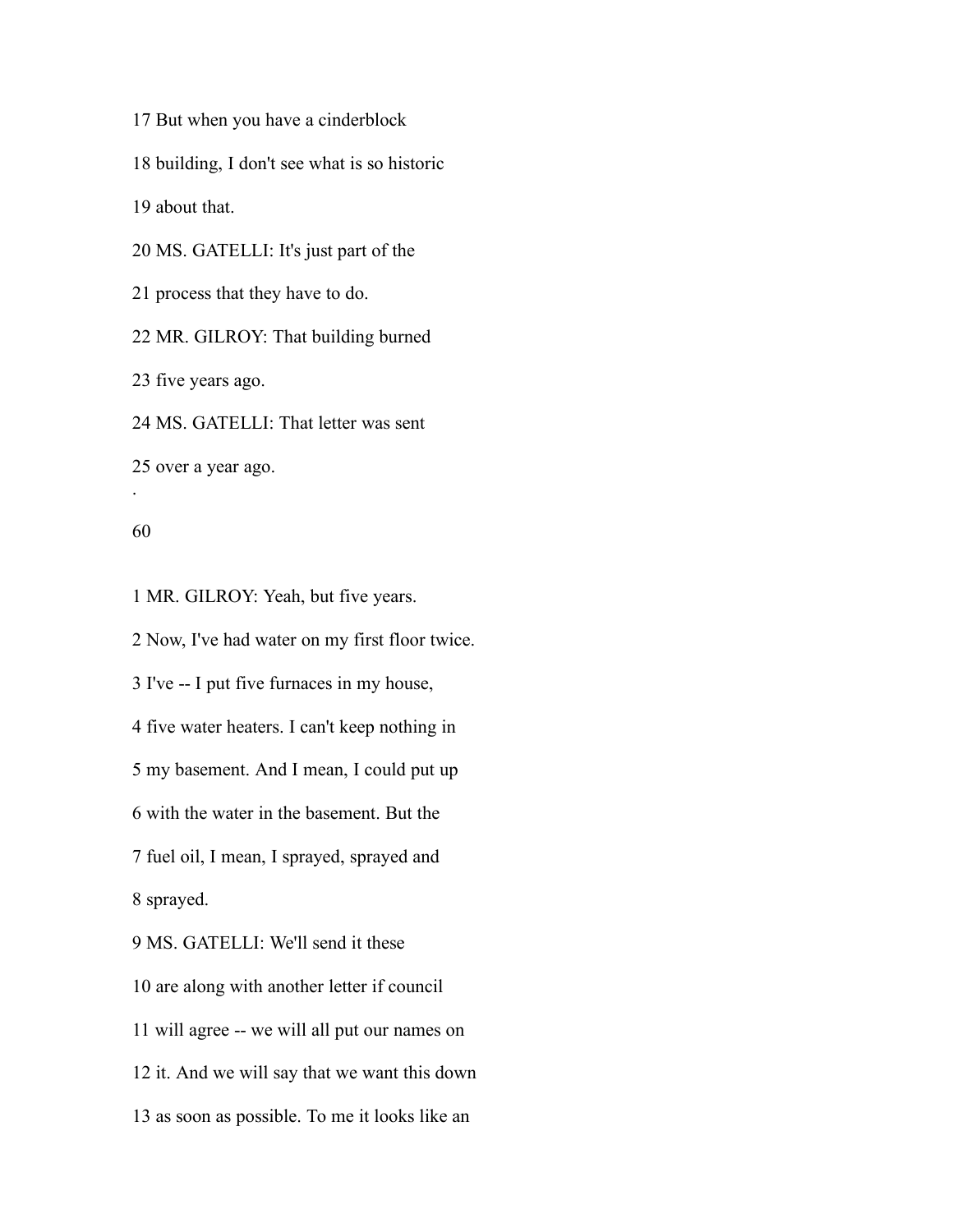17 But when you have a cinderblock

18 building, I don't see what is so historic

19 about that.

20 MS. GATELLI: It's just part of the

21 process that they have to do.

22 MR. GILROY: That building burned

23 five years ago.

24 MS. GATELLI: That letter was sent

25 over a year ago.

1 MR. GILROY: Yeah, but five years.

2 Now, I've had water on my first floor twice.

3 I've -- I put five furnaces in my house,

4 five water heaters. I can't keep nothing in

5 my basement. And I mean, I could put up

6 with the water in the basement. But the

7 fuel oil, I mean, I sprayed, sprayed and

8 sprayed.

9 MS. GATELLI: We'll send it these

10 are along with another letter if council

11 will agree -- we will all put our names on

12 it. And we will say that we want this down

13 as soon as possible. To me it looks like an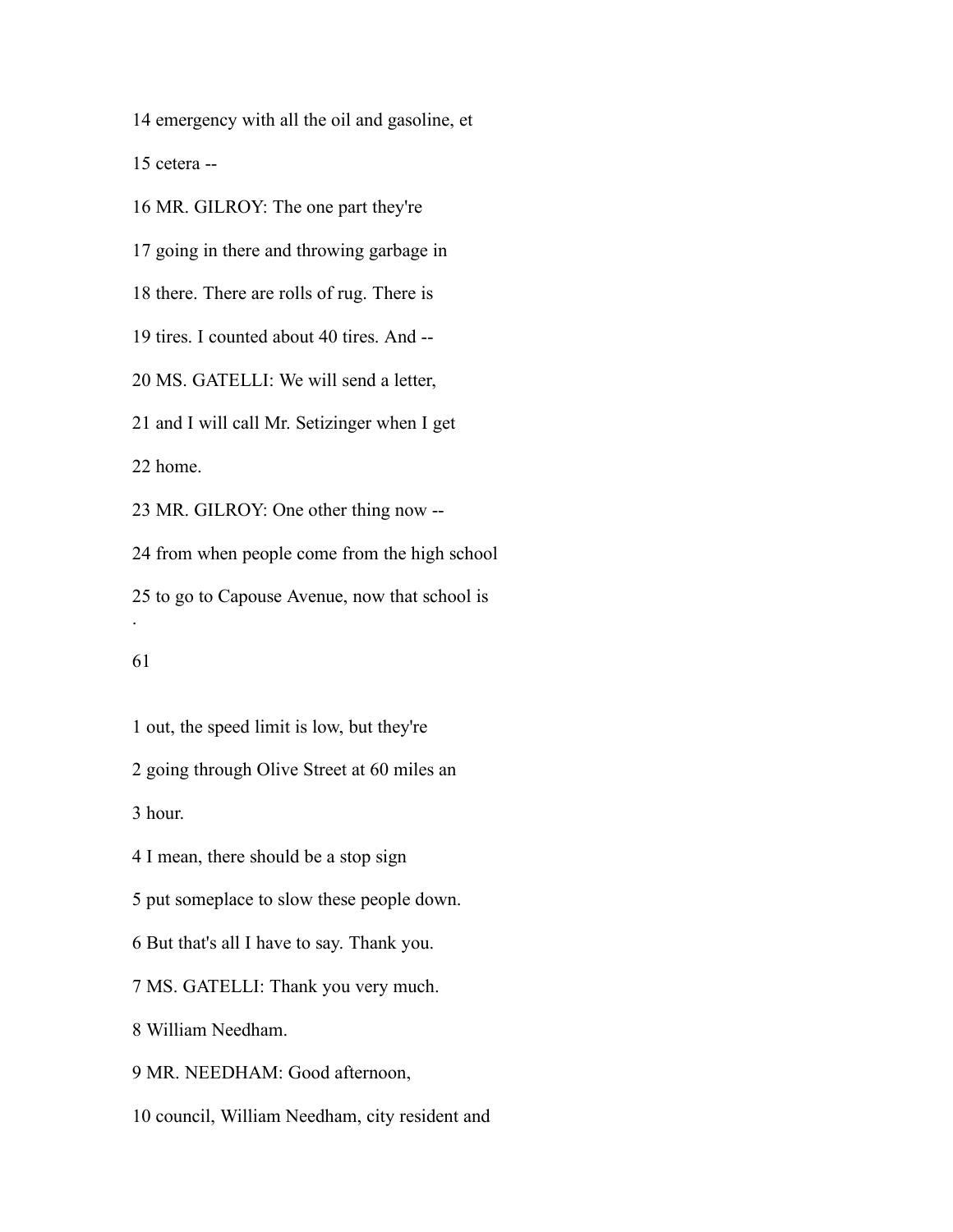14 emergency with all the oil and gasoline, et

15 cetera --

16 MR. GILROY: The one part they're

17 going in there and throwing garbage in

18 there. There are rolls of rug. There is

19 tires. I counted about 40 tires. And --

20 MS. GATELLI: We will send a letter,

21 and I will call Mr. Setizinger when I get

22 home.

23 MR. GILROY: One other thing now --

24 from when people come from the high school

25 to go to Capouse Avenue, now that school is

.

61

1 out, the speed limit is low, but they're

2 going through Olive Street at 60 miles an

3 hour.

4 I mean, there should be a stop sign

5 put someplace to slow these people down.

6 But that's all I have to say. Thank you.

7 MS. GATELLI: Thank you very much.

8 William Needham.

9 MR. NEEDHAM: Good afternoon,

10 council, William Needham, city resident and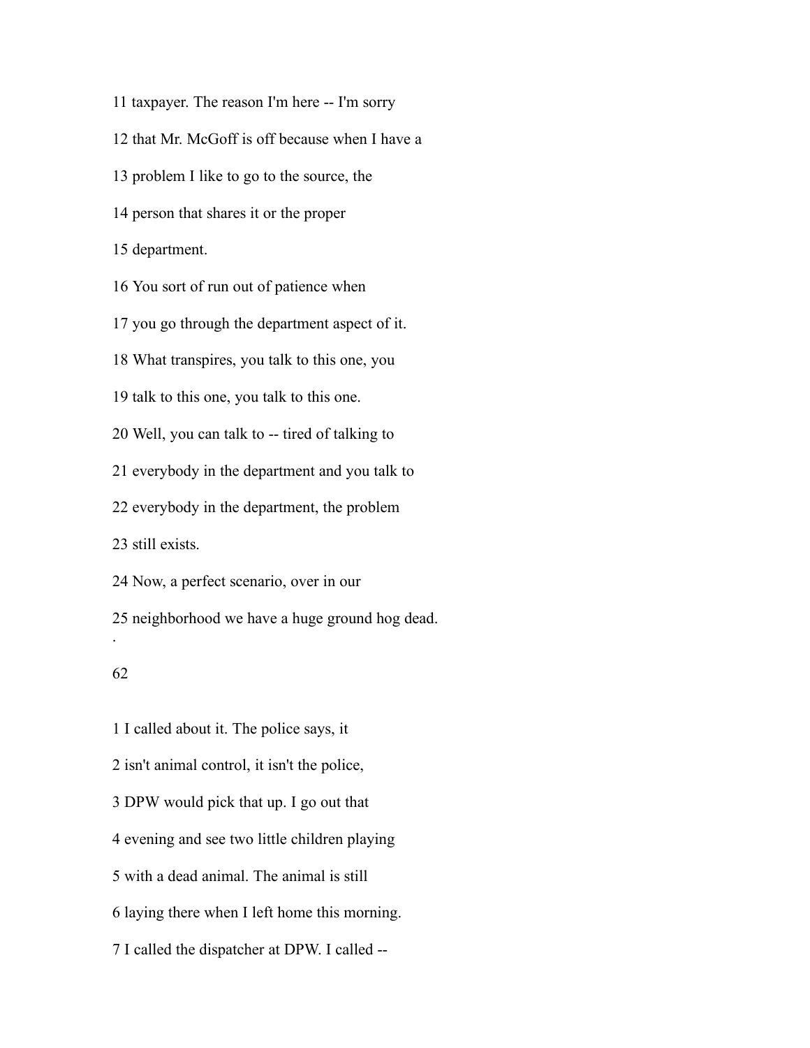11 taxpayer. The reason I'm here -- I'm sorry

12 that Mr. McGoff is off because when I have a

13 problem I like to go to the source, the

14 person that shares it or the proper

15 department.

16 You sort of run out of patience when

17 you go through the department aspect of it.

18 What transpires, you talk to this one, you

19 talk to this one, you talk to this one.

20 Well, you can talk to -- tired of talking to

21 everybody in the department and you talk to

22 everybody in the department, the problem

23 still exists.

24 Now, a perfect scenario, over in our

25 neighborhood we have a huge ground hog dead.

1 I called about it. The police says, it

2 isn't animal control, it isn't the police,

3 DPW would pick that up. I go out that

4 evening and see two little children playing

5 with a dead animal. The animal is still

6 laying there when I left home this morning.

7 I called the dispatcher at DPW. I called --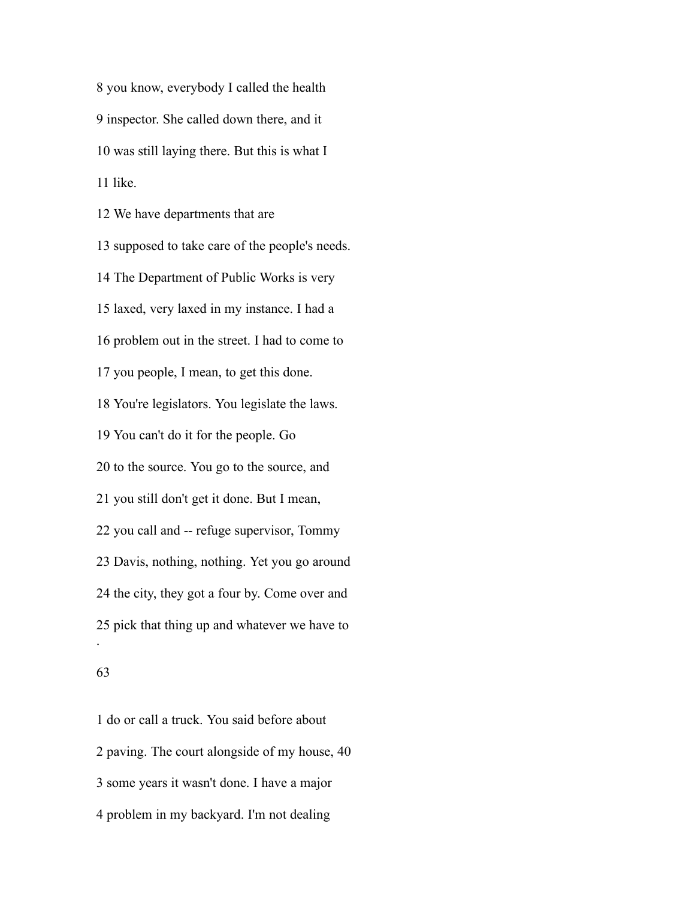8 you know, everybody I called the health

9 inspector. She called down there, and it

10 was still laying there. But this is what I

11 like.

12 We have departments that are

13 supposed to take care of the people's needs.

14 The Department of Public Works is very

15 laxed, very laxed in my instance. I had a

16 problem out in the street. I had to come to

17 you people, I mean, to get this done.

18 You're legislators. You legislate the laws.

19 You can't do it for the people. Go

20 to the source. You go to the source, and

21 you still don't get it done. But I mean,

22 you call and -- refuge supervisor, Tommy

23 Davis, nothing, nothing. Yet you go around

24 the city, they got a four by. Come over and

25 pick that thing up and whatever we have to

1 do or call a truck. You said before about

2 paving. The court alongside of my house, 40

3 some years it wasn't done. I have a major

4 problem in my backyard. I'm not dealing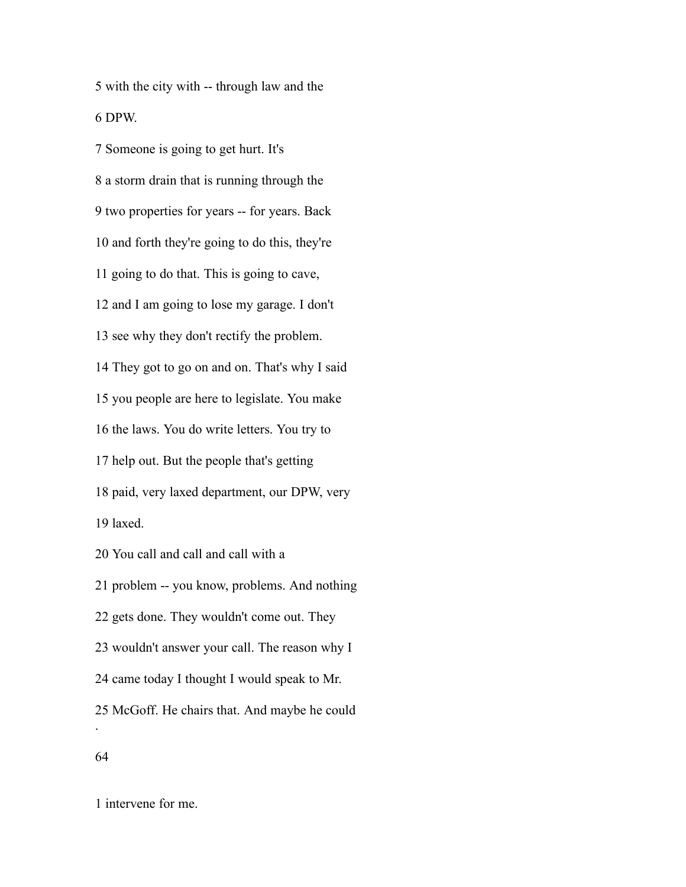5 with the city with -- through law and the

6 DPW.

7 Someone is going to get hurt. It's

8 a storm drain that is running through the

9 two properties for years -- for years. Back

10 and forth they're going to do this, they're

11 going to do that. This is going to cave,

12 and I am going to lose my garage. I don't

13 see why they don't rectify the problem.

14 They got to go on and on. That's why I said

15 you people are here to legislate. You make

16 the laws. You do write letters. You try to

17 help out. But the people that's getting

18 paid, very laxed department, our DPW, very

19 laxed.

20 You call and call and call with a

21 problem -- you know, problems. And nothing

22 gets done. They wouldn't come out. They

23 wouldn't answer your call. The reason why I

24 came today I thought I would speak to Mr.

25 McGoff. He chairs that. And maybe he could

1 intervene for me.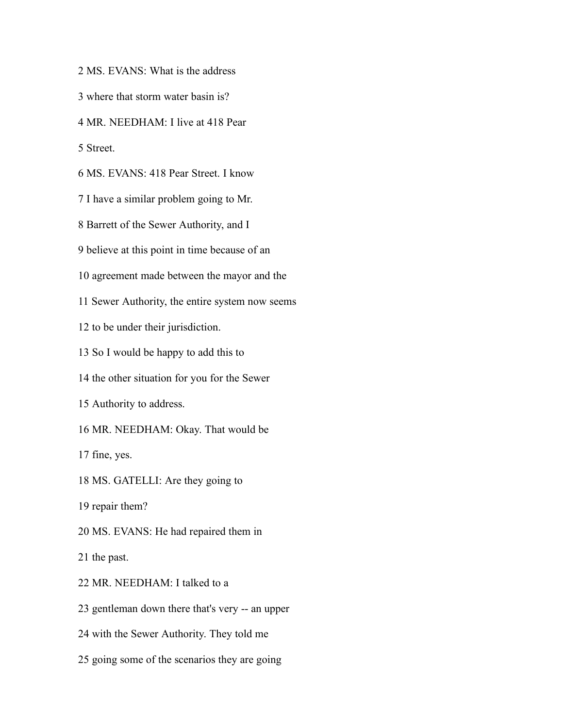2 MS. EVANS: What is the address

3 where that storm water basin is?

4 MR. NEEDHAM: I live at 418 Pear

5 Street.

6 MS. EVANS: 418 Pear Street. I know

7 I have a similar problem going to Mr.

8 Barrett of the Sewer Authority, and I

9 believe at this point in time because of an

10 agreement made between the mayor and the

11 Sewer Authority, the entire system now seems

12 to be under their jurisdiction.

13 So I would be happy to add this to

14 the other situation for you for the Sewer

15 Authority to address.

16 MR. NEEDHAM: Okay. That would be

17 fine, yes.

18 MS. GATELLI: Are they going to

19 repair them?

20 MS. EVANS: He had repaired them in

21 the past.

22 MR. NEEDHAM: I talked to a

23 gentleman down there that's very -- an upper

24 with the Sewer Authority. They told me

25 going some of the scenarios they are going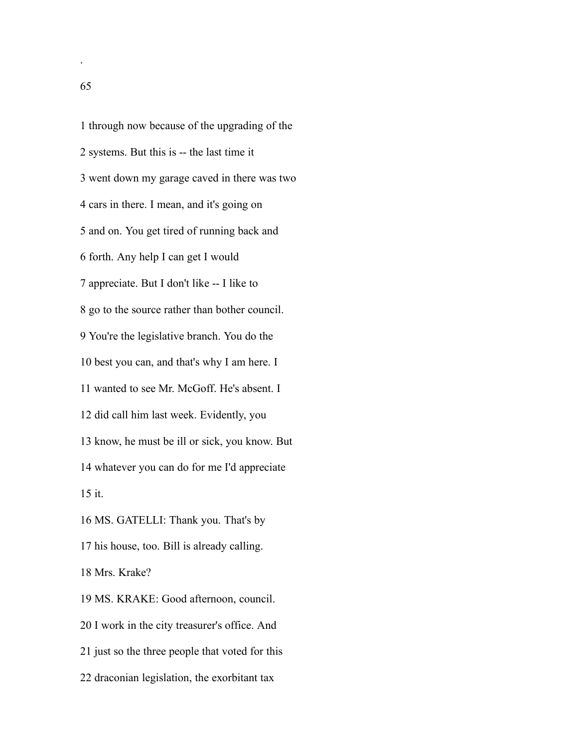1 through now because of the upgrading of the

2 systems. But this is -- the last time it

3 went down my garage caved in there was two

4 cars in there. I mean, and it's going on

5 and on. You get tired of running back and

6 forth. Any help I can get I would

7 appreciate. But I don't like -- I like to

8 go to the source rather than bother council.

9 You're the legislative branch. You do the

10 best you can, and that's why I am here. I

11 wanted to see Mr. McGoff. He's absent. I

12 did call him last week. Evidently, you

13 know, he must be ill or sick, you know. But

14 whatever you can do for me I'd appreciate

15 it.

16 MS. GATELLI: Thank you. That's by

17 his house, too. Bill is already calling.

18 Mrs. Krake?

19 MS. KRAKE: Good afternoon, council.

20 I work in the city treasurer's office. And

21 just so the three people that voted for this

22 draconian legislation, the exorbitant tax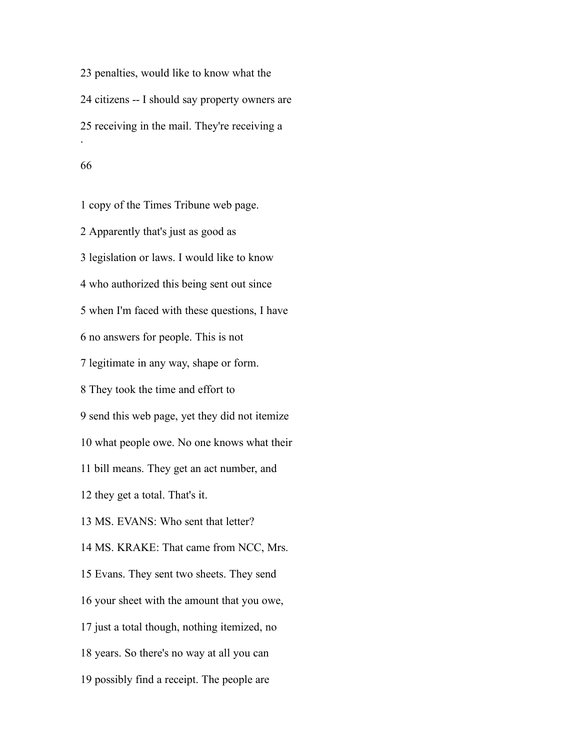23 penalties, would like to know what the

24 citizens -- I should say property owners are

25 receiving in the mail. They're receiving a

1 copy of the Times Tribune web page.

2 Apparently that's just as good as

3 legislation or laws. I would like to know

4 who authorized this being sent out since

5 when I'm faced with these questions, I have

6 no answers for people. This is not

7 legitimate in any way, shape or form.

8 They took the time and effort to

9 send this web page, yet they did not itemize

10 what people owe. No one knows what their

11 bill means. They get an act number, and

12 they get a total. That's it.

13 MS. EVANS: Who sent that letter?

14 MS. KRAKE: That came from NCC, Mrs.

15 Evans. They sent two sheets. They send

16 your sheet with the amount that you owe,

17 just a total though, nothing itemized, no

18 years. So there's no way at all you can

19 possibly find a receipt. The people are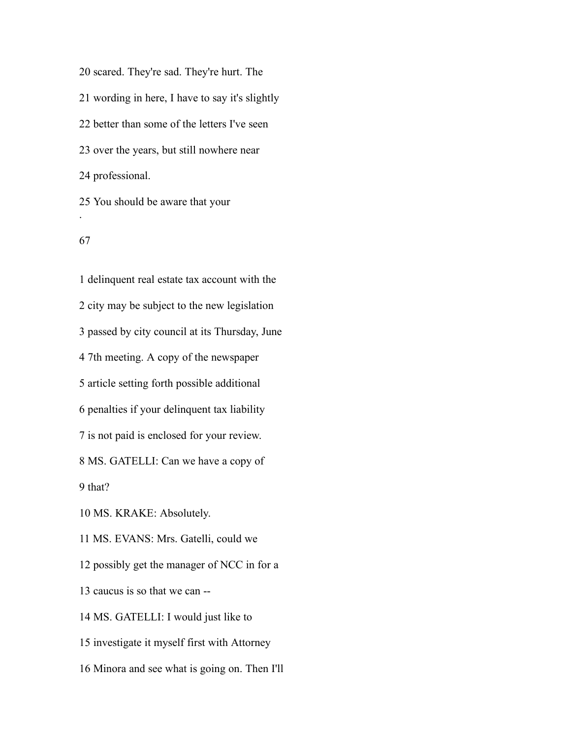20 scared. They're sad. They're hurt. The

21 wording in here, I have to say it's slightly

22 better than some of the letters I've seen

23 over the years, but still nowhere near

24 professional.

25 You should be aware that your

.

1 delinquent real estate tax account with the

2 city may be subject to the new legislation

3 passed by city council at its Thursday, June

4 7th meeting. A copy of the newspaper

5 article setting forth possible additional

6 penalties if your delinquent tax liability

7 is not paid is enclosed for your review.

8 MS. GATELLI: Can we have a copy of

9 that?

10 MS. KRAKE: Absolutely.

11 MS. EVANS: Mrs. Gatelli, could we

12 possibly get the manager of NCC in for a

13 caucus is so that we can --

14 MS. GATELLI: I would just like to

15 investigate it myself first with Attorney

16 Minora and see what is going on. Then I'll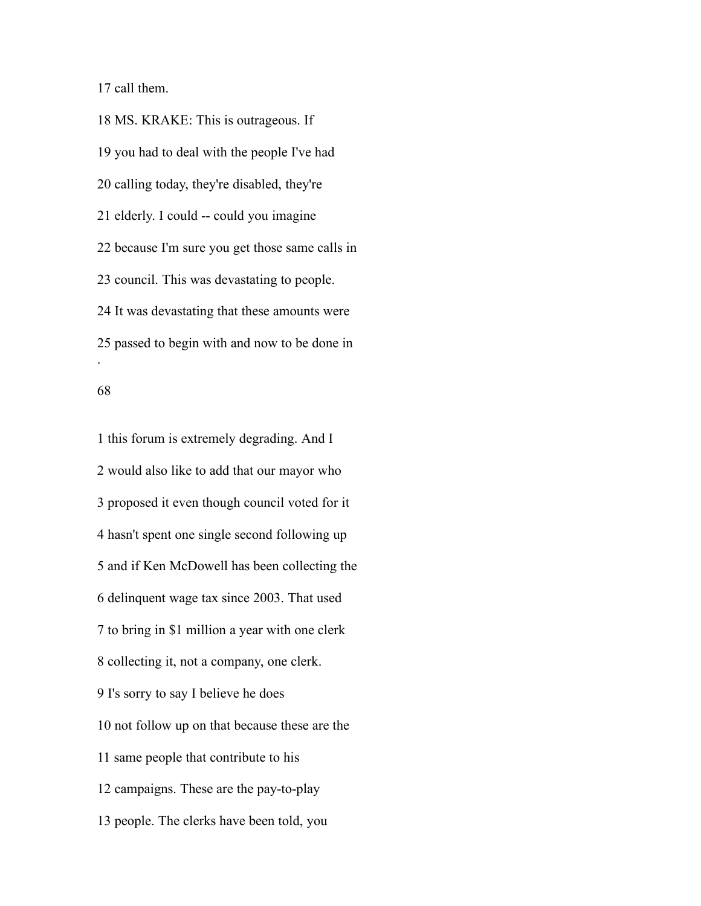17 call them.

18 MS. KRAKE: This is outrageous. If

19 you had to deal with the people I've had

20 calling today, they're disabled, they're

21 elderly. I could -- could you imagine

22 because I'm sure you get those same calls in

23 council. This was devastating to people.

24 It was devastating that these amounts were

25 passed to begin with and now to be done in

1 this forum is extremely degrading. And I

2 would also like to add that our mayor who

3 proposed it even though council voted for it

4 hasn't spent one single second following up

5 and if Ken McDowell has been collecting the

6 delinquent wage tax since 2003. That used

7 to bring in $1 million a year with one clerk

8 collecting it, not a company, one clerk.

9 I's sorry to say I believe he does

10 not follow up on that because these are the

11 same people that contribute to his

12 campaigns. These are the pay-to-play

13 people. The clerks have been told, you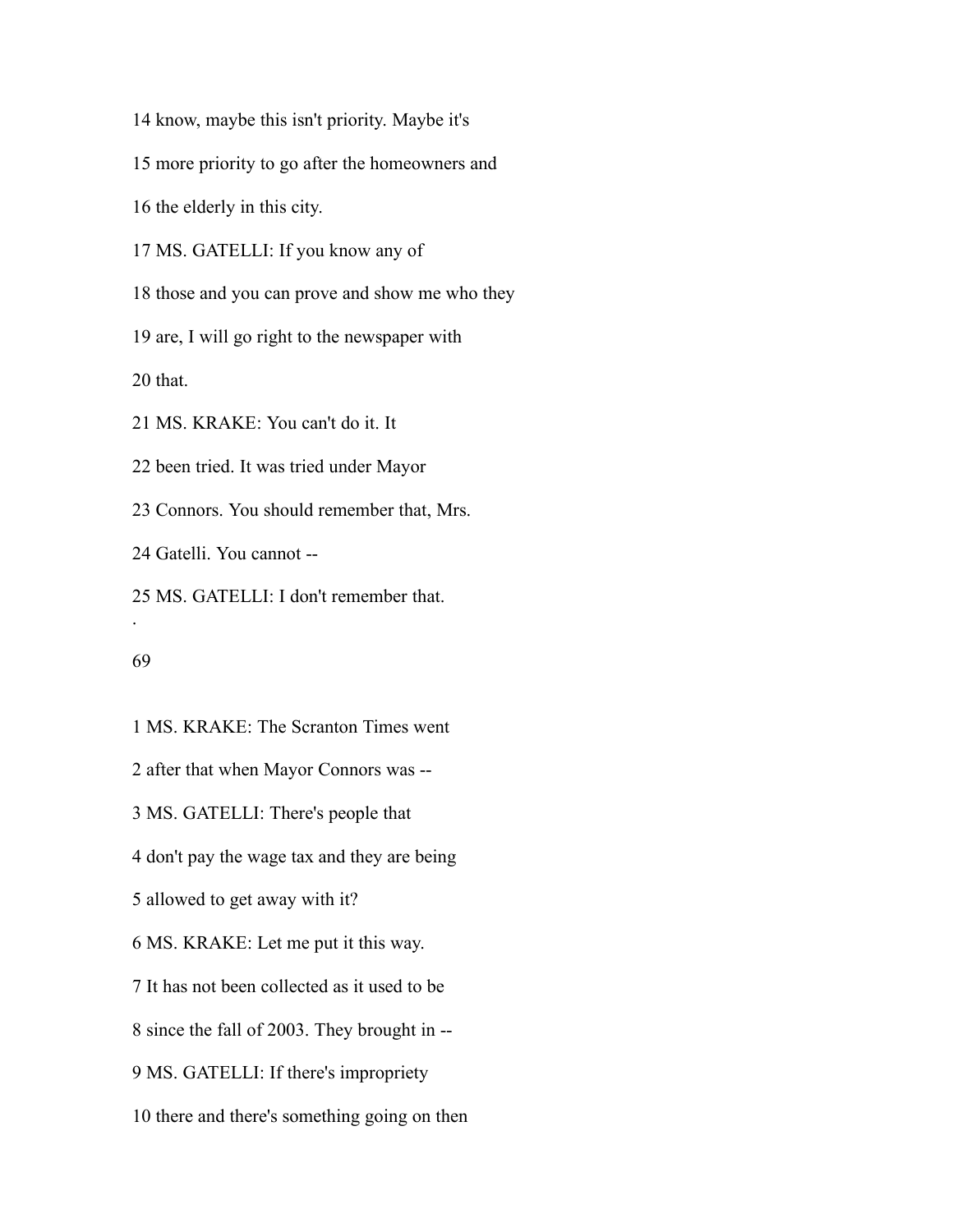14 know, maybe this isn't priority. Maybe it's

15 more priority to go after the homeowners and

16 the elderly in this city.

17 MS. GATELLI: If you know any of

18 those and you can prove and show me who they

19 are, I will go right to the newspaper with

20 that.

21 MS. KRAKE: You can't do it. It

22 been tried. It was tried under Mayor

23 Connors. You should remember that, Mrs.

24 Gatelli. You cannot --

25 MS. GATELLI: I don't remember that.

1 MS. KRAKE: The Scranton Times went

2 after that when Mayor Connors was --

3 MS. GATELLI: There's people that

4 don't pay the wage tax and they are being

5 allowed to get away with it?

6 MS. KRAKE: Let me put it this way.

7 It has not been collected as it used to be

8 since the fall of 2003. They brought in --

9 MS. GATELLI: If there's impropriety

10 there and there's something going on then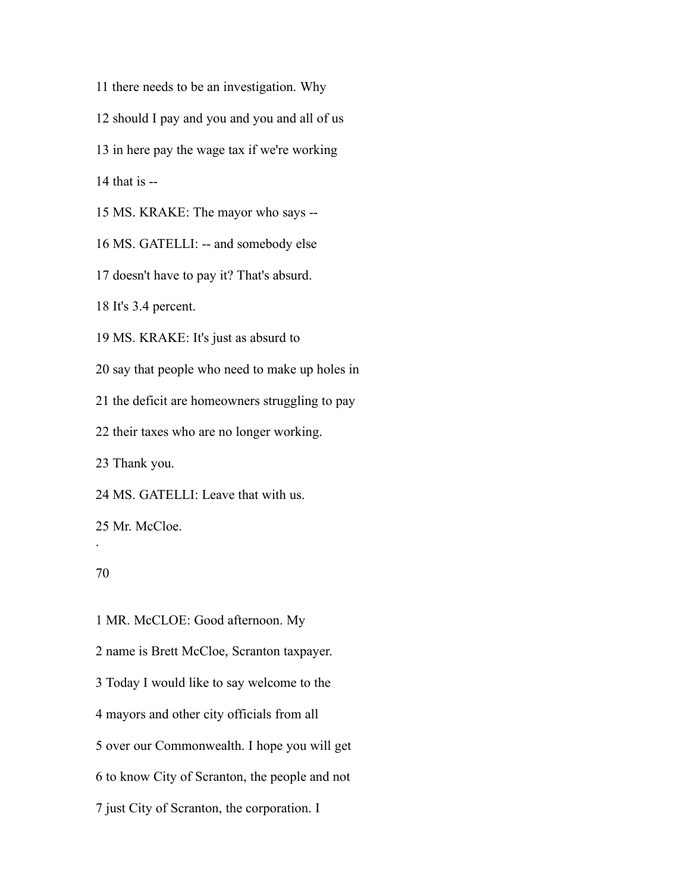11 there needs to be an investigation. Why

12 should I pay and you and you and all of us

13 in here pay the wage tax if we're working

14 that is --

15 MS. KRAKE: The mayor who says --

16 MS. GATELLI: -- and somebody else

17 doesn't have to pay it? That's absurd.

18 It's 3.4 percent.

19 MS. KRAKE: It's just as absurd to

20 say that people who need to make up holes in

21 the deficit are homeowners struggling to pay

22 their taxes who are no longer working.

23 Thank you.

24 MS. GATELLI: Leave that with us.

25 Mr. McCloe.

1 MR. McCLOE: Good afternoon. My

2 name is Brett McCloe, Scranton taxpayer.

3 Today I would like to say welcome to the

4 mayors and other city officials from all

5 over our Commonwealth. I hope you will get

6 to know City of Scranton, the people and not

7 just City of Scranton, the corporation. I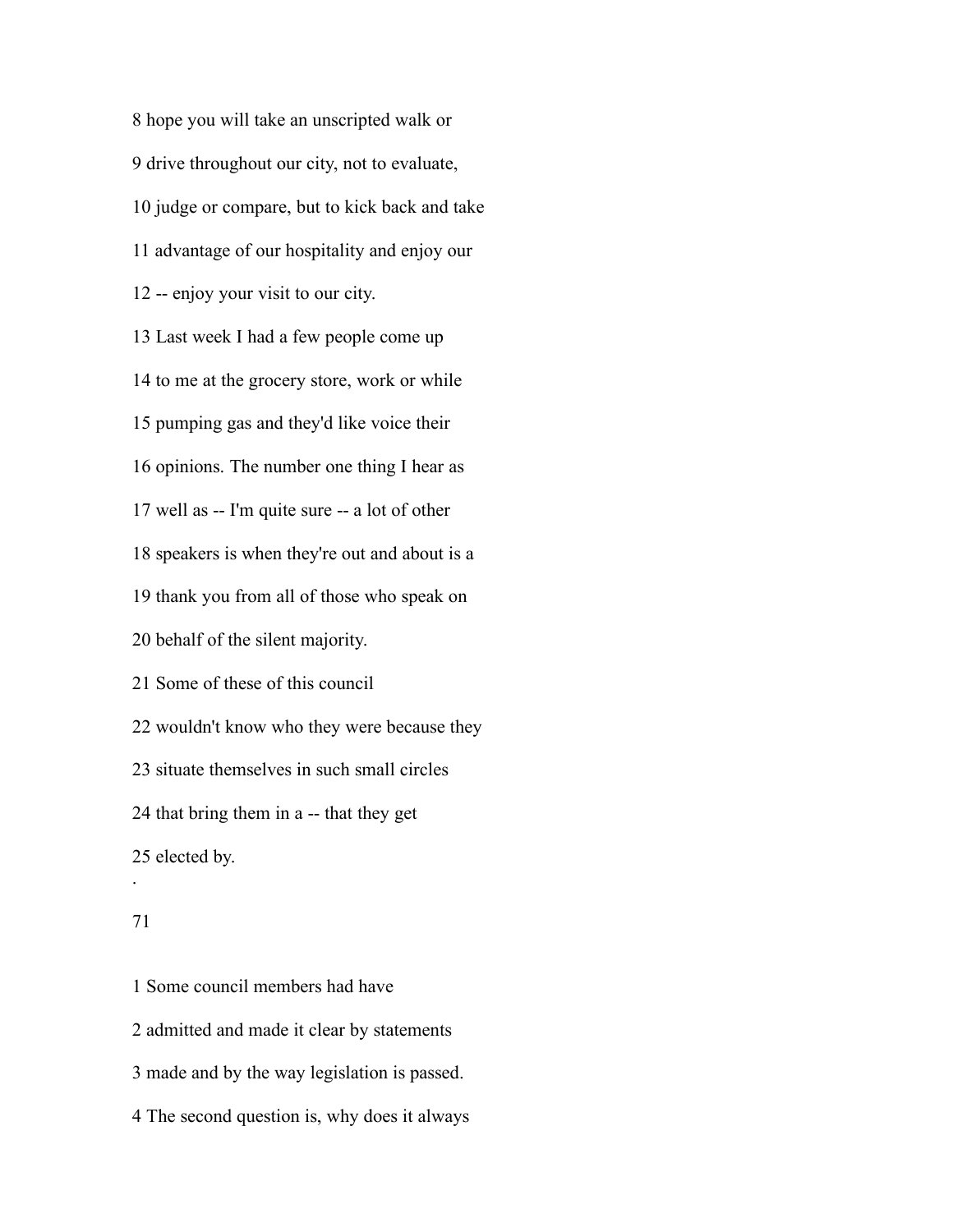8 hope you will take an unscripted walk or

9 drive throughout our city, not to evaluate,

10 judge or compare, but to kick back and take

11 advantage of our hospitality and enjoy our

12 -- enjoy your visit to our city.

13 Last week I had a few people come up

14 to me at the grocery store, work or while

15 pumping gas and they'd like voice their

16 opinions. The number one thing I hear as

17 well as -- I'm quite sure -- a lot of other

18 speakers is when they're out and about is a

19 thank you from all of those who speak on

20 behalf of the silent majority.

21 Some of these of this council

22 wouldn't know who they were because they

23 situate themselves in such small circles

24 that bring them in a -- that they get

25 elected by.

1 Some council members had have

2 admitted and made it clear by statements

3 made and by the way legislation is passed.

4 The second question is, why does it always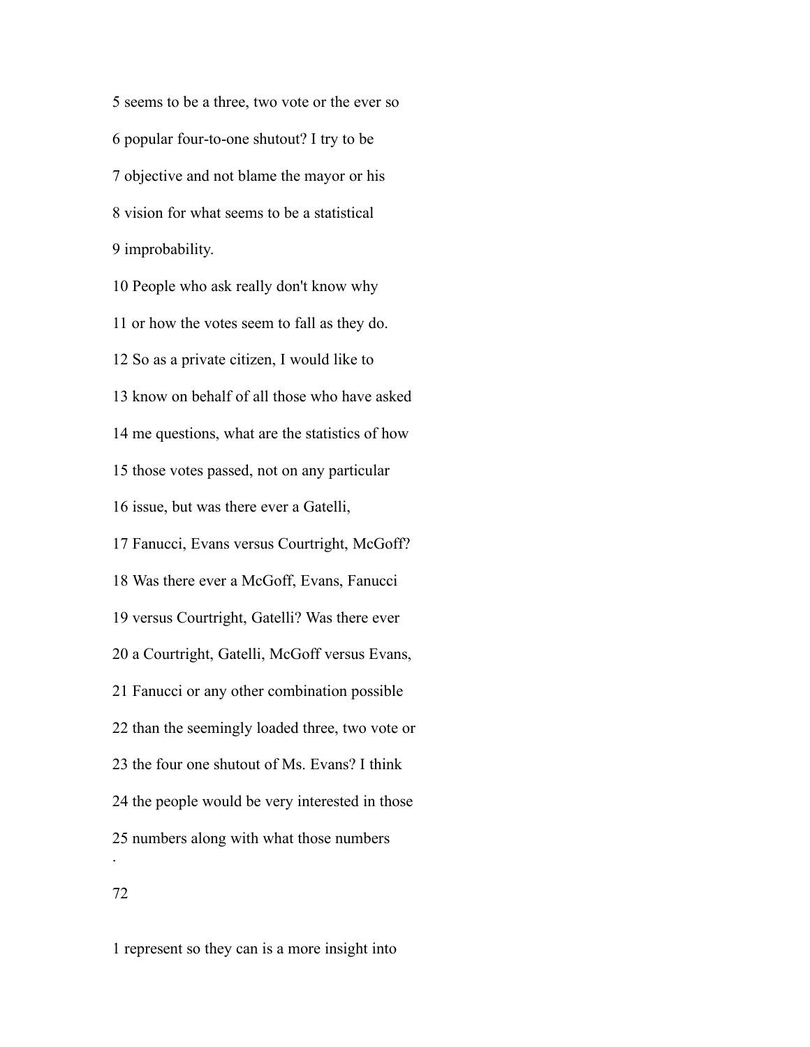5 seems to be a three, two vote or the ever so

6 popular four-to-one shutout? I try to be

7 objective and not blame the mayor or his

8 vision for what seems to be a statistical

9 improbability.

10 People who ask really don't know why

11 or how the votes seem to fall as they do.

12 So as a private citizen, I would like to

13 know on behalf of all those who have asked

14 me questions, what are the statistics of how

15 those votes passed, not on any particular

16 issue, but was there ever a Gatelli,

17 Fanucci, Evans versus Courtright, McGoff?

18 Was there ever a McGoff, Evans, Fanucci

19 versus Courtright, Gatelli? Was there ever

20 a Courtright, Gatelli, McGoff versus Evans,

21 Fanucci or any other combination possible

22 than the seemingly loaded three, two vote or

23 the four one shutout of Ms. Evans? I think

24 the people would be very interested in those

25 numbers along with what those numbers

.

1 represent so they can is a more insight into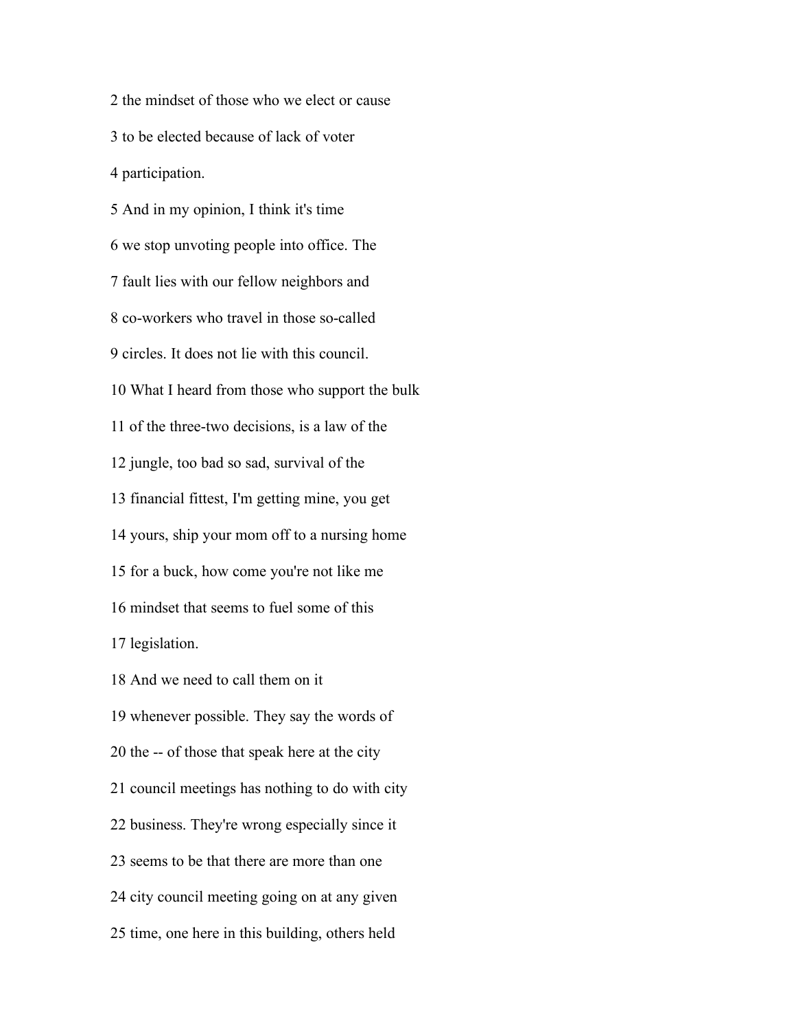2 the mindset of those who we elect or cause

3 to be elected because of lack of voter

4 participation.

5 And in my opinion, I think it's time

6 we stop unvoting people into office. The

7 fault lies with our fellow neighbors and

8 co-workers who travel in those so-called

9 circles. It does not lie with this council.

10 What I heard from those who support the bulk

11 of the three-two decisions, is a law of the

12 jungle, too bad so sad, survival of the

13 financial fittest, I'm getting mine, you get

14 yours, ship your mom off to a nursing home

15 for a buck, how come you're not like me

16 mindset that seems to fuel some of this

17 legislation.

18 And we need to call them on it

19 whenever possible. They say the words of

20 the -- of those that speak here at the city

21 council meetings has nothing to do with city

22 business. They're wrong especially since it

23 seems to be that there are more than one

24 city council meeting going on at any given

25 time, one here in this building, others held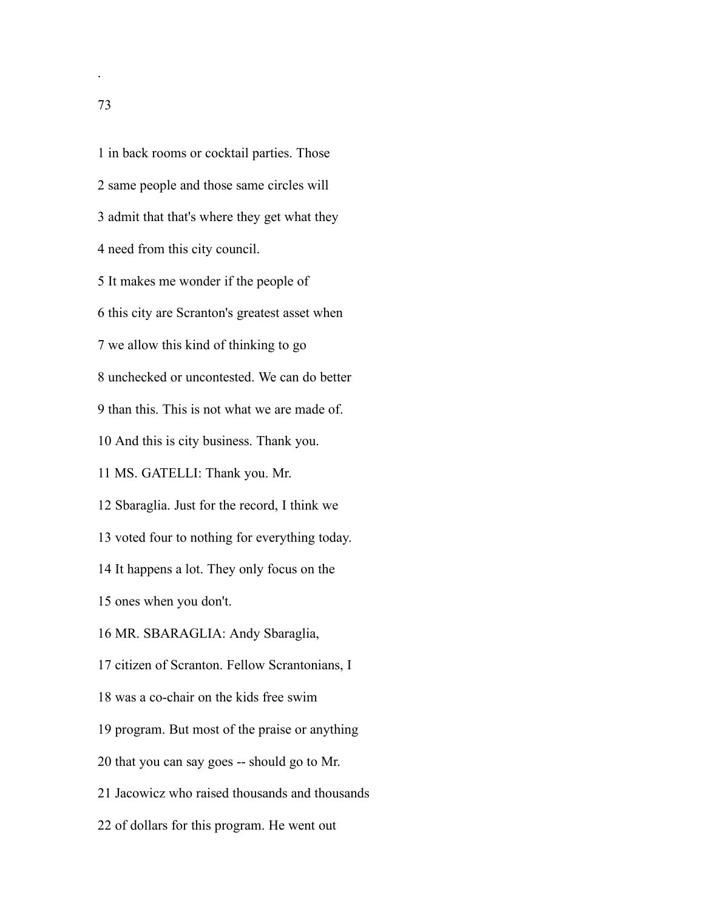1 in back rooms or cocktail parties. Those

2 same people and those same circles will

3 admit that that's where they get what they

4 need from this city council.

5 It makes me wonder if the people of

6 this city are Scranton's greatest asset when

7 we allow this kind of thinking to go

8 unchecked or uncontested. We can do better

9 than this. This is not what we are made of.

10 And this is city business. Thank you.

11 MS. GATELLI: Thank you. Mr.

12 Sbaraglia. Just for the record, I think we

13 voted four to nothing for everything today.

14 It happens a lot. They only focus on the

15 ones when you don't.

16 MR. SBARAGLIA: Andy Sbaraglia,

17 citizen of Scranton. Fellow Scrantonians, I

18 was a co-chair on the kids free swim

19 program. But most of the praise or anything

20 that you can say goes -- should go to Mr.

21 Jacowicz who raised thousands and thousands

22 of dollars for this program. He went out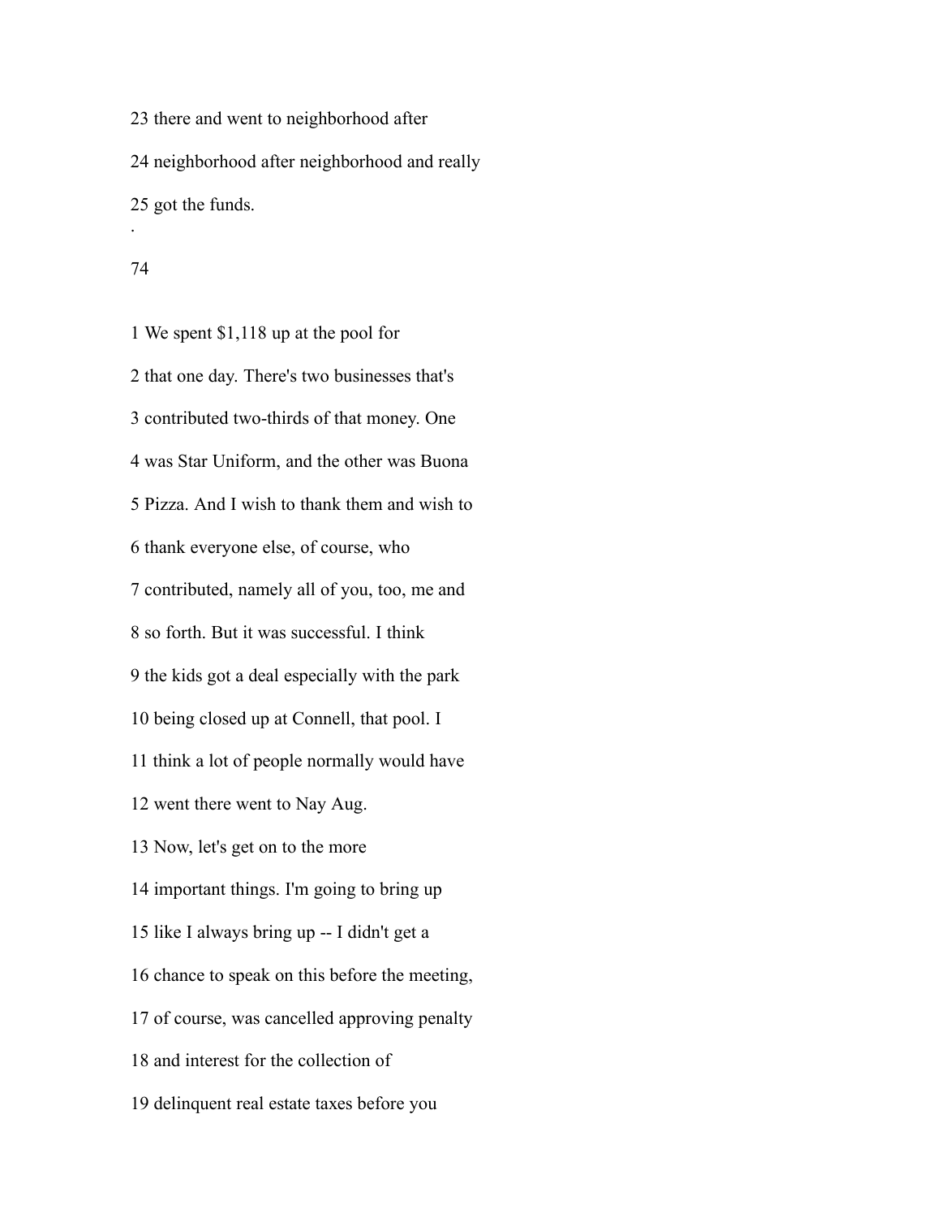23 there and went to neighborhood after

24 neighborhood after neighborhood and really

25 got the funds.

1 We spent $1,118 up at the pool for

2 that one day. There's two businesses that's

3 contributed two-thirds of that money. One

4 was Star Uniform, and the other was Buona

5 Pizza. And I wish to thank them and wish to

6 thank everyone else, of course, who

7 contributed, namely all of you, too, me and

8 so forth. But it was successful. I think

9 the kids got a deal especially with the park

10 being closed up at Connell, that pool. I

11 think a lot of people normally would have

12 went there went to Nay Aug.

13 Now, let's get on to the more

14 important things. I'm going to bring up

15 like I always bring up -- I didn't get a

16 chance to speak on this before the meeting,

17 of course, was cancelled approving penalty

18 and interest for the collection of

19 delinquent real estate taxes before you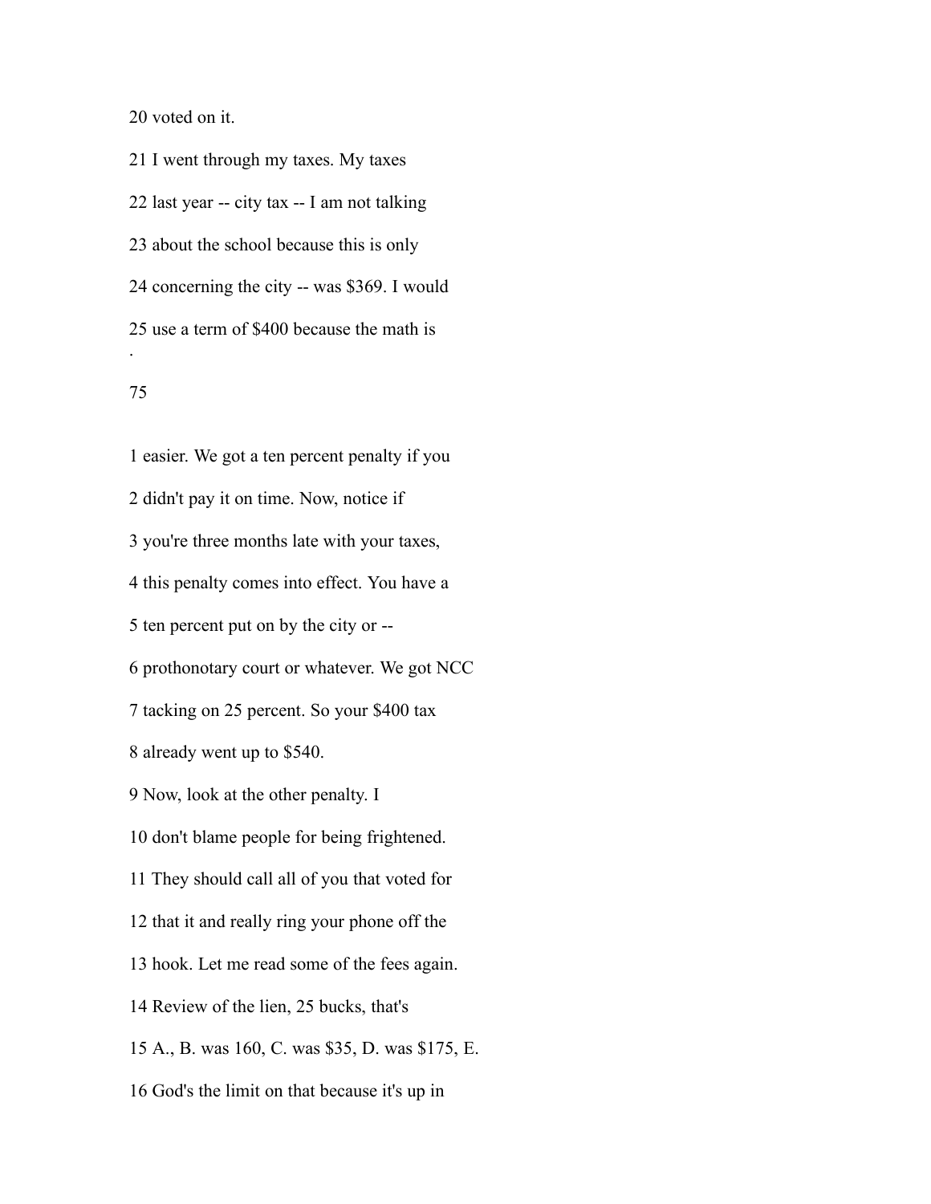20 voted on it.

21 I went through my taxes. My taxes

22 last year -- city tax -- I am not talking

23 about the school because this is only

24 concerning the city -- was $369. I would

25 use a term of $400 because the math is

1 easier. We got a ten percent penalty if you

2 didn't pay it on time. Now, notice if

3 you're three months late with your taxes,

4 this penalty comes into effect. You have a

5 ten percent put on by the city or --

6 prothonotary court or whatever. We got NCC

7 tacking on 25 percent. So your $400 tax

8 already went up to $540.

9 Now, look at the other penalty. I

10 don't blame people for being frightened.

11 They should call all of you that voted for

12 that it and really ring your phone off the

13 hook. Let me read some of the fees again.

14 Review of the lien, 25 bucks, that's

15 A., B. was 160, C. was $35, D. was $175, E.

16 God's the limit on that because it's up in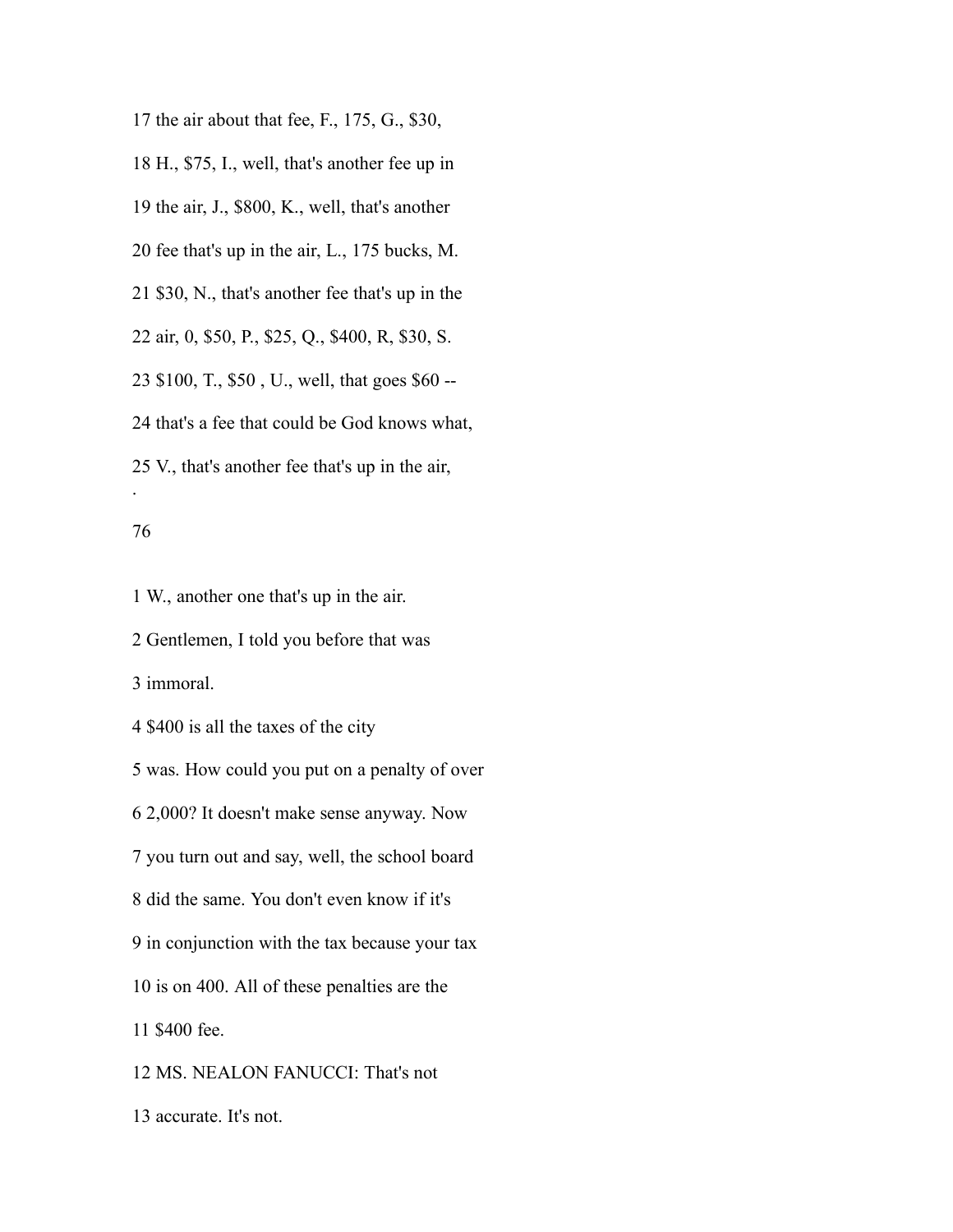17 the air about that fee, F., 175, G., $30,

18 H., $75, I., well, that's another fee up in

19 the air, J., $800, K., well, that's another

20 fee that's up in the air, L., 175 bucks, M.

21 $30, N., that's another fee that's up in the

22 air, 0, $50, P., $25, Q., $400, R, $30, S.

23 $100, T., $50 , U., well, that goes $60 --

24 that's a fee that could be God knows what,

25 V., that's another fee that's up in the air,

1 W., another one that's up in the air.

2 Gentlemen, I told you before that was

3 immoral.

4 $400 is all the taxes of the city

5 was. How could you put on a penalty of over

6 2,000? It doesn't make sense anyway. Now

7 you turn out and say, well, the school board

8 did the same. You don't even know if it's

9 in conjunction with the tax because your tax

10 is on 400. All of these penalties are the

11 $400 fee.

12 MS. NEALON FANUCCI: That's not

13 accurate. It's not.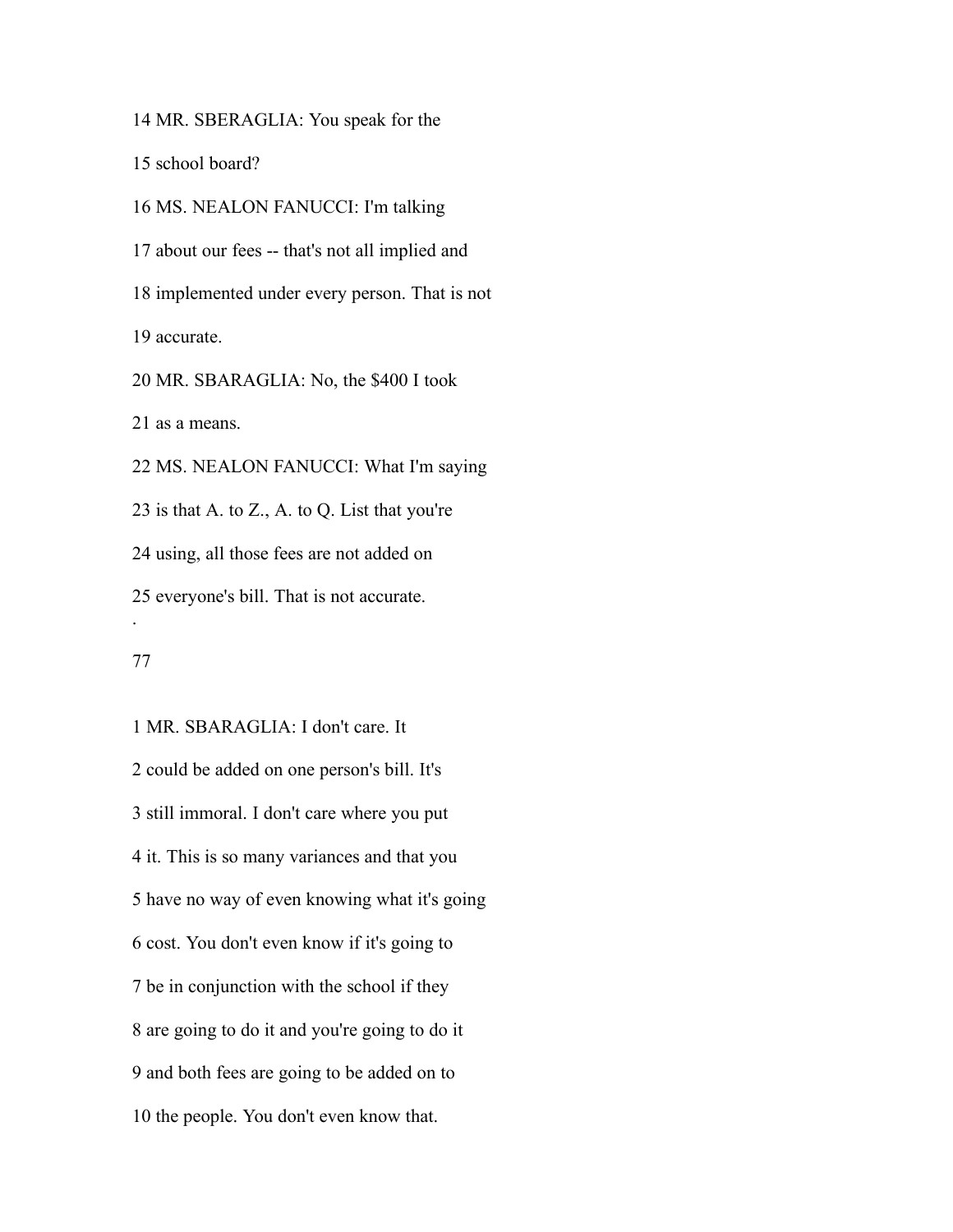14 MR. SBERAGLIA: You speak for the

15 school board?

16 MS. NEALON FANUCCI: I'm talking

17 about our fees -- that's not all implied and

18 implemented under every person. That is not

19 accurate.

20 MR. SBARAGLIA: No, the $400 I took

21 as a means.

22 MS. NEALON FANUCCI: What I'm saying

23 is that A. to Z., A. to Q. List that you're

24 using, all those fees are not added on

25 everyone's bill. That is not accurate.

1 MR. SBARAGLIA: I don't care. It

2 could be added on one person's bill. It's

3 still immoral. I don't care where you put

4 it. This is so many variances and that you

5 have no way of even knowing what it's going

6 cost. You don't even know if it's going to

7 be in conjunction with the school if they

8 are going to do it and you're going to do it

9 and both fees are going to be added on to

10 the people. You don't even know that.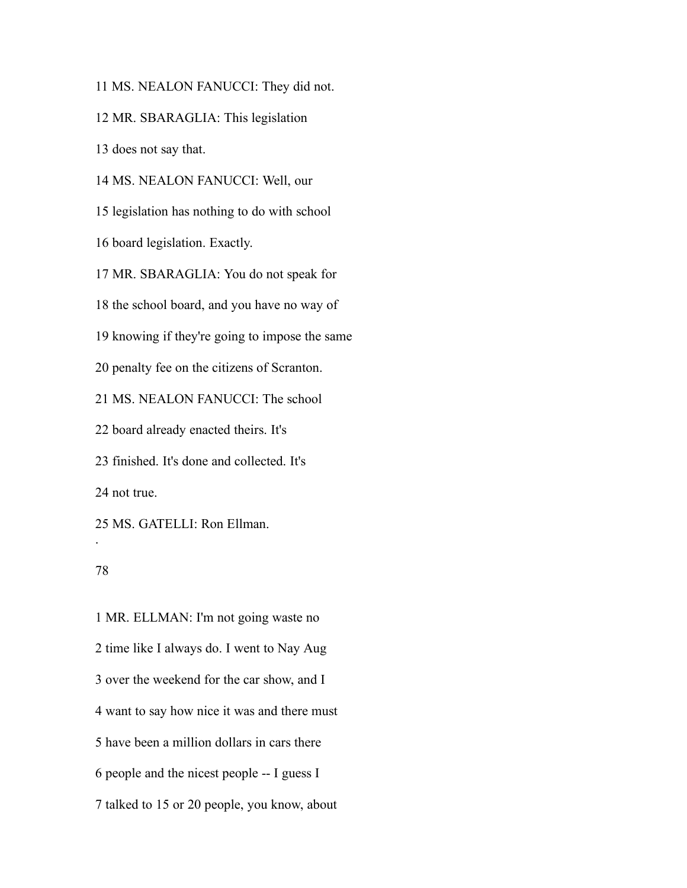11 MS. NEALON FANUCCI: They did not.

12 MR. SBARAGLIA: This legislation

13 does not say that.

14 MS. NEALON FANUCCI: Well, our

15 legislation has nothing to do with school

16 board legislation. Exactly.

17 MR. SBARAGLIA: You do not speak for

18 the school board, and you have no way of

19 knowing if they're going to impose the same

20 penalty fee on the citizens of Scranton.

21 MS. NEALON FANUCCI: The school

22 board already enacted theirs. It's

23 finished. It's done and collected. It's

24 not true.

25 MS. GATELLI: Ron Ellman.

.

1 MR. ELLMAN: I'm not going waste no

2 time like I always do. I went to Nay Aug

3 over the weekend for the car show, and I

4 want to say how nice it was and there must

5 have been a million dollars in cars there

6 people and the nicest people -- I guess I

7 talked to 15 or 20 people, you know, about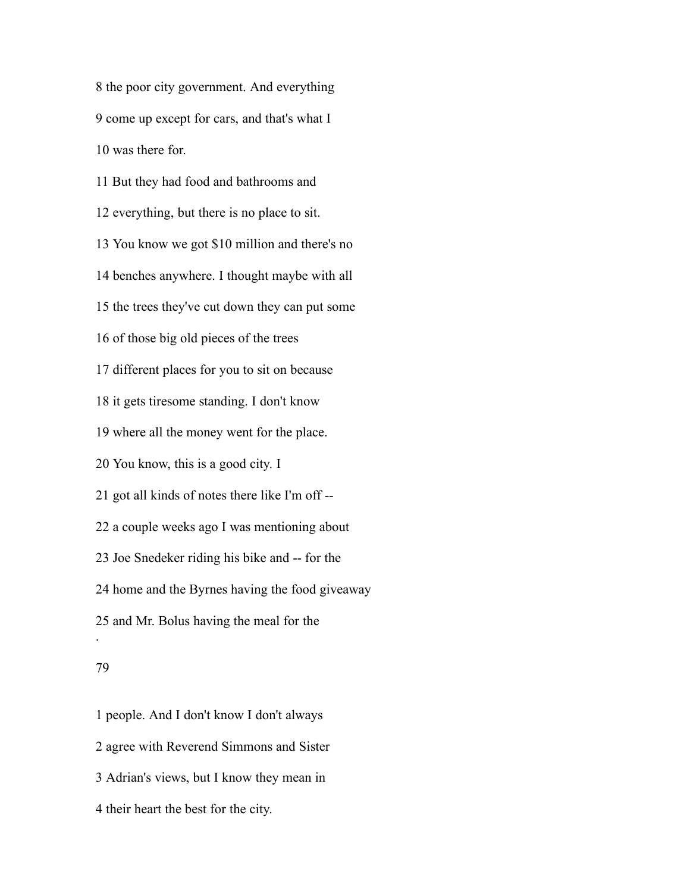8 the poor city government. And everything

9 come up except for cars, and that's what I

10 was there for.

11 But they had food and bathrooms and

12 everything, but there is no place to sit.

13 You know we got $10 million and there's no

14 benches anywhere. I thought maybe with all

15 the trees they've cut down they can put some

16 of those big old pieces of the trees

17 different places for you to sit on because

18 it gets tiresome standing. I don't know

19 where all the money went for the place.

20 You know, this is a good city. I

21 got all kinds of notes there like I'm off --

22 a couple weeks ago I was mentioning about

23 Joe Snedeker riding his bike and -- for the

24 home and the Byrnes having the food giveaway

25 and Mr. Bolus having the meal for the

1 people. And I don't know I don't always

2 agree with Reverend Simmons and Sister

3 Adrian's views, but I know they mean in

4 their heart the best for the city.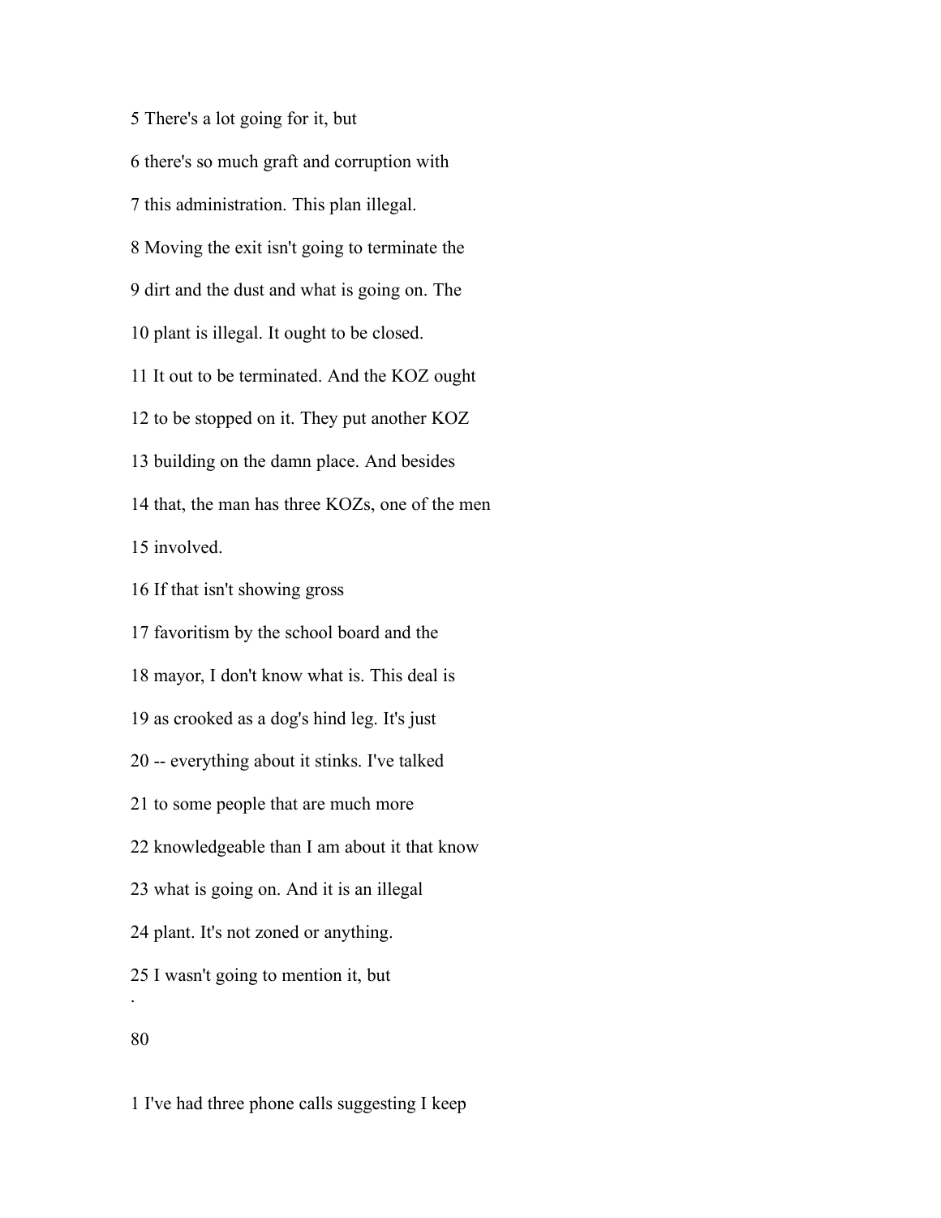5 There's a lot going for it, but

6 there's so much graft and corruption with

7 this administration. This plan illegal.

8 Moving the exit isn't going to terminate the

9 dirt and the dust and what is going on. The

10 plant is illegal. It ought to be closed.

11 It out to be terminated. And the KOZ ought

12 to be stopped on it. They put another KOZ

13 building on the damn place. And besides

14 that, the man has three KOZs, one of the men

15 involved.

16 If that isn't showing gross

17 favoritism by the school board and the

18 mayor, I don't know what is. This deal is

19 as crooked as a dog's hind leg. It's just

20 -- everything about it stinks. I've talked

21 to some people that are much more

22 knowledgeable than I am about it that know

23 what is going on. And it is an illegal

24 plant. It's not zoned or anything.

25 I wasn't going to mention it, but

1 I've had three phone calls suggesting I keep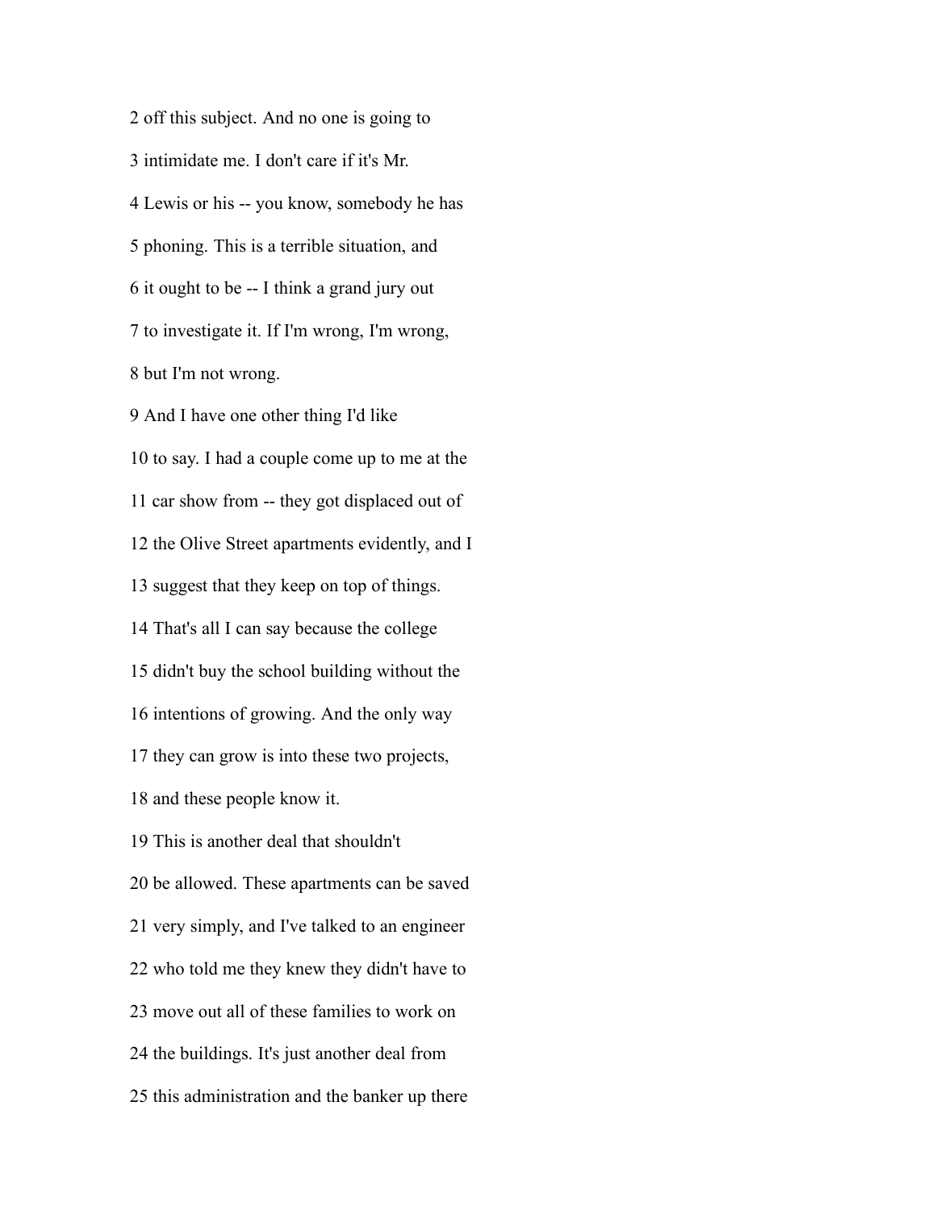2 off this subject. And no one is going to

3 intimidate me. I don't care if it's Mr.

4 Lewis or his -- you know, somebody he has

5 phoning. This is a terrible situation, and

6 it ought to be -- I think a grand jury out

7 to investigate it. If I'm wrong, I'm wrong,

8 but I'm not wrong.

9 And I have one other thing I'd like

10 to say. I had a couple come up to me at the

11 car show from -- they got displaced out of

12 the Olive Street apartments evidently, and I

13 suggest that they keep on top of things.

14 That's all I can say because the college

15 didn't buy the school building without the

16 intentions of growing. And the only way

17 they can grow is into these two projects,

18 and these people know it.

19 This is another deal that shouldn't

20 be allowed. These apartments can be saved

21 very simply, and I've talked to an engineer

22 who told me they knew they didn't have to

23 move out all of these families to work on

24 the buildings. It's just another deal from

25 this administration and the banker up there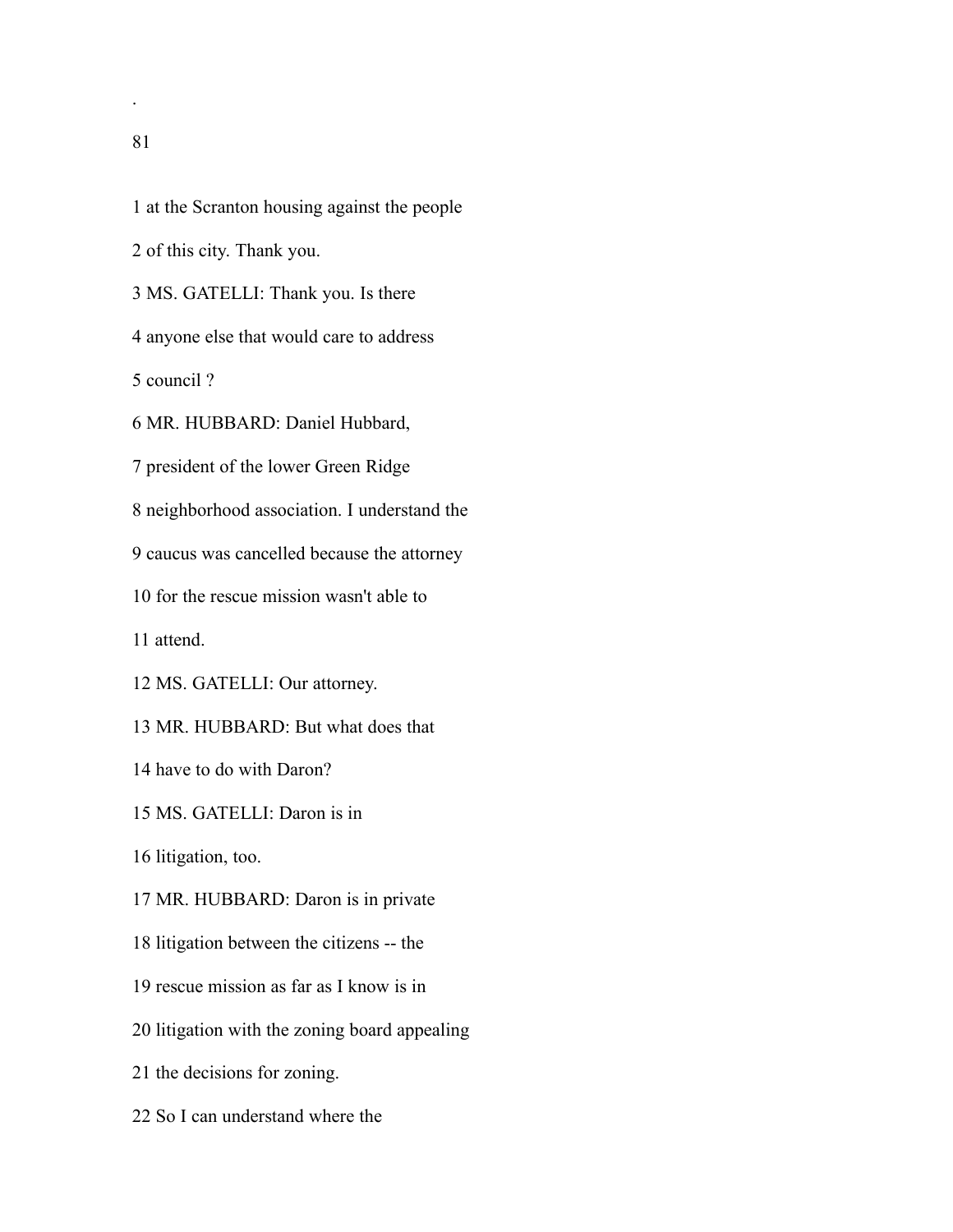1 at the Scranton housing against the people

2 of this city. Thank you.

3 MS. GATELLI: Thank you. Is there

4 anyone else that would care to address

5 council ?

6 MR. HUBBARD: Daniel Hubbard,

7 president of the lower Green Ridge

8 neighborhood association. I understand the

9 caucus was cancelled because the attorney

10 for the rescue mission wasn't able to

11 attend.

12 MS. GATELLI: Our attorney.

13 MR. HUBBARD: But what does that

14 have to do with Daron?

15 MS. GATELLI: Daron is in

16 litigation, too.

17 MR. HUBBARD: Daron is in private

18 litigation between the citizens -- the

19 rescue mission as far as I know is in

20 litigation with the zoning board appealing

21 the decisions for zoning.

22 So I can understand where the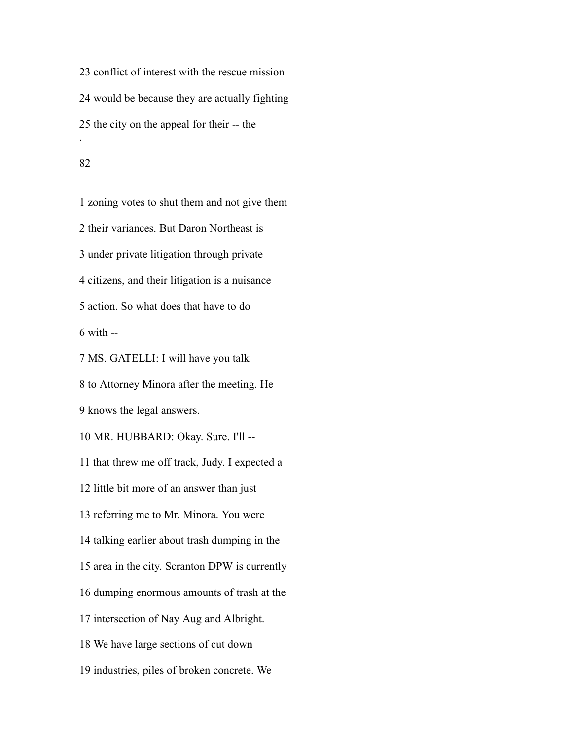23 conflict of interest with the rescue mission

24 would be because they are actually fighting

25 the city on the appeal for their -- the

.

1 zoning votes to shut them and not give them

2 their variances. But Daron Northeast is

3 under private litigation through private

4 citizens, and their litigation is a nuisance

5 action. So what does that have to do

6 with --

7 MS. GATELLI: I will have you talk

8 to Attorney Minora after the meeting. He

9 knows the legal answers.

10 MR. HUBBARD: Okay. Sure. I'll --

11 that threw me off track, Judy. I expected a

12 little bit more of an answer than just

13 referring me to Mr. Minora. You were

14 talking earlier about trash dumping in the

15 area in the city. Scranton DPW is currently

16 dumping enormous amounts of trash at the

17 intersection of Nay Aug and Albright.

18 We have large sections of cut down

19 industries, piles of broken concrete. We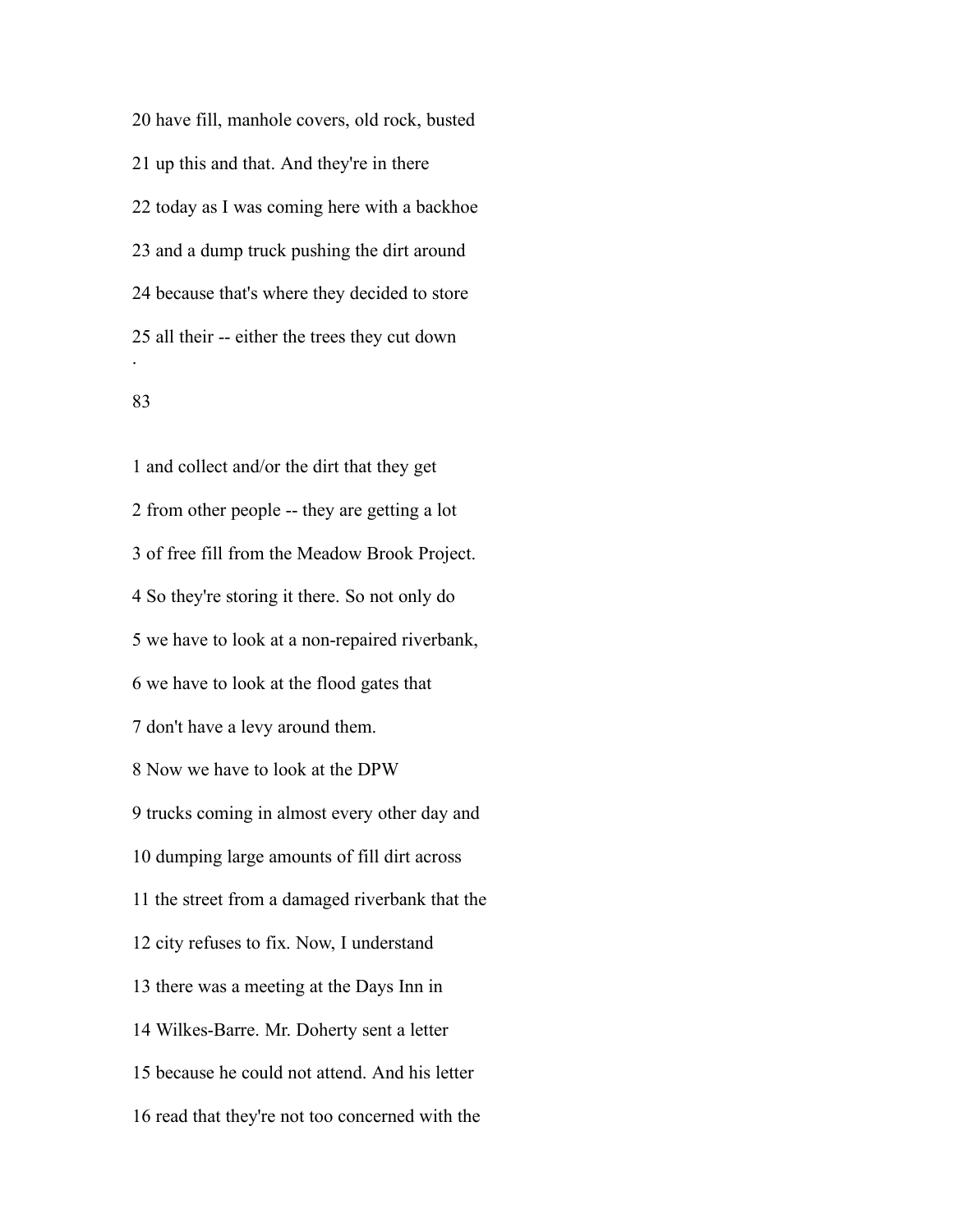20 have fill, manhole covers, old rock, busted

21 up this and that. And they're in there

22 today as I was coming here with a backhoe

23 and a dump truck pushing the dirt around

24 because that's where they decided to store

25 all their -- either the trees they cut down

·

83

1 and collect and/or the dirt that they get

2 from other people -- they are getting a lot

3 of free fill from the Meadow Brook Project.

4 So they're storing it there. So not only do

5 we have to look at a non-repaired riverbank,

6 we have to look at the flood gates that

7 don't have a levy around them.

8 Now we have to look at the DPW

9 trucks coming in almost every other day and

10 dumping large amounts of fill dirt across

11 the street from a damaged riverbank that the

12 city refuses to fix. Now, I understand

13 there was a meeting at the Days Inn in

14 Wilkes-Barre. Mr. Doherty sent a letter

15 because he could not attend. And his letter

16 read that they're not too concerned with the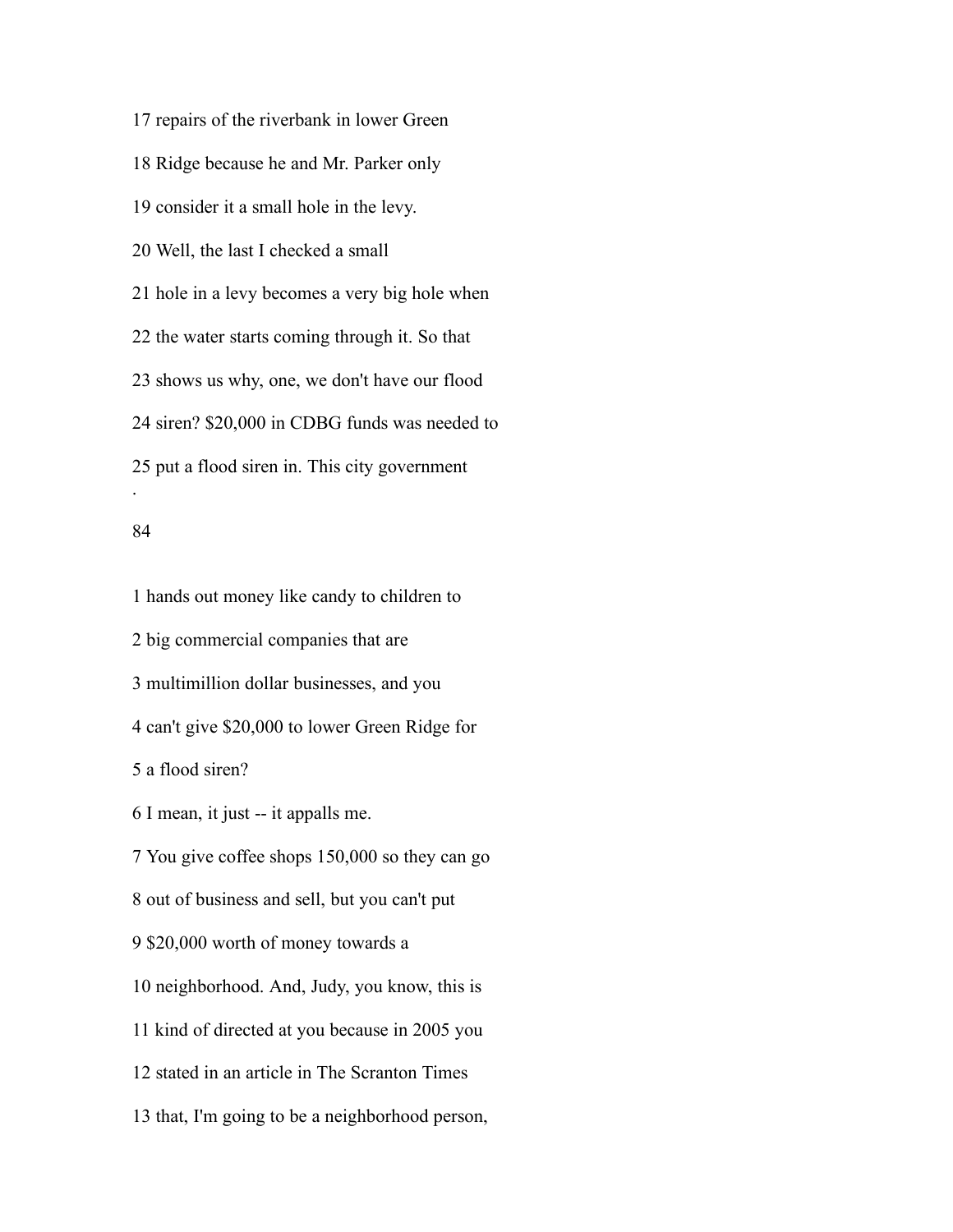17 repairs of the riverbank in lower Green

18 Ridge because he and Mr. Parker only

19 consider it a small hole in the levy.

20 Well, the last I checked a small

21 hole in a levy becomes a very big hole when

22 the water starts coming through it. So that

23 shows us why, one, we don't have our flood

24 siren? $20,000 in CDBG funds was needed to

25 put a flood siren in. This city government

.

1 hands out money like candy to children to

2 big commercial companies that are

3 multimillion dollar businesses, and you

4 can't give $20,000 to lower Green Ridge for

5 a flood siren?

6 I mean, it just -- it appalls me.

7 You give coffee shops 150,000 so they can go

8 out of business and sell, but you can't put

9 $20,000 worth of money towards a

10 neighborhood. And, Judy, you know, this is

11 kind of directed at you because in 2005 you

12 stated in an article in The Scranton Times

13 that, I'm going to be a neighborhood person,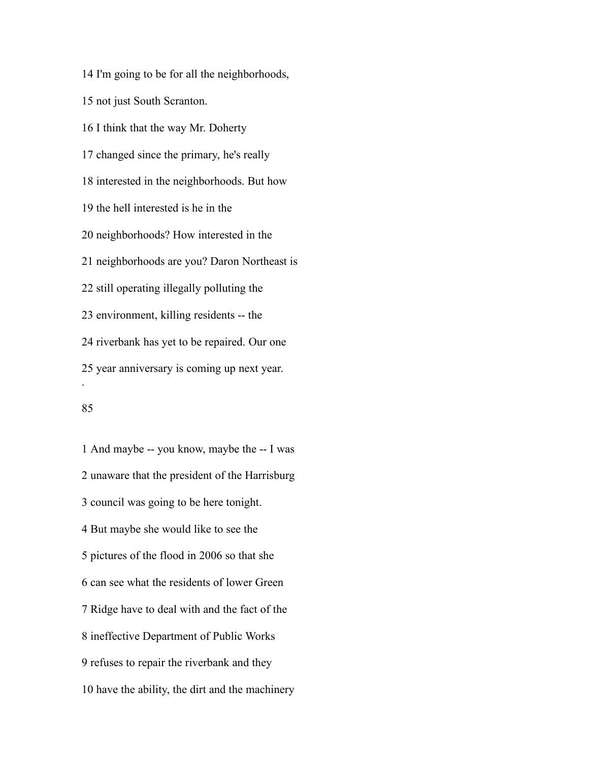14 I'm going to be for all the neighborhoods,

15 not just South Scranton.

16 I think that the way Mr. Doherty

17 changed since the primary, he's really

18 interested in the neighborhoods. But how

19 the hell interested is he in the

20 neighborhoods? How interested in the

21 neighborhoods are you? Daron Northeast is

22 still operating illegally polluting the

23 environment, killing residents -- the

24 riverbank has yet to be repaired. Our one

25 year anniversary is coming up next year.

.

1 And maybe -- you know, maybe the -- I was

2 unaware that the president of the Harrisburg

3 council was going to be here tonight.

4 But maybe she would like to see the

5 pictures of the flood in 2006 so that she

6 can see what the residents of lower Green

7 Ridge have to deal with and the fact of the

8 ineffective Department of Public Works

9 refuses to repair the riverbank and they

10 have the ability, the dirt and the machinery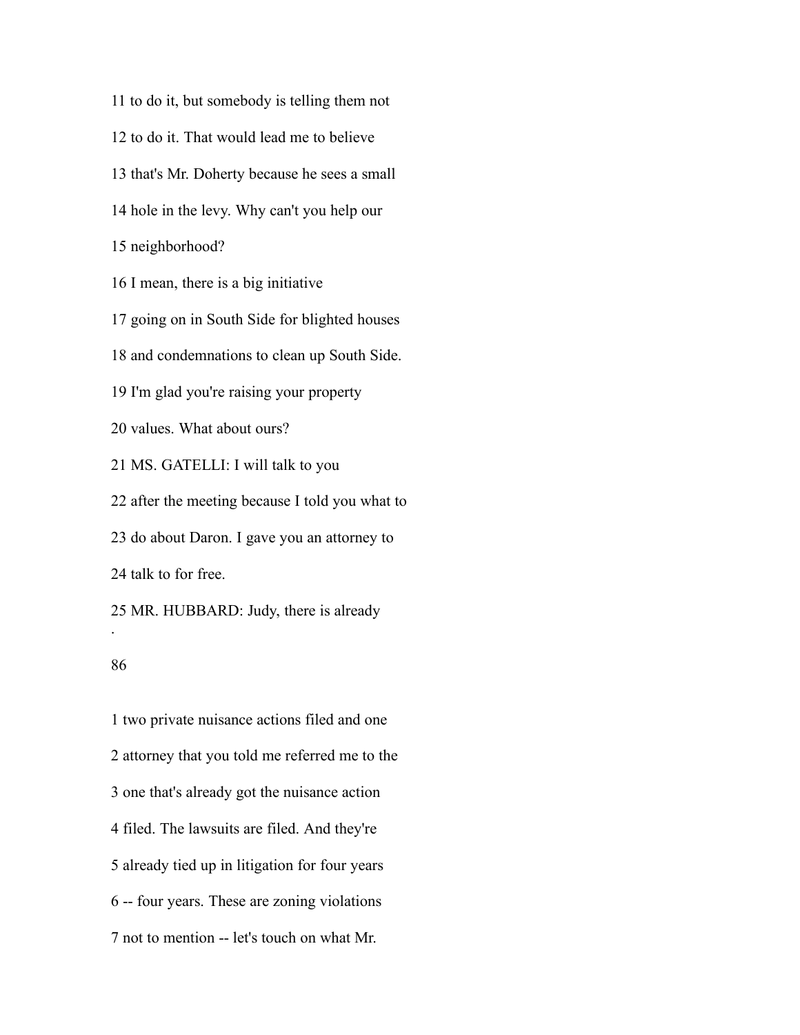11 to do it, but somebody is telling them not

12 to do it. That would lead me to believe

13 that's Mr. Doherty because he sees a small

14 hole in the levy. Why can't you help our

15 neighborhood?

16 I mean, there is a big initiative

17 going on in South Side for blighted houses

18 and condemnations to clean up South Side.

19 I'm glad you're raising your property

20 values. What about ours?

21 MS. GATELLI: I will talk to you

22 after the meeting because I told you what to

23 do about Daron. I gave you an attorney to

24 talk to for free.

25 MR. HUBBARD: Judy, there is already

1 two private nuisance actions filed and one

2 attorney that you told me referred me to the

3 one that's already got the nuisance action

4 filed. The lawsuits are filed. And they're

5 already tied up in litigation for four years

6 -- four years. These are zoning violations

7 not to mention -- let's touch on what Mr.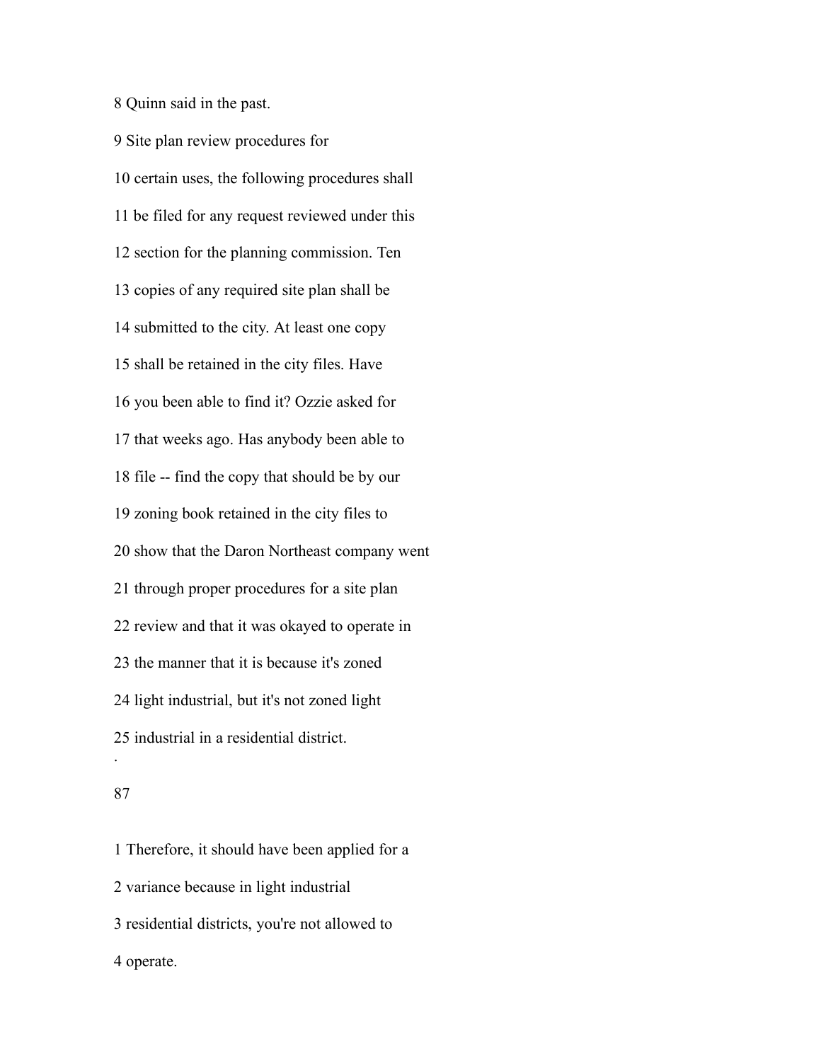8 Quinn said in the past.

9 Site plan review procedures for

10 certain uses, the following procedures shall

11 be filed for any request reviewed under this

12 section for the planning commission. Ten

13 copies of any required site plan shall be

14 submitted to the city. At least one copy

15 shall be retained in the city files. Have

16 you been able to find it? Ozzie asked for

17 that weeks ago. Has anybody been able to

18 file -- find the copy that should be by our

19 zoning book retained in the city files to

20 show that the Daron Northeast company went

21 through proper procedures for a site plan

22 review and that it was okayed to operate in

23 the manner that it is because it's zoned

24 light industrial, but it's not zoned light

25 industrial in a residential district.

1 Therefore, it should have been applied for a

2 variance because in light industrial

3 residential districts, you're not allowed to

4 operate.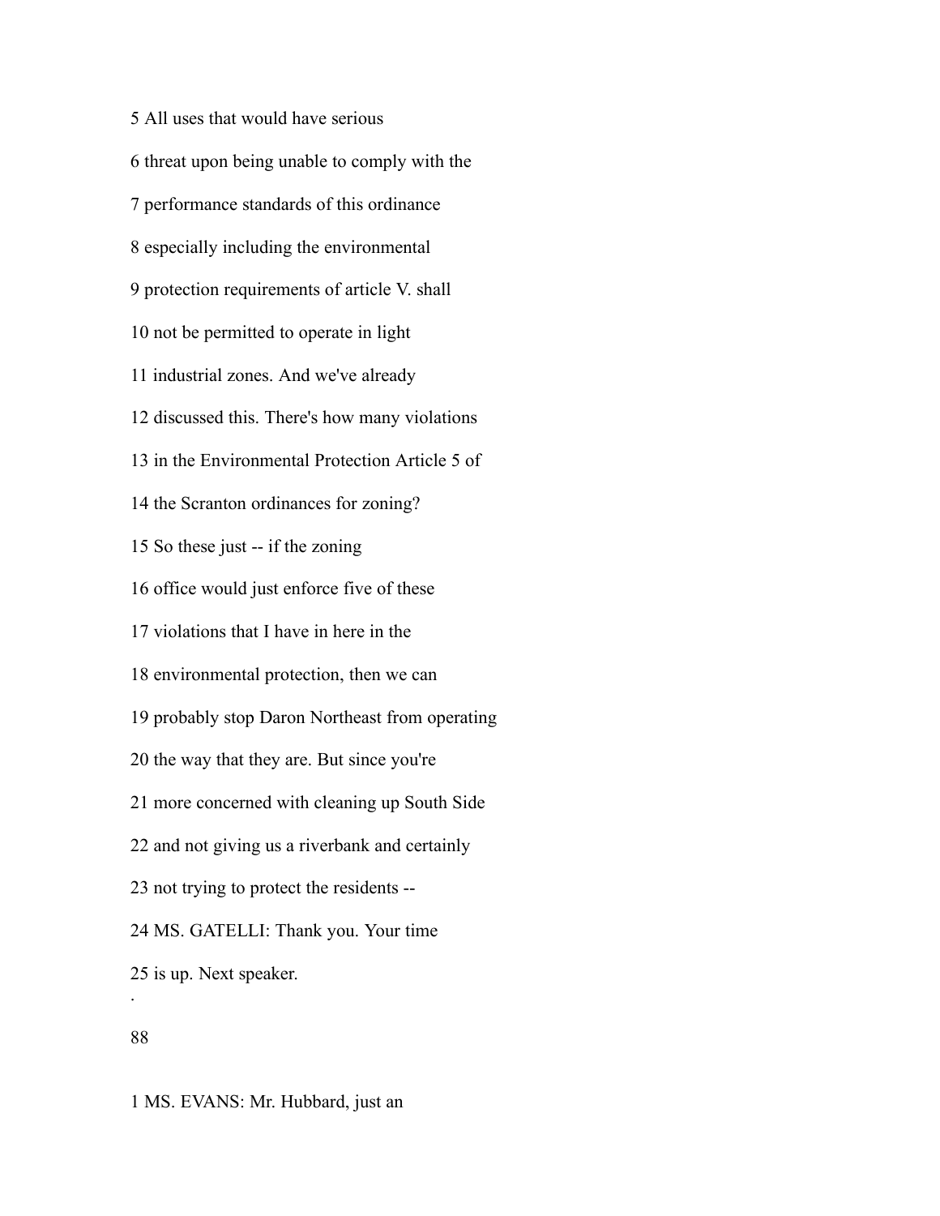5 All uses that would have serious

6 threat upon being unable to comply with the

7 performance standards of this ordinance

8 especially including the environmental

9 protection requirements of article V. shall

10 not be permitted to operate in light

11 industrial zones. And we've already

12 discussed this. There's how many violations

13 in the Environmental Protection Article 5 of

14 the Scranton ordinances for zoning?

15 So these just -- if the zoning

16 office would just enforce five of these

17 violations that I have in here in the

18 environmental protection, then we can

19 probably stop Daron Northeast from operating

20 the way that they are. But since you're

21 more concerned with cleaning up South Side

22 and not giving us a riverbank and certainly

23 not trying to protect the residents --

24 MS. GATELLI: Thank you. Your time

25 is up. Next speaker.

.

88

1 MS. EVANS: Mr. Hubbard, just an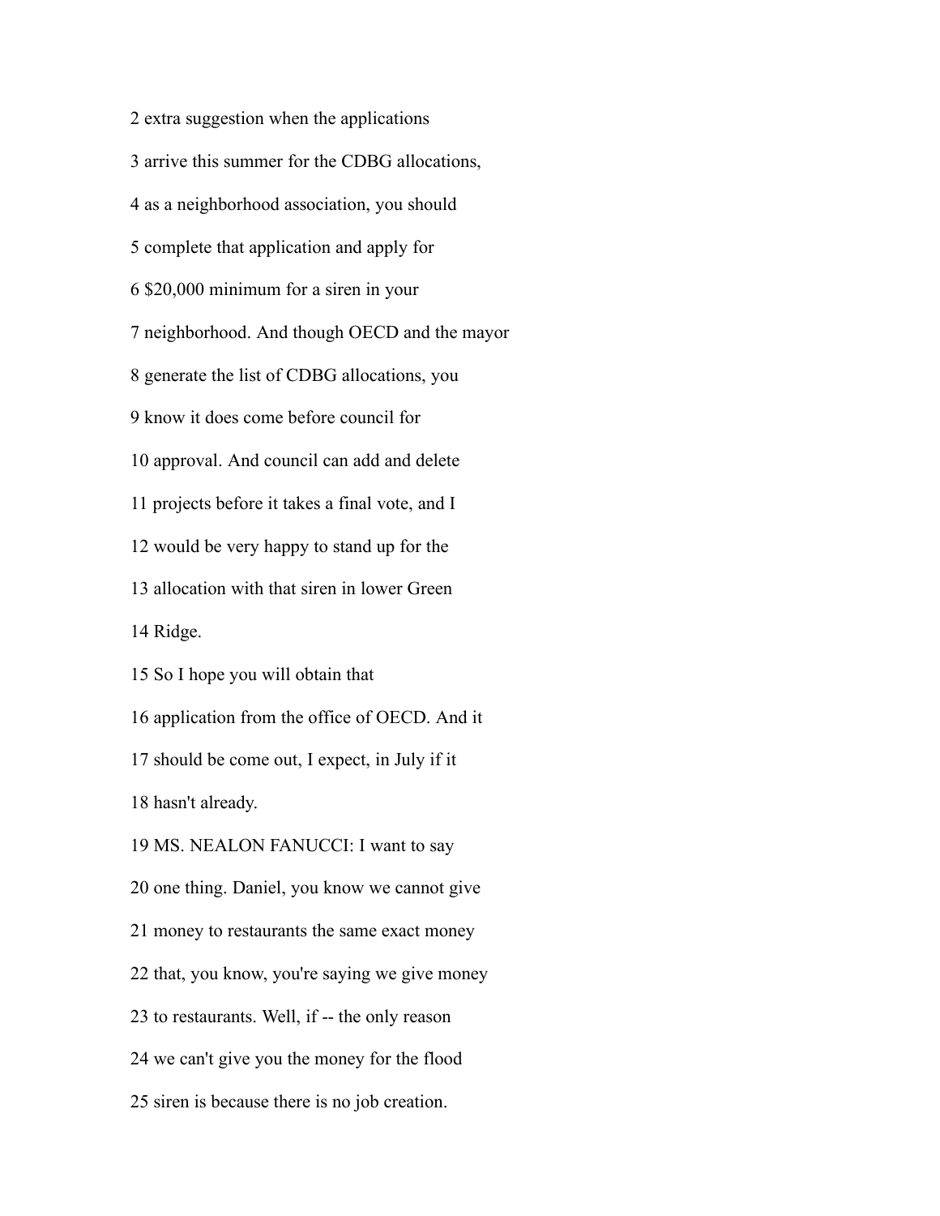2 extra suggestion when the applications

3 arrive this summer for the CDBG allocations,

4 as a neighborhood association, you should

5 complete that application and apply for

6 $20,000 minimum for a siren in your

7 neighborhood. And though OECD and the mayor

8 generate the list of CDBG allocations, you

9 know it does come before council for

10 approval. And council can add and delete

11 projects before it takes a final vote, and I

12 would be very happy to stand up for the

13 allocation with that siren in lower Green

14 Ridge.

15 So I hope you will obtain that

16 application from the office of OECD. And it

17 should be come out, I expect, in July if it

18 hasn't already.

19 MS. NEALON FANUCCI: I want to say

20 one thing. Daniel, you know we cannot give

21 money to restaurants the same exact money

22 that, you know, you're saying we give money

23 to restaurants. Well, if -- the only reason

24 we can't give you the money for the flood

25 siren is because there is no job creation.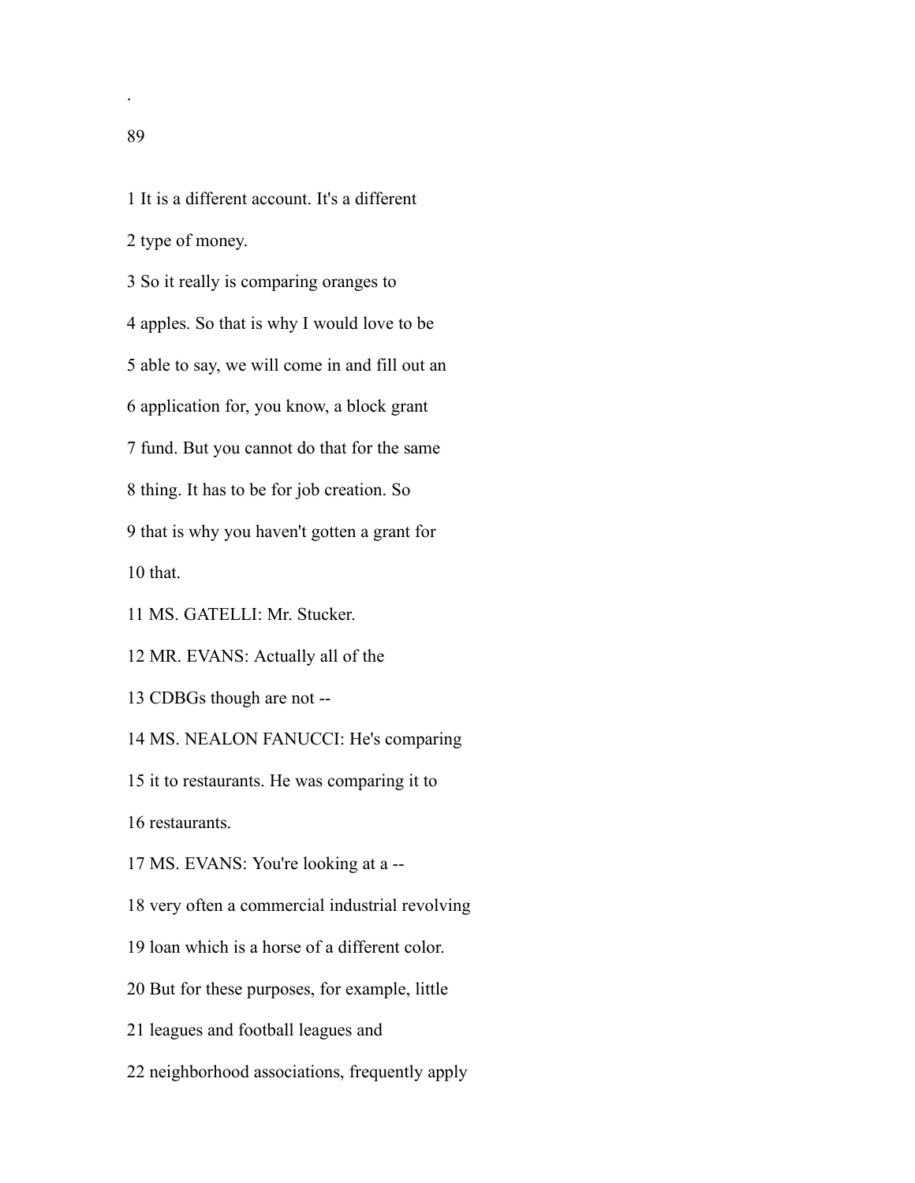1 It is a different account. It's a different

2 type of money.

3 So it really is comparing oranges to

4 apples. So that is why I would love to be

5 able to say, we will come in and fill out an

6 application for, you know, a block grant

7 fund. But you cannot do that for the same

8 thing. It has to be for job creation. So

9 that is why you haven't gotten a grant for

10 that.

11 MS. GATELLI: Mr. Stucker.

12 MR. EVANS: Actually all of the

13 CDBGs though are not --

14 MS. NEALON FANUCCI: He's comparing

15 it to restaurants. He was comparing it to

16 restaurants.

17 MS. EVANS: You're looking at a --

18 very often a commercial industrial revolving

19 loan which is a horse of a different color.

20 But for these purposes, for example, little

21 leagues and football leagues and

22 neighborhood associations, frequently apply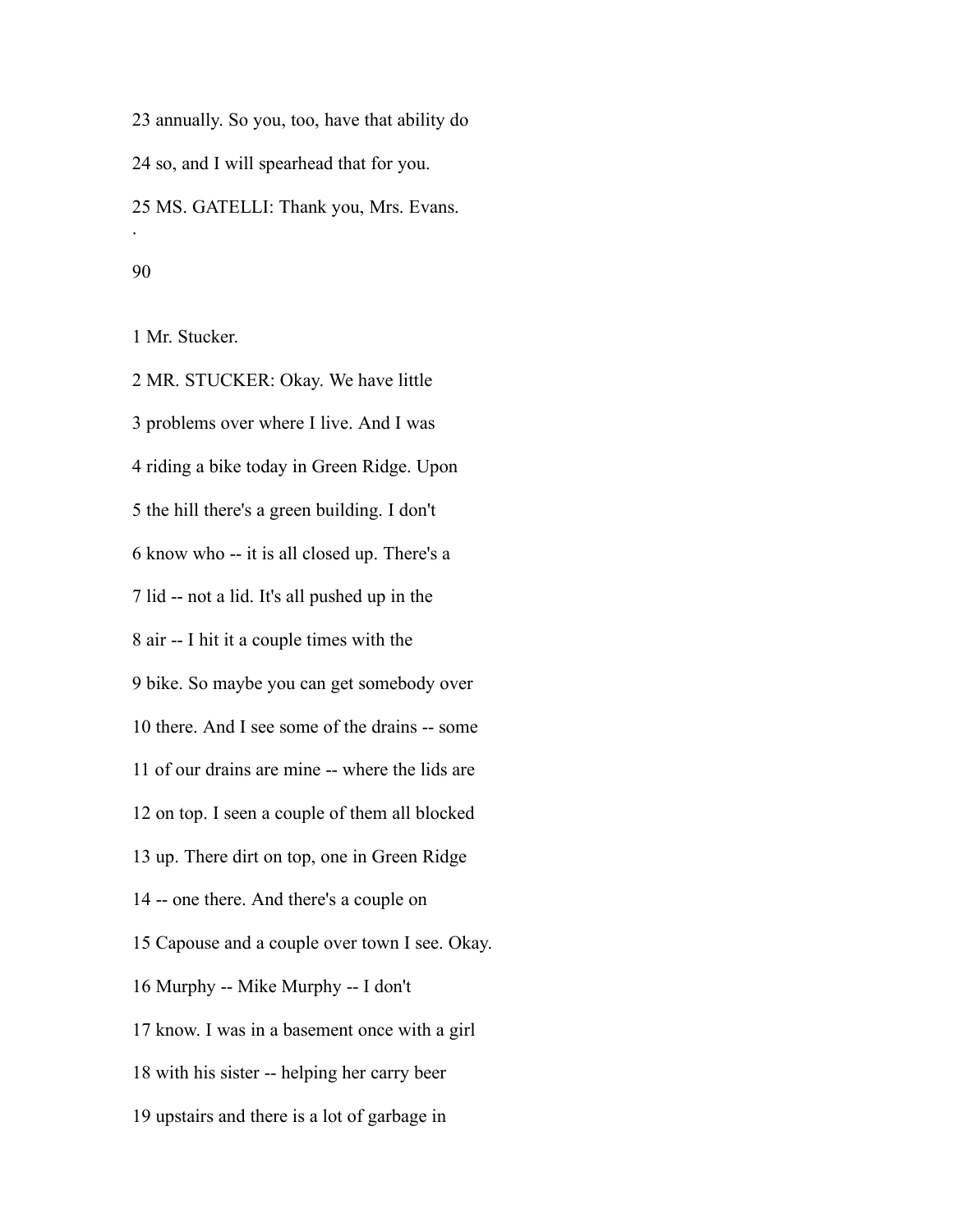23 annually. So you, too, have that ability do

24 so, and I will spearhead that for you.

25 MS. GATELLI: Thank you, Mrs. Evans.

.

1 Mr. Stucker.

2 MR. STUCKER: Okay. We have little

3 problems over where I live. And I was

4 riding a bike today in Green Ridge. Upon

5 the hill there's a green building. I don't

6 know who -- it is all closed up. There's a

7 lid -- not a lid. It's all pushed up in the

8 air -- I hit it a couple times with the

9 bike. So maybe you can get somebody over

10 there. And I see some of the drains -- some

11 of our drains are mine -- where the lids are

12 on top. I seen a couple of them all blocked

13 up. There dirt on top, one in Green Ridge

14 -- one there. And there's a couple on

15 Capouse and a couple over town I see. Okay.

16 Murphy -- Mike Murphy -- I don't

17 know. I was in a basement once with a girl

18 with his sister -- helping her carry beer

19 upstairs and there is a lot of garbage in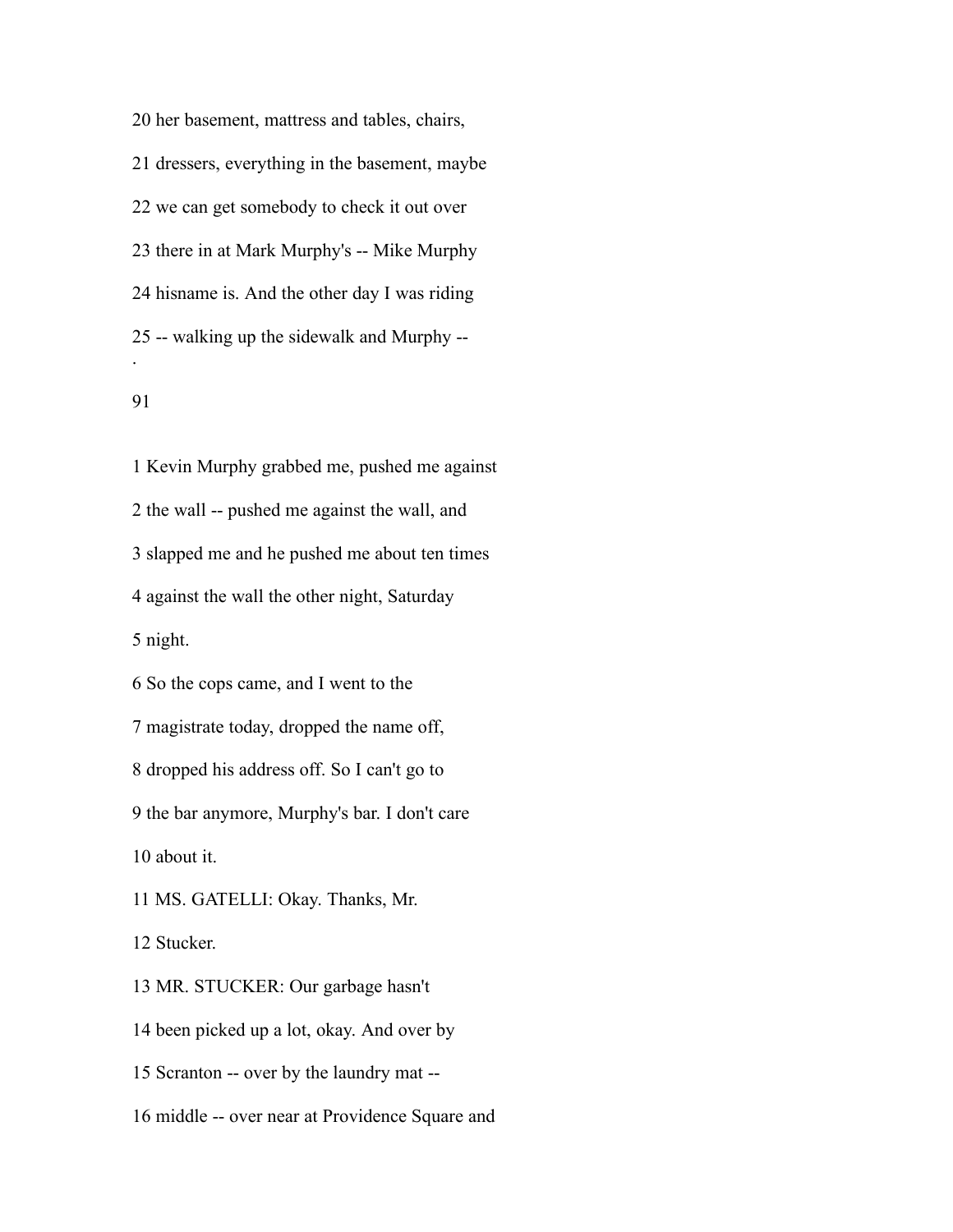20 her basement, mattress and tables, chairs,

21 dressers, everything in the basement, maybe

22 we can get somebody to check it out over

23 there in at Mark Murphy's -- Mike Murphy

24 hisname is. And the other day I was riding

25 -- walking up the sidewalk and Murphy --

1 Kevin Murphy grabbed me, pushed me against

2 the wall -- pushed me against the wall, and

3 slapped me and he pushed me about ten times

4 against the wall the other night, Saturday

5 night.

6 So the cops came, and I went to the

7 magistrate today, dropped the name off,

8 dropped his address off. So I can't go to

9 the bar anymore, Murphy's bar. I don't care

10 about it.

11 MS. GATELLI: Okay. Thanks, Mr.

12 Stucker.

13 MR. STUCKER: Our garbage hasn't

14 been picked up a lot, okay. And over by

15 Scranton -- over by the laundry mat --

16 middle -- over near at Providence Square and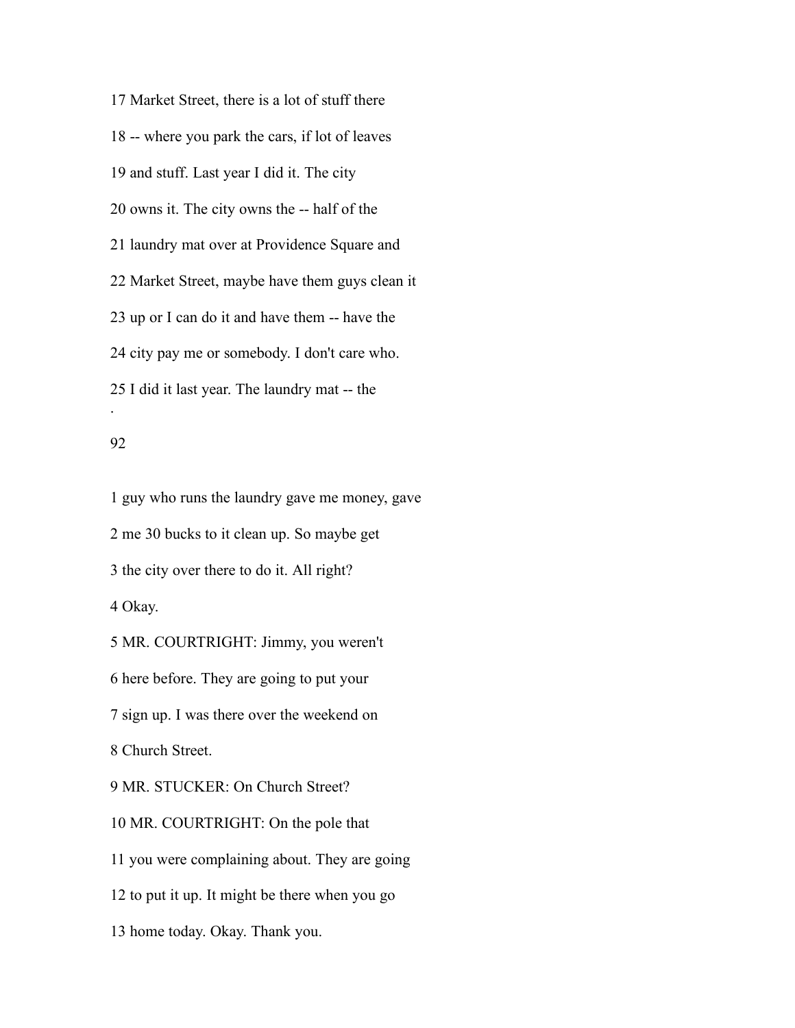17 Market Street, there is a lot of stuff there

18 -- where you park the cars, if lot of leaves

19 and stuff. Last year I did it. The city

20 owns it. The city owns the -- half of the

21 laundry mat over at Providence Square and

22 Market Street, maybe have them guys clean it

23 up or I can do it and have them -- have the

24 city pay me or somebody. I don't care who.

25 I did it last year. The laundry mat -- the

1 guy who runs the laundry gave me money, gave

2 me 30 bucks to it clean up. So maybe get

3 the city over there to do it. All right?

4 Okay.

5 MR. COURTRIGHT: Jimmy, you weren't

6 here before. They are going to put your

7 sign up. I was there over the weekend on

8 Church Street.

9 MR. STUCKER: On Church Street?

10 MR. COURTRIGHT: On the pole that

11 you were complaining about. They are going

12 to put it up. It might be there when you go

13 home today. Okay. Thank you.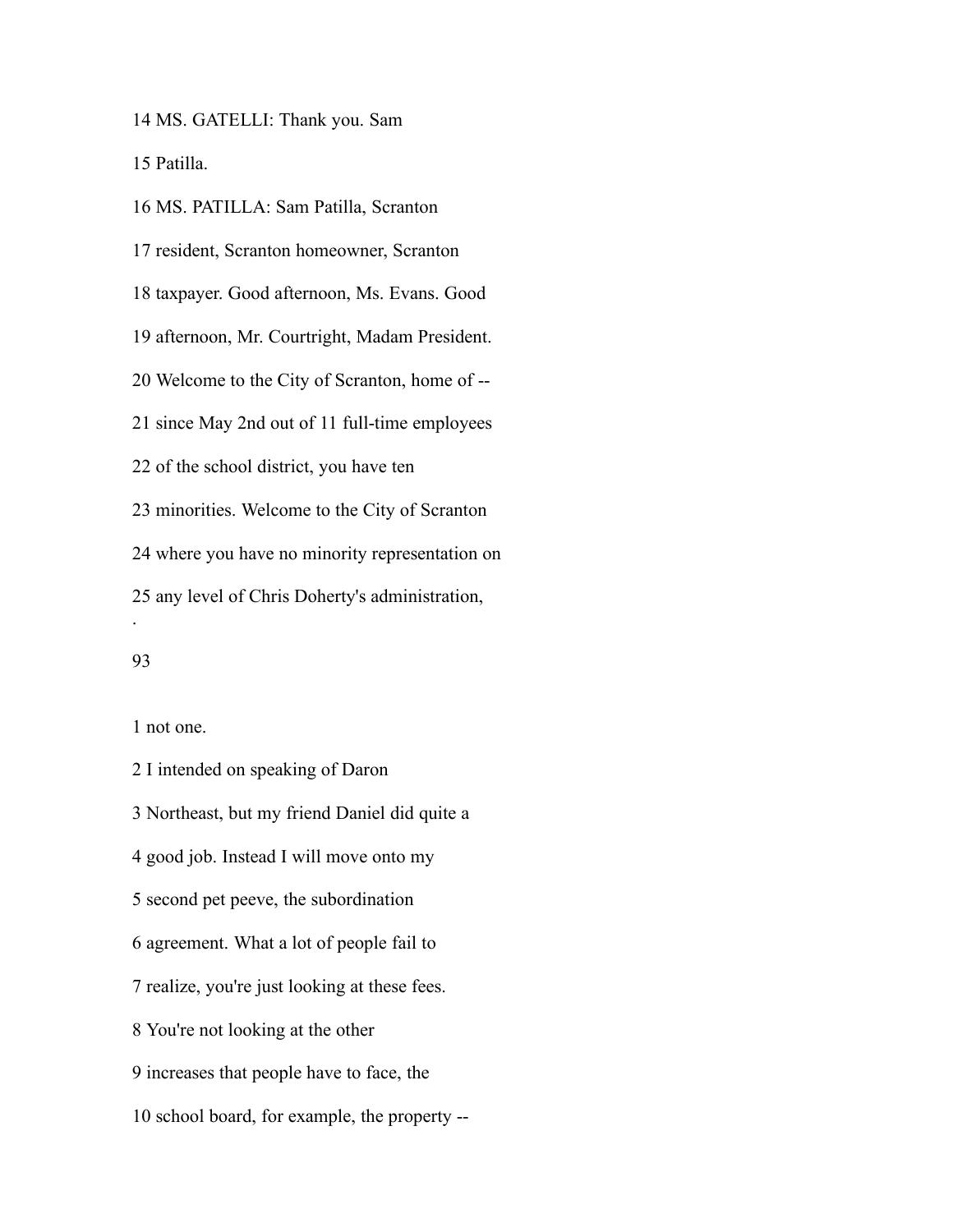14 MS. GATELLI: Thank you. Sam

15 Patilla.

16 MS. PATILLA: Sam Patilla, Scranton

17 resident, Scranton homeowner, Scranton

18 taxpayer. Good afternoon, Ms. Evans. Good

19 afternoon, Mr. Courtright, Madam President.

20 Welcome to the City of Scranton, home of --

21 since May 2nd out of 11 full-time employees

22 of the school district, you have ten

23 minorities. Welcome to the City of Scranton

24 where you have no minority representation on

25 any level of Chris Doherty's administration,

.

1 not one.

2 I intended on speaking of Daron

3 Northeast, but my friend Daniel did quite a

4 good job. Instead I will move onto my

5 second pet peeve, the subordination

6 agreement. What a lot of people fail to

7 realize, you're just looking at these fees.

8 You're not looking at the other

9 increases that people have to face, the

10 school board, for example, the property --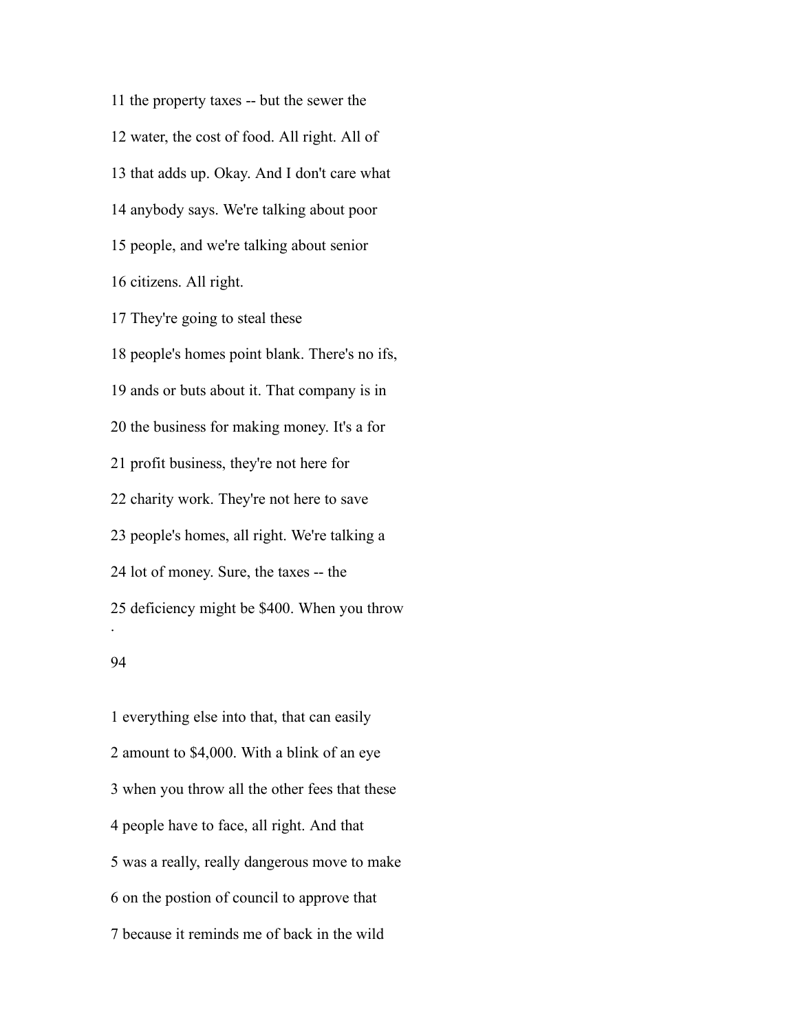11 the property taxes -- but the sewer the

12 water, the cost of food. All right. All of

13 that adds up. Okay. And I don't care what

14 anybody says. We're talking about poor

15 people, and we're talking about senior

16 citizens. All right.

17 They're going to steal these

18 people's homes point blank. There's no ifs,

19 ands or buts about it. That company is in

20 the business for making money. It's a for

21 profit business, they're not here for

22 charity work. They're not here to save

23 people's homes, all right. We're talking a

24 lot of money. Sure, the taxes -- the

25 deficiency might be $400. When you throw

1 everything else into that, that can easily

2 amount to $4,000. With a blink of an eye

3 when you throw all the other fees that these

4 people have to face, all right. And that

5 was a really, really dangerous move to make

6 on the postion of council to approve that

7 because it reminds me of back in the wild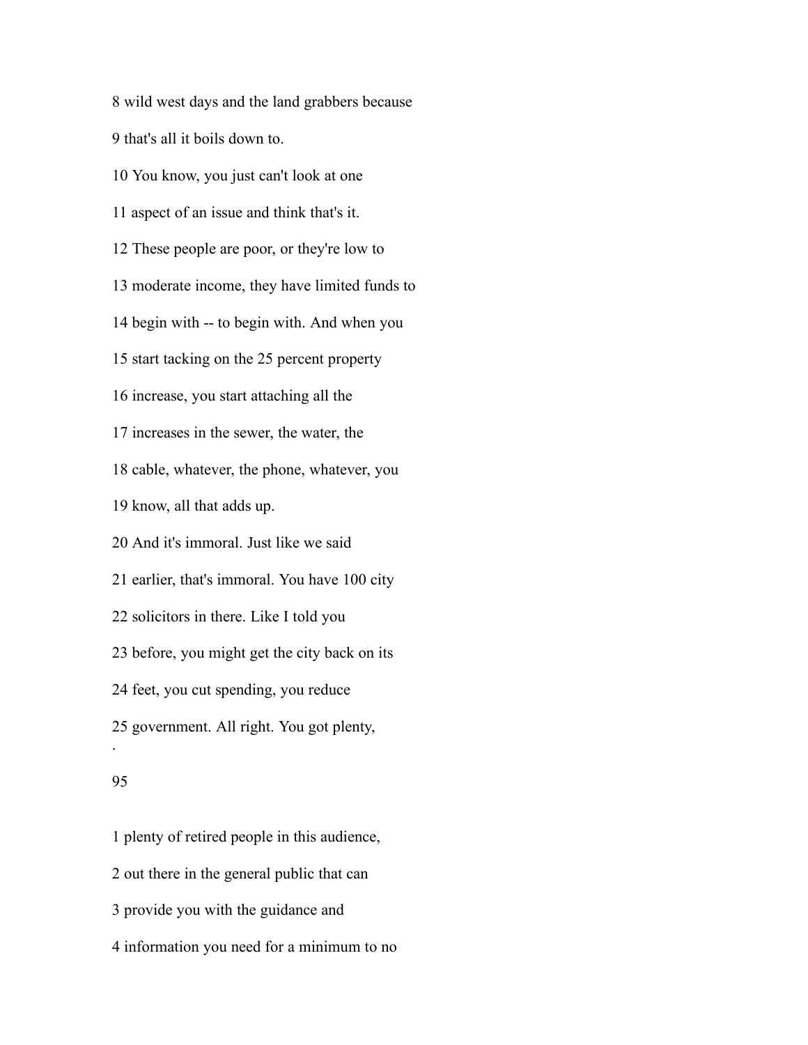8 wild west days and the land grabbers because

9 that's all it boils down to.

10 You know, you just can't look at one

11 aspect of an issue and think that's it.

12 These people are poor, or they're low to

13 moderate income, they have limited funds to

14 begin with -- to begin with. And when you

15 start tacking on the 25 percent property

16 increase, you start attaching all the

17 increases in the sewer, the water, the

18 cable, whatever, the phone, whatever, you

19 know, all that adds up.

20 And it's immoral. Just like we said

21 earlier, that's immoral. You have 100 city

22 solicitors in there. Like I told you

23 before, you might get the city back on its

24 feet, you cut spending, you reduce

25 government. All right. You got plenty,

1 plenty of retired people in this audience,

2 out there in the general public that can

3 provide you with the guidance and

4 information you need for a minimum to no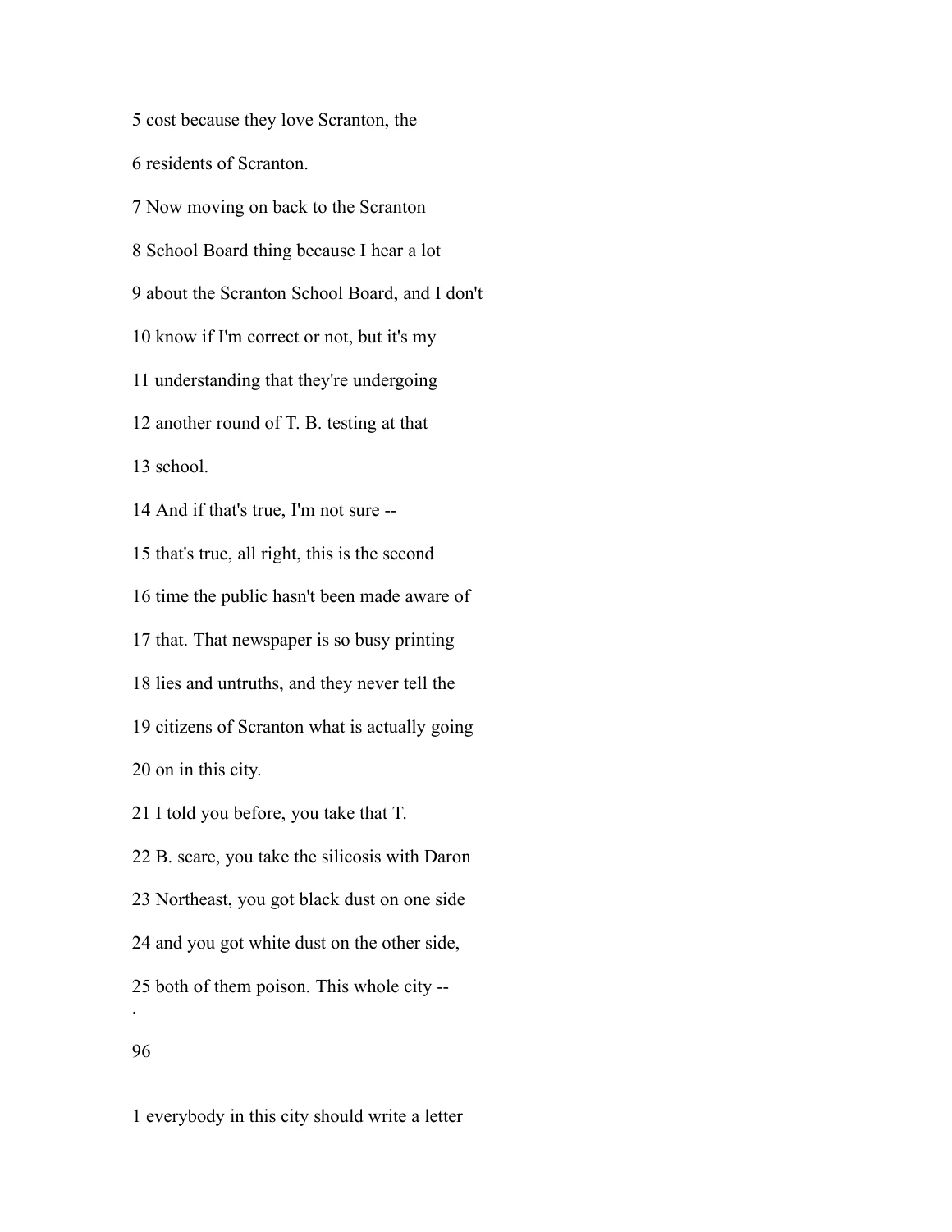5 cost because they love Scranton, the

6 residents of Scranton.

7 Now moving on back to the Scranton

8 School Board thing because I hear a lot

9 about the Scranton School Board, and I don't

10 know if I'm correct or not, but it's my

11 understanding that they're undergoing

12 another round of T. B. testing at that

13 school.

14 And if that's true, I'm not sure --

15 that's true, all right, this is the second

16 time the public hasn't been made aware of

17 that. That newspaper is so busy printing

18 lies and untruths, and they never tell the

19 citizens of Scranton what is actually going

20 on in this city.

21 I told you before, you take that T.

22 B. scare, you take the silicosis with Daron

23 Northeast, you got black dust on one side

24 and you got white dust on the other side,

25 both of them poison. This whole city --

1 everybody in this city should write a letter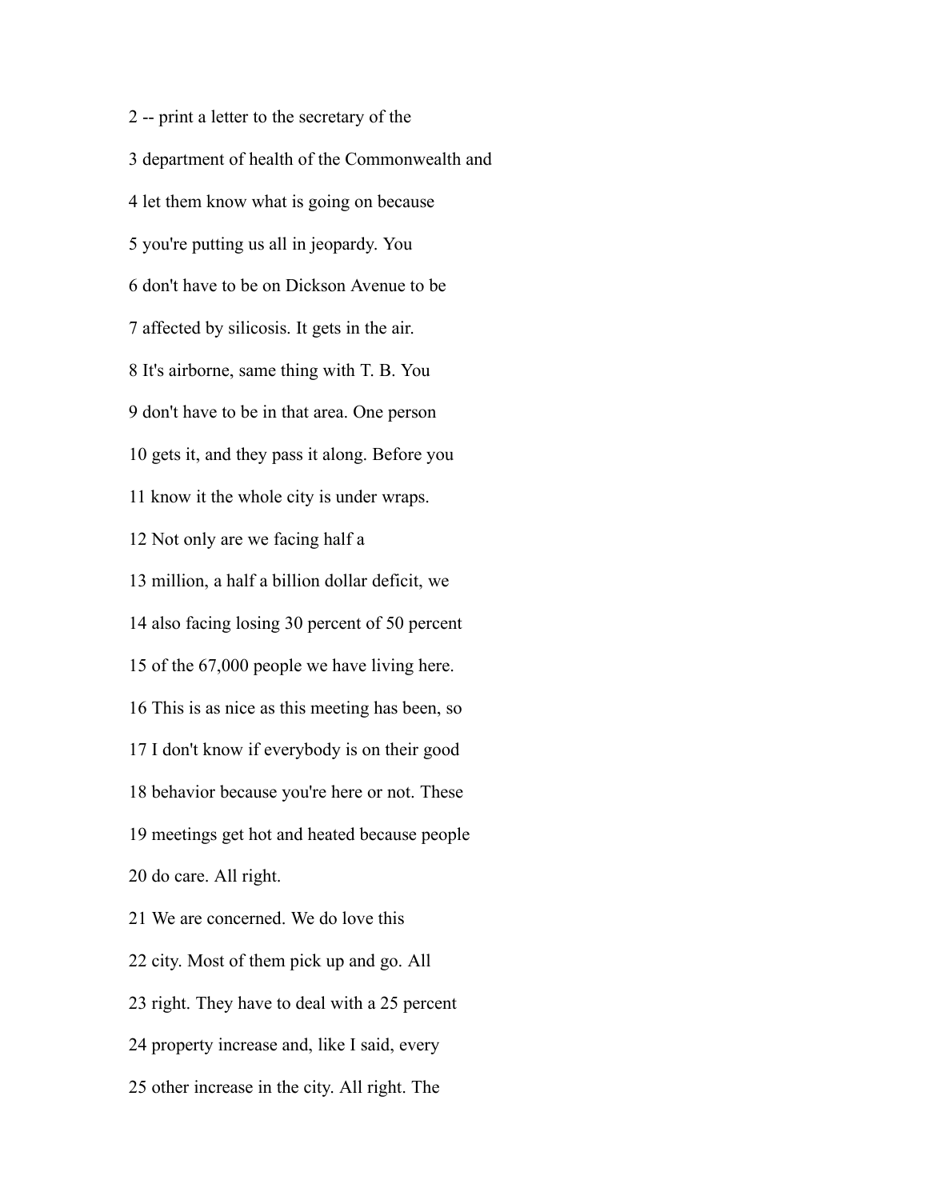2 -- print a letter to the secretary of the

3 department of health of the Commonwealth and

4 let them know what is going on because

5 you're putting us all in jeopardy. You

6 don't have to be on Dickson Avenue to be

7 affected by silicosis. It gets in the air.

8 It's airborne, same thing with T. B. You

9 don't have to be in that area. One person

10 gets it, and they pass it along. Before you

11 know it the whole city is under wraps.

12 Not only are we facing half a

13 million, a half a billion dollar deficit, we

14 also facing losing 30 percent of 50 percent

15 of the 67,000 people we have living here.

16 This is as nice as this meeting has been, so

17 I don't know if everybody is on their good

18 behavior because you're here or not. These

19 meetings get hot and heated because people

20 do care. All right.

21 We are concerned. We do love this

22 city. Most of them pick up and go. All

23 right. They have to deal with a 25 percent

24 property increase and, like I said, every

25 other increase in the city. All right. The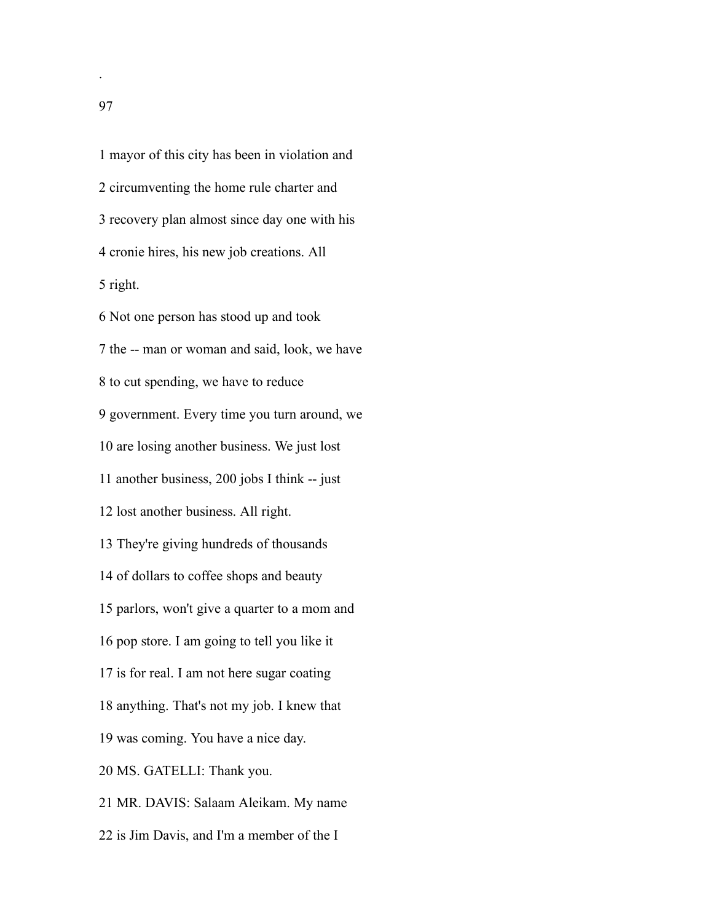1 mayor of this city has been in violation and

2 circumventing the home rule charter and

3 recovery plan almost since day one with his

4 cronie hires, his new job creations. All

5 right.

6 Not one person has stood up and took

7 the -- man or woman and said, look, we have

8 to cut spending, we have to reduce

9 government. Every time you turn around, we

10 are losing another business. We just lost

11 another business, 200 jobs I think -- just

12 lost another business. All right.

13 They're giving hundreds of thousands

14 of dollars to coffee shops and beauty

15 parlors, won't give a quarter to a mom and

16 pop store. I am going to tell you like it

17 is for real. I am not here sugar coating

18 anything. That's not my job. I knew that

19 was coming. You have a nice day.

20 MS. GATELLI: Thank you.

21 MR. DAVIS: Salaam Aleikam. My name

22 is Jim Davis, and I'm a member of the I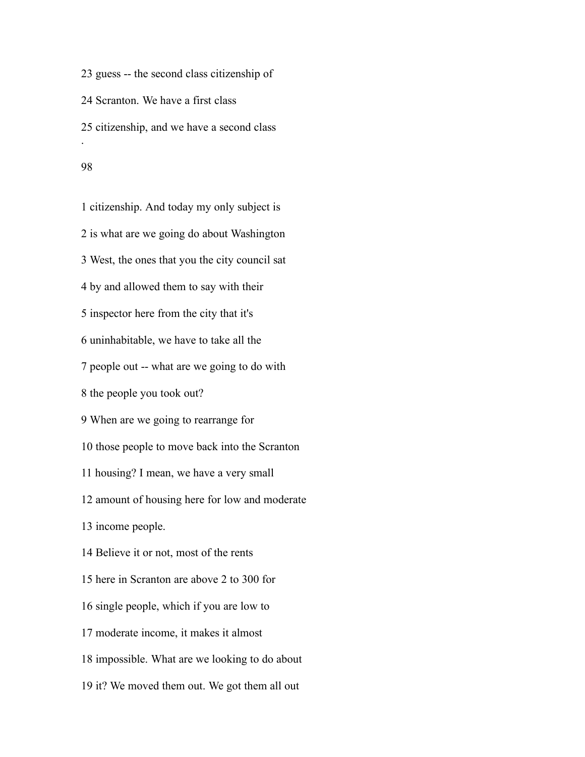23 guess -- the second class citizenship of

24 Scranton. We have a first class

25 citizenship, and we have a second class

1 citizenship. And today my only subject is

2 is what are we going do about Washington

3 West, the ones that you the city council sat

4 by and allowed them to say with their

5 inspector here from the city that it's

6 uninhabitable, we have to take all the

7 people out -- what are we going to do with

8 the people you took out?

9 When are we going to rearrange for

10 those people to move back into the Scranton

11 housing? I mean, we have a very small

12 amount of housing here for low and moderate

13 income people.

14 Believe it or not, most of the rents

15 here in Scranton are above 2 to 300 for

16 single people, which if you are low to

17 moderate income, it makes it almost

18 impossible. What are we looking to do about

19 it? We moved them out. We got them all out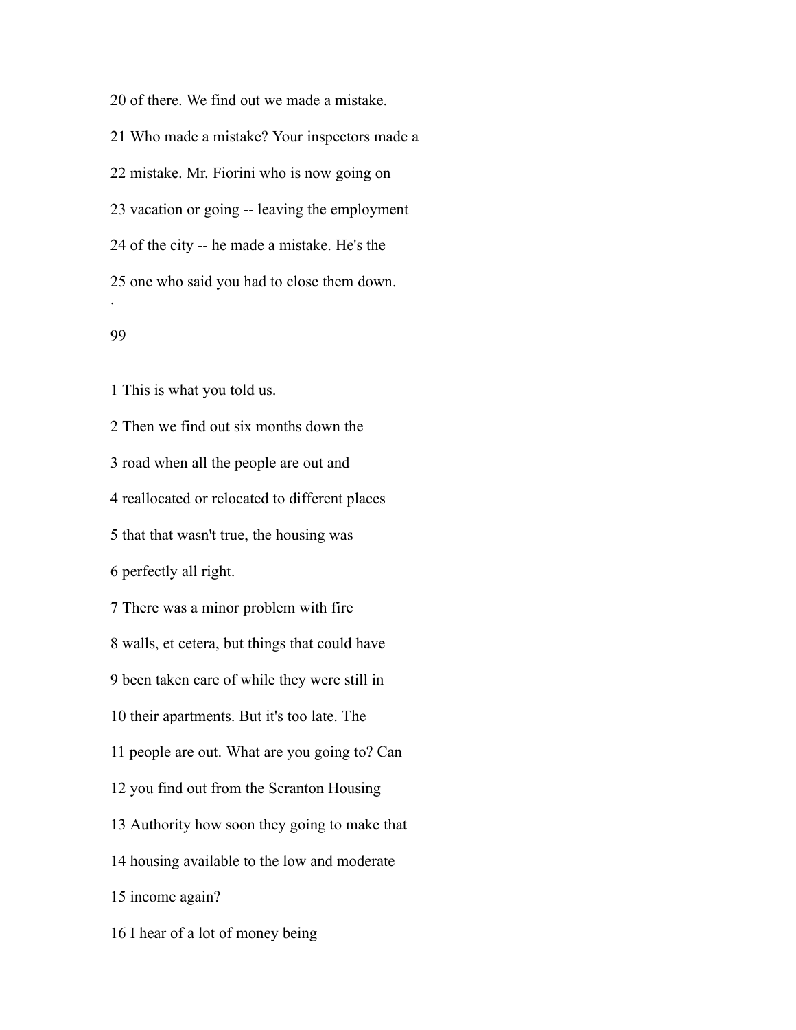20 of there. We find out we made a mistake.

21 Who made a mistake? Your inspectors made a

22 mistake. Mr. Fiorini who is now going on

23 vacation or going -- leaving the employment

24 of the city -- he made a mistake. He's the

25 one who said you had to close them down.

1 This is what you told us.

2 Then we find out six months down the

3 road when all the people are out and

4 reallocated or relocated to different places

5 that that wasn't true, the housing was

6 perfectly all right.

7 There was a minor problem with fire

8 walls, et cetera, but things that could have

9 been taken care of while they were still in

10 their apartments. But it's too late. The

11 people are out. What are you going to? Can

12 you find out from the Scranton Housing

13 Authority how soon they going to make that

14 housing available to the low and moderate

15 income again?

16 I hear of a lot of money being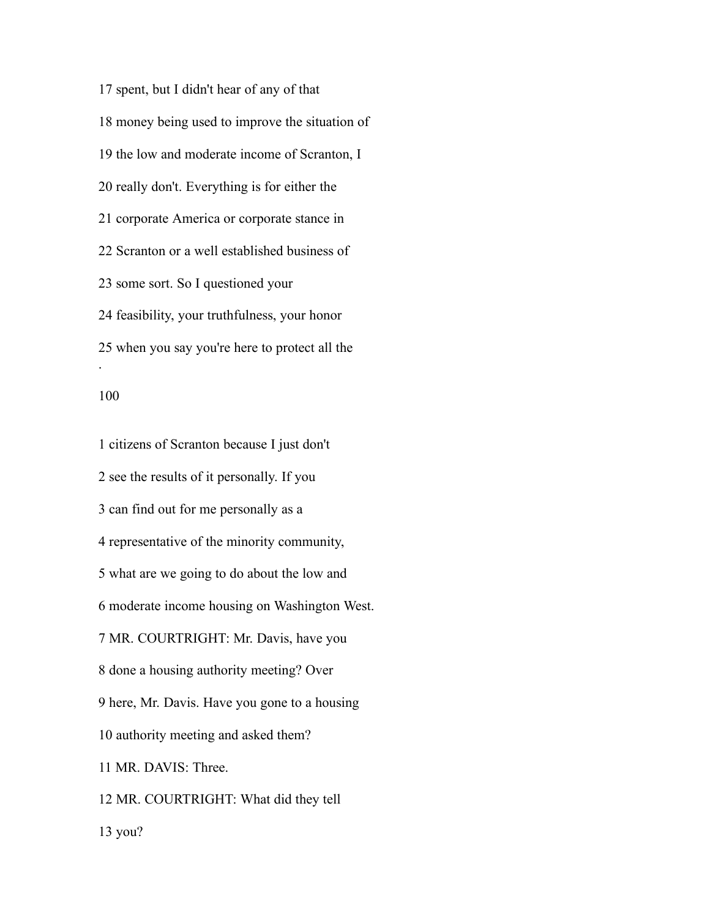17 spent, but I didn't hear of any of that

18 money being used to improve the situation of

19 the low and moderate income of Scranton, I

20 really don't. Everything is for either the

21 corporate America or corporate stance in

22 Scranton or a well established business of

23 some sort. So I questioned your

24 feasibility, your truthfulness, your honor

25 when you say you're here to protect all the

1 citizens of Scranton because I just don't

2 see the results of it personally. If you

3 can find out for me personally as a

4 representative of the minority community,

5 what are we going to do about the low and

6 moderate income housing on Washington West.

7 MR. COURTRIGHT: Mr. Davis, have you

8 done a housing authority meeting? Over

9 here, Mr. Davis. Have you gone to a housing

10 authority meeting and asked them?

11 MR. DAVIS: Three.

12 MR. COURTRIGHT: What did they tell

13 you?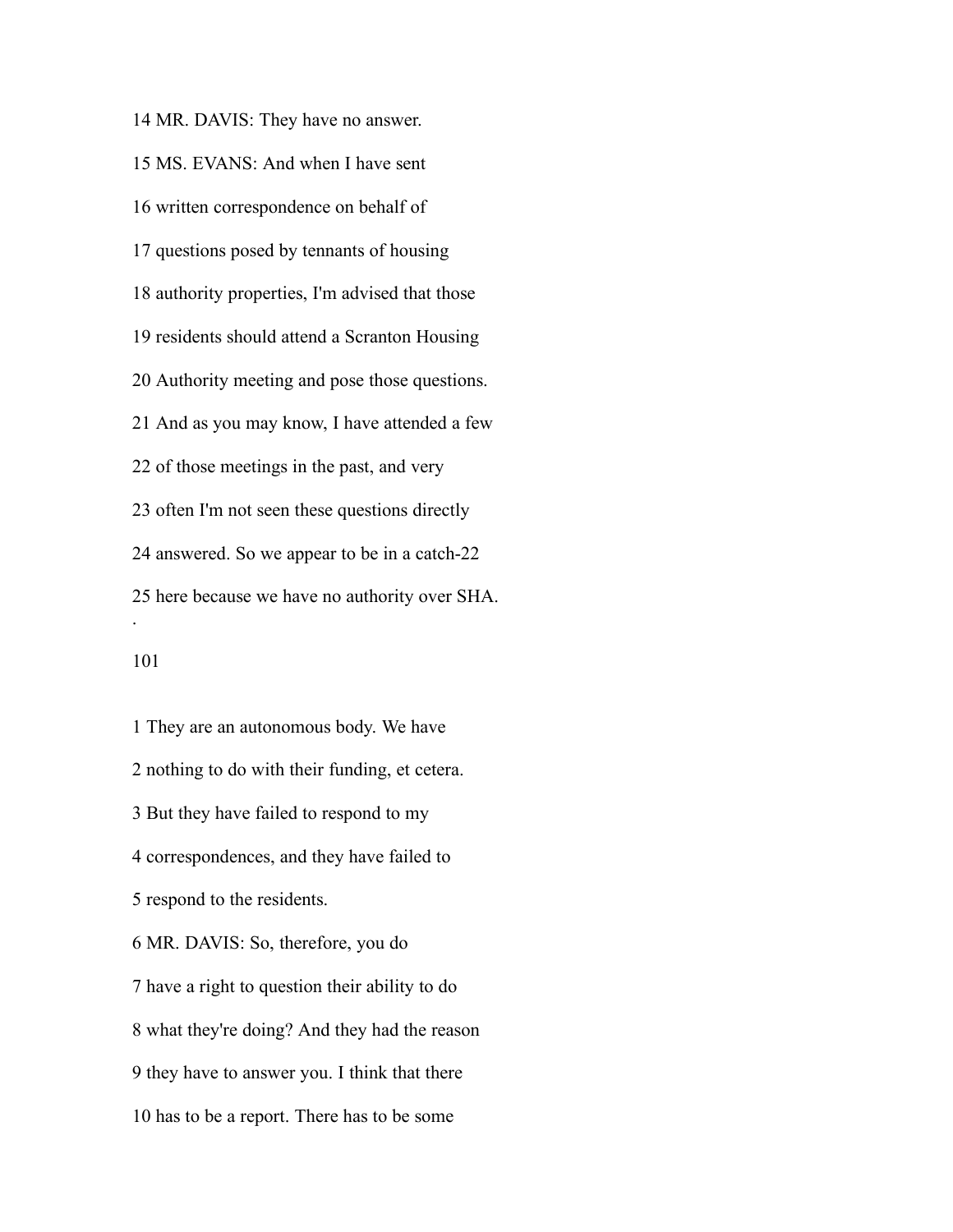14 MR. DAVIS: They have no answer.

15 MS. EVANS: And when I have sent

16 written correspondence on behalf of

17 questions posed by tennants of housing

18 authority properties, I'm advised that those

19 residents should attend a Scranton Housing

20 Authority meeting and pose those questions.

21 And as you may know, I have attended a few

22 of those meetings in the past, and very

23 often I'm not seen these questions directly

24 answered. So we appear to be in a catch-22

25 here because we have no authority over SHA.

.

1 They are an autonomous body. We have

2 nothing to do with their funding, et cetera.

3 But they have failed to respond to my

4 correspondences, and they have failed to

5 respond to the residents.

6 MR. DAVIS: So, therefore, you do

7 have a right to question their ability to do

8 what they're doing? And they had the reason

9 they have to answer you. I think that there

10 has to be a report. There has to be some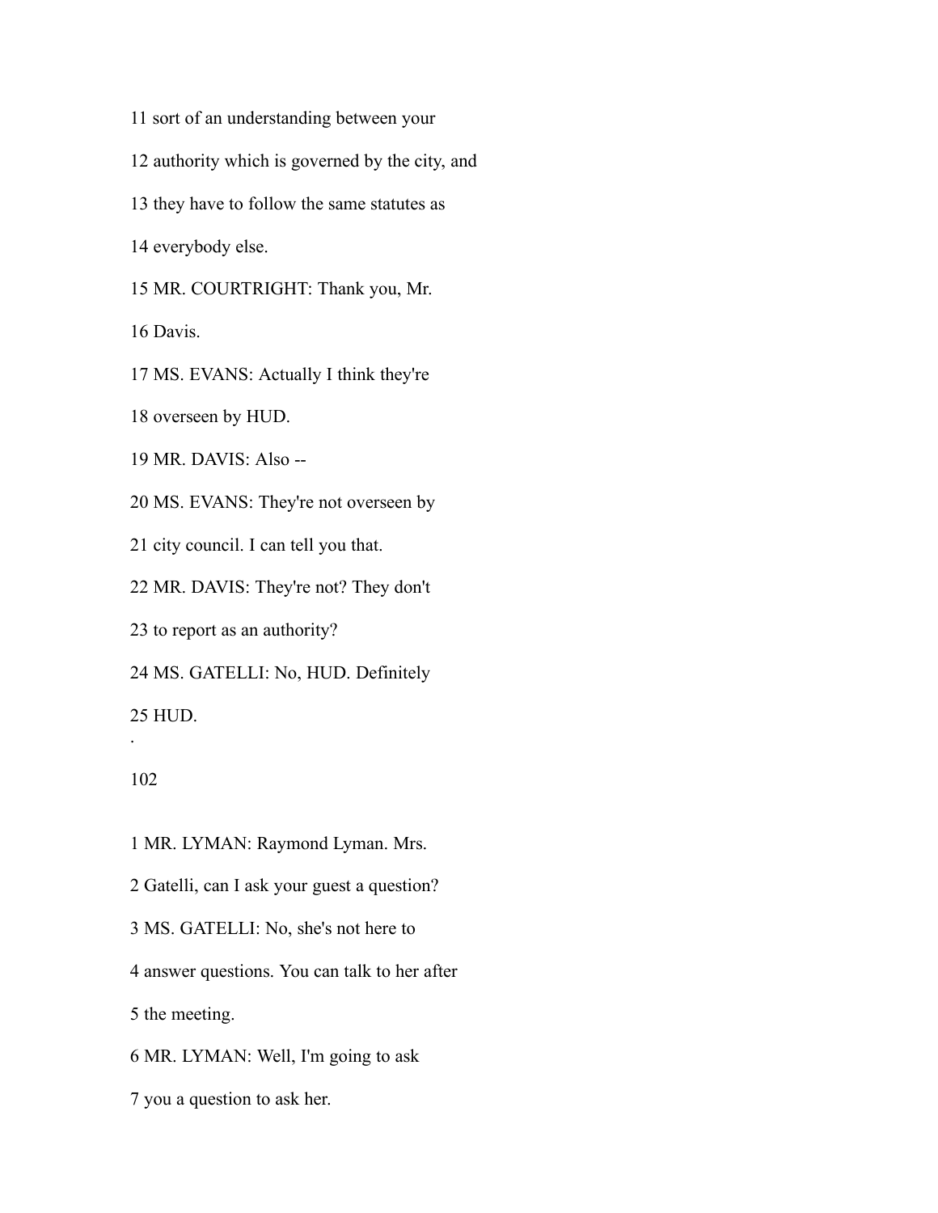11 sort of an understanding between your

12 authority which is governed by the city, and

13 they have to follow the same statutes as

14 everybody else.

15 MR. COURTRIGHT: Thank you, Mr.

16 Davis.

17 MS. EVANS: Actually I think they're

18 overseen by HUD.

19 MR. DAVIS: Also --

20 MS. EVANS: They're not overseen by

21 city council. I can tell you that.

22 MR. DAVIS: They're not? They don't

23 to report as an authority?

24 MS. GATELLI: No, HUD. Definitely

25 HUD.

.

102

1 MR. LYMAN: Raymond Lyman. Mrs.

2 Gatelli, can I ask your guest a question?

3 MS. GATELLI: No, she's not here to

4 answer questions. You can talk to her after

5 the meeting.

6 MR. LYMAN: Well, I'm going to ask

7 you a question to ask her.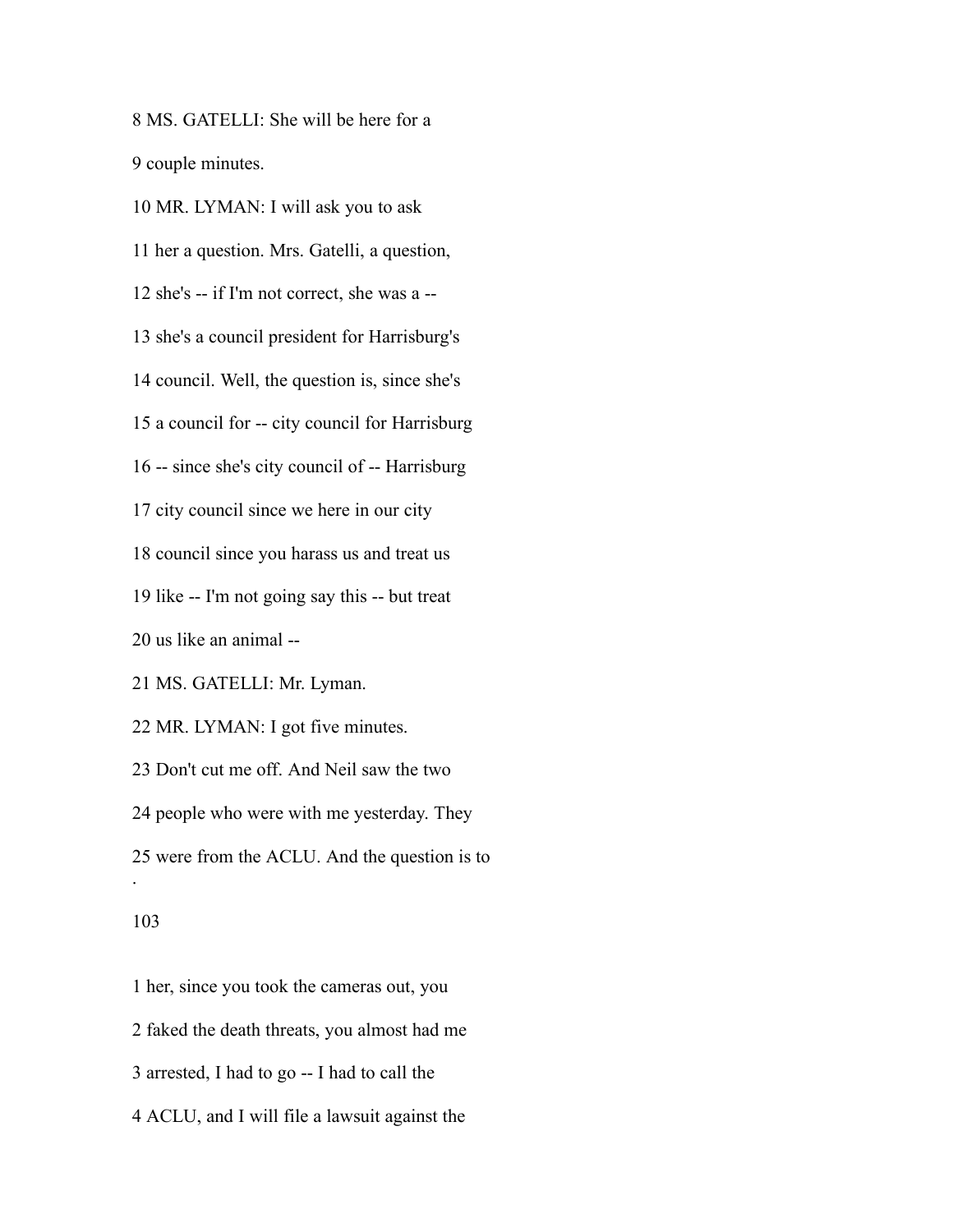8 MS. GATELLI: She will be here for a

9 couple minutes.

10 MR. LYMAN: I will ask you to ask

11 her a question. Mrs. Gatelli, a question,

12 she's -- if I'm not correct, she was a --

13 she's a council president for Harrisburg's

14 council. Well, the question is, since she's

15 a council for -- city council for Harrisburg

16 -- since she's city council of -- Harrisburg

17 city council since we here in our city

18 council since you harass us and treat us

19 like -- I'm not going say this -- but treat

20 us like an animal --

21 MS. GATELLI: Mr. Lyman.

22 MR. LYMAN: I got five minutes.

23 Don't cut me off. And Neil saw the two

24 people who were with me yesterday. They

25 were from the ACLU. And the question is to

1 her, since you took the cameras out, you

2 faked the death threats, you almost had me

3 arrested, I had to go -- I had to call the

4 ACLU, and I will file a lawsuit against the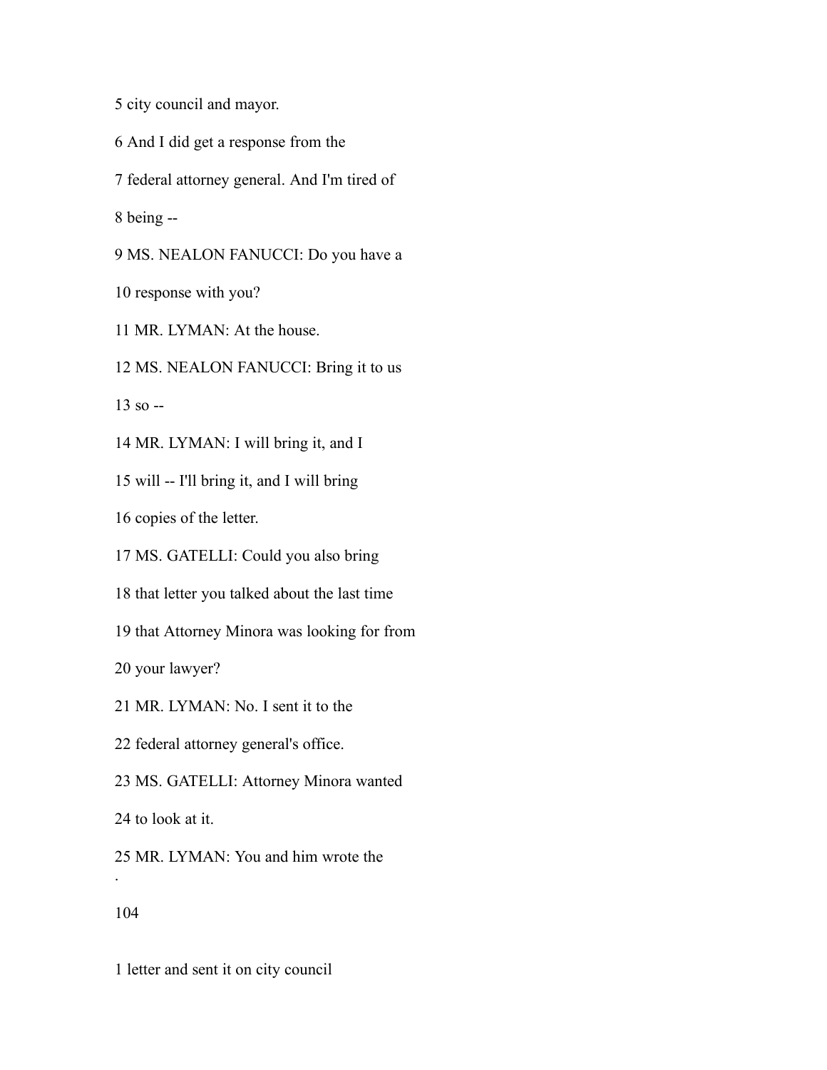5 city council and mayor.

6 And I did get a response from the

7 federal attorney general. And I'm tired of

8 being --

9 MS. NEALON FANUCCI: Do you have a

10 response with you?

11 MR. LYMAN: At the house.

12 MS. NEALON FANUCCI: Bring it to us

13 so --

14 MR. LYMAN: I will bring it, and I

15 will -- I'll bring it, and I will bring

16 copies of the letter.

17 MS. GATELLI: Could you also bring

18 that letter you talked about the last time

19 that Attorney Minora was looking for from

20 your lawyer?

21 MR. LYMAN: No. I sent it to the

22 federal attorney general's office.

23 MS. GATELLI: Attorney Minora wanted

24 to look at it.

25 MR. LYMAN: You and him wrote the

.

1 letter and sent it on city council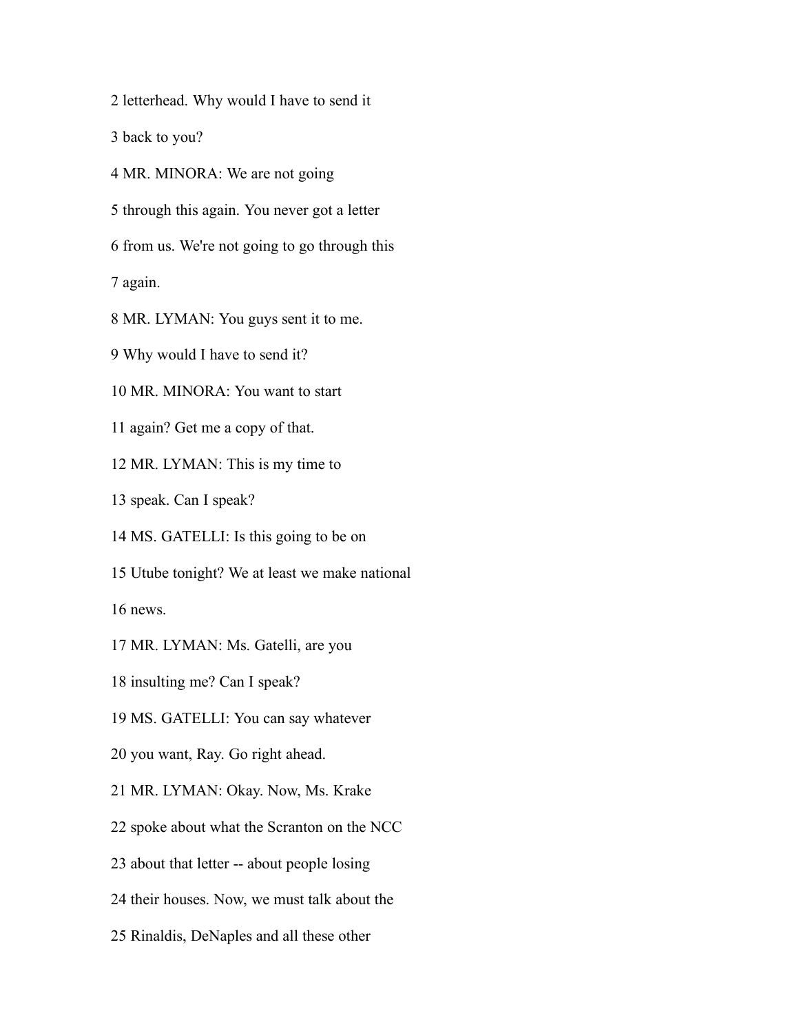2 letterhead. Why would I have to send it

3 back to you?

4 MR. MINORA: We are not going

5 through this again. You never got a letter

6 from us. We're not going to go through this

7 again.

8 MR. LYMAN: You guys sent it to me.

9 Why would I have to send it?

10 MR. MINORA: You want to start

11 again? Get me a copy of that.

12 MR. LYMAN: This is my time to

13 speak. Can I speak?

14 MS. GATELLI: Is this going to be on

15 Utube tonight? We at least we make national

16 news.

17 MR. LYMAN: Ms. Gatelli, are you

18 insulting me? Can I speak?

19 MS. GATELLI: You can say whatever

20 you want, Ray. Go right ahead.

21 MR. LYMAN: Okay. Now, Ms. Krake

22 spoke about what the Scranton on the NCC

23 about that letter -- about people losing

24 their houses. Now, we must talk about the

25 Rinaldis, DeNaples and all these other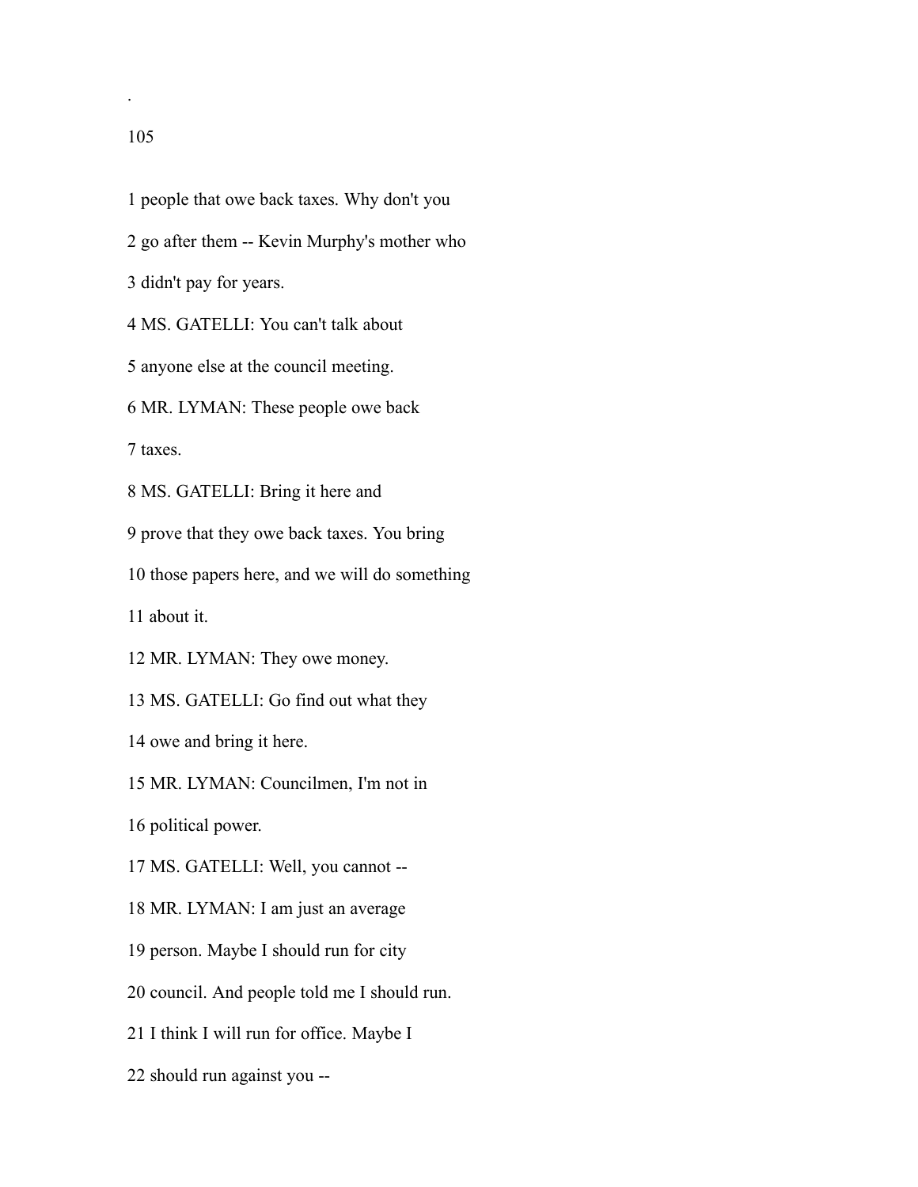1 people that owe back taxes. Why don't you

2 go after them -- Kevin Murphy's mother who

3 didn't pay for years.

4 MS. GATELLI: You can't talk about

5 anyone else at the council meeting.

6 MR. LYMAN: These people owe back

7 taxes.

8 MS. GATELLI: Bring it here and

9 prove that they owe back taxes. You bring

10 those papers here, and we will do something

11 about it.

12 MR. LYMAN: They owe money.

13 MS. GATELLI: Go find out what they

14 owe and bring it here.

15 MR. LYMAN: Councilmen, I'm not in

16 political power.

17 MS. GATELLI: Well, you cannot --

18 MR. LYMAN: I am just an average

19 person. Maybe I should run for city

20 council. And people told me I should run.

21 I think I will run for office. Maybe I

22 should run against you --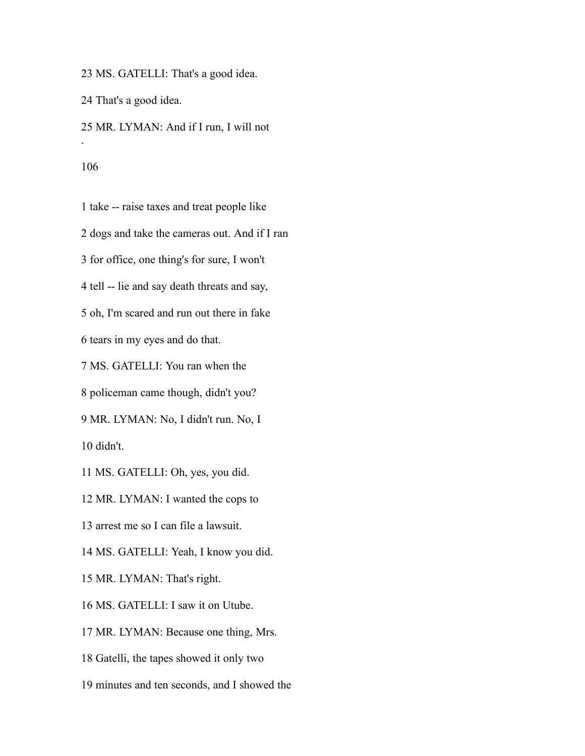23 MS. GATELLI: That's a good idea.

24 That's a good idea.

25 MR. LYMAN: And if I run, I will not

.

1 take -- raise taxes and treat people like

2 dogs and take the cameras out. And if I ran

3 for office, one thing's for sure, I won't

4 tell -- lie and say death threats and say,

5 oh, I'm scared and run out there in fake

6 tears in my eyes and do that.

7 MS. GATELLI: You ran when the

8 policeman came though, didn't you?

9 MR. LYMAN: No, I didn't run. No, I

10 didn't.

11 MS. GATELLI: Oh, yes, you did.

12 MR. LYMAN: I wanted the cops to

13 arrest me so I can file a lawsuit.

14 MS. GATELLI: Yeah, I know you did.

15 MR. LYMAN: That's right.

16 MS. GATELLI: I saw it on Utube.

17 MR. LYMAN: Because one thing, Mrs.

18 Gatelli, the tapes showed it only two

19 minutes and ten seconds, and I showed the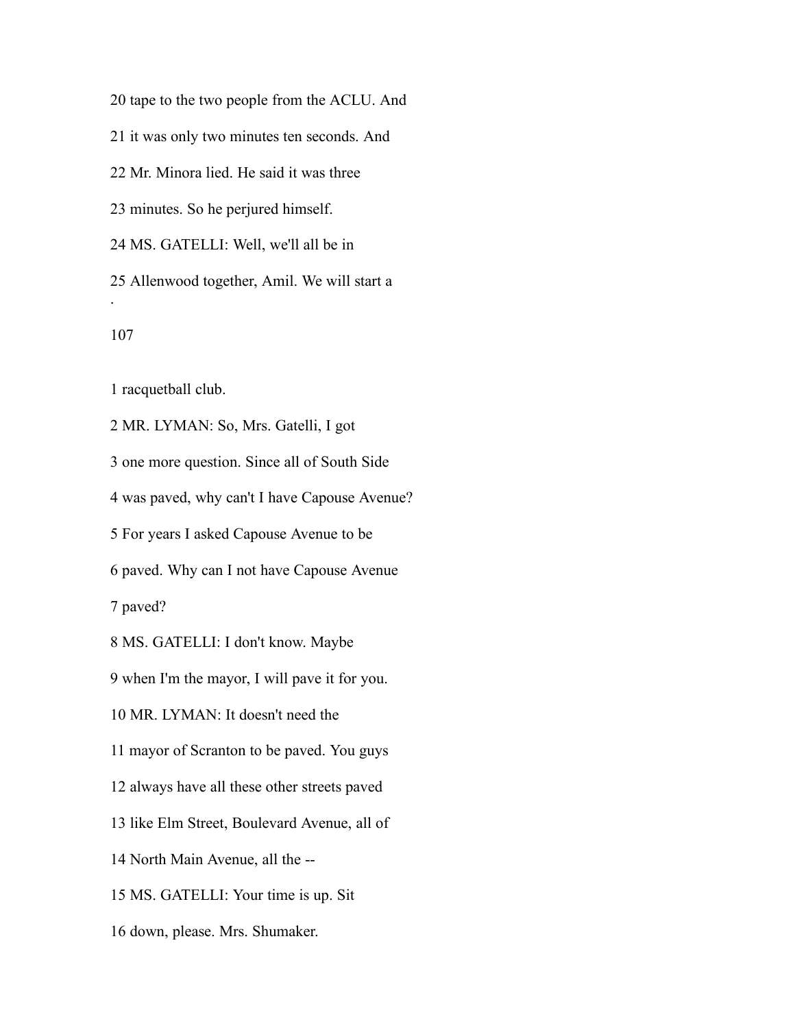20 tape to the two people from the ACLU. And

21 it was only two minutes ten seconds. And

22 Mr. Minora lied. He said it was three

23 minutes. So he perjured himself.

24 MS. GATELLI: Well, we'll all be in

25 Allenwood together, Amil. We will start a

1 racquetball club.

2 MR. LYMAN: So, Mrs. Gatelli, I got

3 one more question. Since all of South Side

4 was paved, why can't I have Capouse Avenue?

5 For years I asked Capouse Avenue to be

6 paved. Why can I not have Capouse Avenue

7 paved?

8 MS. GATELLI: I don't know. Maybe

9 when I'm the mayor, I will pave it for you.

10 MR. LYMAN: It doesn't need the

11 mayor of Scranton to be paved. You guys

12 always have all these other streets paved

13 like Elm Street, Boulevard Avenue, all of

14 North Main Avenue, all the --

15 MS. GATELLI: Your time is up. Sit

16 down, please. Mrs. Shumaker.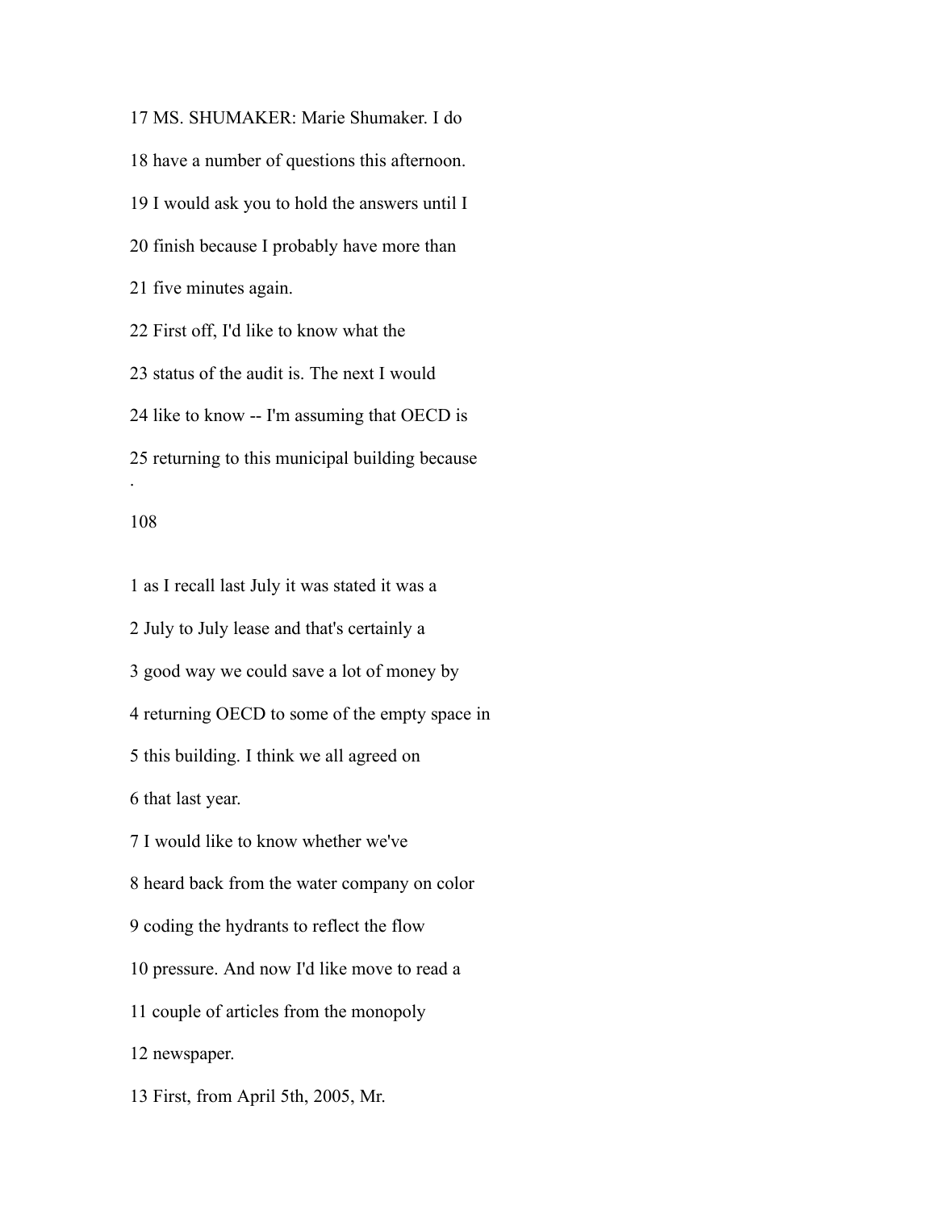17 MS. SHUMAKER: Marie Shumaker. I do

18 have a number of questions this afternoon.

19 I would ask you to hold the answers until I

20 finish because I probably have more than

21 five minutes again.

22 First off, I'd like to know what the

23 status of the audit is. The next I would

24 like to know -- I'm assuming that OECD is

25 returning to this municipal building because

.

1 as I recall last July it was stated it was a

2 July to July lease and that's certainly a

3 good way we could save a lot of money by

4 returning OECD to some of the empty space in

5 this building. I think we all agreed on

6 that last year.

7 I would like to know whether we've

8 heard back from the water company on color

9 coding the hydrants to reflect the flow

10 pressure. And now I'd like move to read a

11 couple of articles from the monopoly

12 newspaper.

13 First, from April 5th, 2005, Mr.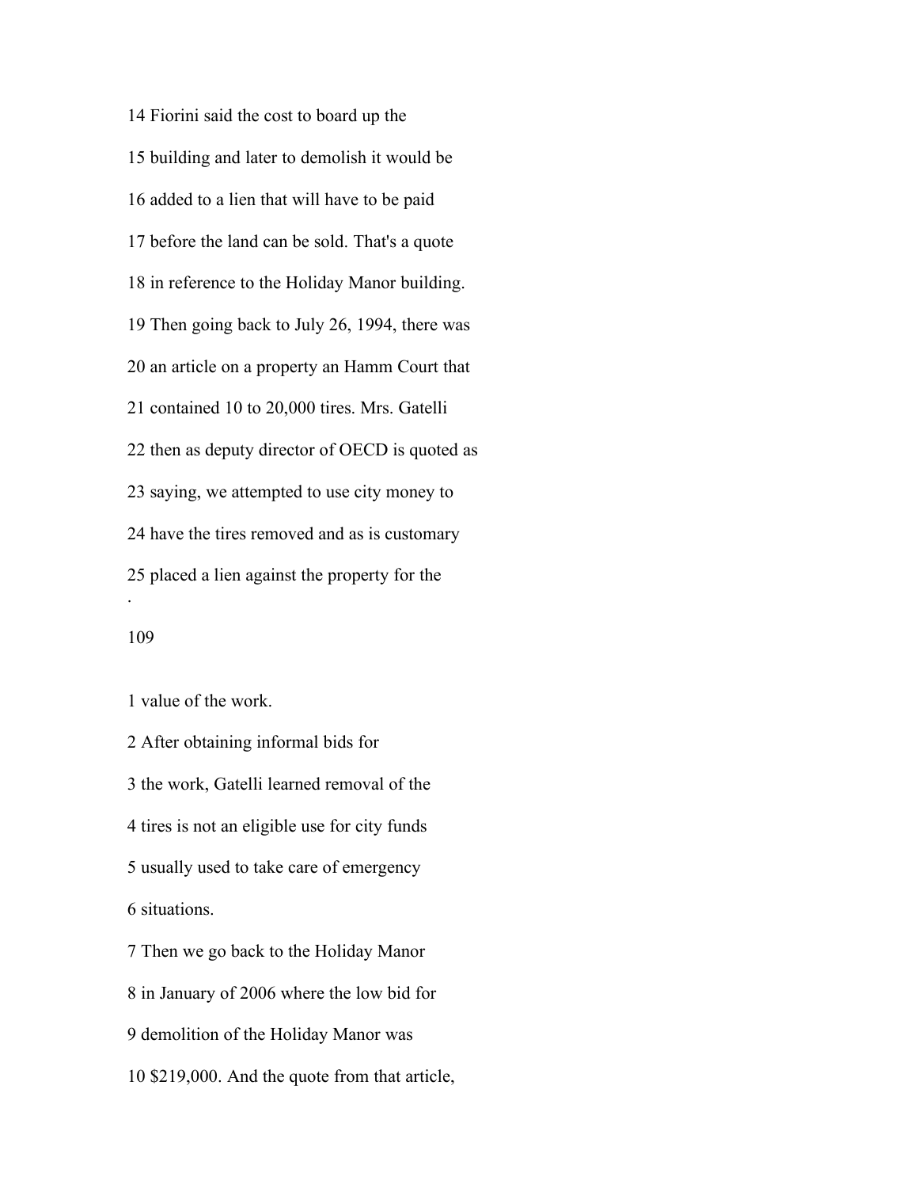14 Fiorini said the cost to board up the

15 building and later to demolish it would be

16 added to a lien that will have to be paid

17 before the land can be sold. That's a quote

18 in reference to the Holiday Manor building.

19 Then going back to July 26, 1994, there was

20 an article on a property an Hamm Court that

21 contained 10 to 20,000 tires. Mrs. Gatelli

22 then as deputy director of OECD is quoted as

23 saying, we attempted to use city money to

24 have the tires removed and as is customary

25 placed a lien against the property for the

1 value of the work.

2 After obtaining informal bids for

3 the work, Gatelli learned removal of the

4 tires is not an eligible use for city funds

5 usually used to take care of emergency

6 situations.

7 Then we go back to the Holiday Manor

8 in January of 2006 where the low bid for

9 demolition of the Holiday Manor was

10 $219,000. And the quote from that article,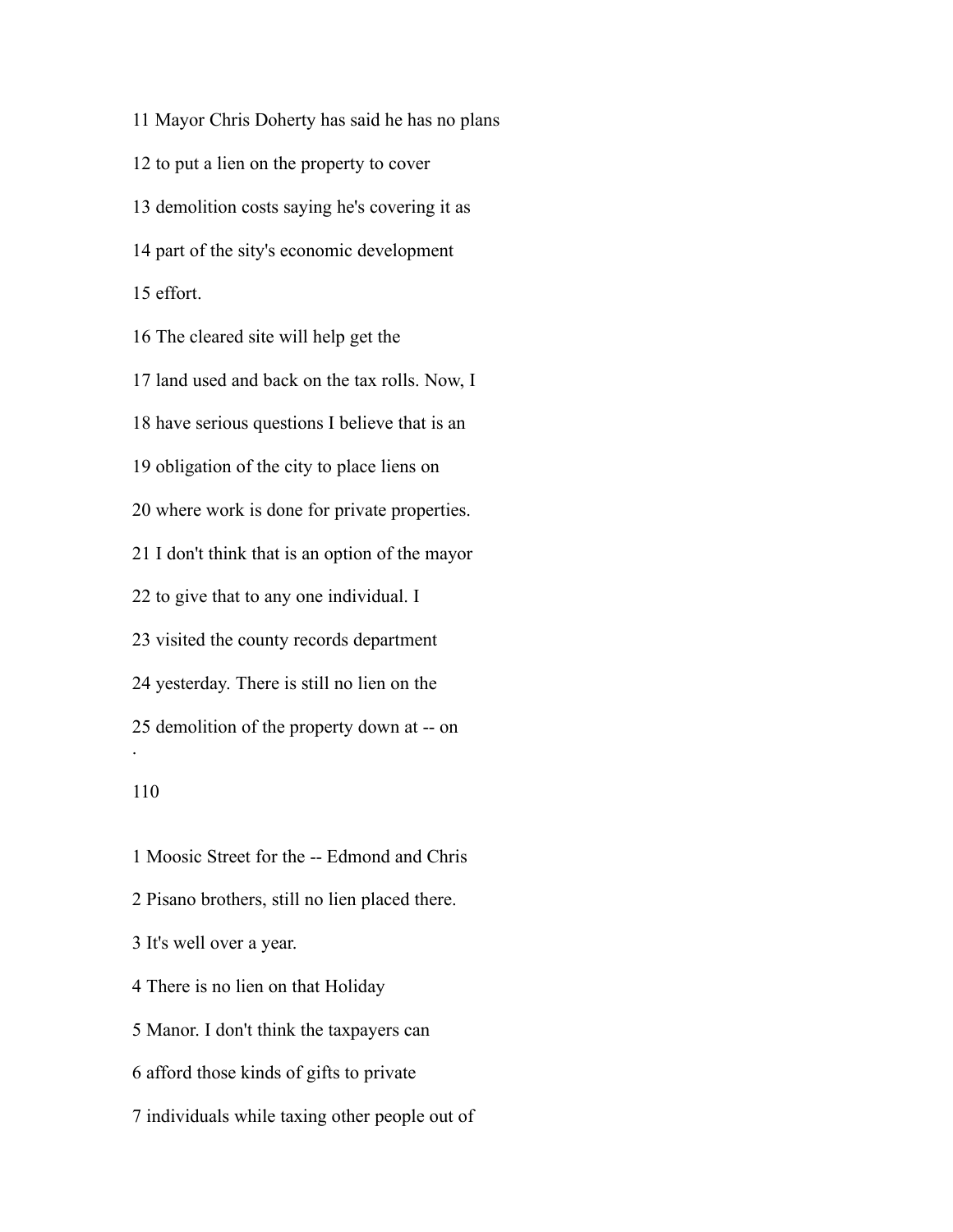11 Mayor Chris Doherty has said he has no plans

12 to put a lien on the property to cover

13 demolition costs saying he's covering it as

14 part of the sity's economic development

15 effort.

16 The cleared site will help get the

17 land used and back on the tax rolls. Now, I

18 have serious questions I believe that is an

19 obligation of the city to place liens on

20 where work is done for private properties.

21 I don't think that is an option of the mayor

22 to give that to any one individual. I

23 visited the county records department

24 yesterday. There is still no lien on the

25 demolition of the property down at -- on

.

110

1 Moosic Street for the -- Edmond and Chris

2 Pisano brothers, still no lien placed there.

3 It's well over a year.

4 There is no lien on that Holiday

5 Manor. I don't think the taxpayers can

6 afford those kinds of gifts to private

7 individuals while taxing other people out of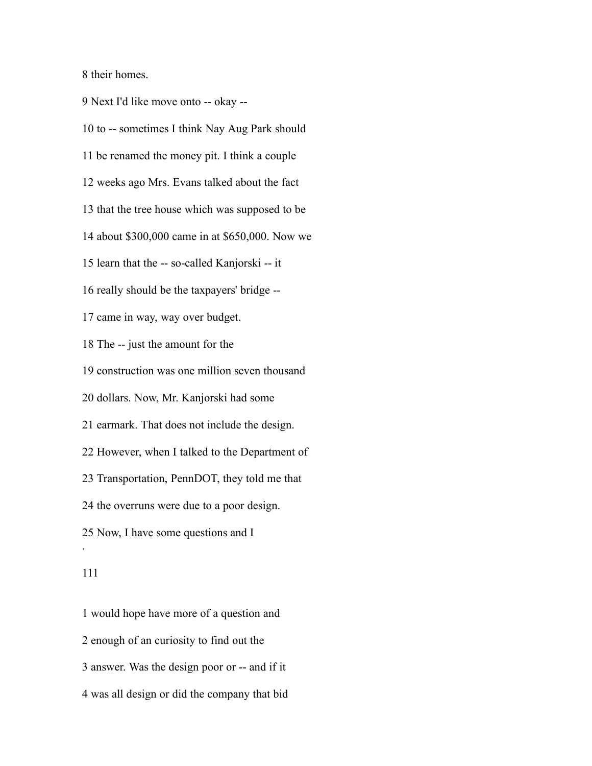8 their homes.

9 Next I'd like move onto -- okay --

10 to -- sometimes I think Nay Aug Park should

11 be renamed the money pit. I think a couple

12 weeks ago Mrs. Evans talked about the fact

13 that the tree house which was supposed to be

14 about $300,000 came in at $650,000. Now we

15 learn that the -- so-called Kanjorski -- it

16 really should be the taxpayers' bridge --

17 came in way, way over budget.

18 The -- just the amount for the

19 construction was one million seven thousand

20 dollars. Now, Mr. Kanjorski had some

21 earmark. That does not include the design.

22 However, when I talked to the Department of

23 Transportation, PennDOT, they told me that

24 the overruns were due to a poor design.

25 Now, I have some questions and I

1 would hope have more of a question and

2 enough of an curiosity to find out the

3 answer. Was the design poor or -- and if it

4 was all design or did the company that bid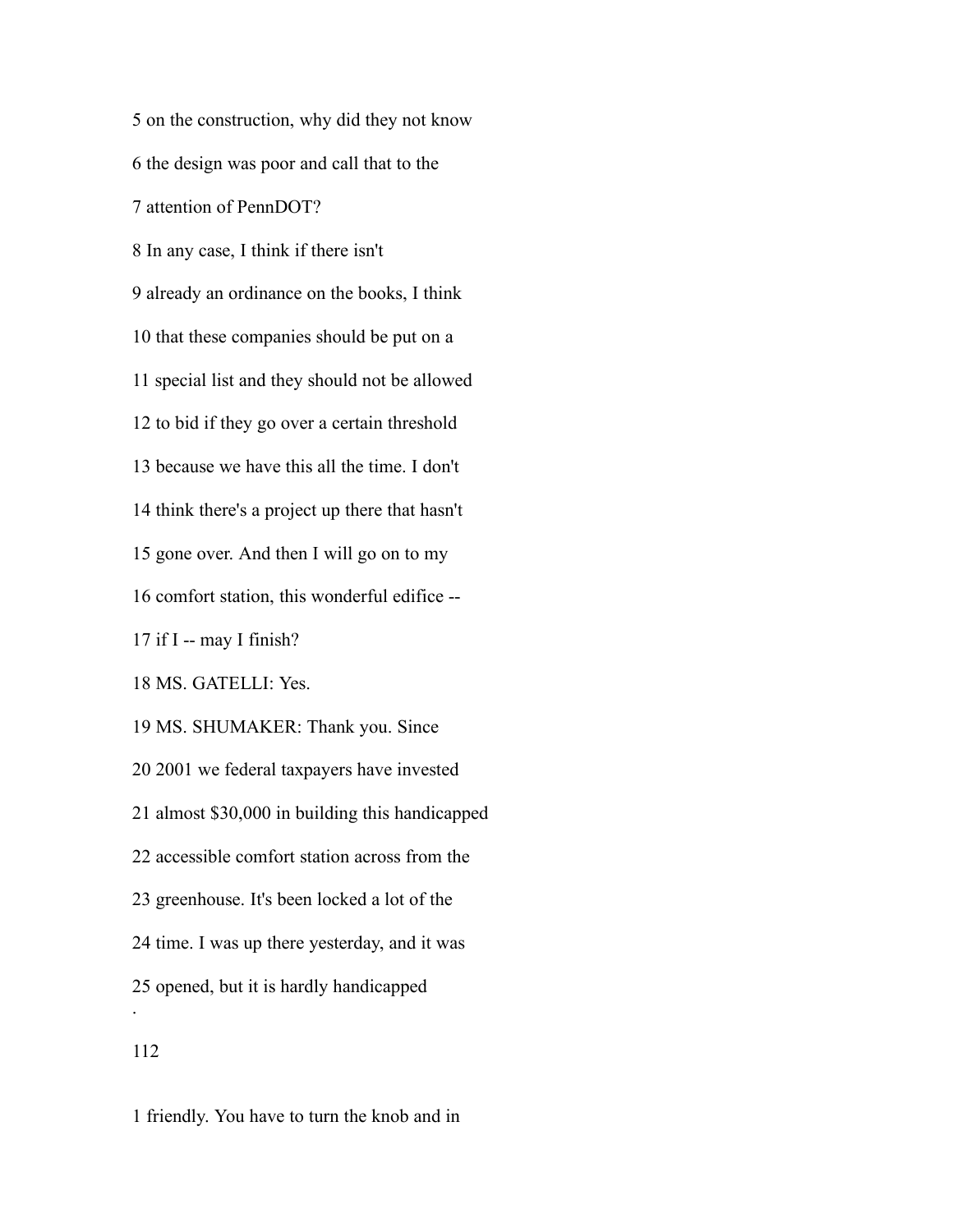5 on the construction, why did they not know

6 the design was poor and call that to the

7 attention of PennDOT?

8 In any case, I think if there isn't

9 already an ordinance on the books, I think

10 that these companies should be put on a

11 special list and they should not be allowed

12 to bid if they go over a certain threshold

13 because we have this all the time. I don't

14 think there's a project up there that hasn't

15 gone over. And then I will go on to my

16 comfort station, this wonderful edifice --

17 if I -- may I finish?

18 MS. GATELLI: Yes.

19 MS. SHUMAKER: Thank you. Since

20 2001 we federal taxpayers have invested

21 almost $30,000 in building this handicapped

22 accessible comfort station across from the

23 greenhouse. It's been locked a lot of the

24 time. I was up there yesterday, and it was

25 opened, but it is hardly handicapped

1 friendly. You have to turn the knob and in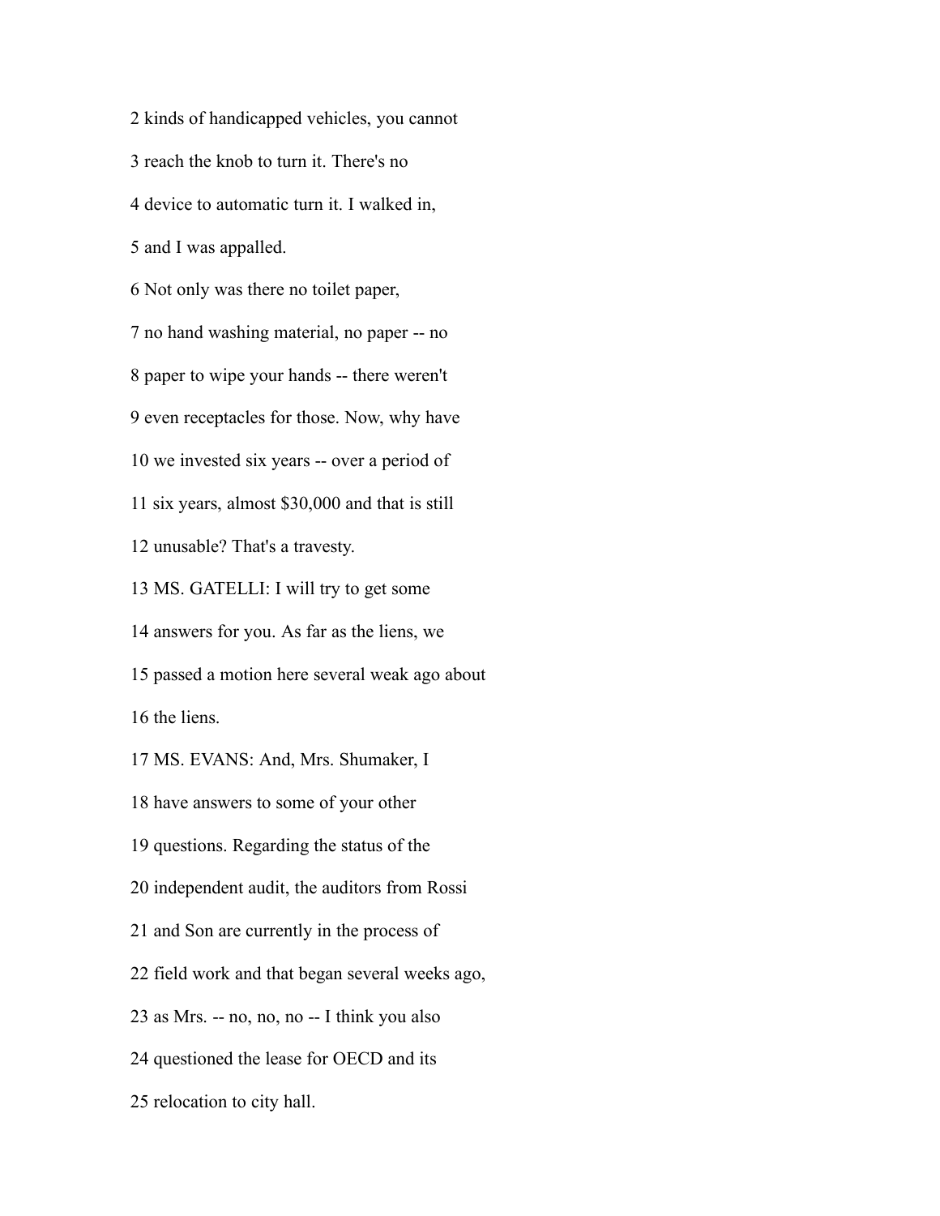2 kinds of handicapped vehicles, you cannot

3 reach the knob to turn it. There's no

4 device to automatic turn it. I walked in,

5 and I was appalled.

6 Not only was there no toilet paper,

7 no hand washing material, no paper -- no

8 paper to wipe your hands -- there weren't

9 even receptacles for those. Now, why have

10 we invested six years -- over a period of

11 six years, almost $30,000 and that is still

12 unusable? That's a travesty.

13 MS. GATELLI: I will try to get some

14 answers for you. As far as the liens, we

15 passed a motion here several weak ago about

16 the liens.

17 MS. EVANS: And, Mrs. Shumaker, I

18 have answers to some of your other

19 questions. Regarding the status of the

20 independent audit, the auditors from Rossi

21 and Son are currently in the process of

22 field work and that began several weeks ago,

23 as Mrs. -- no, no, no -- I think you also

24 questioned the lease for OECD and its

25 relocation to city hall.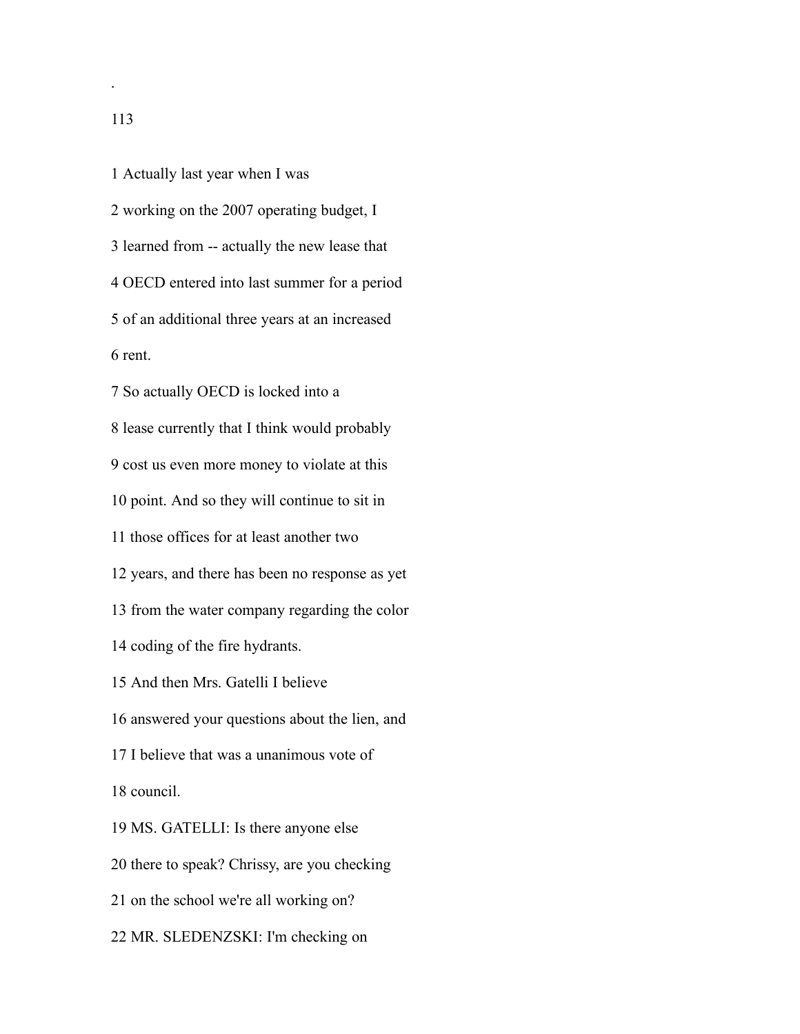1 Actually last year when I was

2 working on the 2007 operating budget, I

3 learned from -- actually the new lease that

4 OECD entered into last summer for a period

5 of an additional three years at an increased

6 rent.

7 So actually OECD is locked into a

8 lease currently that I think would probably

9 cost us even more money to violate at this

10 point. And so they will continue to sit in

11 those offices for at least another two

12 years, and there has been no response as yet

13 from the water company regarding the color

14 coding of the fire hydrants.

15 And then Mrs. Gatelli I believe

16 answered your questions about the lien, and

17 I believe that was a unanimous vote of

18 council.

19 MS. GATELLI: Is there anyone else

20 there to speak? Chrissy, are you checking

21 on the school we're all working on?

22 MR. SLEDENZSKI: I'm checking on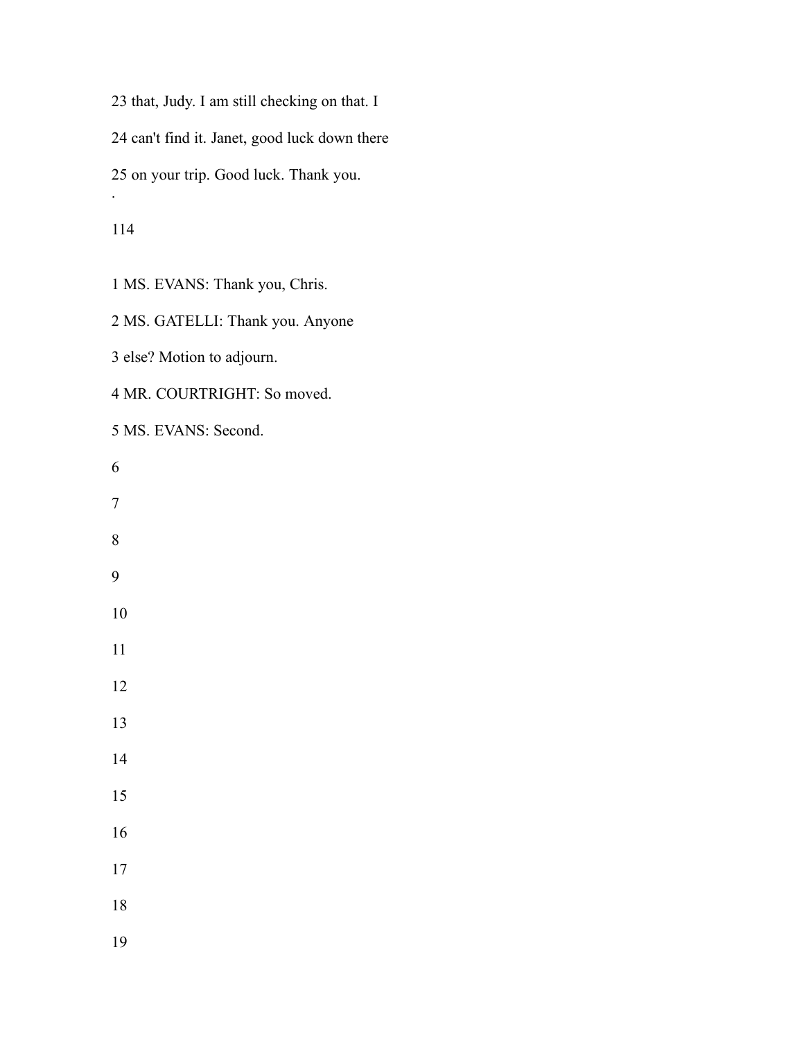23 that, Judy. I am still checking on that. I

24 can't find it. Janet, good luck down there

25 on your trip. Good luck. Thank you.

.

1 MS. EVANS: Thank you, Chris.

2 MS. GATELLI: Thank you. Anyone

3 else? Motion to adjourn.

4 MR. COURTRIGHT: So moved.

5 MS. EVANS: Second.

6

7

8

9

10

11

12

13

14

15

16

17

18

19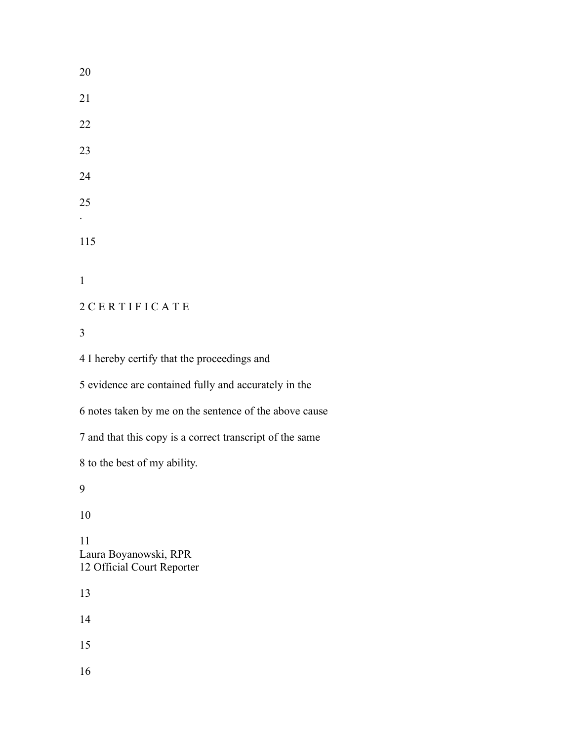## C E R T I F I C A T E

I hereby certify that the proceedings and evidence are contained fully and accurately in the notes taken by me on the sentence of the above cause and that this copy is a correct transcript of the same to the best of my ability.

Laura Boyanowski, RPR
Official Court Reporter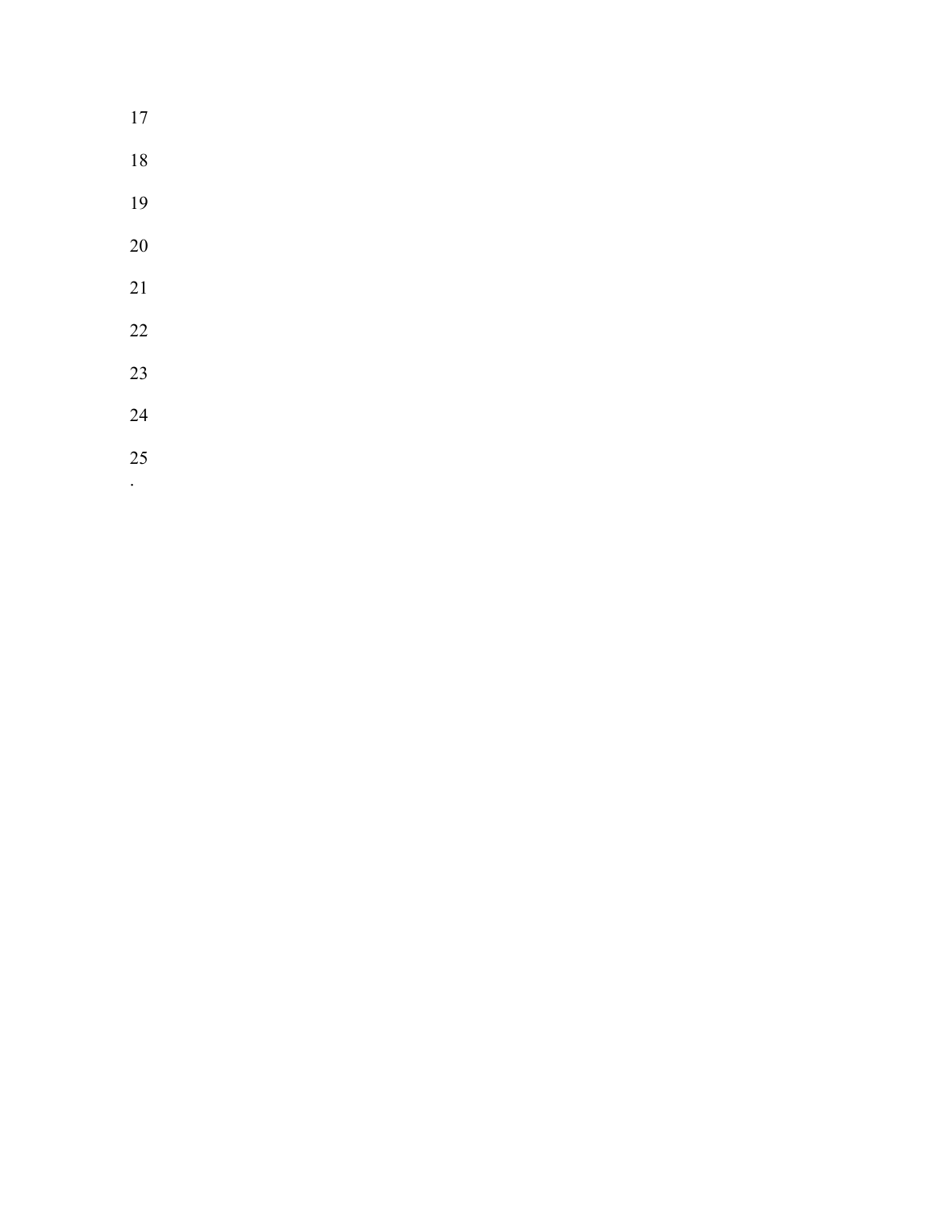17

18

19

20

21

22

23

24

25

.